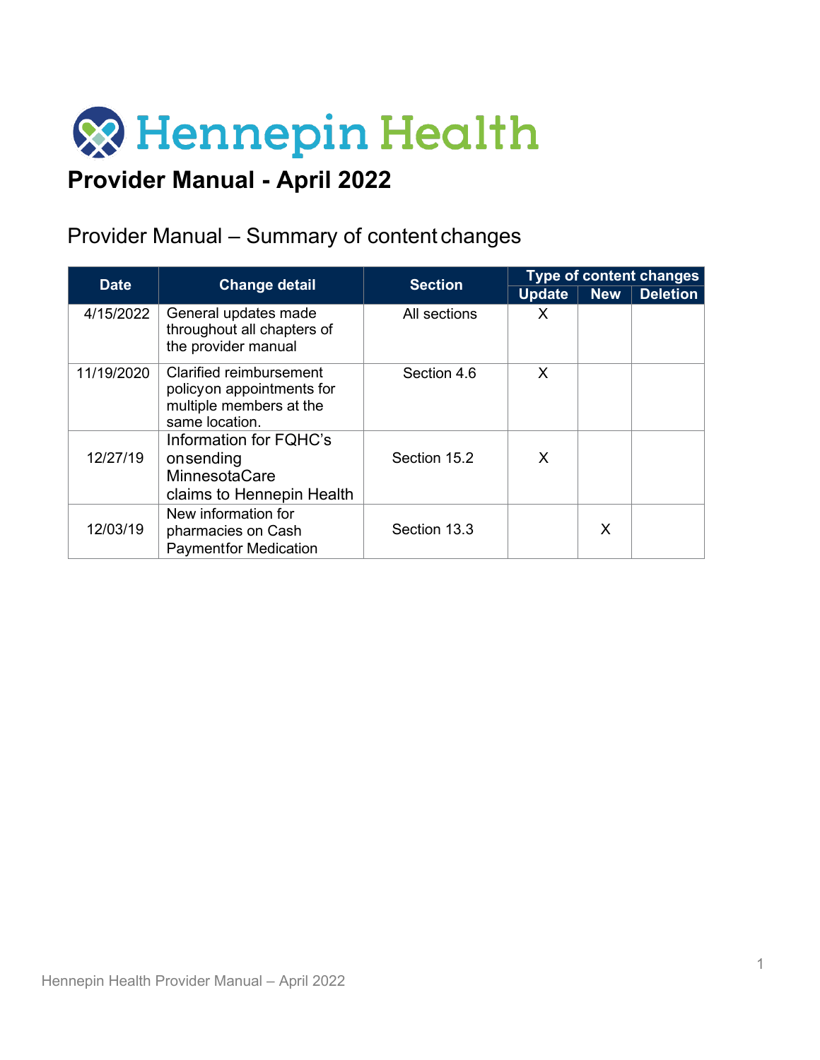# Hennepin Health

## Provider Manual - April 2022

### Provider Manual – Summary of content changes

| Date | Change detail | Section | Type of content changes | | |
|---|---|---|---|---|---|
| | | | Update | New | Deletion |
| 4/15/2022 | General updates made throughout all chapters of the provider manual | All sections | X | | |
| 11/19/2020 | Clarified reimbursement policyon appointments for multiple members at the same location. | Section 4.6 | X | | |
| 12/27/19 | Information for FQHC's onsending MinnesotaCare claims to Hennepin Health | Section 15.2 | X | | |
| 12/03/19 | New information for pharmacies on Cash Paymentfor Medication | Section 13.3 | | X | |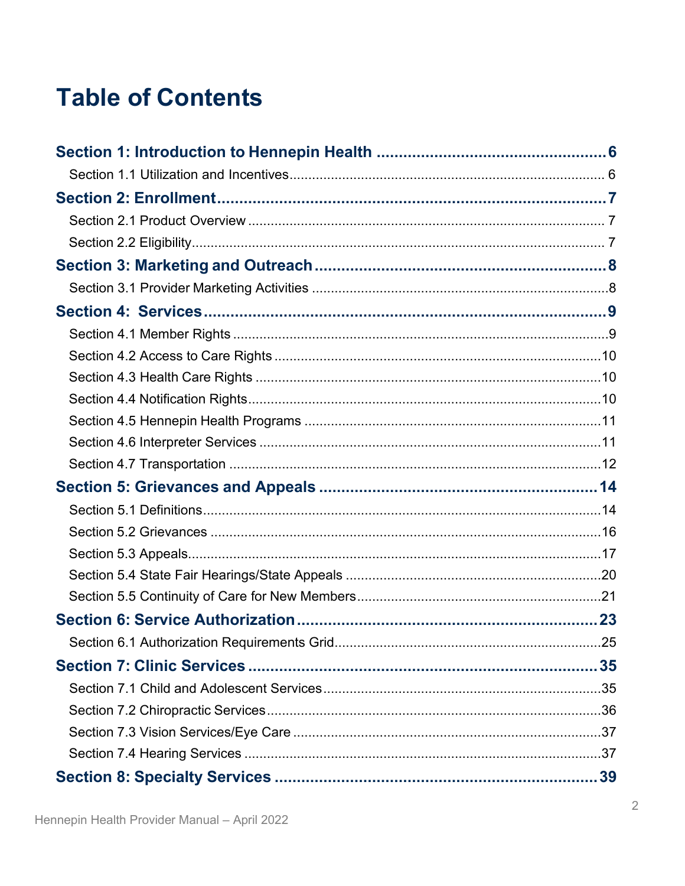# Table of Contents

**Section 1: Introduction to Hennepin Health .................................................. 6**

Section 1.1 Utilization and Incentives .................................................................. 6

**Section 2: Enrollment .................................................................................. 7**

Section 2.1 Product Overview ............................................................................. 7

Section 2.2 Eligibility ............................................................................................ 7

**Section 3: Marketing and Outreach ............................................................... 8**

Section 3.1 Provider Marketing Activities ............................................................. 8

**Section 4: Services ....................................................................................... 9**

Section 4.1 Member Rights .................................................................................. 9

Section 4.2 Access to Care Rights ..................................................................... 10

Section 4.3 Health Care Rights ........................................................................... 10

Section 4.4 Notification Rights ............................................................................ 10

Section 4.5 Hennepin Health Programs ............................................................. 11

Section 4.6 Interpreter Services .......................................................................... 11

Section 4.7 Transportation .................................................................................. 12

**Section 5: Grievances and Appeals ............................................................. 14**

Section 5.1 Definitions ......................................................................................... 14

Section 5.2 Grievances ....................................................................................... 16

Section 5.3 Appeals ............................................................................................. 17

Section 5.4 State Fair Hearings/State Appeals ................................................... 20

Section 5.5 Continuity of Care for New Members ............................................... 21

**Section 6: Service Authorization ................................................................. 23**

Section 6.1 Authorization Requirements Grid ..................................................... 25

**Section 7: Clinic Services ............................................................................ 35**

Section 7.1 Child and Adolescent Services ......................................................... 35

Section 7.2 Chiropractic Services ....................................................................... 36

Section 7.3 Vision Services/Eye Care ................................................................. 37

Section 7.4 Hearing Services .............................................................................. 37

**Section 8: Specialty Services ...................................................................... 39**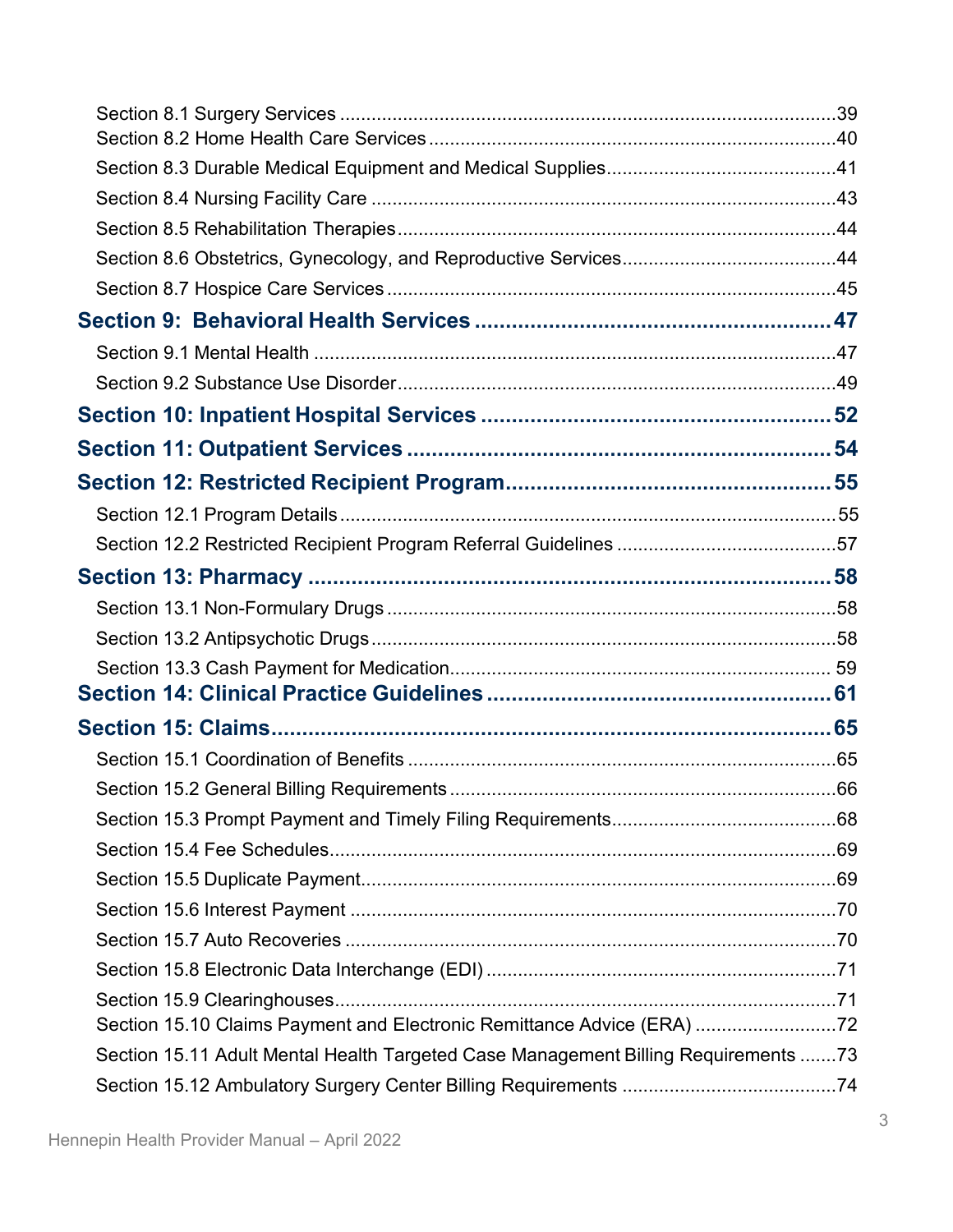Section 8.1 Surgery Services ....................................................................................39
Section 8.2 Home Health Care Services ....................................................................40
Section 8.3 Durable Medical Equipment and Medical Supplies..........................................41
Section 8.4 Nursing Facility Care ..............................................................................43
Section 8.5 Rehabilitation Therapies..........................................................................44
Section 8.6 Obstetrics, Gynecology, and Reproductive Services.......................................44
Section 8.7 Hospice Care Services ............................................................................45

**Section 9: Behavioral Health Services ..................................................47**

Section 9.1 Mental Health ........................................................................................47
Section 9.2 Substance Use Disorder...........................................................................49

**Section 10: Inpatient Hospital Services ..................................................52**

**Section 11: Outpatient Services ............................................................54**

**Section 12: Restricted Recipient Program...............................................55**

Section 12.1 Program Details.....................................................................................55
Section 12.2 Restricted Recipient Program Referral Guidelines .........................................57

**Section 13: Pharmacy ..........................................................................58**

Section 13.1 Non-Formulary Drugs ............................................................................58
Section 13.2 Antipsychotic Drugs...............................................................................58
Section 13.3 Cash Payment for Medication................................................................... 59

**Section 14: Clinical Practice Guidelines .................................................61**

**Section 15: Claims..............................................................................65**

Section 15.1 Coordination of Benefits .........................................................................65
Section 15.2 General Billing Requirements ..................................................................66
Section 15.3 Prompt Payment and Timely Filing Requirements..........................................68
Section 15.4 Fee Schedules........................................................................................69
Section 15.5 Duplicate Payment..................................................................................69
Section 15.6 Interest Payment ....................................................................................70
Section 15.7 Auto Recoveries .....................................................................................70
Section 15.8 Electronic Data Interchange (EDI) ...........................................................71
Section 15.9 Clearinghouses.......................................................................................71
Section 15.10 Claims Payment and Electronic Remittance Advice (ERA) ...........................72
Section 15.11 Adult Mental Health Targeted Case Management Billing Requirements .......73
Section 15.12 Ambulatory Surgery Center Billing Requirements .......................................74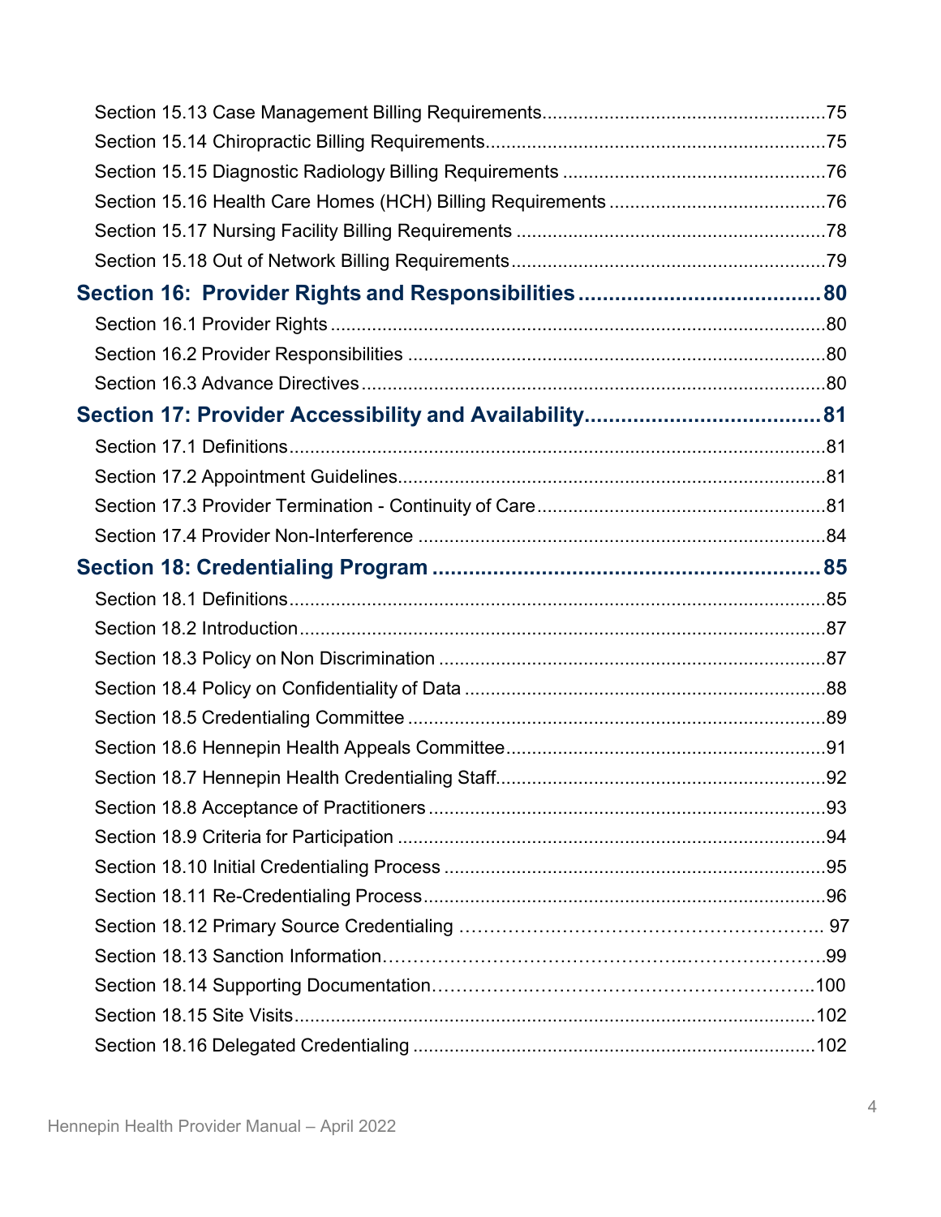Section 15.13 Case Management Billing Requirements......75
Section 15.14 Chiropractic Billing Requirements......75
Section 15.15 Diagnostic Radiology Billing Requirements......76
Section 15.16 Health Care Homes (HCH) Billing Requirements......76
Section 15.17 Nursing Facility Billing Requirements......78
Section 15.18 Out of Network Billing Requirements......79

**Section 16: Provider Rights and Responsibilities......80**

Section 16.1 Provider Rights......80
Section 16.2 Provider Responsibilities......80
Section 16.3 Advance Directives......80

**Section 17: Provider Accessibility and Availability......81**

Section 17.1 Definitions......81
Section 17.2 Appointment Guidelines......81
Section 17.3 Provider Termination - Continuity of Care......81
Section 17.4 Provider Non-Interference......84

**Section 18: Credentialing Program......85**

Section 18.1 Definitions......85
Section 18.2 Introduction......87
Section 18.3 Policy on Non Discrimination......87
Section 18.4 Policy on Confidentiality of Data......88
Section 18.5 Credentialing Committee......89
Section 18.6 Hennepin Health Appeals Committee......91
Section 18.7 Hennepin Health Credentialing Staff......92
Section 18.8 Acceptance of Practitioners......93
Section 18.9 Criteria for Participation......94
Section 18.10 Initial Credentialing Process......95
Section 18.11 Re-Credentialing Process......96
Section 18.12 Primary Source Credentialing......97
Section 18.13 Sanction Information......99
Section 18.14 Supporting Documentation......100
Section 18.15 Site Visits......102
Section 18.16 Delegated Credentialing......102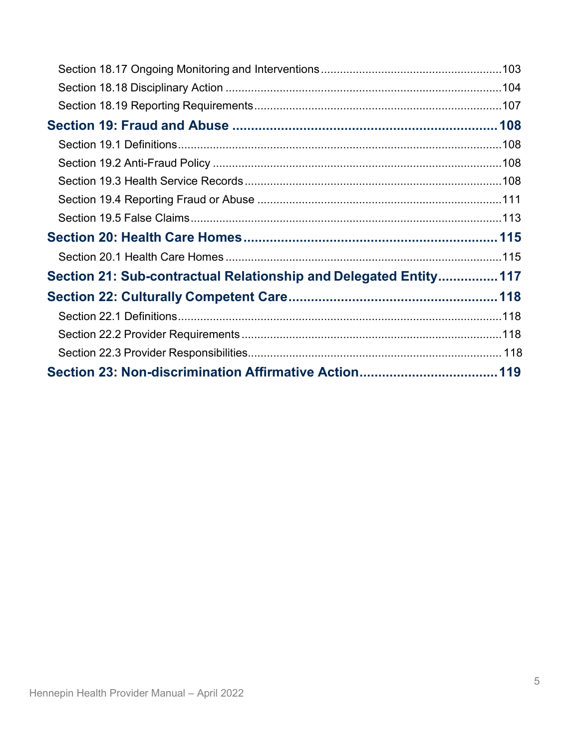Section 18.17 Ongoing Monitoring and Interventions ........................................................ 103
Section 18.18 Disciplinary Action ........................................................................................ 104
Section 18.19 Reporting Requirements ............................................................................... 107

**Section 19: Fraud and Abuse ........................................................................ 108**

Section 19.1 Definitions ....................................................................................................... 108
Section 19.2 Anti-Fraud Policy ............................................................................................ 108
Section 19.3 Health Service Records .................................................................................. 108
Section 19.4 Reporting Fraud or Abuse .............................................................................. 111
Section 19.5 False Claims ................................................................................................... 113

**Section 20: Health Care Homes .................................................................... 115**

Section 20.1 Health Care Homes ........................................................................................ 115

**Section 21: Sub-contractual Relationship and Delegated Entity ................ 117**

**Section 22: Culturally Competent Care ........................................................ 118**

Section 22.1 Definitions ....................................................................................................... 118
Section 22.2 Provider Requirements ................................................................................... 118
Section 22.3 Provider Responsibilities ................................................................................. 118

**Section 23: Non-discrimination Affirmative Action ..................................... 119**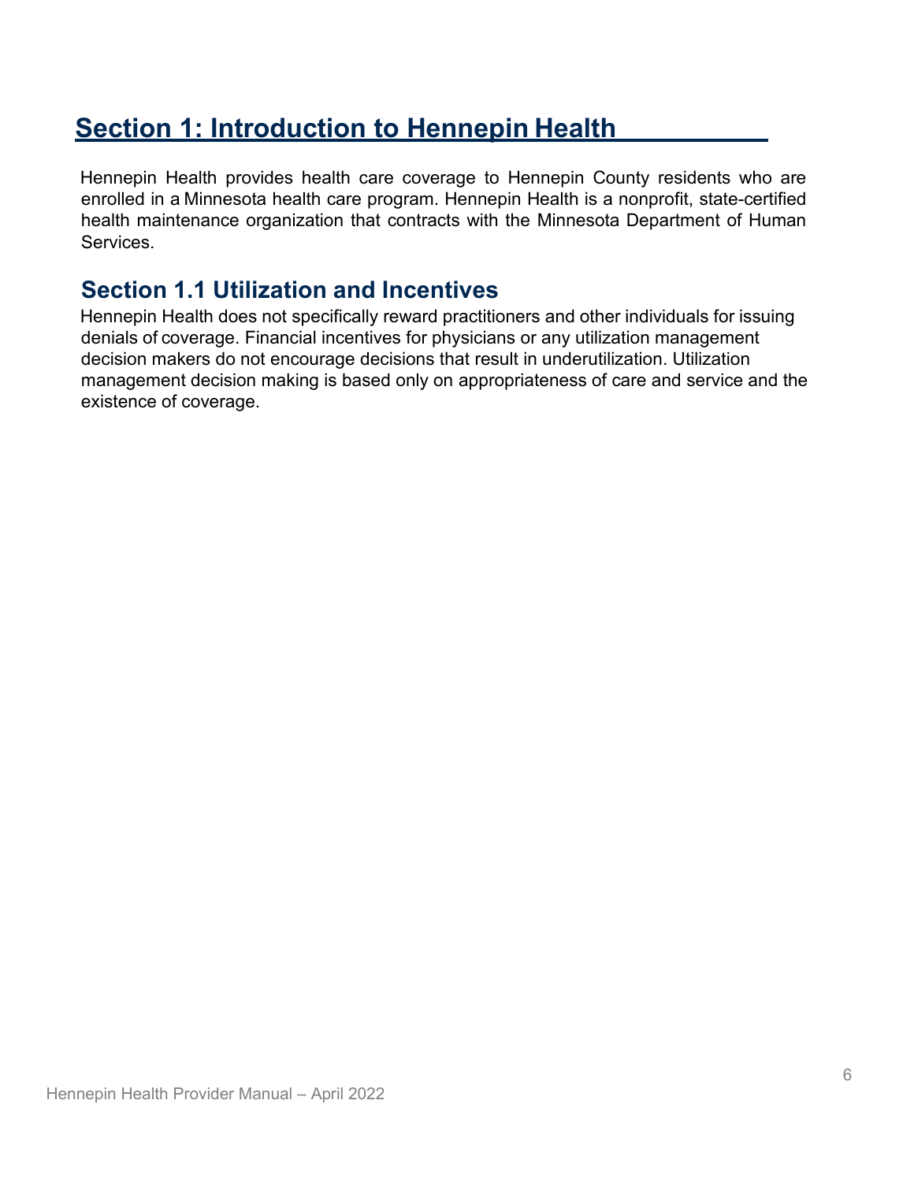# Section 1: Introduction to Hennepin Health

Hennepin Health provides health care coverage to Hennepin County residents who are enrolled in a Minnesota health care program. Hennepin Health is a nonprofit, state-certified health maintenance organization that contracts with the Minnesota Department of Human Services.

## Section 1.1 Utilization and Incentives

Hennepin Health does not specifically reward practitioners and other individuals for issuing denials of coverage. Financial incentives for physicians or any utilization management decision makers do not encourage decisions that result in underutilization. Utilization management decision making is based only on appropriateness of care and service and the existence of coverage.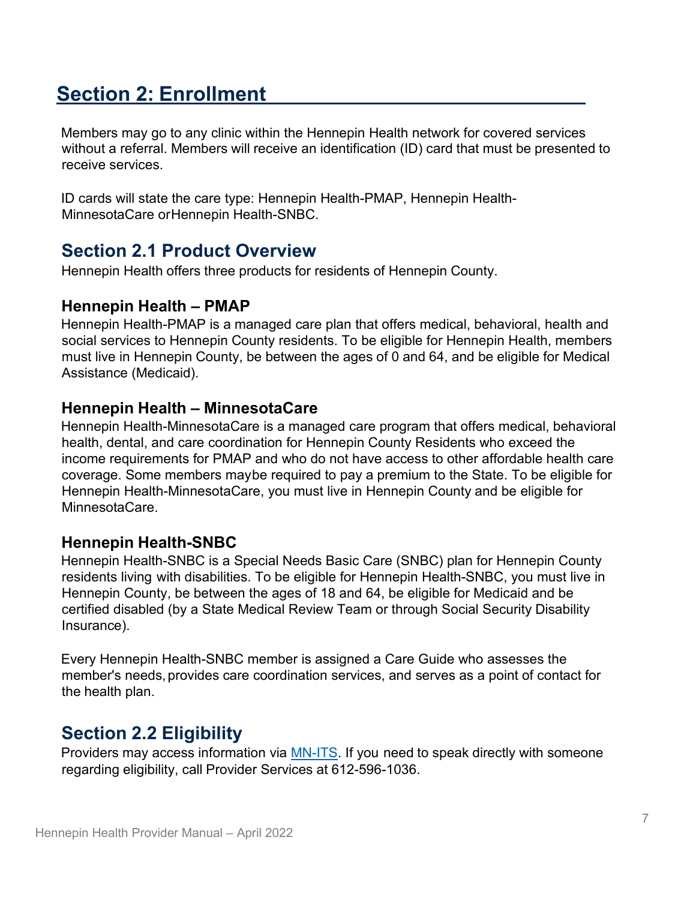# Section 2: Enrollment

Members may go to any clinic within the Hennepin Health network for covered services without a referral. Members will receive an identification (ID) card that must be presented to receive services.

ID cards will state the care type: Hennepin Health-PMAP, Hennepin Health-MinnesotaCare or Hennepin Health-SNBC.

## Section 2.1 Product Overview

Hennepin Health offers three products for residents of Hennepin County.

### Hennepin Health – PMAP

Hennepin Health-PMAP is a managed care plan that offers medical, behavioral, health and social services to Hennepin County residents. To be eligible for Hennepin Health, members must live in Hennepin County, be between the ages of 0 and 64, and be eligible for Medical Assistance (Medicaid).

### Hennepin Health – MinnesotaCare

Hennepin Health-MinnesotaCare is a managed care program that offers medical, behavioral health, dental, and care coordination for Hennepin County Residents who exceed the income requirements for PMAP and who do not have access to other affordable health care coverage. Some members maybe required to pay a premium to the State. To be eligible for Hennepin Health-MinnesotaCare, you must live in Hennepin County and be eligible for MinnesotaCare.

### Hennepin Health-SNBC

Hennepin Health-SNBC is a Special Needs Basic Care (SNBC) plan for Hennepin County residents living with disabilities. To be eligible for Hennepin Health-SNBC, you must live in Hennepin County, be between the ages of 18 and 64, be eligible for Medicaid and be certified disabled (by a State Medical Review Team or through Social Security Disability Insurance).

Every Hennepin Health-SNBC member is assigned a Care Guide who assesses the member's needs, provides care coordination services, and serves as a point of contact for the health plan.

## Section 2.2 Eligibility

Providers may access information via MN-ITS. If you need to speak directly with someone regarding eligibility, call Provider Services at 612-596-1036.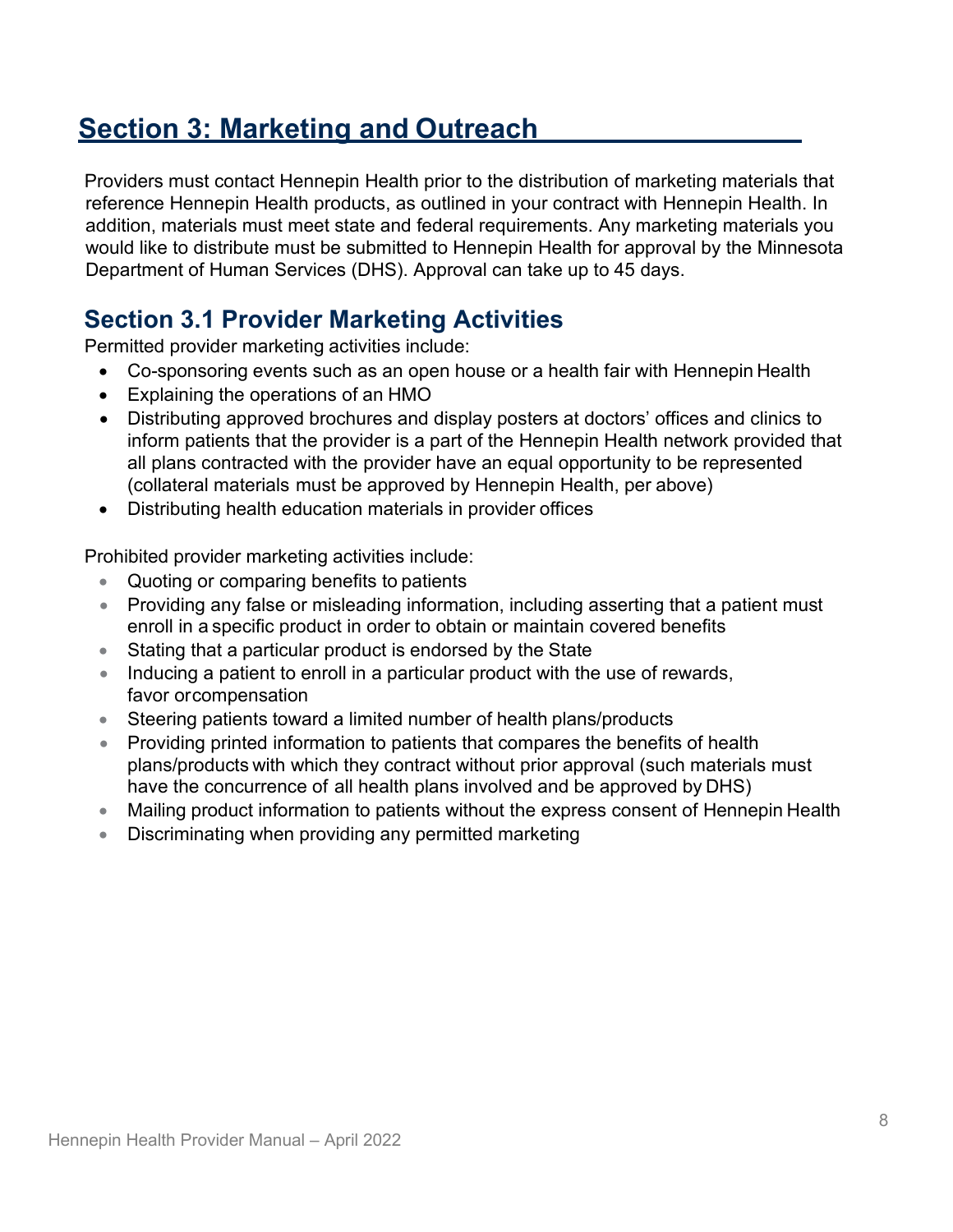# Section 3: Marketing and Outreach

Providers must contact Hennepin Health prior to the distribution of marketing materials that reference Hennepin Health products, as outlined in your contract with Hennepin Health. In addition, materials must meet state and federal requirements. Any marketing materials you would like to distribute must be submitted to Hennepin Health for approval by the Minnesota Department of Human Services (DHS). Approval can take up to 45 days.

## Section 3.1 Provider Marketing Activities

Permitted provider marketing activities include:

- Co-sponsoring events such as an open house or a health fair with Hennepin Health
- Explaining the operations of an HMO
- Distributing approved brochures and display posters at doctors' offices and clinics to inform patients that the provider is a part of the Hennepin Health network provided that all plans contracted with the provider have an equal opportunity to be represented (collateral materials must be approved by Hennepin Health, per above)
- Distributing health education materials in provider offices

Prohibited provider marketing activities include:

- Quoting or comparing benefits to patients
- Providing any false or misleading information, including asserting that a patient must enroll in a specific product in order to obtain or maintain covered benefits
- Stating that a particular product is endorsed by the State
- Inducing a patient to enroll in a particular product with the use of rewards, favor or compensation
- Steering patients toward a limited number of health plans/products
- Providing printed information to patients that compares the benefits of health plans/products with which they contract without prior approval (such materials must have the concurrence of all health plans involved and be approved by DHS)
- Mailing product information to patients without the express consent of Hennepin Health
- Discriminating when providing any permitted marketing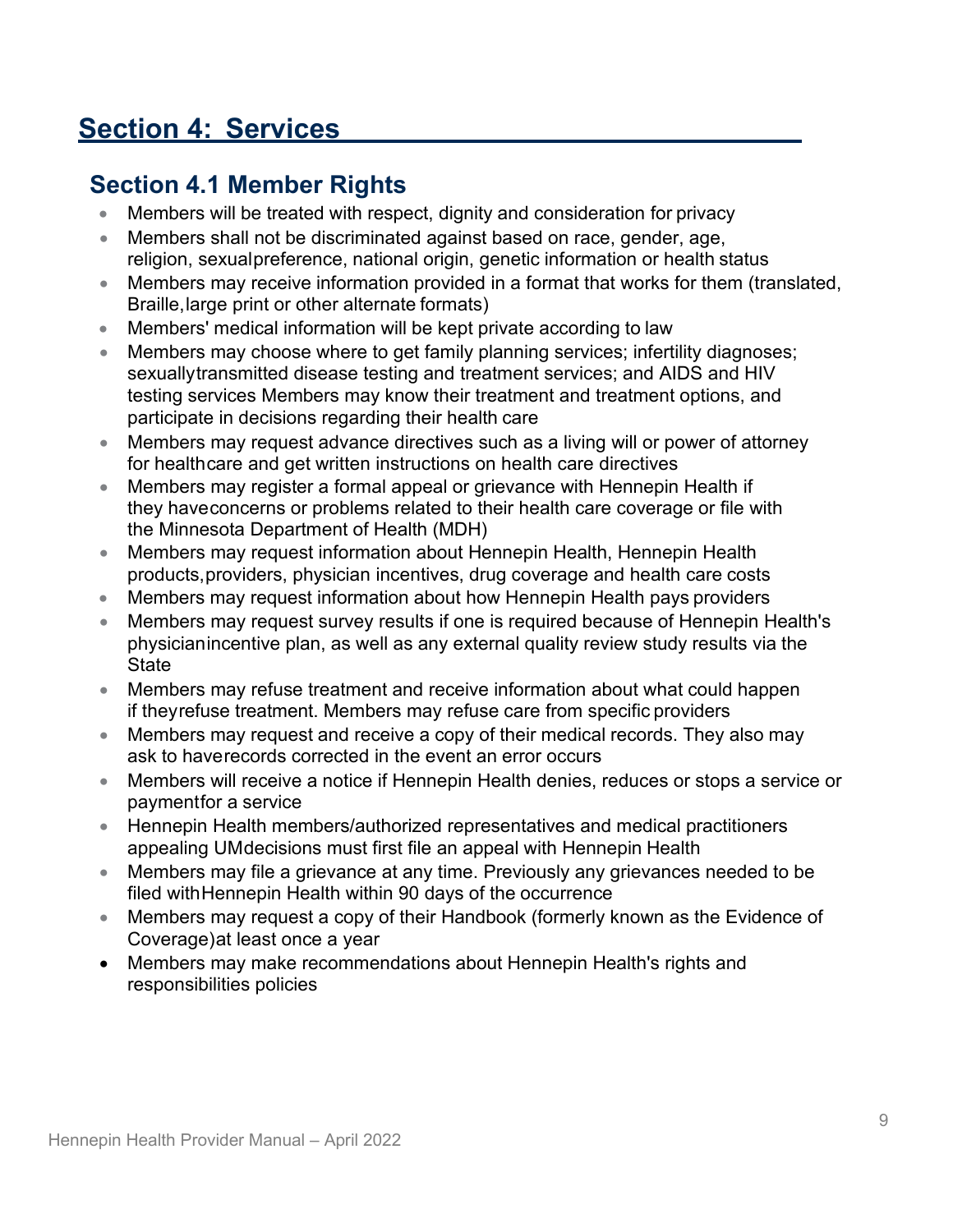# Section 4: Services

## Section 4.1 Member Rights

- Members will be treated with respect, dignity and consideration for privacy
- Members shall not be discriminated against based on race, gender, age, religion, sexual preference, national origin, genetic information or health status
- Members may receive information provided in a format that works for them (translated, Braille, large print or other alternate formats)
- Members' medical information will be kept private according to law
- Members may choose where to get family planning services; infertility diagnoses; sexually transmitted disease testing and treatment services; and AIDS and HIV testing services Members may know their treatment and treatment options, and participate in decisions regarding their health care
- Members may request advance directives such as a living will or power of attorney for healthcare and get written instructions on health care directives
- Members may register a formal appeal or grievance with Hennepin Health if they have concerns or problems related to their health care coverage or file with the Minnesota Department of Health (MDH)
- Members may request information about Hennepin Health, Hennepin Health products, providers, physician incentives, drug coverage and health care costs
- Members may request information about how Hennepin Health pays providers
- Members may request survey results if one is required because of Hennepin Health's physician incentive plan, as well as any external quality review study results via the State
- Members may refuse treatment and receive information about what could happen if they refuse treatment. Members may refuse care from specific providers
- Members may request and receive a copy of their medical records. They also may ask to have records corrected in the event an error occurs
- Members will receive a notice if Hennepin Health denies, reduces or stops a service or payment for a service
- Hennepin Health members/authorized representatives and medical practitioners appealing UM decisions must first file an appeal with Hennepin Health
- Members may file a grievance at any time. Previously any grievances needed to be filed with Hennepin Health within 90 days of the occurrence
- Members may request a copy of their Handbook (formerly known as the Evidence of Coverage) at least once a year
- Members may make recommendations about Hennepin Health's rights and responsibilities policies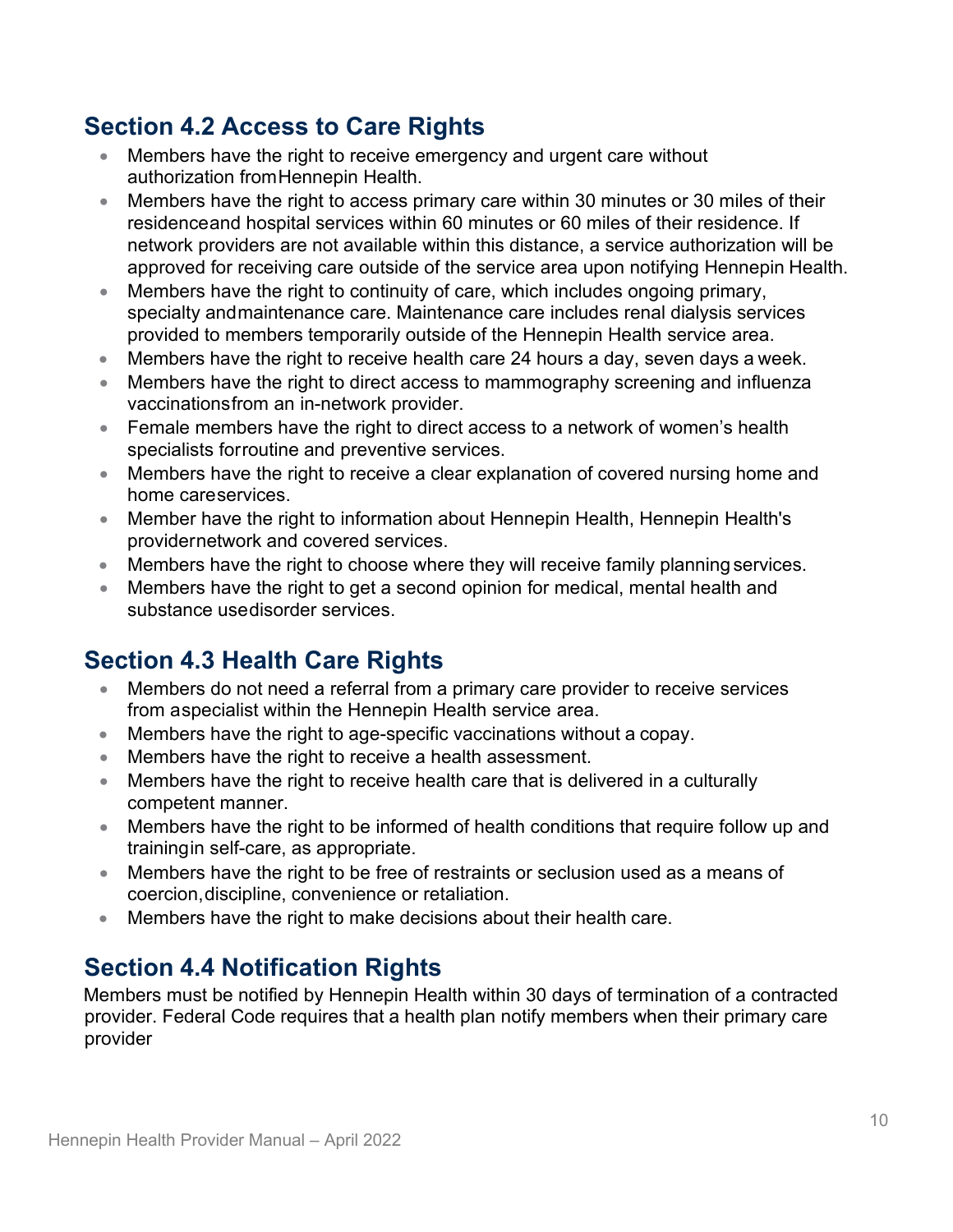## Section 4.2 Access to Care Rights

- Members have the right to receive emergency and urgent care without authorization from Hennepin Health.
- Members have the right to access primary care within 30 minutes or 30 miles of their residence and hospital services within 60 minutes or 60 miles of their residence. If network providers are not available within this distance, a service authorization will be approved for receiving care outside of the service area upon notifying Hennepin Health.
- Members have the right to continuity of care, which includes ongoing primary, specialty and maintenance care. Maintenance care includes renal dialysis services provided to members temporarily outside of the Hennepin Health service area.
- Members have the right to receive health care 24 hours a day, seven days a week.
- Members have the right to direct access to mammography screening and influenza vaccinations from an in-network provider.
- Female members have the right to direct access to a network of women's health specialists for routine and preventive services.
- Members have the right to receive a clear explanation of covered nursing home and home care services.
- Member have the right to information about Hennepin Health, Hennepin Health's provider network and covered services.
- Members have the right to choose where they will receive family planning services.
- Members have the right to get a second opinion for medical, mental health and substance use disorder services.

## Section 4.3 Health Care Rights

- Members do not need a referral from a primary care provider to receive services from a specialist within the Hennepin Health service area.
- Members have the right to age-specific vaccinations without a copay.
- Members have the right to receive a health assessment.
- Members have the right to receive health care that is delivered in a culturally competent manner.
- Members have the right to be informed of health conditions that require follow up and training in self-care, as appropriate.
- Members have the right to be free of restraints or seclusion used as a means of coercion, discipline, convenience or retaliation.
- Members have the right to make decisions about their health care.

## Section 4.4 Notification Rights

Members must be notified by Hennepin Health within 30 days of termination of a contracted provider. Federal Code requires that a health plan notify members when their primary care provider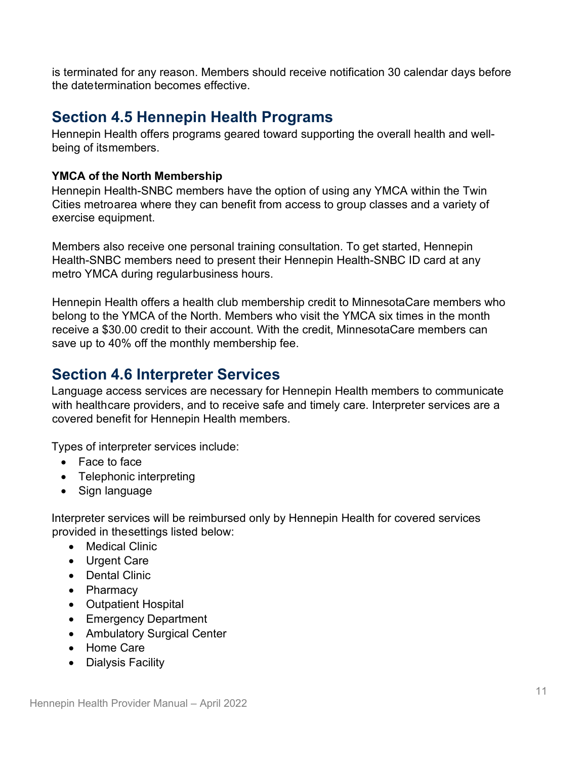is terminated for any reason. Members should receive notification 30 calendar days before the datetermination becomes effective.

## Section 4.5 Hennepin Health Programs

Hennepin Health offers programs geared toward supporting the overall health and well-being of itsmembers.

**YMCA of the North Membership**

Hennepin Health-SNBC members have the option of using any YMCA within the Twin Cities metroarea where they can benefit from access to group classes and a variety of exercise equipment.

Members also receive one personal training consultation. To get started, Hennepin Health-SNBC members need to present their Hennepin Health-SNBC ID card at any metro YMCA during regularbusiness hours.

Hennepin Health offers a health club membership credit to MinnesotaCare members who belong to the YMCA of the North. Members who visit the YMCA six times in the month receive a $30.00 credit to their account. With the credit, MinnesotaCare members can save up to 40% off the monthly membership fee.

## Section 4.6 Interpreter Services

Language access services are necessary for Hennepin Health members to communicate with healthcare providers, and to receive safe and timely care. Interpreter services are a covered benefit for Hennepin Health members.

Types of interpreter services include:

- Face to face
- Telephonic interpreting
- Sign language

Interpreter services will be reimbursed only by Hennepin Health for covered services provided in thesettings listed below:

- Medical Clinic
- Urgent Care
- Dental Clinic
- Pharmacy
- Outpatient Hospital
- Emergency Department
- Ambulatory Surgical Center
- Home Care
- Dialysis Facility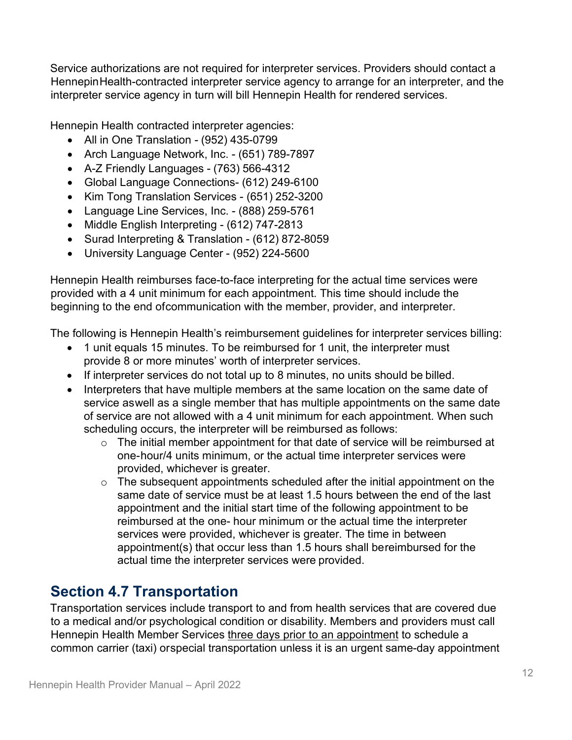Service authorizations are not required for interpreter services. Providers should contact a HennepinHealth-contracted interpreter service agency to arrange for an interpreter, and the interpreter service agency in turn will bill Hennepin Health for rendered services.

Hennepin Health contracted interpreter agencies:

- All in One Translation - (952) 435-0799
- Arch Language Network, Inc. - (651) 789-7897
- A-Z Friendly Languages - (763) 566-4312
- Global Language Connections- (612) 249-6100
- Kim Tong Translation Services - (651) 252-3200
- Language Line Services, Inc. - (888) 259-5761
- Middle English Interpreting - (612) 747-2813
- Surad Interpreting & Translation - (612) 872-8059
- University Language Center - (952) 224-5600

Hennepin Health reimburses face-to-face interpreting for the actual time services were provided with a 4 unit minimum for each appointment. This time should include the beginning to the end ofcommunication with the member, provider, and interpreter.

The following is Hennepin Health's reimbursement guidelines for interpreter services billing:

- 1 unit equals 15 minutes. To be reimbursed for 1 unit, the interpreter must provide 8 or more minutes' worth of interpreter services.
- If interpreter services do not total up to 8 minutes, no units should be billed.
- Interpreters that have multiple members at the same location on the same date of service aswell as a single member that has multiple appointments on the same date of service are not allowed with a 4 unit minimum for each appointment. When such scheduling occurs, the interpreter will be reimbursed as follows:
  - The initial member appointment for that date of service will be reimbursed at one-hour/4 units minimum, or the actual time interpreter services were provided, whichever is greater.
  - The subsequent appointments scheduled after the initial appointment on the same date of service must be at least 1.5 hours between the end of the last appointment and the initial start time of the following appointment to be reimbursed at the one- hour minimum or the actual time the interpreter services were provided, whichever is greater. The time in between appointment(s) that occur less than 1.5 hours shall bereimbursed for the actual time the interpreter services were provided.

## Section 4.7 Transportation

Transportation services include transport to and from health services that are covered due to a medical and/or psychological condition or disability. Members and providers must call Hennepin Health Member Services three days prior to an appointment to schedule a common carrier (taxi) orspecial transportation unless it is an urgent same-day appointment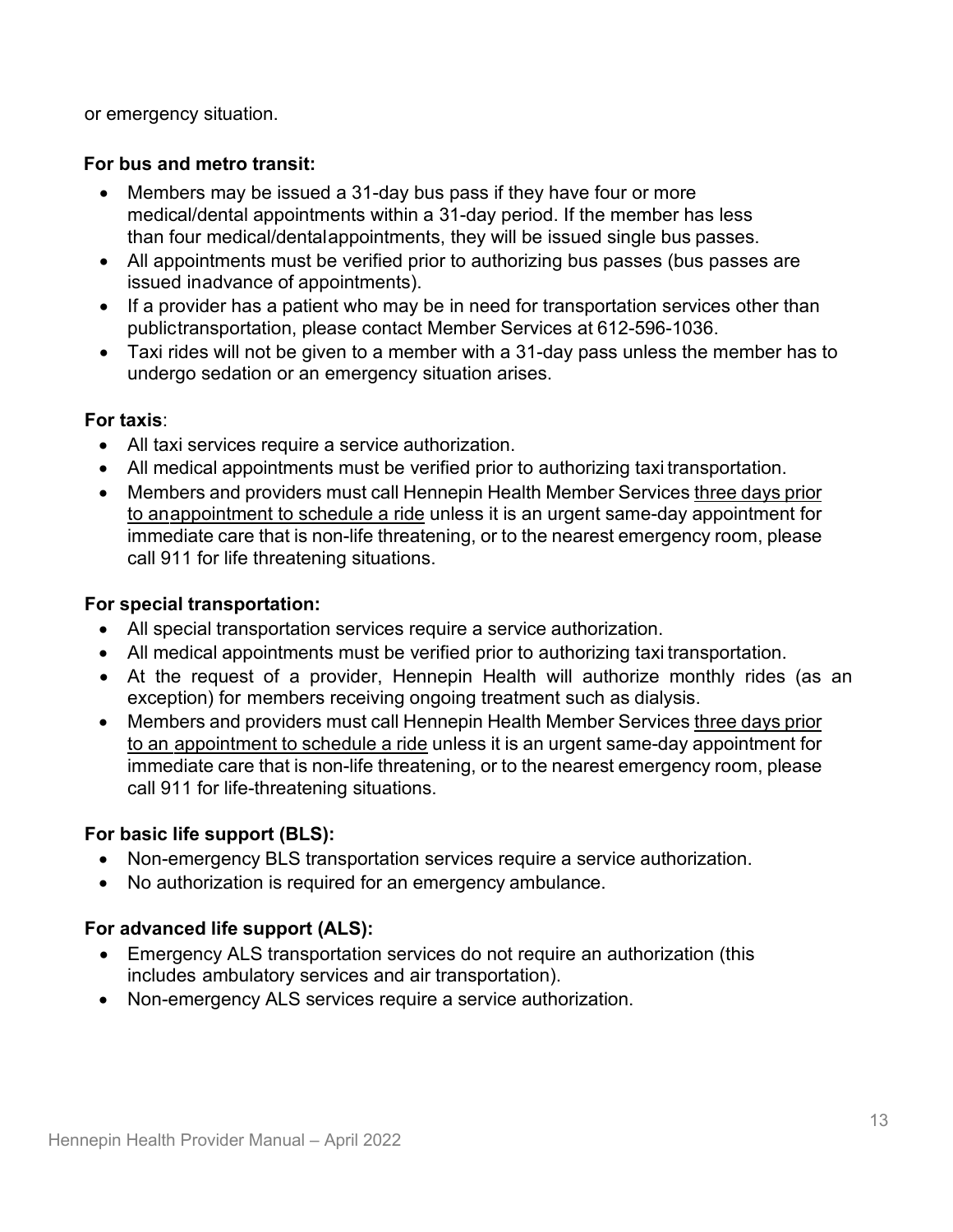or emergency situation.

**For bus and metro transit:**

- Members may be issued a 31-day bus pass if they have four or more medical/dental appointments within a 31-day period. If the member has less than four medical/dentalappointments, they will be issued single bus passes.
- All appointments must be verified prior to authorizing bus passes (bus passes are issued inadvance of appointments).
- If a provider has a patient who may be in need for transportation services other than publictransportation, please contact Member Services at 612-596-1036.
- Taxi rides will not be given to a member with a 31-day pass unless the member has to undergo sedation or an emergency situation arises.

**For taxis**:

- All taxi services require a service authorization.
- All medical appointments must be verified prior to authorizing taxi transportation.
- Members and providers must call Hennepin Health Member Services three days prior to anappointment to schedule a ride unless it is an urgent same-day appointment for immediate care that is non-life threatening, or to the nearest emergency room, please call 911 for life threatening situations.

**For special transportation:**

- All special transportation services require a service authorization.
- All medical appointments must be verified prior to authorizing taxi transportation.
- At the request of a provider, Hennepin Health will authorize monthly rides (as an exception) for members receiving ongoing treatment such as dialysis.
- Members and providers must call Hennepin Health Member Services three days prior to an appointment to schedule a ride unless it is an urgent same-day appointment for immediate care that is non-life threatening, or to the nearest emergency room, please call 911 for life-threatening situations.

**For basic life support (BLS):**

- Non-emergency BLS transportation services require a service authorization.
- No authorization is required for an emergency ambulance.

**For advanced life support (ALS):**

- Emergency ALS transportation services do not require an authorization (this includes ambulatory services and air transportation).
- Non-emergency ALS services require a service authorization.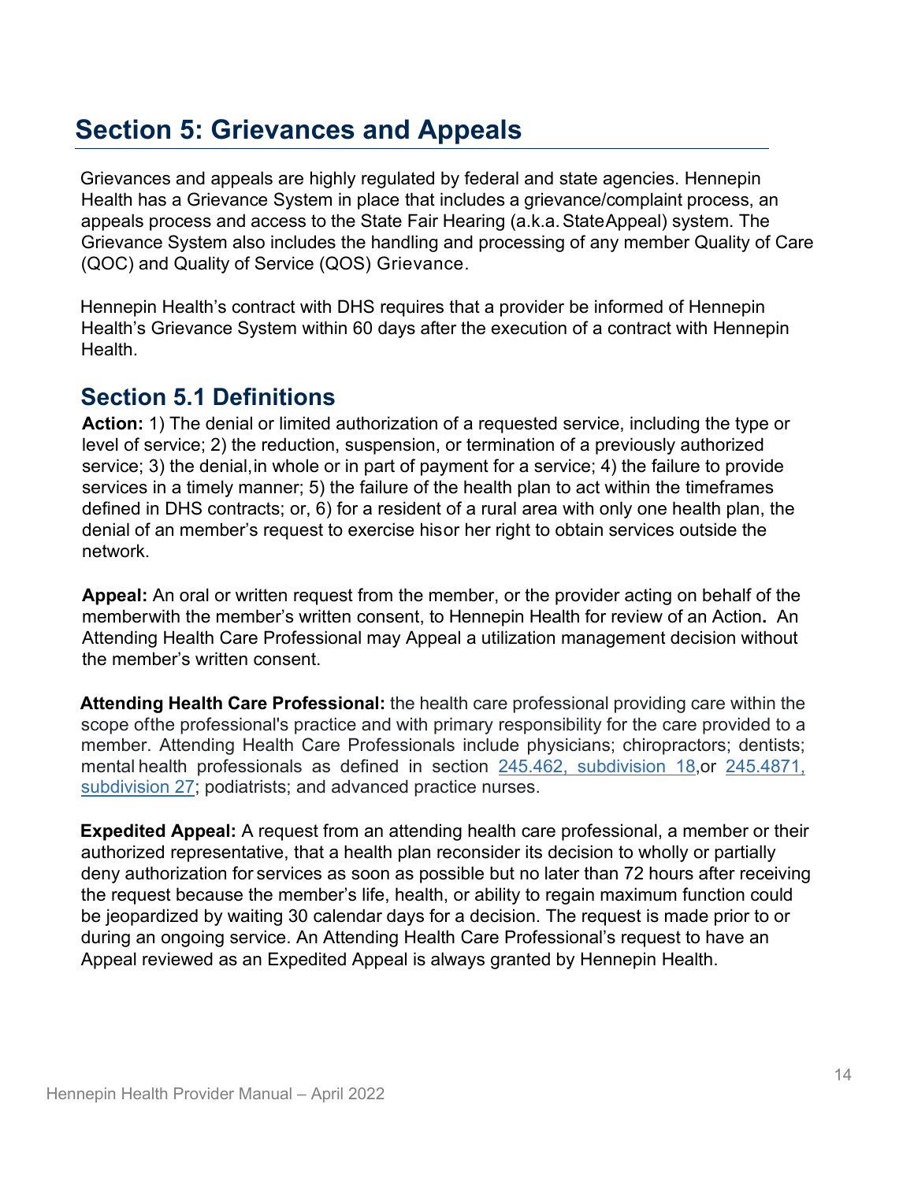# Section 5: Grievances and Appeals

Grievances and appeals are highly regulated by federal and state agencies. Hennepin Health has a Grievance System in place that includes a grievance/complaint process, an appeals process and access to the State Fair Hearing (a.k.a. StateAppeal) system. The Grievance System also includes the handling and processing of any member Quality of Care (QOC) and Quality of Service (QOS) Grievance.

Hennepin Health's contract with DHS requires that a provider be informed of Hennepin Health's Grievance System within 60 days after the execution of a contract with Hennepin Health.

## Section 5.1 Definitions

**Action:** 1) The denial or limited authorization of a requested service, including the type or level of service; 2) the reduction, suspension, or termination of a previously authorized service; 3) the denial, in whole or in part of payment for a service; 4) the failure to provide services in a timely manner; 5) the failure of the health plan to act within the timeframes defined in DHS contracts; or, 6) for a resident of a rural area with only one health plan, the denial of an member's request to exercise hisor her right to obtain services outside the network.

**Appeal:** An oral or written request from the member, or the provider acting on behalf of the memberwith the member's written consent, to Hennepin Health for review of an Action**.** An Attending Health Care Professional may Appeal a utilization management decision without the member's written consent.

**Attending Health Care Professional:** the health care professional providing care within the scope ofthe professional's practice and with primary responsibility for the care provided to a member. Attending Health Care Professionals include physicians; chiropractors; dentists; mental health professionals as defined in section 245.462, subdivision 18,or 245.4871, subdivision 27; podiatrists; and advanced practice nurses.

**Expedited Appeal:** A request from an attending health care professional, a member or their authorized representative, that a health plan reconsider its decision to wholly or partially deny authorization for services as soon as possible but no later than 72 hours after receiving the request because the member's life, health, or ability to regain maximum function could be jeopardized by waiting 30 calendar days for a decision. The request is made prior to or during an ongoing service. An Attending Health Care Professional's request to have an Appeal reviewed as an Expedited Appeal is always granted by Hennepin Health.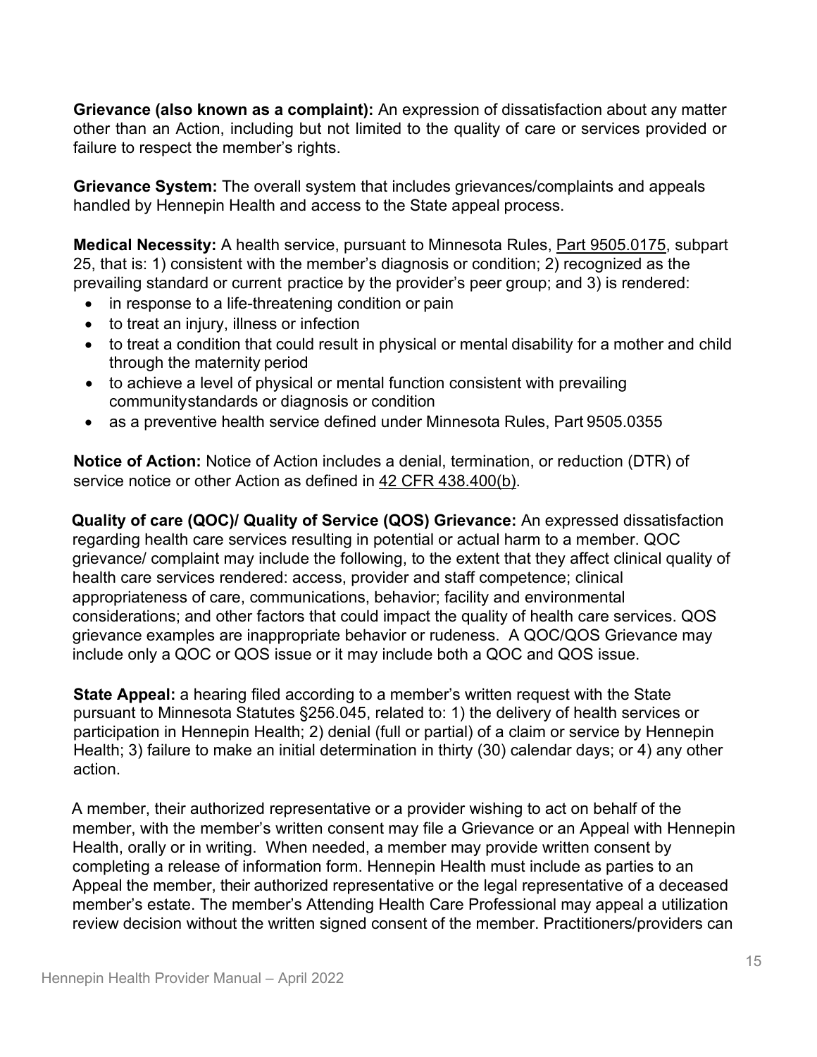**Grievance (also known as a complaint):** An expression of dissatisfaction about any matter other than an Action, including but not limited to the quality of care or services provided or failure to respect the member's rights.

**Grievance System:** The overall system that includes grievances/complaints and appeals handled by Hennepin Health and access to the State appeal process.

**Medical Necessity:** A health service, pursuant to Minnesota Rules, Part 9505.0175, subpart 25, that is: 1) consistent with the member's diagnosis or condition; 2) recognized as the prevailing standard or current practice by the provider's peer group; and 3) is rendered:

- in response to a life-threatening condition or pain
- to treat an injury, illness or infection
- to treat a condition that could result in physical or mental disability for a mother and child through the maternity period
- to achieve a level of physical or mental function consistent with prevailing communitystandards or diagnosis or condition
- as a preventive health service defined under Minnesota Rules, Part 9505.0355

**Notice of Action:** Notice of Action includes a denial, termination, or reduction (DTR) of service notice or other Action as defined in 42 CFR 438.400(b).

**Quality of care (QOC)/ Quality of Service (QOS) Grievance:** An expressed dissatisfaction regarding health care services resulting in potential or actual harm to a member. QOC grievance/ complaint may include the following, to the extent that they affect clinical quality of health care services rendered: access, provider and staff competence; clinical appropriateness of care, communications, behavior; facility and environmental considerations; and other factors that could impact the quality of health care services. QOS grievance examples are inappropriate behavior or rudeness. A QOC/QOS Grievance may include only a QOC or QOS issue or it may include both a QOC and QOS issue.

**State Appeal:** a hearing filed according to a member's written request with the State pursuant to Minnesota Statutes §256.045, related to: 1) the delivery of health services or participation in Hennepin Health; 2) denial (full or partial) of a claim or service by Hennepin Health; 3) failure to make an initial determination in thirty (30) calendar days; or 4) any other action.

A member, their authorized representative or a provider wishing to act on behalf of the member, with the member's written consent may file a Grievance or an Appeal with Hennepin Health, orally or in writing. When needed, a member may provide written consent by completing a release of information form. Hennepin Health must include as parties to an Appeal the member, their authorized representative or the legal representative of a deceased member's estate. The member's Attending Health Care Professional may appeal a utilization review decision without the written signed consent of the member. Practitioners/providers can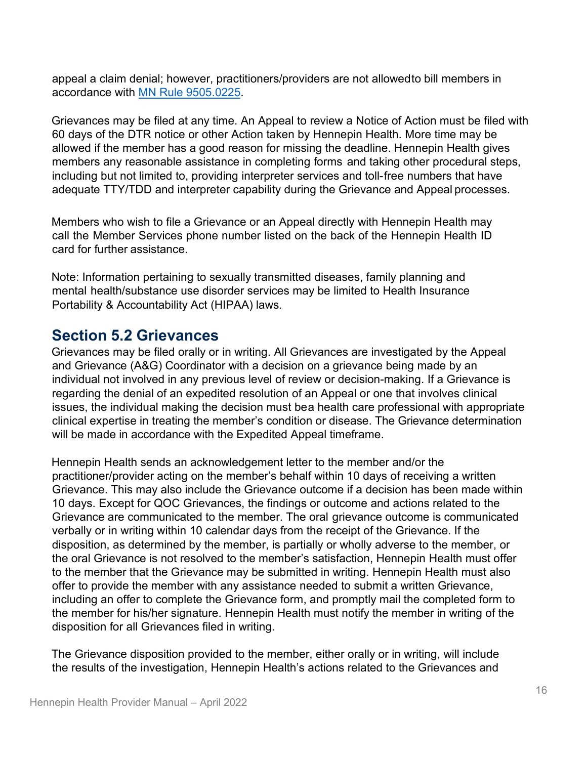appeal a claim denial; however, practitioners/providers are not allowedto bill members in accordance with [MN Rule 9505.0225](MN Rule 9505.0225).

Grievances may be filed at any time. An Appeal to review a Notice of Action must be filed with 60 days of the DTR notice or other Action taken by Hennepin Health. More time may be allowed if the member has a good reason for missing the deadline. Hennepin Health gives members any reasonable assistance in completing forms and taking other procedural steps, including but not limited to, providing interpreter services and toll-free numbers that have adequate TTY/TDD and interpreter capability during the Grievance and Appeal processes.

Members who wish to file a Grievance or an Appeal directly with Hennepin Health may call the Member Services phone number listed on the back of the Hennepin Health ID card for further assistance.

Note: Information pertaining to sexually transmitted diseases, family planning and mental health/substance use disorder services may be limited to Health Insurance Portability & Accountability Act (HIPAA) laws.

## Section 5.2 Grievances

Grievances may be filed orally or in writing. All Grievances are investigated by the Appeal and Grievance (A&G) Coordinator with a decision on a grievance being made by an individual not involved in any previous level of review or decision-making. If a Grievance is regarding the denial of an expedited resolution of an Appeal or one that involves clinical issues, the individual making the decision must bea health care professional with appropriate clinical expertise in treating the member's condition or disease. The Grievance determination will be made in accordance with the Expedited Appeal timeframe.

Hennepin Health sends an acknowledgement letter to the member and/or the practitioner/provider acting on the member's behalf within 10 days of receiving a written Grievance. This may also include the Grievance outcome if a decision has been made within 10 days. Except for QOC Grievances, the findings or outcome and actions related to the Grievance are communicated to the member. The oral grievance outcome is communicated verbally or in writing within 10 calendar days from the receipt of the Grievance. If the disposition, as determined by the member, is partially or wholly adverse to the member, or the oral Grievance is not resolved to the member's satisfaction, Hennepin Health must offer to the member that the Grievance may be submitted in writing. Hennepin Health must also offer to provide the member with any assistance needed to submit a written Grievance, including an offer to complete the Grievance form, and promptly mail the completed form to the member for his/her signature. Hennepin Health must notify the member in writing of the disposition for all Grievances filed in writing.

The Grievance disposition provided to the member, either orally or in writing, will include the results of the investigation, Hennepin Health's actions related to the Grievances and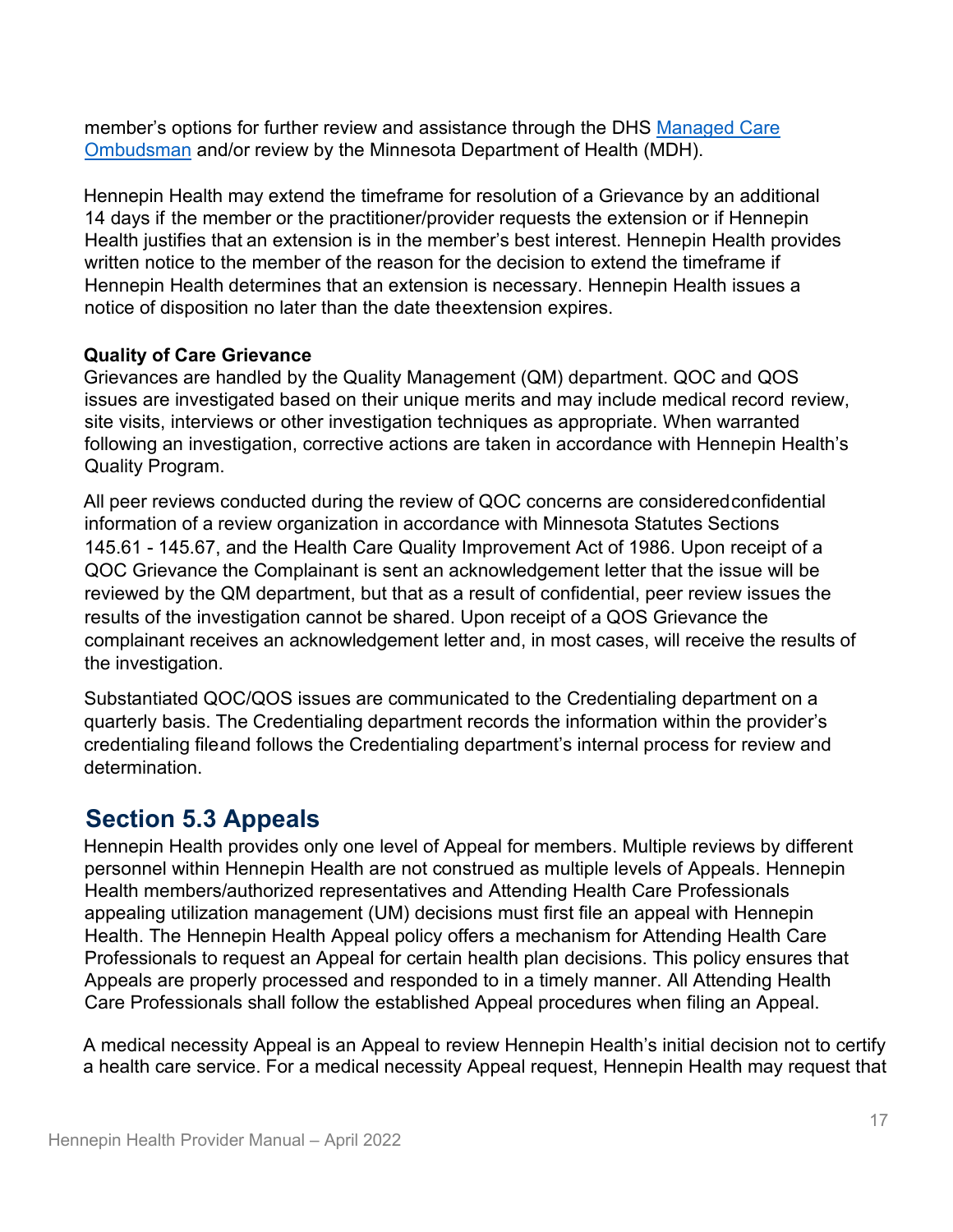member's options for further review and assistance through the DHS [Managed Care Ombudsman] and/or review by the Minnesota Department of Health (MDH).

Hennepin Health may extend the timeframe for resolution of a Grievance by an additional 14 days if the member or the practitioner/provider requests the extension or if Hennepin Health justifies that an extension is in the member's best interest. Hennepin Health provides written notice to the member of the reason for the decision to extend the timeframe if Hennepin Health determines that an extension is necessary. Hennepin Health issues a notice of disposition no later than the date theextension expires.

**Quality of Care Grievance**

Grievances are handled by the Quality Management (QM) department. QOC and QOS issues are investigated based on their unique merits and may include medical record review, site visits, interviews or other investigation techniques as appropriate. When warranted following an investigation, corrective actions are taken in accordance with Hennepin Health's Quality Program.

All peer reviews conducted during the review of QOC concerns are consideredconfidential information of a review organization in accordance with Minnesota Statutes Sections 145.61 - 145.67, and the Health Care Quality Improvement Act of 1986. Upon receipt of a QOC Grievance the Complainant is sent an acknowledgement letter that the issue will be reviewed by the QM department, but that as a result of confidential, peer review issues the results of the investigation cannot be shared. Upon receipt of a QOS Grievance the complainant receives an acknowledgement letter and, in most cases, will receive the results of the investigation.

Substantiated QOC/QOS issues are communicated to the Credentialing department on a quarterly basis. The Credentialing department records the information within the provider's credentialing fileand follows the Credentialing department's internal process for review and determination.

## Section 5.3 Appeals

Hennepin Health provides only one level of Appeal for members. Multiple reviews by different personnel within Hennepin Health are not construed as multiple levels of Appeals. Hennepin Health members/authorized representatives and Attending Health Care Professionals appealing utilization management (UM) decisions must first file an appeal with Hennepin Health. The Hennepin Health Appeal policy offers a mechanism for Attending Health Care Professionals to request an Appeal for certain health plan decisions. This policy ensures that Appeals are properly processed and responded to in a timely manner. All Attending Health Care Professionals shall follow the established Appeal procedures when filing an Appeal.

A medical necessity Appeal is an Appeal to review Hennepin Health's initial decision not to certify a health care service. For a medical necessity Appeal request, Hennepin Health may request that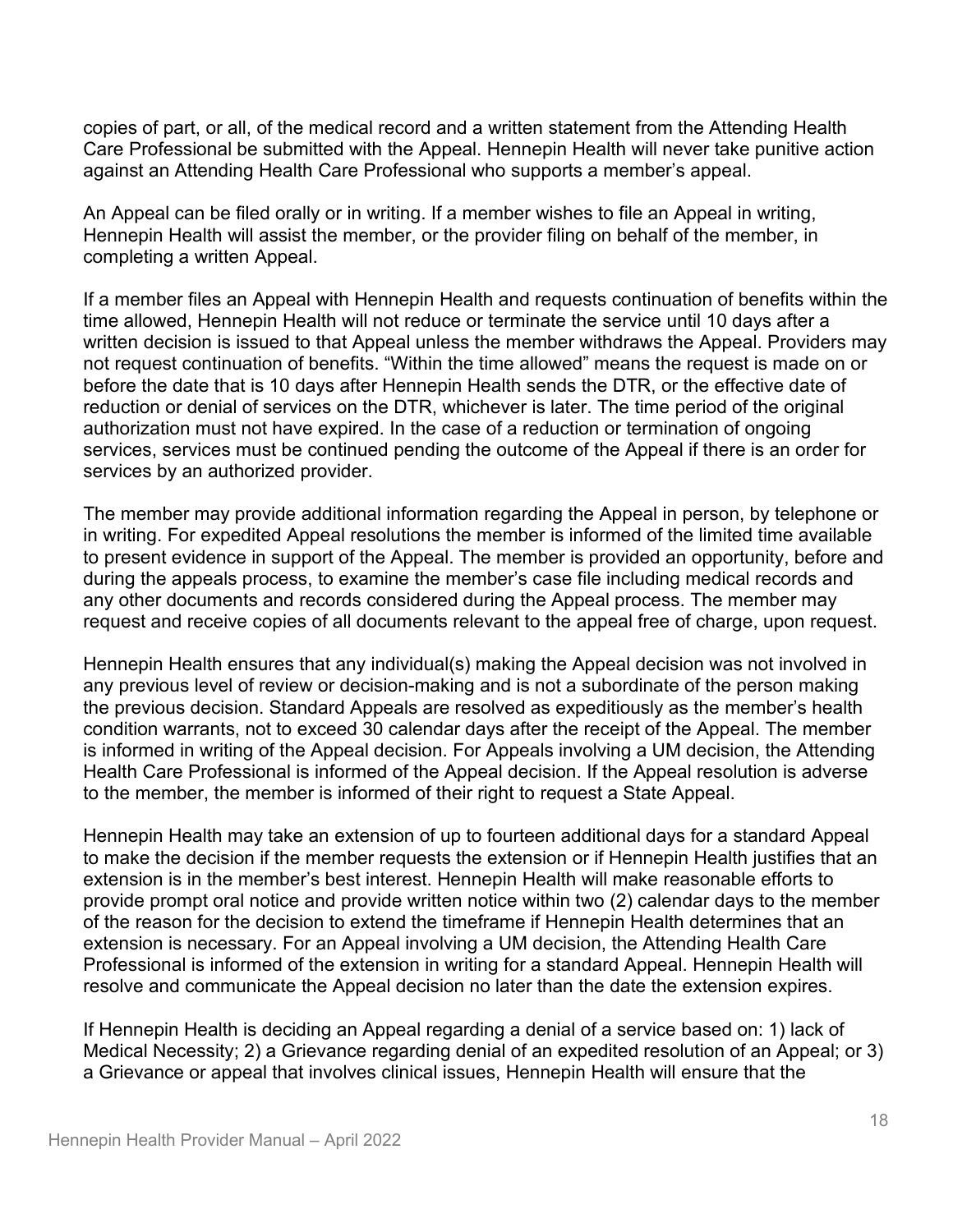copies of part, or all, of the medical record and a written statement from the Attending Health Care Professional be submitted with the Appeal. Hennepin Health will never take punitive action against an Attending Health Care Professional who supports a member's appeal.

An Appeal can be filed orally or in writing. If a member wishes to file an Appeal in writing, Hennepin Health will assist the member, or the provider filing on behalf of the member, in completing a written Appeal.

If a member files an Appeal with Hennepin Health and requests continuation of benefits within the time allowed, Hennepin Health will not reduce or terminate the service until 10 days after a written decision is issued to that Appeal unless the member withdraws the Appeal. Providers may not request continuation of benefits. "Within the time allowed" means the request is made on or before the date that is 10 days after Hennepin Health sends the DTR, or the effective date of reduction or denial of services on the DTR, whichever is later. The time period of the original authorization must not have expired. In the case of a reduction or termination of ongoing services, services must be continued pending the outcome of the Appeal if there is an order for services by an authorized provider.

The member may provide additional information regarding the Appeal in person, by telephone or in writing. For expedited Appeal resolutions the member is informed of the limited time available to present evidence in support of the Appeal. The member is provided an opportunity, before and during the appeals process, to examine the member's case file including medical records and any other documents and records considered during the Appeal process. The member may request and receive copies of all documents relevant to the appeal free of charge, upon request.

Hennepin Health ensures that any individual(s) making the Appeal decision was not involved in any previous level of review or decision-making and is not a subordinate of the person making the previous decision. Standard Appeals are resolved as expeditiously as the member's health condition warrants, not to exceed 30 calendar days after the receipt of the Appeal. The member is informed in writing of the Appeal decision. For Appeals involving a UM decision, the Attending Health Care Professional is informed of the Appeal decision. If the Appeal resolution is adverse to the member, the member is informed of their right to request a State Appeal.

Hennepin Health may take an extension of up to fourteen additional days for a standard Appeal to make the decision if the member requests the extension or if Hennepin Health justifies that an extension is in the member's best interest. Hennepin Health will make reasonable efforts to provide prompt oral notice and provide written notice within two (2) calendar days to the member of the reason for the decision to extend the timeframe if Hennepin Health determines that an extension is necessary. For an Appeal involving a UM decision, the Attending Health Care Professional is informed of the extension in writing for a standard Appeal. Hennepin Health will resolve and communicate the Appeal decision no later than the date the extension expires.

If Hennepin Health is deciding an Appeal regarding a denial of a service based on: 1) lack of Medical Necessity; 2) a Grievance regarding denial of an expedited resolution of an Appeal; or 3) a Grievance or appeal that involves clinical issues, Hennepin Health will ensure that the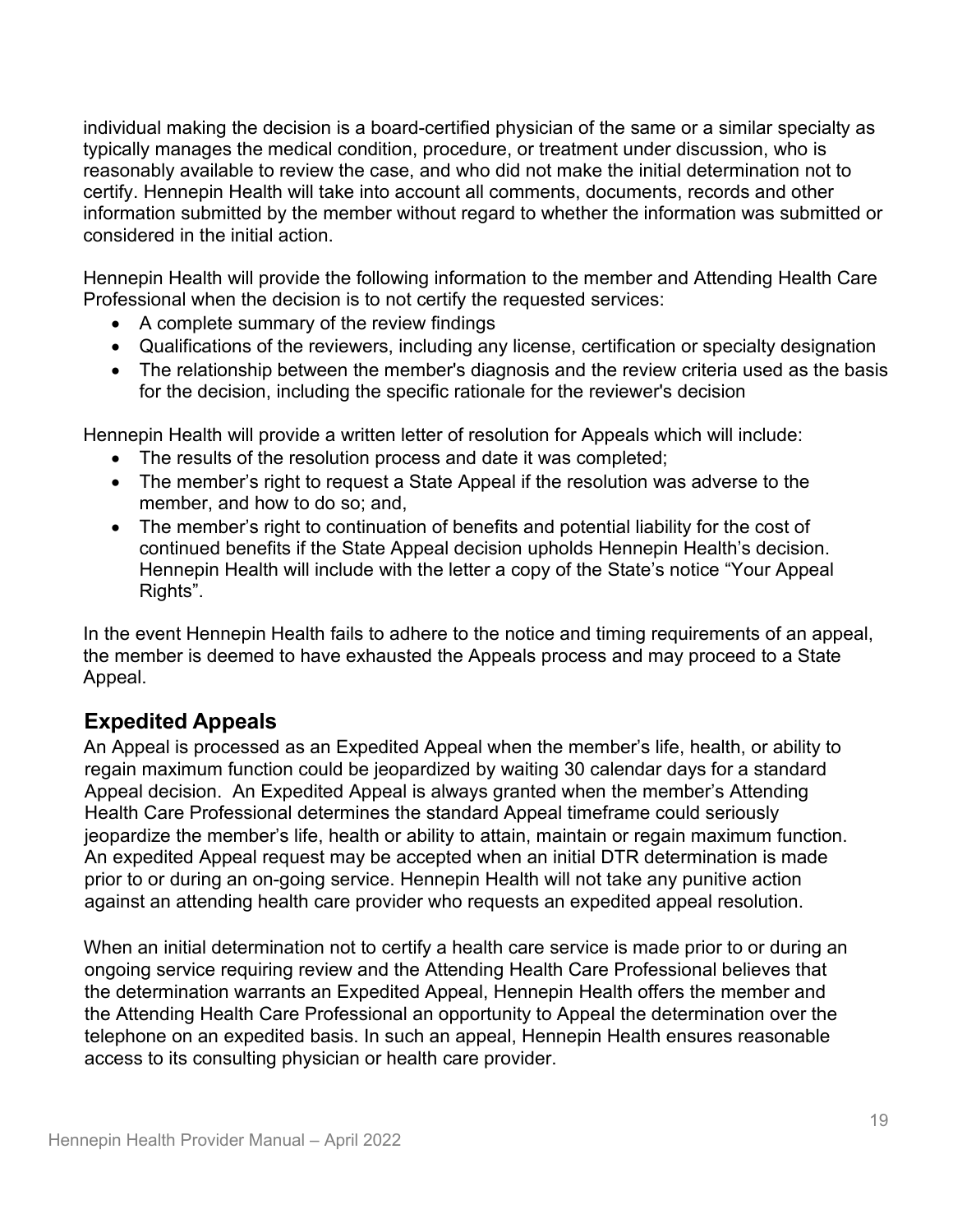individual making the decision is a board-certified physician of the same or a similar specialty as typically manages the medical condition, procedure, or treatment under discussion, who is reasonably available to review the case, and who did not make the initial determination not to certify. Hennepin Health will take into account all comments, documents, records and other information submitted by the member without regard to whether the information was submitted or considered in the initial action.

Hennepin Health will provide the following information to the member and Attending Health Care Professional when the decision is to not certify the requested services:

- A complete summary of the review findings
- Qualifications of the reviewers, including any license, certification or specialty designation
- The relationship between the member's diagnosis and the review criteria used as the basis for the decision, including the specific rationale for the reviewer's decision

Hennepin Health will provide a written letter of resolution for Appeals which will include:

- The results of the resolution process and date it was completed;
- The member's right to request a State Appeal if the resolution was adverse to the member, and how to do so; and,
- The member's right to continuation of benefits and potential liability for the cost of continued benefits if the State Appeal decision upholds Hennepin Health's decision. Hennepin Health will include with the letter a copy of the State's notice "Your Appeal Rights".

In the event Hennepin Health fails to adhere to the notice and timing requirements of an appeal, the member is deemed to have exhausted the Appeals process and may proceed to a State Appeal.

## Expedited Appeals

An Appeal is processed as an Expedited Appeal when the member's life, health, or ability to regain maximum function could be jeopardized by waiting 30 calendar days for a standard Appeal decision. An Expedited Appeal is always granted when the member's Attending Health Care Professional determines the standard Appeal timeframe could seriously jeopardize the member's life, health or ability to attain, maintain or regain maximum function. An expedited Appeal request may be accepted when an initial DTR determination is made prior to or during an on-going service. Hennepin Health will not take any punitive action against an attending health care provider who requests an expedited appeal resolution.

When an initial determination not to certify a health care service is made prior to or during an ongoing service requiring review and the Attending Health Care Professional believes that the determination warrants an Expedited Appeal, Hennepin Health offers the member and the Attending Health Care Professional an opportunity to Appeal the determination over the telephone on an expedited basis. In such an appeal, Hennepin Health ensures reasonable access to its consulting physician or health care provider.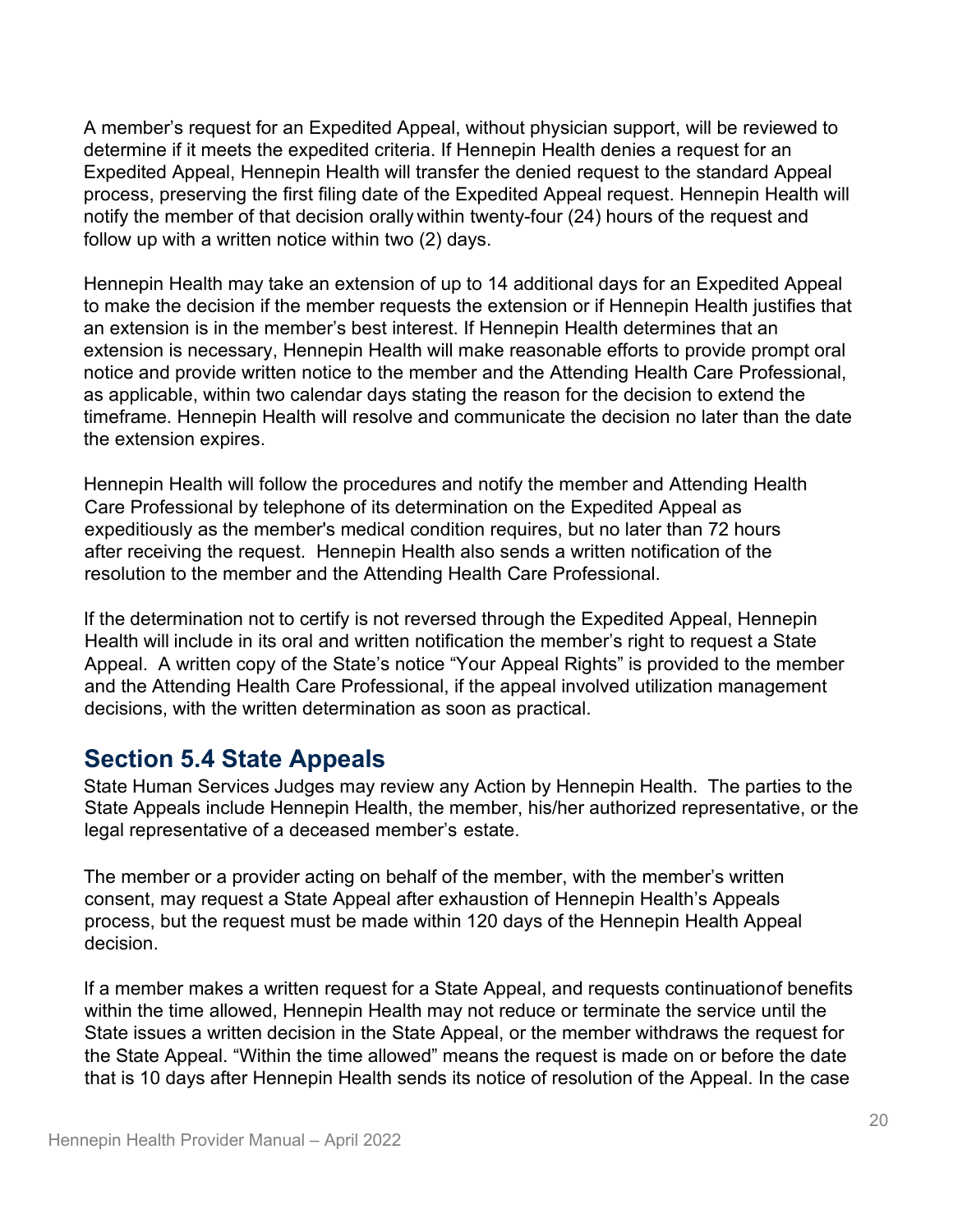A member's request for an Expedited Appeal, without physician support, will be reviewed to determine if it meets the expedited criteria. If Hennepin Health denies a request for an Expedited Appeal, Hennepin Health will transfer the denied request to the standard Appeal process, preserving the first filing date of the Expedited Appeal request. Hennepin Health will notify the member of that decision orally within twenty-four (24) hours of the request and follow up with a written notice within two (2) days.

Hennepin Health may take an extension of up to 14 additional days for an Expedited Appeal to make the decision if the member requests the extension or if Hennepin Health justifies that an extension is in the member's best interest. If Hennepin Health determines that an extension is necessary, Hennepin Health will make reasonable efforts to provide prompt oral notice and provide written notice to the member and the Attending Health Care Professional, as applicable, within two calendar days stating the reason for the decision to extend the timeframe. Hennepin Health will resolve and communicate the decision no later than the date the extension expires.

Hennepin Health will follow the procedures and notify the member and Attending Health Care Professional by telephone of its determination on the Expedited Appeal as expeditiously as the member's medical condition requires, but no later than 72 hours after receiving the request. Hennepin Health also sends a written notification of the resolution to the member and the Attending Health Care Professional.

If the determination not to certify is not reversed through the Expedited Appeal, Hennepin Health will include in its oral and written notification the member's right to request a State Appeal. A written copy of the State's notice "Your Appeal Rights" is provided to the member and the Attending Health Care Professional, if the appeal involved utilization management decisions, with the written determination as soon as practical.

## Section 5.4 State Appeals

State Human Services Judges may review any Action by Hennepin Health. The parties to the State Appeals include Hennepin Health, the member, his/her authorized representative, or the legal representative of a deceased member's estate.

The member or a provider acting on behalf of the member, with the member's written consent, may request a State Appeal after exhaustion of Hennepin Health's Appeals process, but the request must be made within 120 days of the Hennepin Health Appeal decision.

If a member makes a written request for a State Appeal, and requests continuation of benefits within the time allowed, Hennepin Health may not reduce or terminate the service until the State issues a written decision in the State Appeal, or the member withdraws the request for the State Appeal. "Within the time allowed" means the request is made on or before the date that is 10 days after Hennepin Health sends its notice of resolution of the Appeal. In the case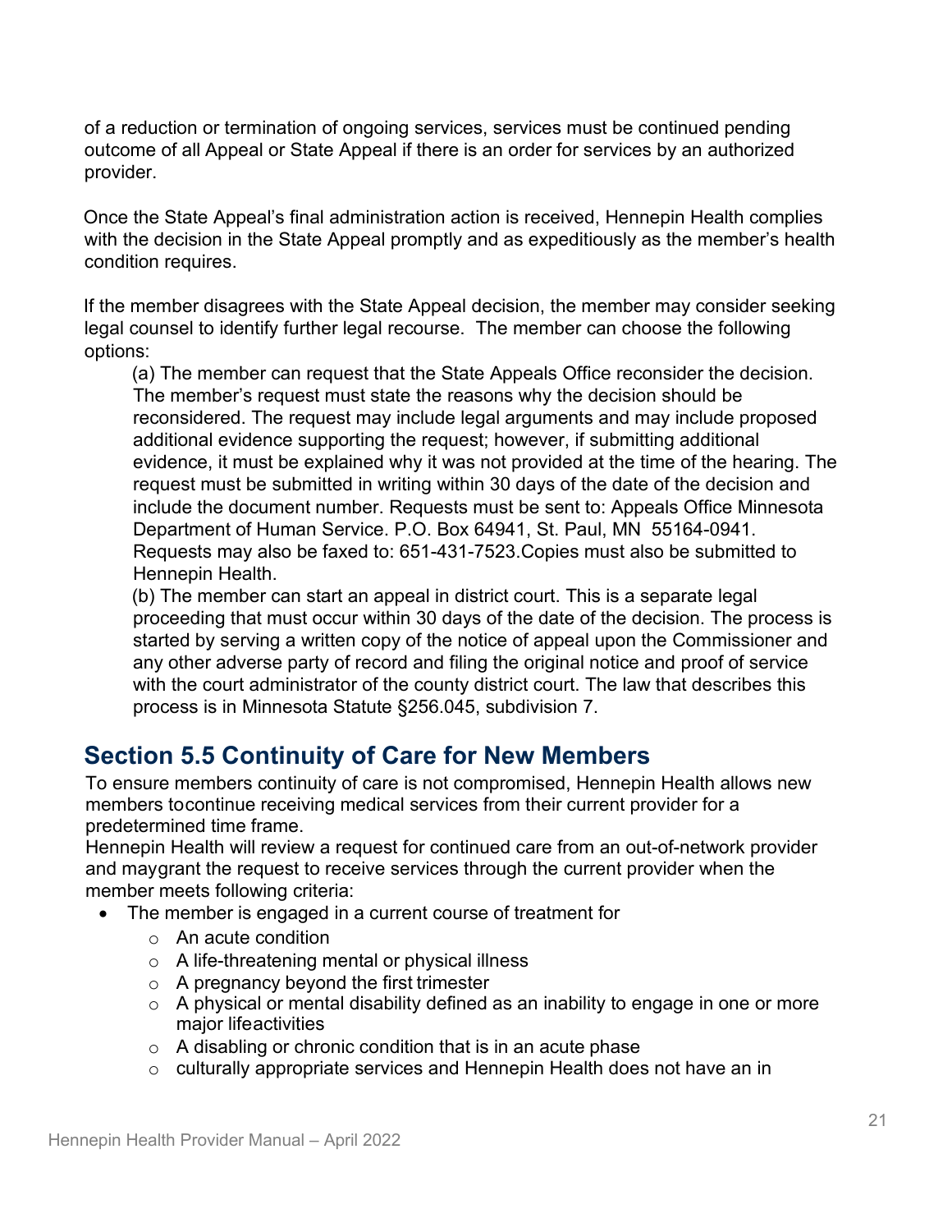of a reduction or termination of ongoing services, services must be continued pending outcome of all Appeal or State Appeal if there is an order for services by an authorized provider.

Once the State Appeal's final administration action is received, Hennepin Health complies with the decision in the State Appeal promptly and as expeditiously as the member's health condition requires.

If the member disagrees with the State Appeal decision, the member may consider seeking legal counsel to identify further legal recourse. The member can choose the following options:

(a) The member can request that the State Appeals Office reconsider the decision. The member's request must state the reasons why the decision should be reconsidered. The request may include legal arguments and may include proposed additional evidence supporting the request; however, if submitting additional evidence, it must be explained why it was not provided at the time of the hearing. The request must be submitted in writing within 30 days of the date of the decision and include the document number. Requests must be sent to: Appeals Office Minnesota Department of Human Service. P.O. Box 64941, St. Paul, MN 55164-0941. Requests may also be faxed to: 651-431-7523.Copies must also be submitted to Hennepin Health.

(b) The member can start an appeal in district court. This is a separate legal proceeding that must occur within 30 days of the date of the decision. The process is started by serving a written copy of the notice of appeal upon the Commissioner and any other adverse party of record and filing the original notice and proof of service with the court administrator of the county district court. The law that describes this process is in Minnesota Statute §256.045, subdivision 7.

## Section 5.5 Continuity of Care for New Members

To ensure members continuity of care is not compromised, Hennepin Health allows new members tocontinue receiving medical services from their current provider for a predetermined time frame.

Hennepin Health will review a request for continued care from an out-of-network provider and maygrant the request to receive services through the current provider when the member meets following criteria:

- The member is engaged in a current course of treatment for
  - An acute condition
  - A life-threatening mental or physical illness
  - A pregnancy beyond the first trimester
  - A physical or mental disability defined as an inability to engage in one or more major lifeactivities
  - A disabling or chronic condition that is in an acute phase
  - culturally appropriate services and Hennepin Health does not have an in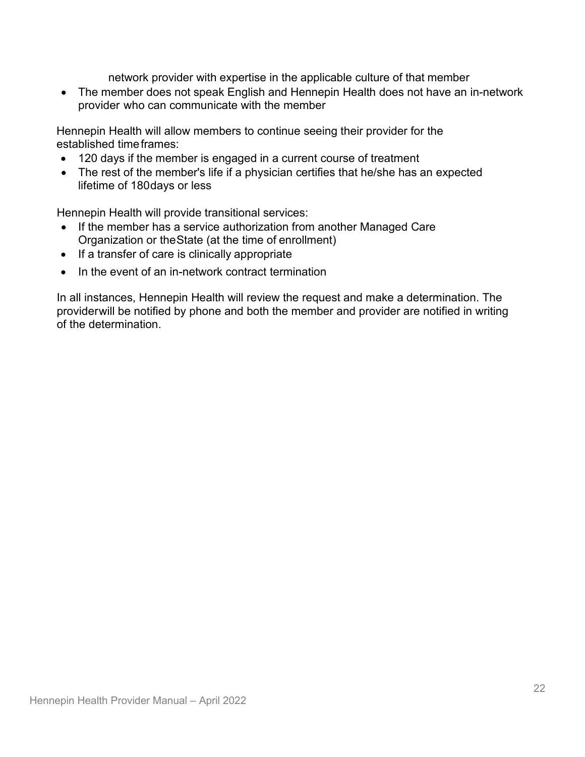network provider with expertise in the applicable culture of that member

- The member does not speak English and Hennepin Health does not have an in-network provider who can communicate with the member

Hennepin Health will allow members to continue seeing their provider for the established time frames:

- 120 days if the member is engaged in a current course of treatment
- The rest of the member's life if a physician certifies that he/she has an expected lifetime of 180 days or less

Hennepin Health will provide transitional services:

- If the member has a service authorization from another Managed Care Organization or the State (at the time of enrollment)
- If a transfer of care is clinically appropriate
- In the event of an in-network contract termination

In all instances, Hennepin Health will review the request and make a determination. The provider will be notified by phone and both the member and provider are notified in writing of the determination.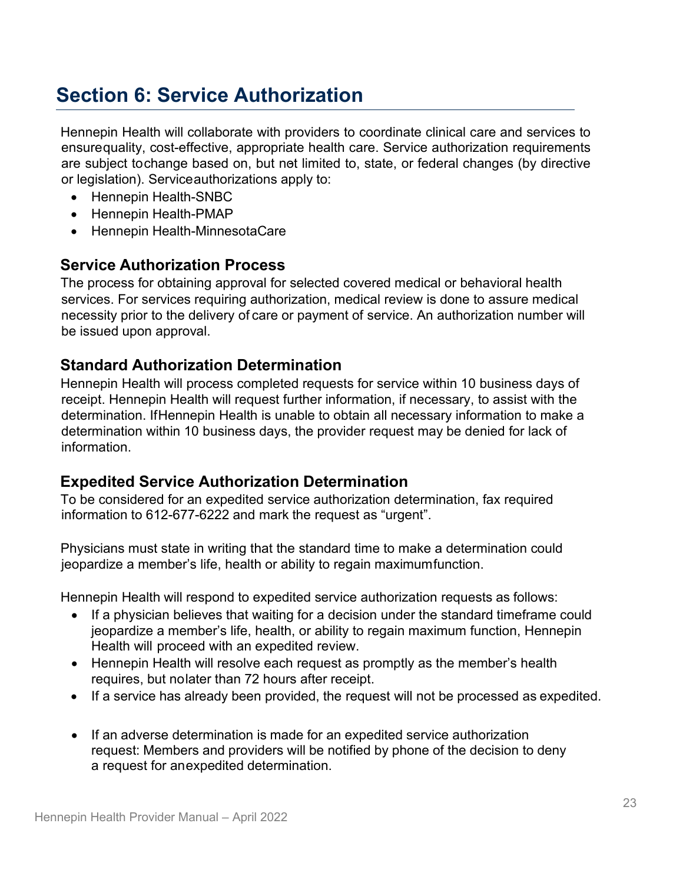# Section 6: Service Authorization

Hennepin Health will collaborate with providers to coordinate clinical care and services to ensurequality, cost-effective, appropriate health care. Service authorization requirements are subject tochange based on, but not limited to, state, or federal changes (by directive or legislation). Serviceauthorizations apply to:

- Hennepin Health-SNBC
- Hennepin Health-PMAP
- Hennepin Health-MinnesotaCare

## Service Authorization Process

The process for obtaining approval for selected covered medical or behavioral health services. For services requiring authorization, medical review is done to assure medical necessity prior to the delivery of care or payment of service. An authorization number will be issued upon approval.

## Standard Authorization Determination

Hennepin Health will process completed requests for service within 10 business days of receipt. Hennepin Health will request further information, if necessary, to assist with the determination. IfHennepin Health is unable to obtain all necessary information to make a determination within 10 business days, the provider request may be denied for lack of information.

## Expedited Service Authorization Determination

To be considered for an expedited service authorization determination, fax required information to 612-677-6222 and mark the request as "urgent".

Physicians must state in writing that the standard time to make a determination could jeopardize a member's life, health or ability to regain maximumfunction.

Hennepin Health will respond to expedited service authorization requests as follows:

- If a physician believes that waiting for a decision under the standard timeframe could jeopardize a member's life, health, or ability to regain maximum function, Hennepin Health will proceed with an expedited review.
- Hennepin Health will resolve each request as promptly as the member's health requires, but nolater than 72 hours after receipt.
- If a service has already been provided, the request will not be processed as expedited.
- If an adverse determination is made for an expedited service authorization request: Members and providers will be notified by phone of the decision to deny a request for anexpedited determination.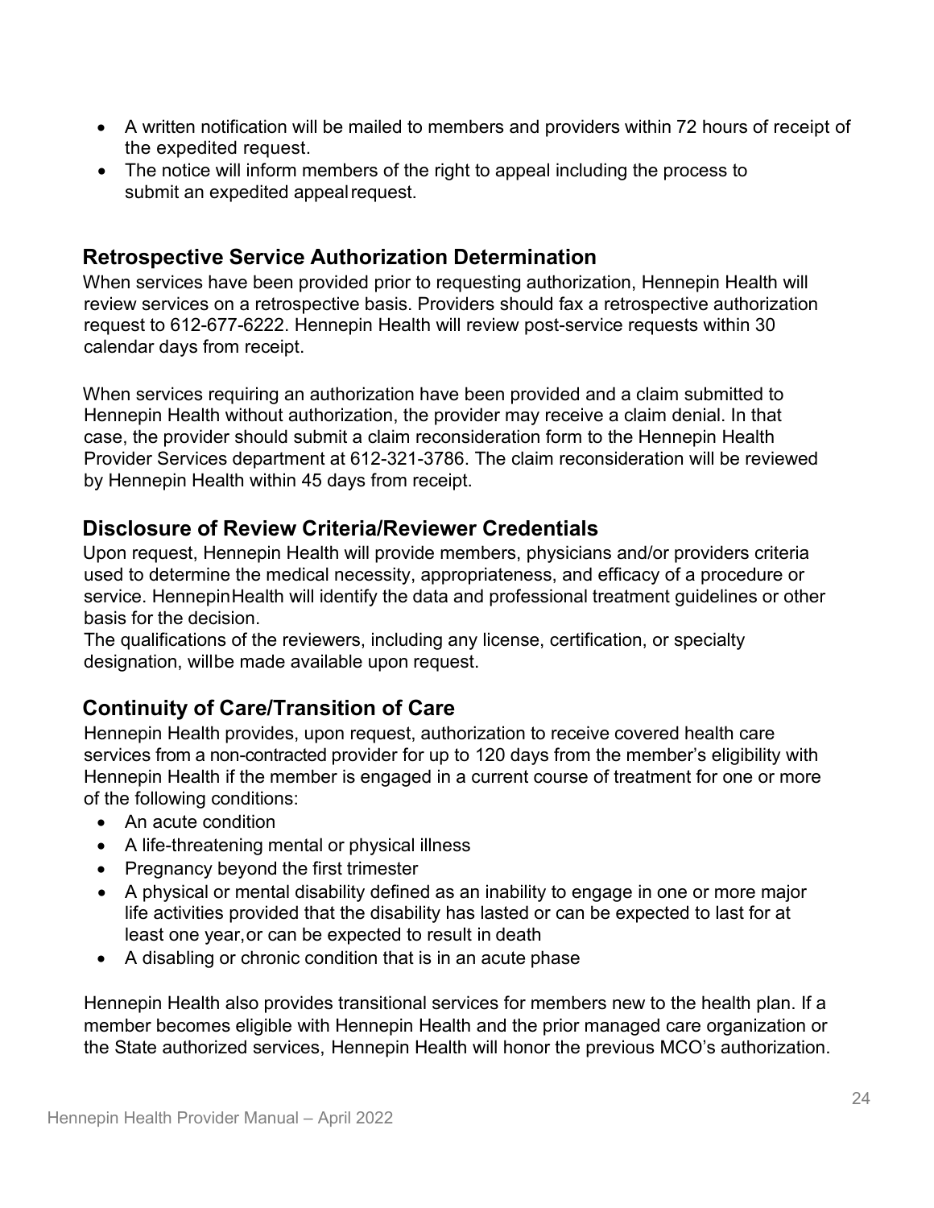- A written notification will be mailed to members and providers within 72 hours of receipt of the expedited request.
- The notice will inform members of the right to appeal including the process to submit an expedited appeal request.

## Retrospective Service Authorization Determination

When services have been provided prior to requesting authorization, Hennepin Health will review services on a retrospective basis. Providers should fax a retrospective authorization request to 612-677-6222. Hennepin Health will review post-service requests within 30 calendar days from receipt.

When services requiring an authorization have been provided and a claim submitted to Hennepin Health without authorization, the provider may receive a claim denial. In that case, the provider should submit a claim reconsideration form to the Hennepin Health Provider Services department at 612-321-3786. The claim reconsideration will be reviewed by Hennepin Health within 45 days from receipt.

## Disclosure of Review Criteria/Reviewer Credentials

Upon request, Hennepin Health will provide members, physicians and/or providers criteria used to determine the medical necessity, appropriateness, and efficacy of a procedure or service. Hennepin Health will identify the data and professional treatment guidelines or other basis for the decision.

The qualifications of the reviewers, including any license, certification, or specialty designation, will be made available upon request.

## Continuity of Care/Transition of Care

Hennepin Health provides, upon request, authorization to receive covered health care services from a non-contracted provider for up to 120 days from the member's eligibility with Hennepin Health if the member is engaged in a current course of treatment for one or more of the following conditions:

- An acute condition
- A life-threatening mental or physical illness
- Pregnancy beyond the first trimester
- A physical or mental disability defined as an inability to engage in one or more major life activities provided that the disability has lasted or can be expected to last for at least one year, or can be expected to result in death
- A disabling or chronic condition that is in an acute phase

Hennepin Health also provides transitional services for members new to the health plan. If a member becomes eligible with Hennepin Health and the prior managed care organization or the State authorized services, Hennepin Health will honor the previous MCO's authorization.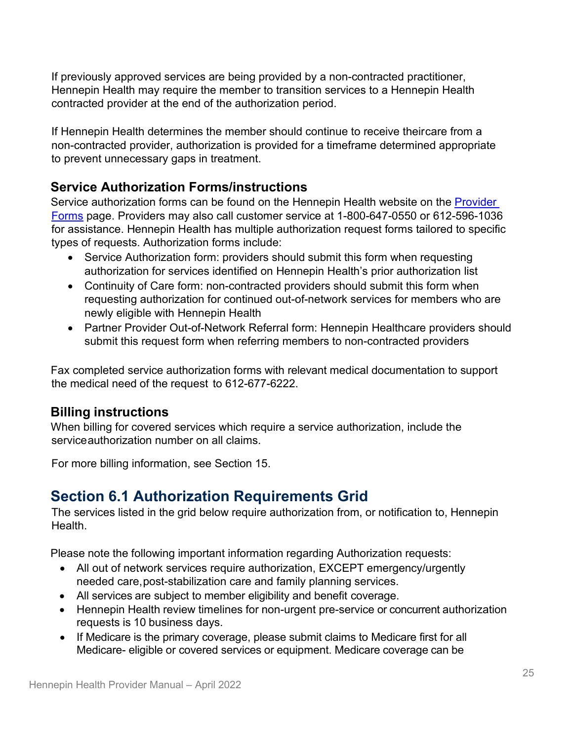If previously approved services are being provided by a non-contracted practitioner, Hennepin Health may require the member to transition services to a Hennepin Health contracted provider at the end of the authorization period.

If Hennepin Health determines the member should continue to receive their care from a non-contracted provider, authorization is provided for a timeframe determined appropriate to prevent unnecessary gaps in treatment.

### Service Authorization Forms/instructions

Service authorization forms can be found on the Hennepin Health website on the [Provider Forms]() page. Providers may also call customer service at 1-800-647-0550 or 612-596-1036 for assistance. Hennepin Health has multiple authorization request forms tailored to specific types of requests. Authorization forms include:

- Service Authorization form: providers should submit this form when requesting authorization for services identified on Hennepin Health's prior authorization list
- Continuity of Care form: non-contracted providers should submit this form when requesting authorization for continued out-of-network services for members who are newly eligible with Hennepin Health
- Partner Provider Out-of-Network Referral form: Hennepin Healthcare providers should submit this request form when referring members to non-contracted providers

Fax completed service authorization forms with relevant medical documentation to support the medical need of the request to 612-677-6222.

### Billing instructions

When billing for covered services which require a service authorization, include the service authorization number on all claims.

For more billing information, see Section 15.

## Section 6.1 Authorization Requirements Grid

The services listed in the grid below require authorization from, or notification to, Hennepin Health.

Please note the following important information regarding Authorization requests:

- All out of network services require authorization, EXCEPT emergency/urgently needed care, post-stabilization care and family planning services.
- All services are subject to member eligibility and benefit coverage.
- Hennepin Health review timelines for non-urgent pre-service or concurrent authorization requests is 10 business days.
- If Medicare is the primary coverage, please submit claims to Medicare first for all Medicare- eligible or covered services or equipment. Medicare coverage can be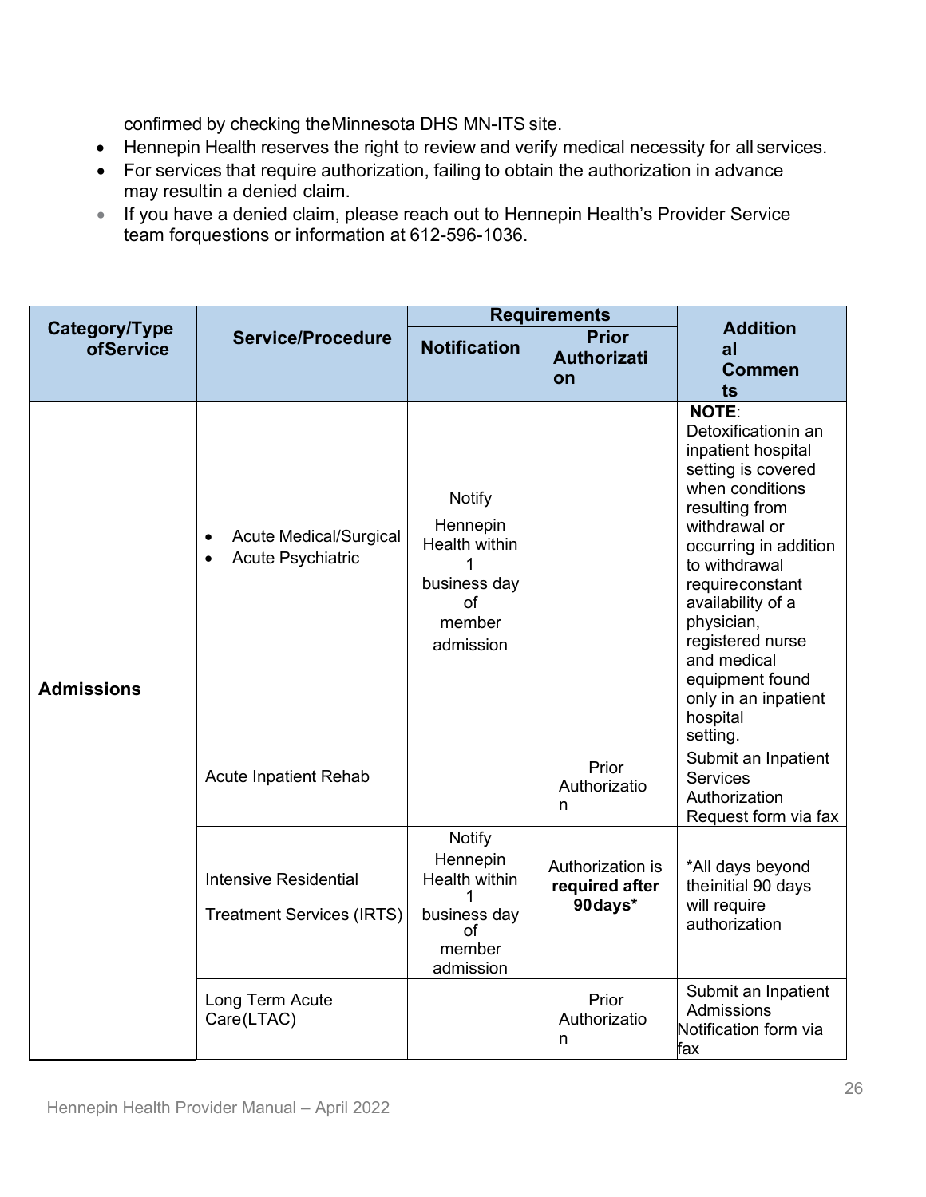confirmed by checking the Minnesota DHS MN-ITS site.

- Hennepin Health reserves the right to review and verify medical necessity for all services.
- For services that require authorization, failing to obtain the authorization in advance may result in a denied claim.
- If you have a denied claim, please reach out to Hennepin Health's Provider Service team for questions or information at 612-596-1036.

| Category/Type of Service | Service/Procedure | Requirements | | Additional Comments |
|---|---|---|---|---|
| | | **Notification** | **Prior Authorization** | |
| **Admissions** | • Acute Medical/Surgical<br>• Acute Psychiatric | Notify Hennepin Health within 1 business day of member admission | | **NOTE**: Detoxification in an inpatient hospital setting is covered when conditions resulting from withdrawal or occurring in addition to withdrawal require constant availability of a physician, registered nurse and medical equipment found only in an inpatient hospital setting. |
| | Acute Inpatient Rehab | | Prior Authorization | Submit an Inpatient Services Authorization Request form via fax |
| | Intensive Residential Treatment Services (IRTS) | Notify Hennepin Health within 1 business day of member admission | Authorization is **required after 90 days*** | *All days beyond the initial 90 days will require authorization |
| | Long Term Acute Care (LTAC) | | Prior Authorization | Submit an Inpatient Admissions Notification form via fax |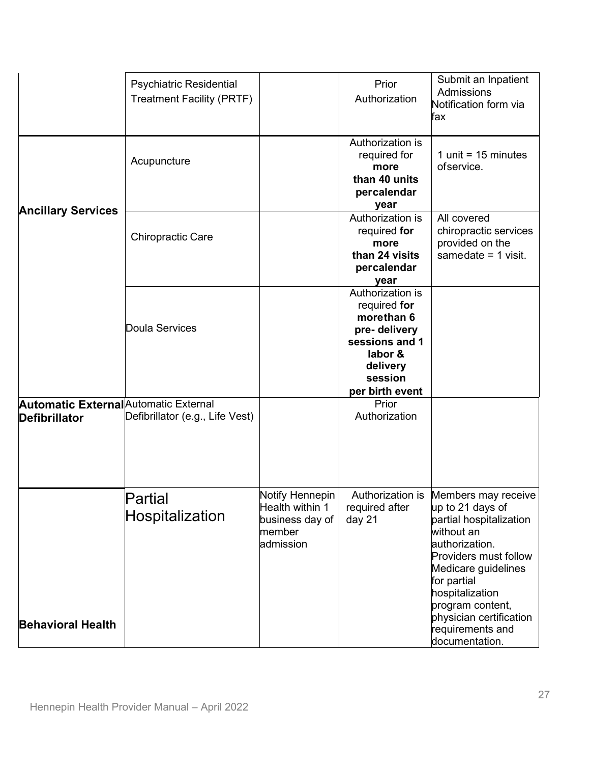| | | | | |
|---|---|---|---|---|
| | Psychiatric Residential Treatment Facility (PRTF) | | Prior Authorization | Submit an Inpatient Admissions Notification form via fax |
| **Ancillary Services** | Acupuncture | | Authorization is required for **more than 40 units percalendar year** | 1 unit = 15 minutes ofservice. |
| | Chiropractic Care | | Authorization is required **for more than 24 visits percalendar year** | All covered chiropractic services provided on the samedate = 1 visit. |
| | Doula Services | | Authorization is required **for morethan 6 pre- delivery sessions and 1 labor & delivery session per birth event** | |
| **Automatic External Defibrillator** | Automatic External Defibrillator (e.g., Life Vest) | | Prior Authorization | |
| **Behavioral Health** | Partial Hospitalization | Notify Hennepin Health within 1 business day of member admission | Authorization is required after day 21 | Members may receive up to 21 days of partial hospitalization without an authorization. Providers must follow Medicare guidelines for partial hospitalization program content, physician certification requirements and documentation. |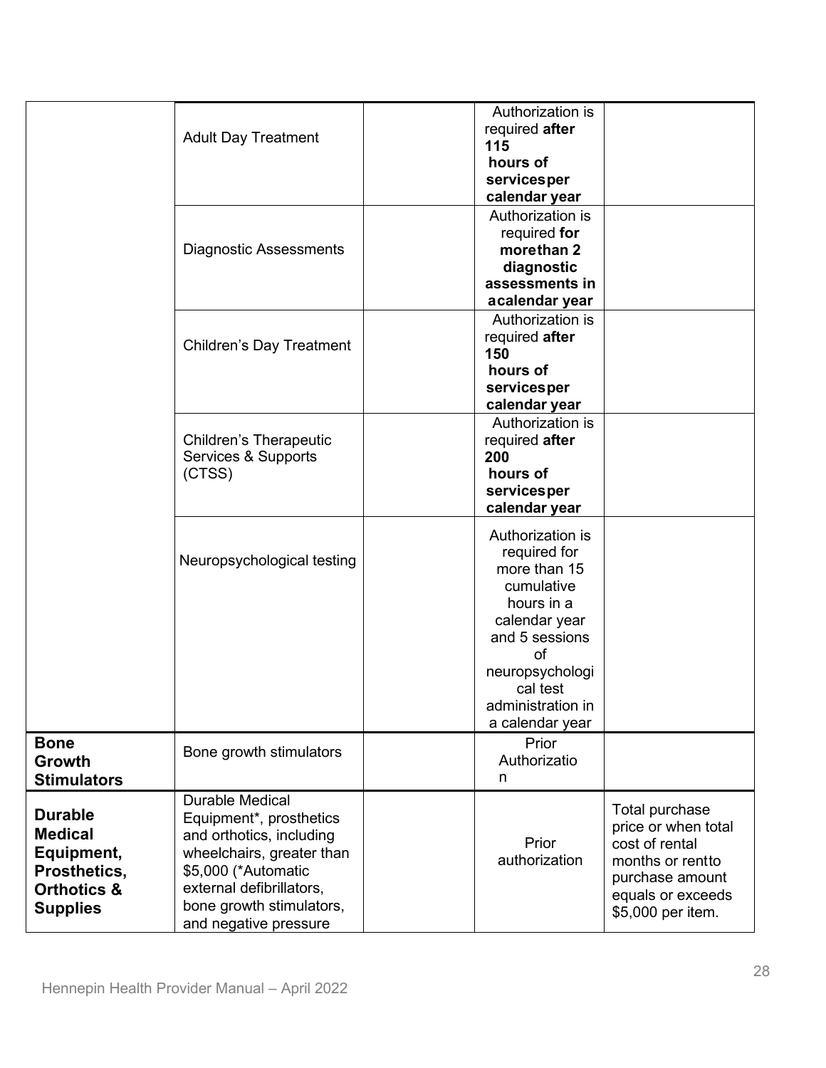| | | | | |
|---|---|---|---|---|
| | Adult Day Treatment | | Authorization is required **after 115 hours of services per calendar year** | |
| | Diagnostic Assessments | | Authorization is required **for more than 2 diagnostic assessments in a calendar year** | |
| | Children's Day Treatment | | Authorization is required **after 150 hours of services per calendar year** | |
| | Children's Therapeutic Services & Supports (CTSS) | | Authorization is required **after 200 hours of services per calendar year** | |
| | Neuropsychological testing | | Authorization is required for more than 15 cumulative hours in a calendar year and 5 sessions of neuropsychological test administration in a calendar year | |
| **Bone Growth Stimulators** | Bone growth stimulators | | Prior Authorization | |
| **Durable Medical Equipment, Prosthetics, Orthotics & Supplies** | Durable Medical Equipment*, prosthetics and orthotics, including wheelchairs, greater than $5,000 (*Automatic external defibrillators, bone growth stimulators, and negative pressure | | Prior authorization | Total purchase price or when total cost of rental months or rent to purchase amount equals or exceeds $5,000 per item. |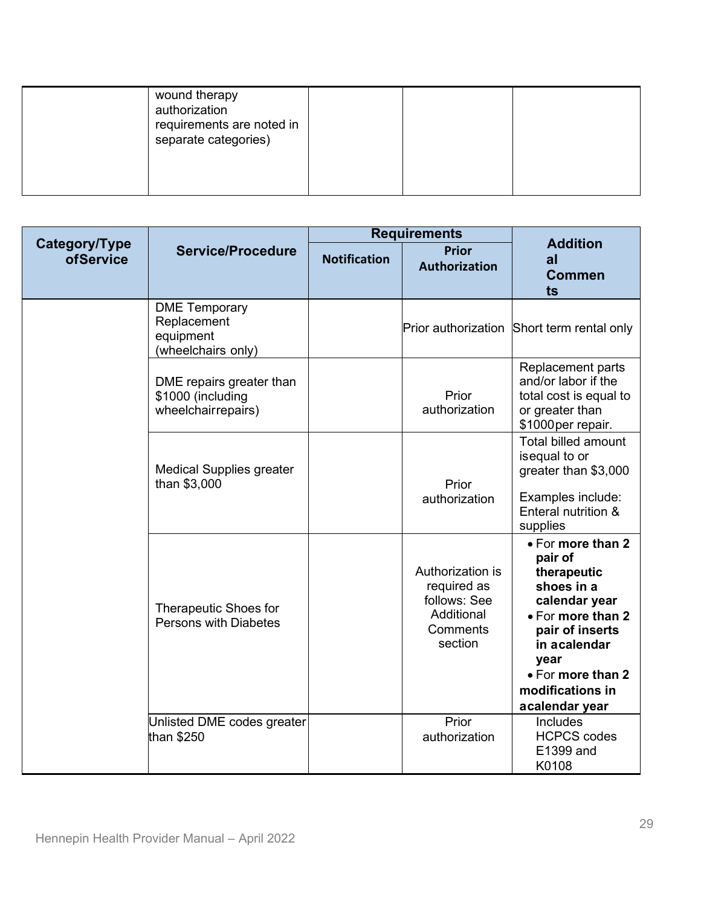|  | wound therapy authorization requirements are noted in separate categories) |  |  |  |
|---|---|---|---|---|

| Category/Type of Service | Service/Procedure | Requirements | | Additional Comments |
|---|---|---|---|---|
| | | Notification | Prior Authorization | |
|  | DME Temporary Replacement equipment (wheelchairs only) |  | Prior authorization | Short term rental only |
|  | DME repairs greater than $1000 (including wheelchair repairs) |  | Prior authorization | Replacement parts and/or labor if the total cost is equal to or greater than $1000 per repair. |
|  | Medical Supplies greater than $3,000 |  | Prior authorization | Total billed amount is equal to or greater than $3,000<br><br>Examples include: Enteral nutrition & supplies |
|  | Therapeutic Shoes for Persons with Diabetes |  | Authorization is required as follows: See Additional Comments section | • For **more than 2 pair of therapeutic shoes in a calendar year**<br>• For **more than 2 pair of inserts in a calendar year**<br>• For **more than 2 modifications in a calendar year** |
|  | Unlisted DME codes greater than $250 |  | Prior authorization | Includes HCPCS codes E1399 and K0108 |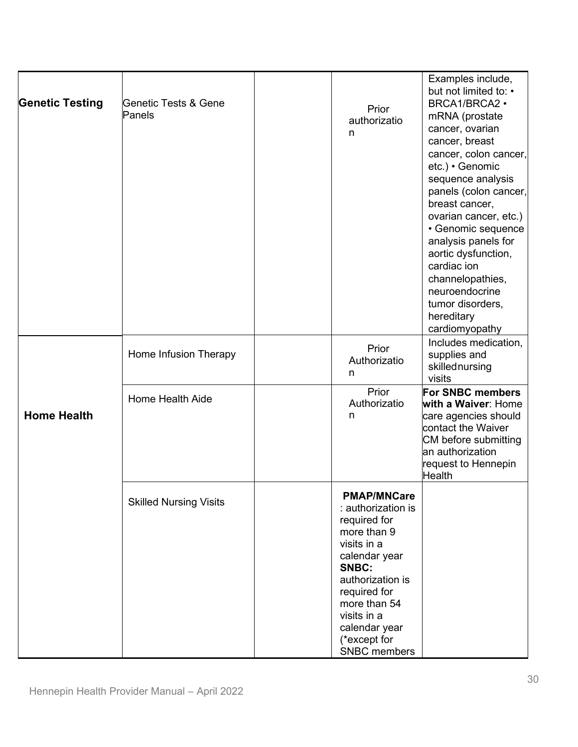| | | | | |
|---|---|---|---|---|
| **Genetic Testing** | Genetic Tests & Gene Panels | | Prior authorization | Examples include, but not limited to: • BRCA1/BRCA2 • mRNA (prostate cancer, ovarian cancer, breast cancer, colon cancer, etc.) • Genomic sequence analysis panels (colon cancer, breast cancer, ovarian cancer, etc.) • Genomic sequence analysis panels for aortic dysfunction, cardiac ion channelopathies, neuroendocrine tumor disorders, hereditary cardiomyopathy |
| **Home Health** | Home Infusion Therapy | | Prior Authorization | Includes medication, supplies and skilled nursing visits |
| | Home Health Aide | | Prior Authorization | **For SNBC members with a Waiver**: Home care agencies should contact the Waiver CM before submitting an authorization request to Hennepin Health |
| | Skilled Nursing Visits | | **PMAP/MNCare**: authorization is required for more than 9 visits in a calendar year **SNBC:** authorization is required for more than 54 visits in a calendar year (*except for SNBC members | |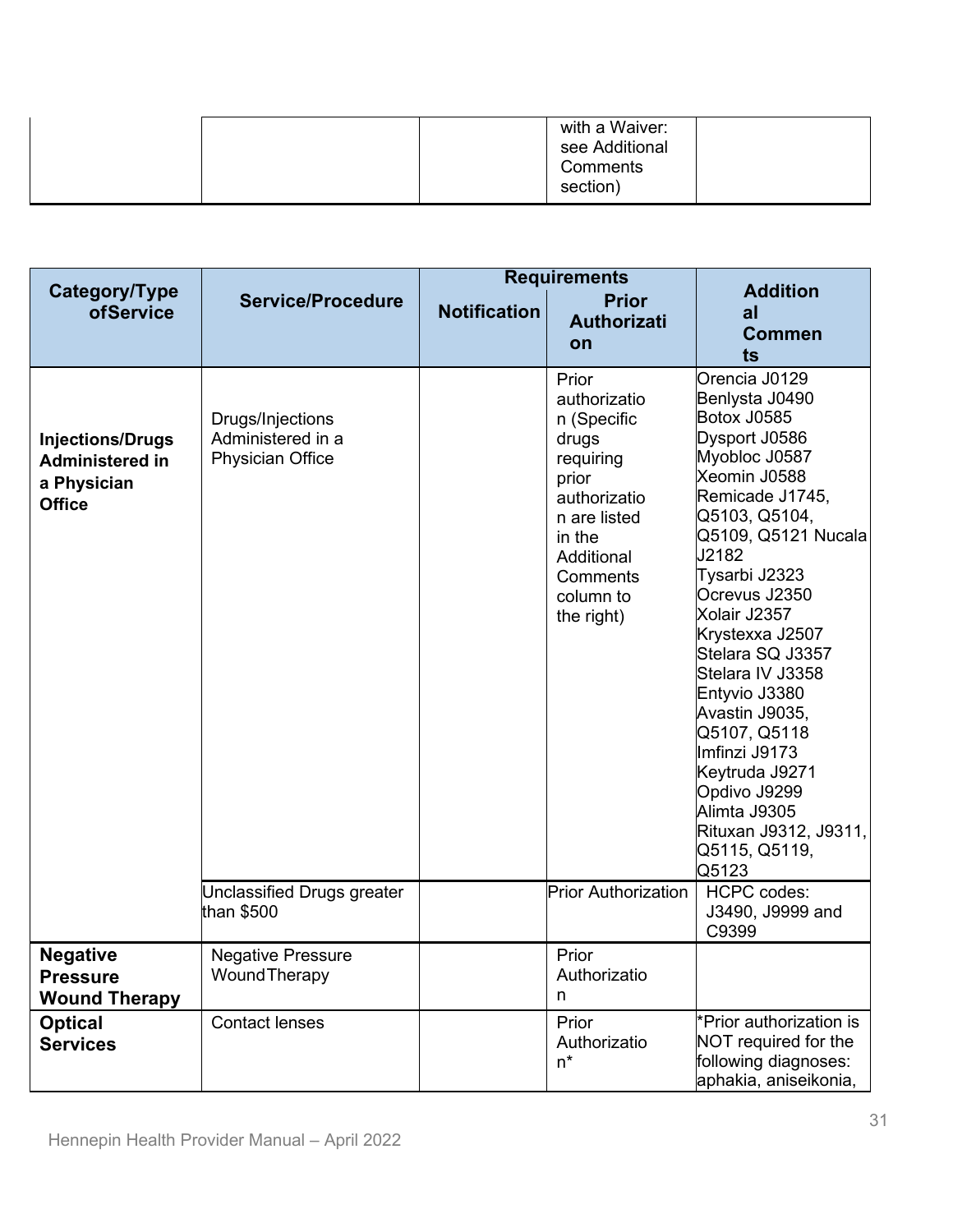| | | | with a Waiver: see Additional Comments section) | |
|---|---|---|---|---|

| Category/Type ofService | Service/Procedure | Requirements | | Additional Comments |
|---|---|---|---|---|
| | | Notification | Prior Authorization | |
| **Injections/Drugs Administered in a Physician Office** | Drugs/Injections Administered in a Physician Office | | Prior authorization (Specific drugs requiring prior authorization are listed in the Additional Comments column to the right) | Orencia J0129<br>Benlysta J0490<br>Botox J0585<br>Dysport J0586<br>Myobloc J0587<br>Xeomin J0588<br>Remicade J1745, Q5103, Q5104, Q5109, Q5121 Nucala J2182<br>Tysarbi J2323<br>Ocrevus J2350<br>Xolair J2357<br>Krystexxa J2507<br>Stelara SQ J3357<br>Stelara IV J3358<br>Entyvio J3380<br>Avastin J9035, Q5107, Q5118<br>Imfinzi J9173<br>Keytruda J9271<br>Opdivo J9299<br>Alimta J9305<br>Rituxan J9312, J9311, Q5115, Q5119, Q5123 |
| | Unclassified Drugs greater than $500 | | Prior Authorization | HCPC codes: J3490, J9999 and C9399 |
| **Negative Pressure Wound Therapy** | Negative Pressure WoundTherapy | | Prior Authorization | |
| **Optical Services** | Contact lenses | | Prior Authorization* | *Prior authorization is NOT required for the following diagnoses: aphakia, aniseikonia, |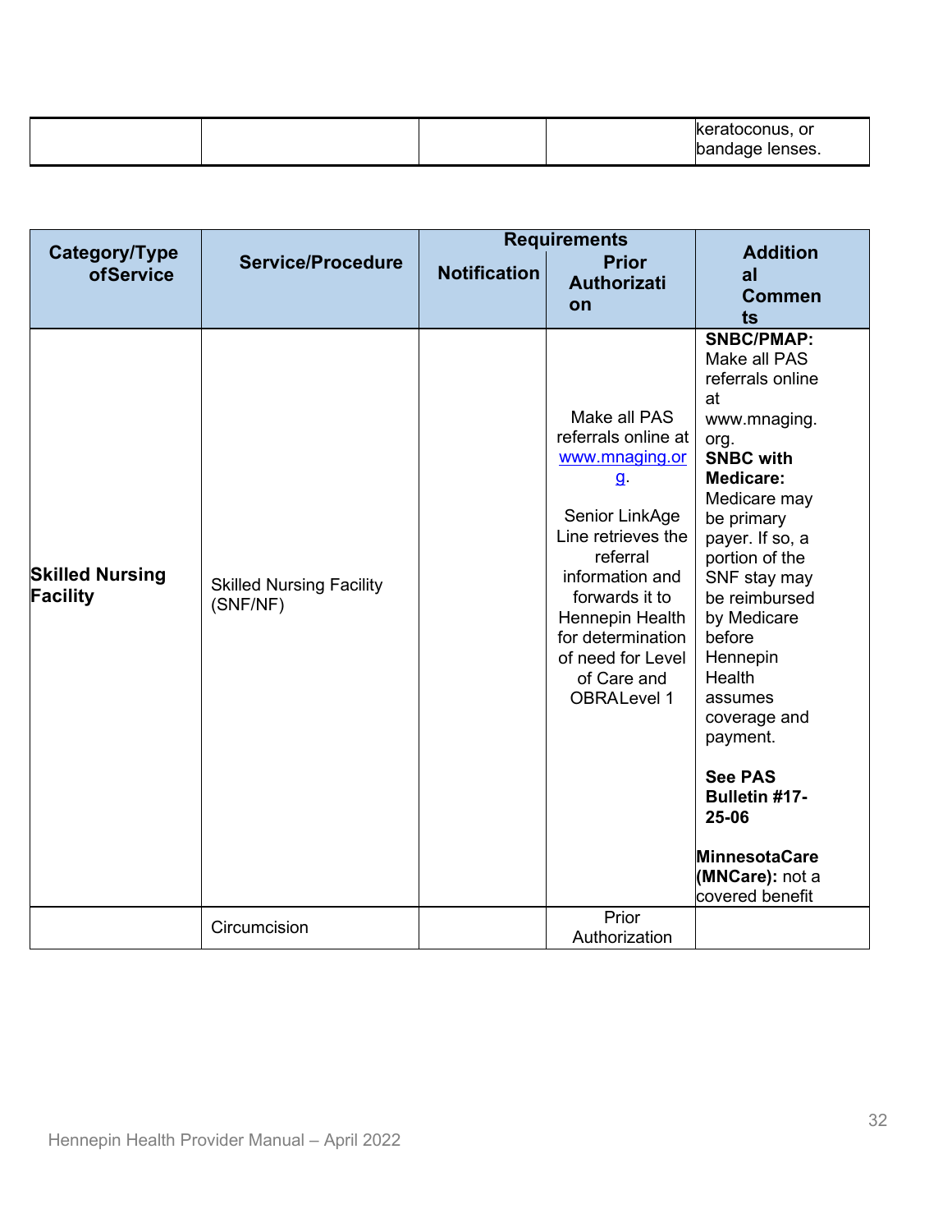| | | | | keratoconus, or bandage lenses. |
|---|---|---|---|---|

| Category/Type ofService | Service/Procedure | Requirements | | Additional Comments |
|---|---|---|---|---|
| | | Notification | Prior Authorization | |
| **Skilled Nursing Facility** | Skilled Nursing Facility (SNF/NF) | | Make all PAS referrals online at www.mnaging.org.<br><br>Senior LinkAge Line retrieves the referral information and forwards it to Hennepin Health for determination of need for Level of Care and OBRALevel 1 | **SNBC/PMAP:** Make all PAS referrals online at www.mnaging.org.<br>**SNBC with Medicare:** Medicare may be primary payer. If so, a portion of the SNF stay may be reimbursed by Medicare before Hennepin Health assumes coverage and payment.<br><br>**See PAS Bulletin #17-25-06**<br><br>**MinnesotaCare (MNCare):** not a covered benefit |
| | Circumcision | | Prior Authorization | |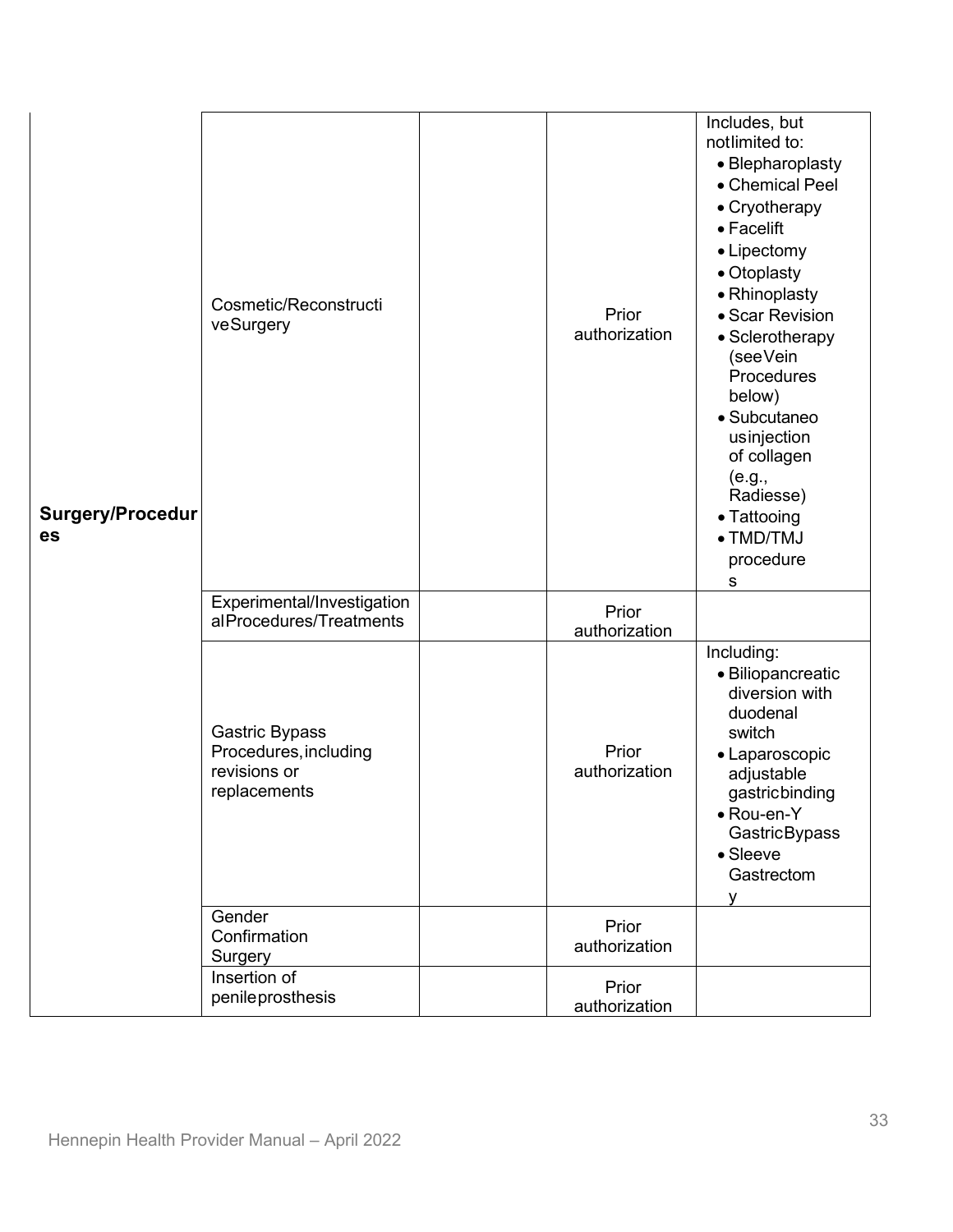| | | | | |
|---|---|---|---|---|
| **Surgery/Procedures** | Cosmetic/Reconstructive Surgery | | Prior authorization | Includes, but not limited to:<br>• Blepharoplasty<br>• Chemical Peel<br>• Cryotherapy<br>• Facelift<br>• Lipectomy<br>• Otoplasty<br>• Rhinoplasty<br>• Scar Revision<br>• Sclerotherapy (see Vein Procedures below)<br>• Subcutaneous injection of collagen (e.g., Radiesse)<br>• Tattooing<br>• TMD/TMJ procedures |
| | Experimental/Investigational Procedures/Treatments | | Prior authorization | |
| | Gastric Bypass Procedures, including revisions or replacements | | Prior authorization | Including:<br>• Biliopancreatic diversion with duodenal switch<br>• Laparoscopic adjustable gastric binding<br>• Rou-en-Y Gastric Bypass<br>• Sleeve Gastrectomy |
| | Gender Confirmation Surgery | | Prior authorization | |
| | Insertion of penile prosthesis | | Prior authorization | |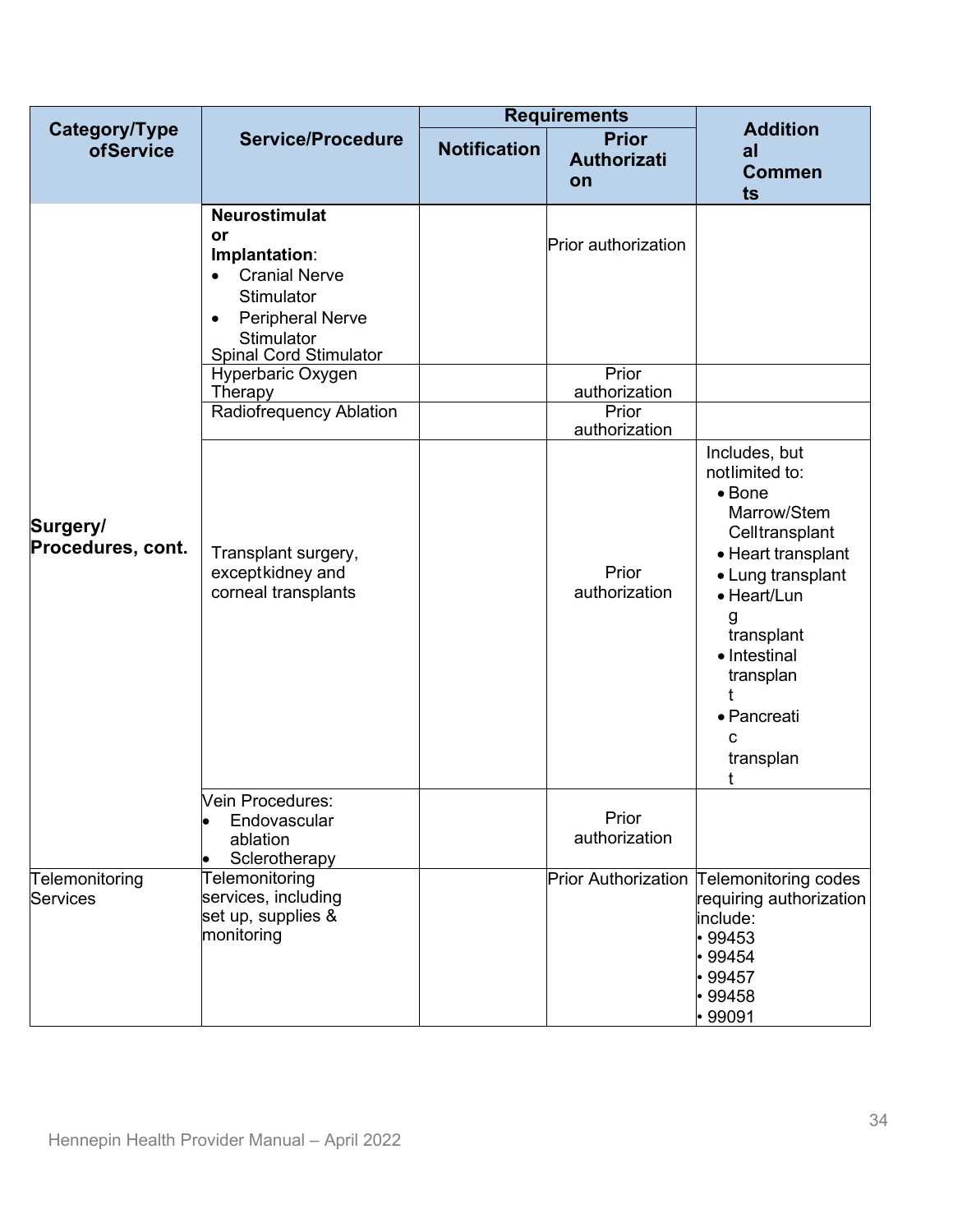| Category/Type of Service | Service/Procedure | Requirements | | Additional Comments |
|---|---|---|---|---|
| | | Notification | Prior Authorization | |
| Surgery/ Procedures, cont. | **Neurostimulator Implantation**: <br>• Cranial Nerve Stimulator <br>• Peripheral Nerve Stimulator <br>Spinal Cord Stimulator | | Prior authorization | |
| | Hyperbaric Oxygen Therapy | | Prior authorization | |
| | Radiofrequency Ablation | | Prior authorization | |
| | Transplant surgery, except kidney and corneal transplants | | Prior authorization | Includes, but not limited to: <br>• Bone Marrow/Stem Cell transplant <br>• Heart transplant <br>• Lung transplant <br>• Heart/Lung transplant <br>• Intestinal transplant <br>• Pancreatic transplant |
| | Vein Procedures: <br>• Endovascular ablation <br>• Sclerotherapy | | Prior authorization | |
| Telemonitoring Services | Telemonitoring services, including set up, supplies & monitoring | | Prior Authorization | Telemonitoring codes requiring authorization include: <br>• 99453 <br>• 99454 <br>• 99457 <br>• 99458 <br>• 99091 |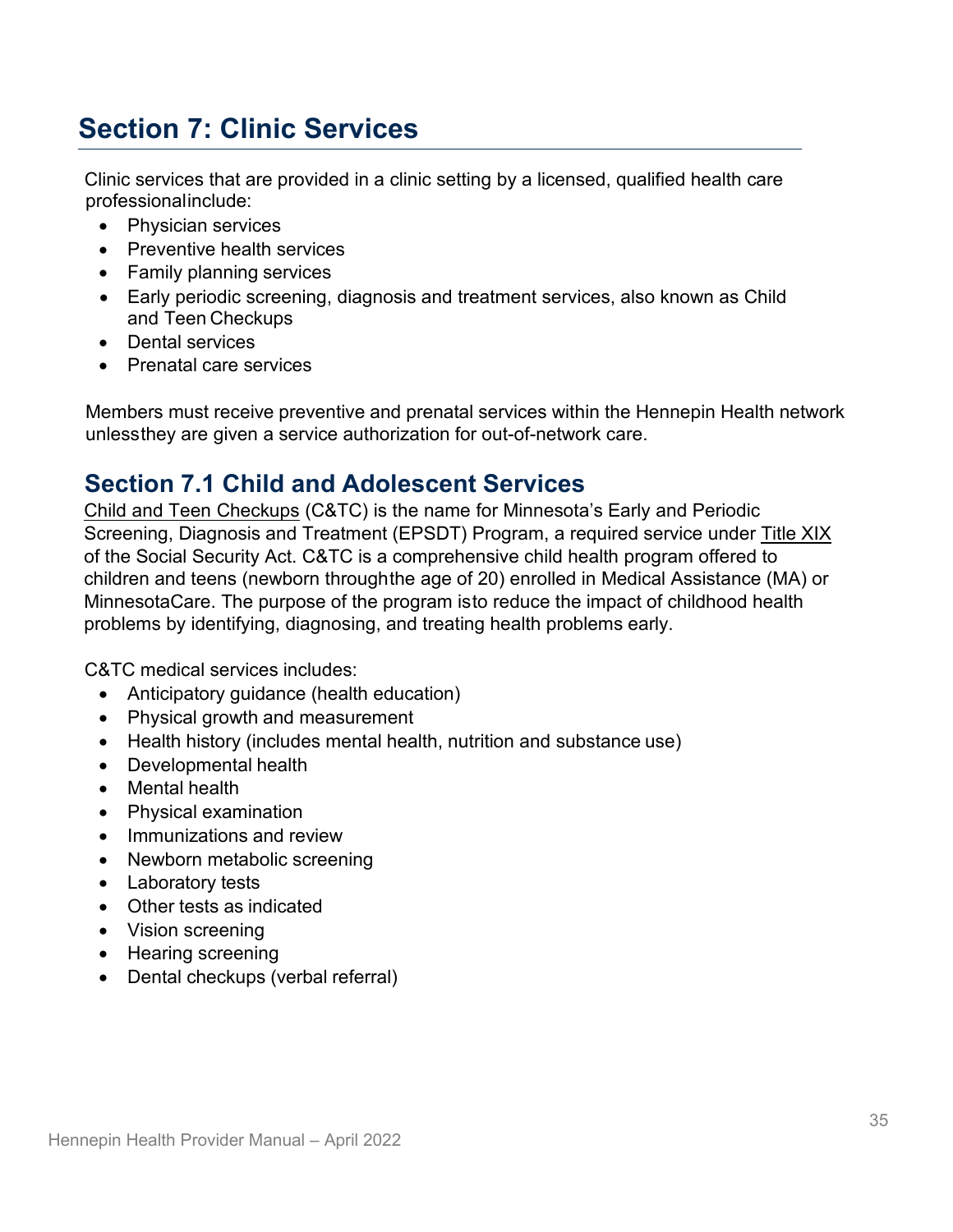# Section 7: Clinic Services

Clinic services that are provided in a clinic setting by a licensed, qualified health care professional include:

- Physician services
- Preventive health services
- Family planning services
- Early periodic screening, diagnosis and treatment services, also known as Child and Teen Checkups
- Dental services
- Prenatal care services

Members must receive preventive and prenatal services within the Hennepin Health network unless they are given a service authorization for out-of-network care.

## Section 7.1 Child and Adolescent Services

Child and Teen Checkups (C&TC) is the name for Minnesota's Early and Periodic Screening, Diagnosis and Treatment (EPSDT) Program, a required service under Title XIX of the Social Security Act. C&TC is a comprehensive child health program offered to children and teens (newborn through the age of 20) enrolled in Medical Assistance (MA) or MinnesotaCare. The purpose of the program is to reduce the impact of childhood health problems by identifying, diagnosing, and treating health problems early.

C&TC medical services includes:

- Anticipatory guidance (health education)
- Physical growth and measurement
- Health history (includes mental health, nutrition and substance use)
- Developmental health
- Mental health
- Physical examination
- Immunizations and review
- Newborn metabolic screening
- Laboratory tests
- Other tests as indicated
- Vision screening
- Hearing screening
- Dental checkups (verbal referral)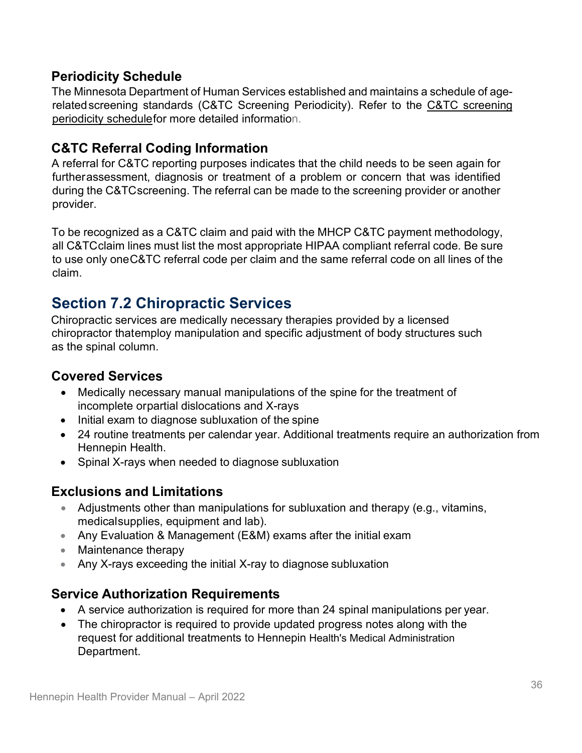### Periodicity Schedule

The Minnesota Department of Human Services established and maintains a schedule of age-related screening standards (C&TC Screening Periodicity). Refer to the C&TC screening periodicity schedule for more detailed information.

### C&TC Referral Coding Information

A referral for C&TC reporting purposes indicates that the child needs to be seen again for further assessment, diagnosis or treatment of a problem or concern that was identified during the C&TC screening. The referral can be made to the screening provider or another provider.

To be recognized as a C&TC claim and paid with the MHCP C&TC payment methodology, all C&TC claim lines must list the most appropriate HIPAA compliant referral code. Be sure to use only one C&TC referral code per claim and the same referral code on all lines of the claim.

## Section 7.2 Chiropractic Services

Chiropractic services are medically necessary therapies provided by a licensed chiropractor that employ manipulation and specific adjustment of body structures such as the spinal column.

### Covered Services

- Medically necessary manual manipulations of the spine for the treatment of incomplete or partial dislocations and X-rays
- Initial exam to diagnose subluxation of the spine
- 24 routine treatments per calendar year. Additional treatments require an authorization from Hennepin Health.
- Spinal X-rays when needed to diagnose subluxation

### Exclusions and Limitations

- Adjustments other than manipulations for subluxation and therapy (e.g., vitamins, medical supplies, equipment and lab).
- Any Evaluation & Management (E&M) exams after the initial exam
- Maintenance therapy
- Any X-rays exceeding the initial X-ray to diagnose subluxation

### Service Authorization Requirements

- A service authorization is required for more than 24 spinal manipulations per year.
- The chiropractor is required to provide updated progress notes along with the request for additional treatments to Hennepin Health's Medical Administration Department.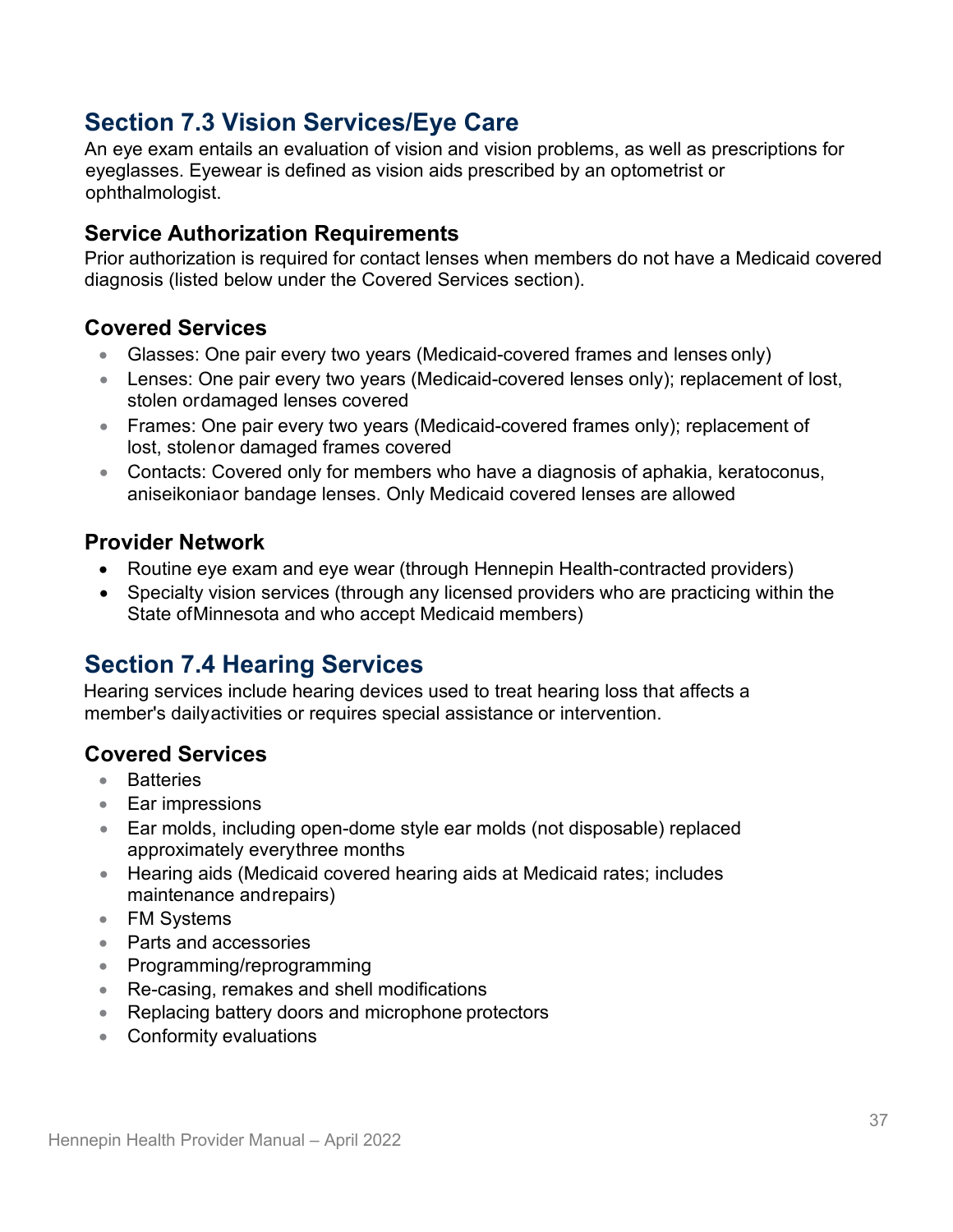## Section 7.3 Vision Services/Eye Care

An eye exam entails an evaluation of vision and vision problems, as well as prescriptions for eyeglasses. Eyewear is defined as vision aids prescribed by an optometrist or ophthalmologist.

### Service Authorization Requirements

Prior authorization is required for contact lenses when members do not have a Medicaid covered diagnosis (listed below under the Covered Services section).

### Covered Services

- Glasses: One pair every two years (Medicaid-covered frames and lenses only)
- Lenses: One pair every two years (Medicaid-covered lenses only); replacement of lost, stolen ordamaged lenses covered
- Frames: One pair every two years (Medicaid-covered frames only); replacement of lost, stolenor damaged frames covered
- Contacts: Covered only for members who have a diagnosis of aphakia, keratoconus, aniseikoniaor bandage lenses. Only Medicaid covered lenses are allowed

### Provider Network

- Routine eye exam and eye wear (through Hennepin Health-contracted providers)
- Specialty vision services (through any licensed providers who are practicing within the State ofMinnesota and who accept Medicaid members)

## Section 7.4 Hearing Services

Hearing services include hearing devices used to treat hearing loss that affects a member's dailyactivities or requires special assistance or intervention.

### Covered Services

- Batteries
- Ear impressions
- Ear molds, including open-dome style ear molds (not disposable) replaced approximately everythree months
- Hearing aids (Medicaid covered hearing aids at Medicaid rates; includes maintenance andrepairs)
- FM Systems
- Parts and accessories
- Programming/reprogramming
- Re-casing, remakes and shell modifications
- Replacing battery doors and microphone protectors
- Conformity evaluations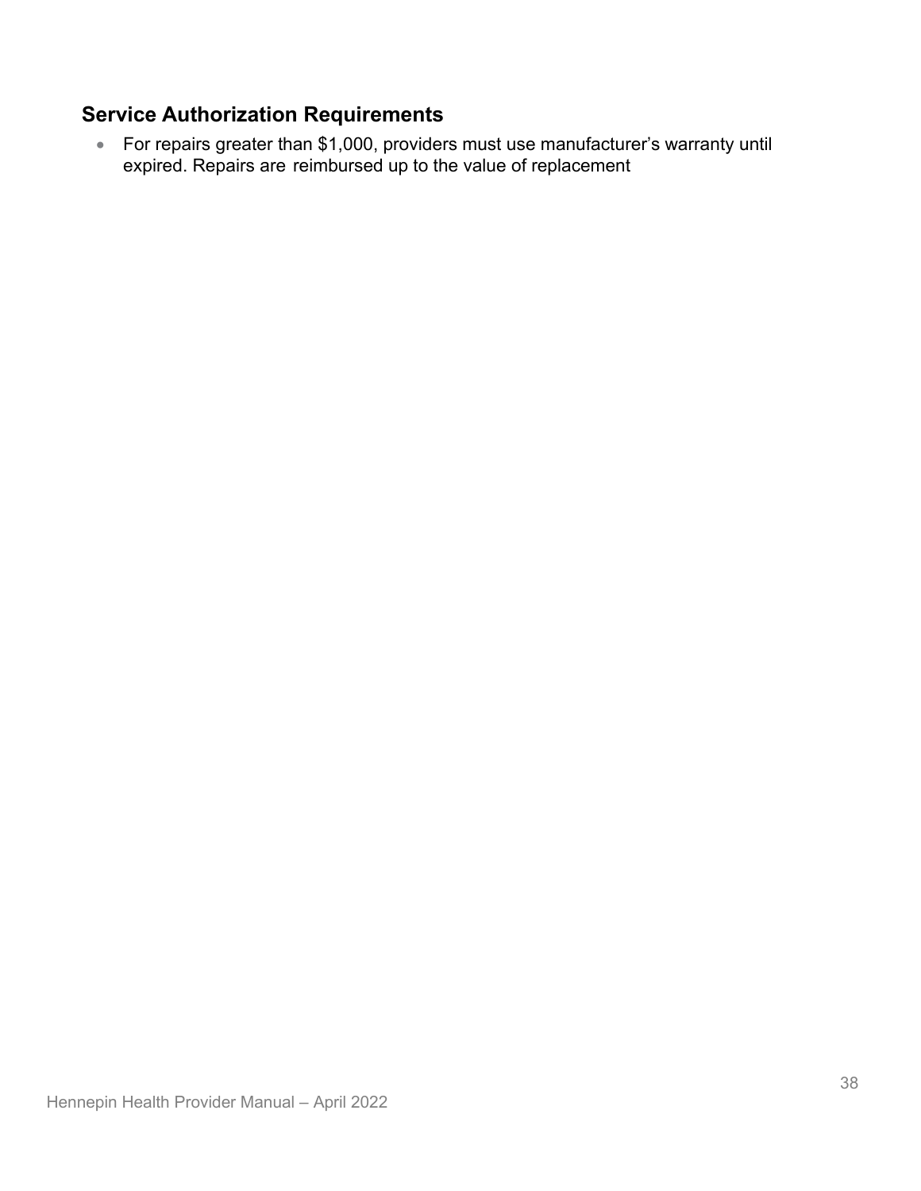## Service Authorization Requirements

- For repairs greater than $1,000, providers must use manufacturer's warranty until expired. Repairs are reimbursed up to the value of replacement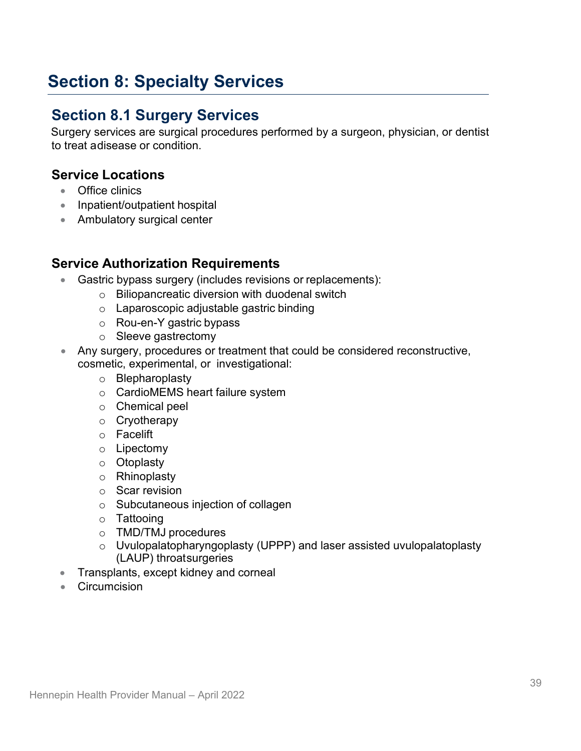# Section 8: Specialty Services

## Section 8.1 Surgery Services

Surgery services are surgical procedures performed by a surgeon, physician, or dentist to treat a disease or condition.

### Service Locations

- Office clinics
- Inpatient/outpatient hospital
- Ambulatory surgical center

### Service Authorization Requirements

- Gastric bypass surgery (includes revisions or replacements):
  - Biliopancreatic diversion with duodenal switch
  - Laparoscopic adjustable gastric binding
  - Rou-en-Y gastric bypass
  - Sleeve gastrectomy
- Any surgery, procedures or treatment that could be considered reconstructive, cosmetic, experimental, or investigational:
  - Blepharoplasty
  - CardioMEMS heart failure system
  - Chemical peel
  - Cryotherapy
  - Facelift
  - Lipectomy
  - Otoplasty
  - Rhinoplasty
  - Scar revision
  - Subcutaneous injection of collagen
  - Tattooing
  - TMD/TMJ procedures
  - Uvulopalatopharyngoplasty (UPPP) and laser assisted uvulopalatoplasty (LAUP) throat surgeries
- Transplants, except kidney and corneal
- Circumcision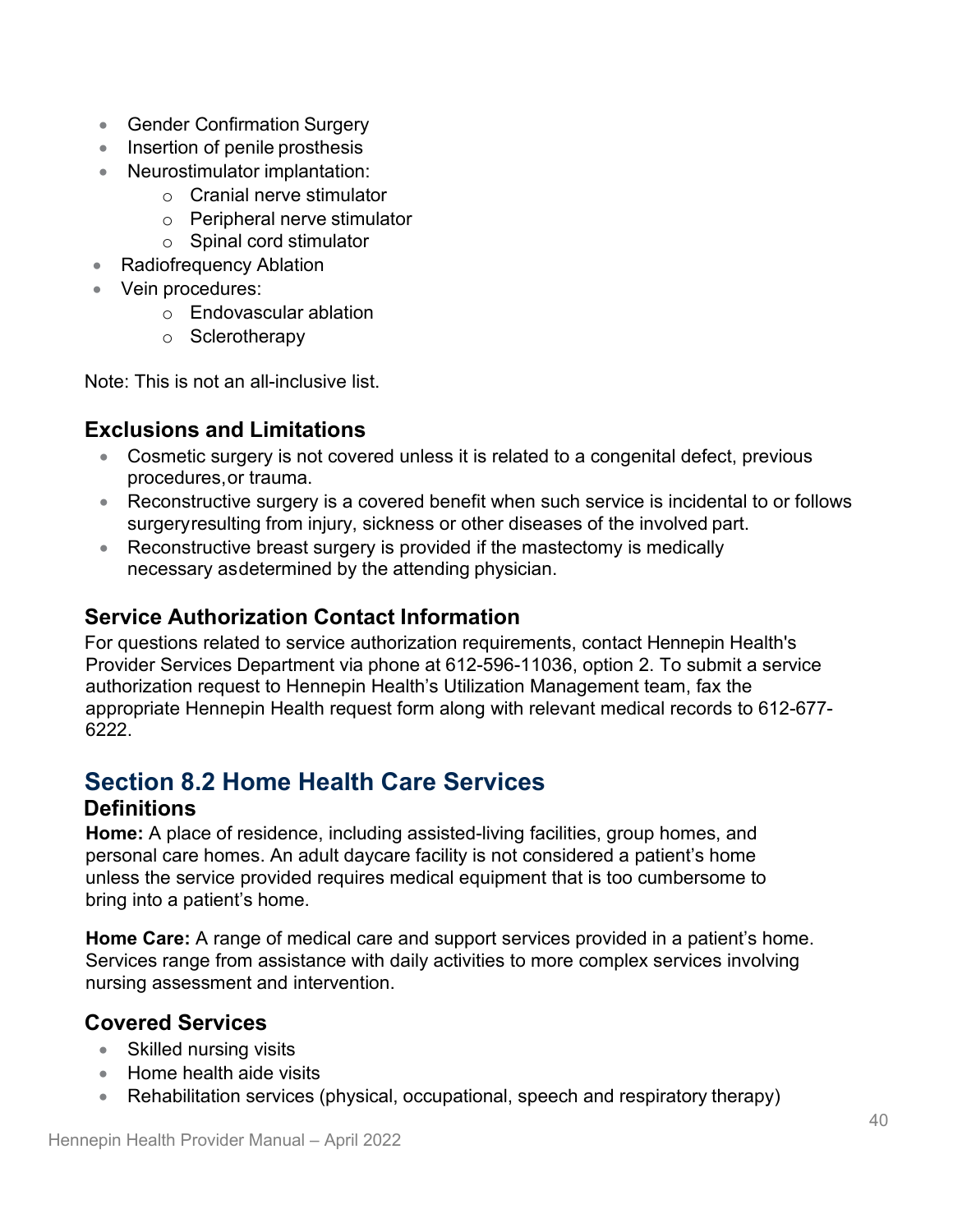- Gender Confirmation Surgery
- Insertion of penile prosthesis
- Neurostimulator implantation:
  - Cranial nerve stimulator
  - Peripheral nerve stimulator
  - Spinal cord stimulator
- Radiofrequency Ablation
- Vein procedures:
  - Endovascular ablation
  - Sclerotherapy

Note: This is not an all-inclusive list.

### Exclusions and Limitations

- Cosmetic surgery is not covered unless it is related to a congenital defect, previous procedures, or trauma.
- Reconstructive surgery is a covered benefit when such service is incidental to or follows surgery resulting from injury, sickness or other diseases of the involved part.
- Reconstructive breast surgery is provided if the mastectomy is medically necessary as determined by the attending physician.

### Service Authorization Contact Information

For questions related to service authorization requirements, contact Hennepin Health's Provider Services Department via phone at 612-596-11036, option 2. To submit a service authorization request to Hennepin Health's Utilization Management team, fax the appropriate Hennepin Health request form along with relevant medical records to 612-677-6222.

## Section 8.2 Home Health Care Services

### Definitions

**Home:** A place of residence, including assisted-living facilities, group homes, and personal care homes. An adult daycare facility is not considered a patient's home unless the service provided requires medical equipment that is too cumbersome to bring into a patient's home.

**Home Care:** A range of medical care and support services provided in a patient's home. Services range from assistance with daily activities to more complex services involving nursing assessment and intervention.

### Covered Services

- Skilled nursing visits
- Home health aide visits
- Rehabilitation services (physical, occupational, speech and respiratory therapy)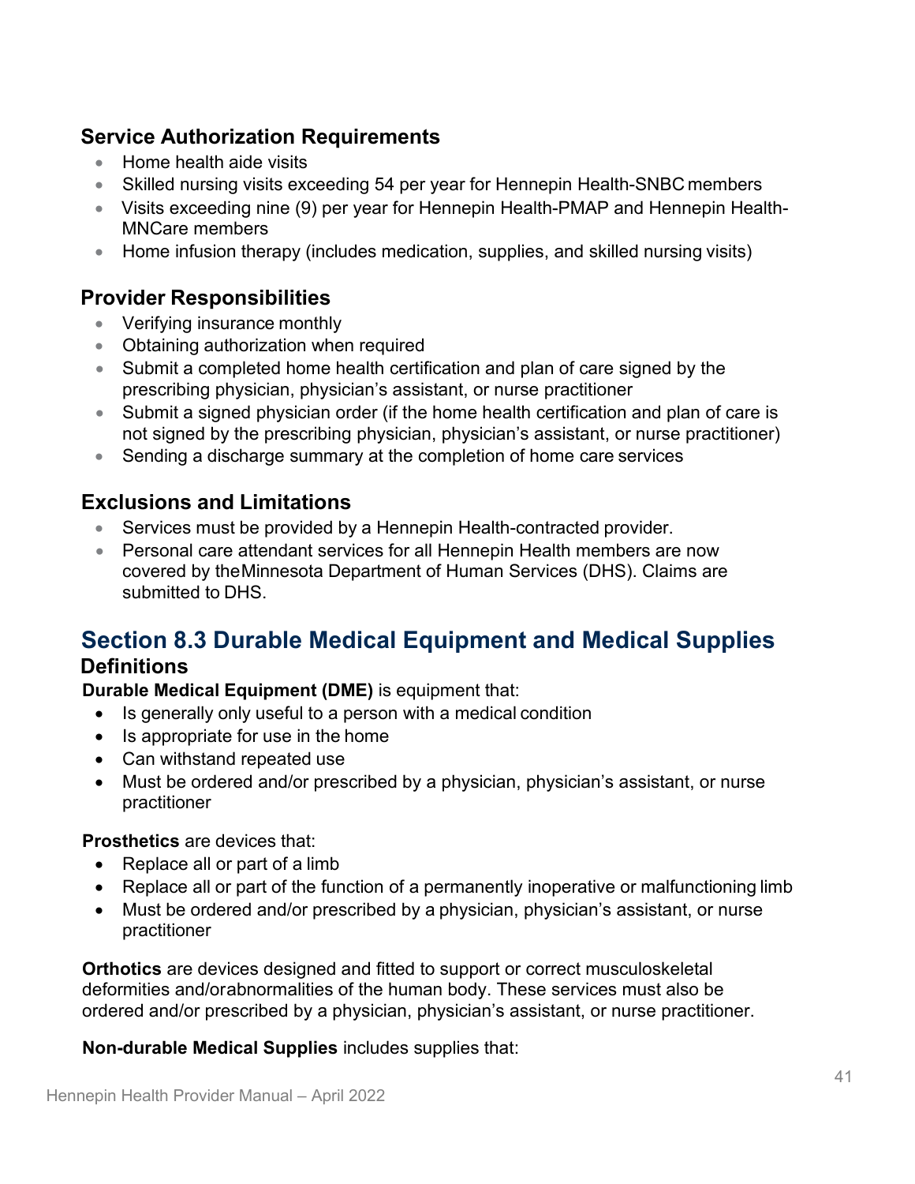### Service Authorization Requirements

- Home health aide visits
- Skilled nursing visits exceeding 54 per year for Hennepin Health-SNBC members
- Visits exceeding nine (9) per year for Hennepin Health-PMAP and Hennepin Health-MNCare members
- Home infusion therapy (includes medication, supplies, and skilled nursing visits)

### Provider Responsibilities

- Verifying insurance monthly
- Obtaining authorization when required
- Submit a completed home health certification and plan of care signed by the prescribing physician, physician's assistant, or nurse practitioner
- Submit a signed physician order (if the home health certification and plan of care is not signed by the prescribing physician, physician's assistant, or nurse practitioner)
- Sending a discharge summary at the completion of home care services

### Exclusions and Limitations

- Services must be provided by a Hennepin Health-contracted provider.
- Personal care attendant services for all Hennepin Health members are now covered by the Minnesota Department of Human Services (DHS). Claims are submitted to DHS.

## Section 8.3 Durable Medical Equipment and Medical Supplies

### Definitions

**Durable Medical Equipment (DME)** is equipment that:

- Is generally only useful to a person with a medical condition
- Is appropriate for use in the home
- Can withstand repeated use
- Must be ordered and/or prescribed by a physician, physician's assistant, or nurse practitioner

**Prosthetics** are devices that:

- Replace all or part of a limb
- Replace all or part of the function of a permanently inoperative or malfunctioning limb
- Must be ordered and/or prescribed by a physician, physician's assistant, or nurse practitioner

**Orthotics** are devices designed and fitted to support or correct musculoskeletal deformities and/or abnormalities of the human body. These services must also be ordered and/or prescribed by a physician, physician's assistant, or nurse practitioner.

**Non-durable Medical Supplies** includes supplies that: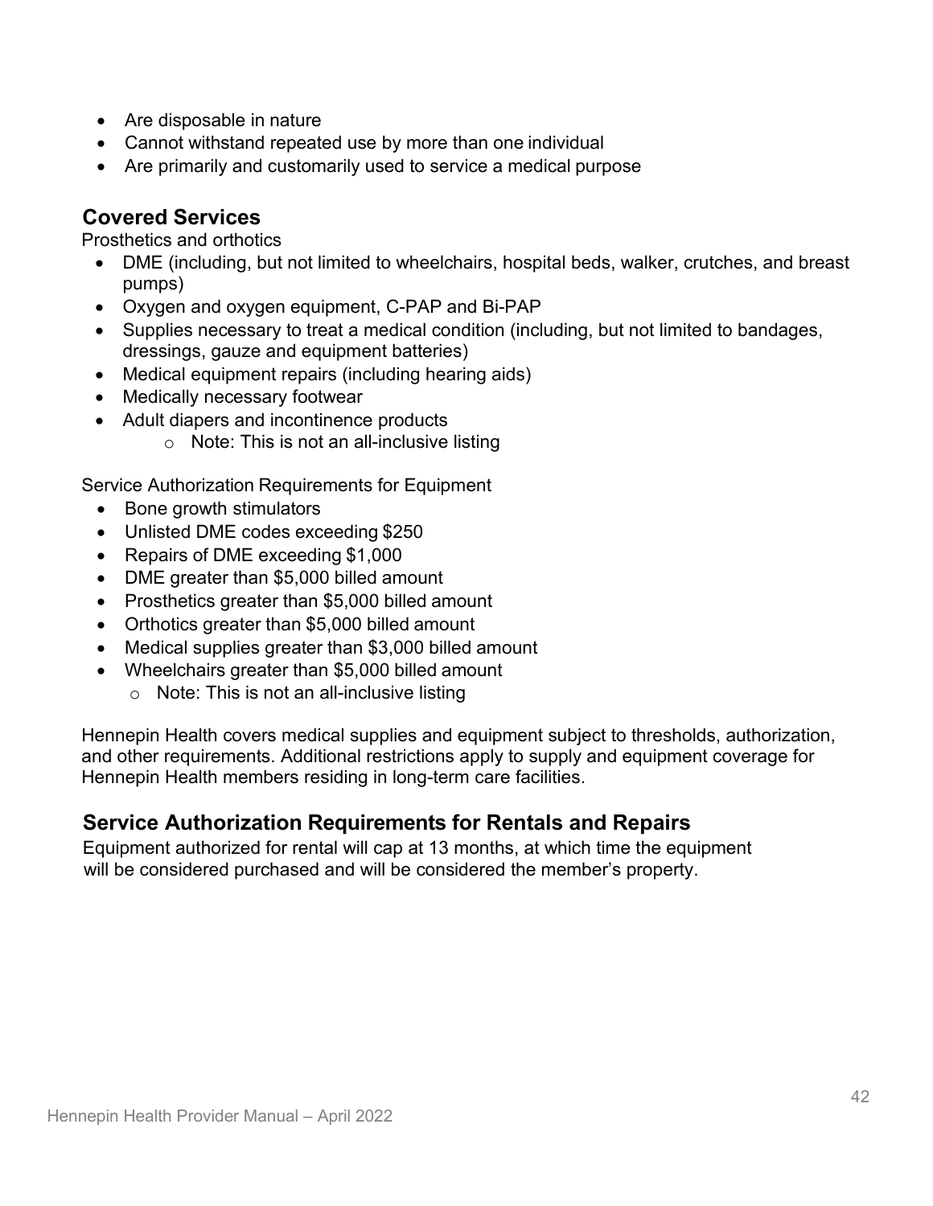- Are disposable in nature
- Cannot withstand repeated use by more than one individual
- Are primarily and customarily used to service a medical purpose

## Covered Services

Prosthetics and orthotics

- DME (including, but not limited to wheelchairs, hospital beds, walker, crutches, and breast pumps)
- Oxygen and oxygen equipment, C-PAP and Bi-PAP
- Supplies necessary to treat a medical condition (including, but not limited to bandages, dressings, gauze and equipment batteries)
- Medical equipment repairs (including hearing aids)
- Medically necessary footwear
- Adult diapers and incontinence products
  - Note: This is not an all-inclusive listing

Service Authorization Requirements for Equipment

- Bone growth stimulators
- Unlisted DME codes exceeding $250
- Repairs of DME exceeding $1,000
- DME greater than $5,000 billed amount
- Prosthetics greater than $5,000 billed amount
- Orthotics greater than $5,000 billed amount
- Medical supplies greater than $3,000 billed amount
- Wheelchairs greater than $5,000 billed amount
  - Note: This is not an all-inclusive listing

Hennepin Health covers medical supplies and equipment subject to thresholds, authorization, and other requirements. Additional restrictions apply to supply and equipment coverage for Hennepin Health members residing in long-term care facilities.

## Service Authorization Requirements for Rentals and Repairs

Equipment authorized for rental will cap at 13 months, at which time the equipment will be considered purchased and will be considered the member's property.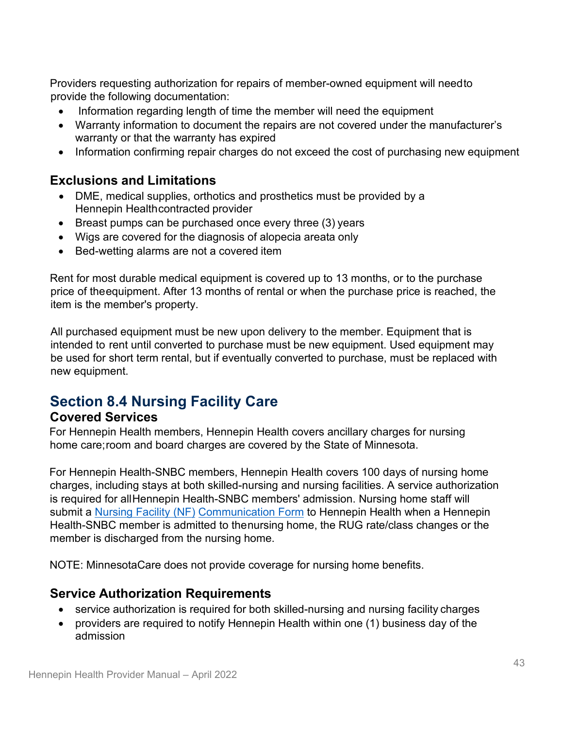Providers requesting authorization for repairs of member-owned equipment will need to provide the following documentation:

- Information regarding length of time the member will need the equipment
- Warranty information to document the repairs are not covered under the manufacturer's warranty or that the warranty has expired
- Information confirming repair charges do not exceed the cost of purchasing new equipment

### Exclusions and Limitations

- DME, medical supplies, orthotics and prosthetics must be provided by a Hennepin Health contracted provider
- Breast pumps can be purchased once every three (3) years
- Wigs are covered for the diagnosis of alopecia areata only
- Bed-wetting alarms are not a covered item

Rent for most durable medical equipment is covered up to 13 months, or to the purchase price of the equipment. After 13 months of rental or when the purchase price is reached, the item is the member's property.

All purchased equipment must be new upon delivery to the member. Equipment that is intended to rent until converted to purchase must be new equipment. Used equipment may be used for short term rental, but if eventually converted to purchase, must be replaced with new equipment.

## Section 8.4 Nursing Facility Care

### Covered Services

For Hennepin Health members, Hennepin Health covers ancillary charges for nursing home care; room and board charges are covered by the State of Minnesota.

For Hennepin Health-SNBC members, Hennepin Health covers 100 days of nursing home charges, including stays at both skilled-nursing and nursing facilities. A service authorization is required for all Hennepin Health-SNBC members' admission. Nursing home staff will submit a Nursing Facility (NF) Communication Form to Hennepin Health when a Hennepin Health-SNBC member is admitted to the nursing home, the RUG rate/class changes or the member is discharged from the nursing home.

NOTE: MinnesotaCare does not provide coverage for nursing home benefits.

### Service Authorization Requirements

- service authorization is required for both skilled-nursing and nursing facility charges
- providers are required to notify Hennepin Health within one (1) business day of the admission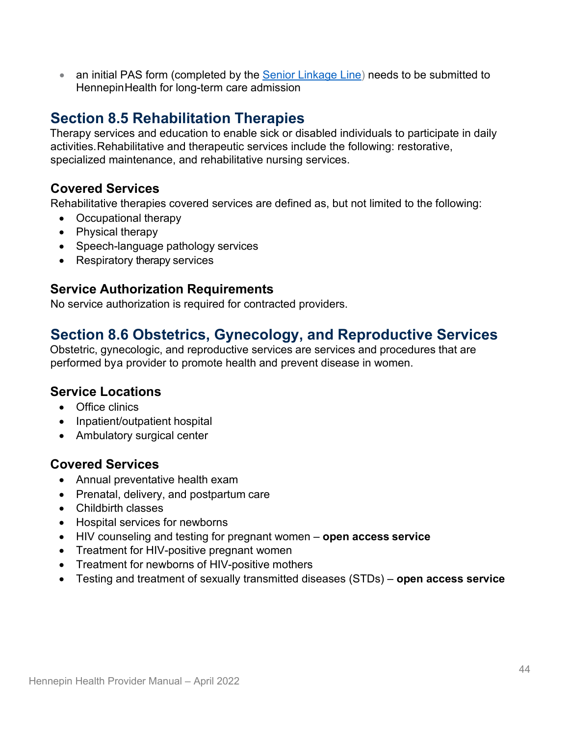- an initial PAS form (completed by the Senior Linkage Line) needs to be submitted to HennepinHealth for long-term care admission

## Section 8.5 Rehabilitation Therapies

Therapy services and education to enable sick or disabled individuals to participate in daily activities. Rehabilitative and therapeutic services include the following: restorative, specialized maintenance, and rehabilitative nursing services.

### Covered Services

Rehabilitative therapies covered services are defined as, but not limited to the following:

- Occupational therapy
- Physical therapy
- Speech-language pathology services
- Respiratory therapy services

### Service Authorization Requirements

No service authorization is required for contracted providers.

## Section 8.6 Obstetrics, Gynecology, and Reproductive Services

Obstetric, gynecologic, and reproductive services are services and procedures that are performed bya provider to promote health and prevent disease in women.

### Service Locations

- Office clinics
- Inpatient/outpatient hospital
- Ambulatory surgical center

### Covered Services

- Annual preventative health exam
- Prenatal, delivery, and postpartum care
- Childbirth classes
- Hospital services for newborns
- HIV counseling and testing for pregnant women – **open access service**
- Treatment for HIV-positive pregnant women
- Treatment for newborns of HIV-positive mothers
- Testing and treatment of sexually transmitted diseases (STDs) – **open access service**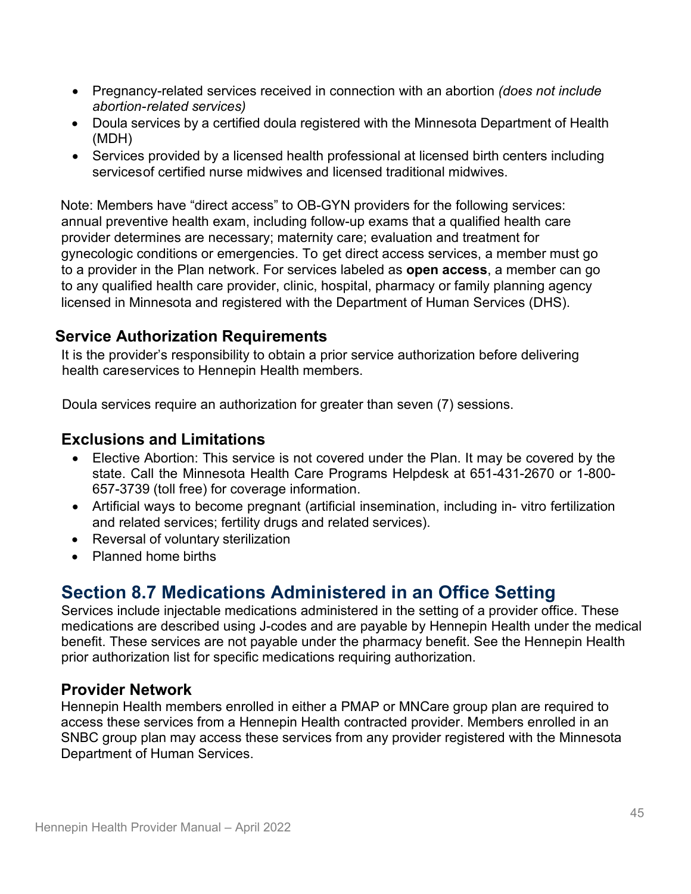- Pregnancy-related services received in connection with an abortion *(does not include abortion-related services)*
- Doula services by a certified doula registered with the Minnesota Department of Health (MDH)
- Services provided by a licensed health professional at licensed birth centers including servicesof certified nurse midwives and licensed traditional midwives.

Note: Members have "direct access" to OB-GYN providers for the following services: annual preventive health exam, including follow-up exams that a qualified health care provider determines are necessary; maternity care; evaluation and treatment for gynecologic conditions or emergencies. To get direct access services, a member must go to a provider in the Plan network. For services labeled as **open access**, a member can go to any qualified health care provider, clinic, hospital, pharmacy or family planning agency licensed in Minnesota and registered with the Department of Human Services (DHS).

### Service Authorization Requirements

It is the provider's responsibility to obtain a prior service authorization before delivering health careservices to Hennepin Health members.

Doula services require an authorization for greater than seven (7) sessions.

### Exclusions and Limitations

- Elective Abortion: This service is not covered under the Plan. It may be covered by the state. Call the Minnesota Health Care Programs Helpdesk at 651-431-2670 or 1-800-657-3739 (toll free) for coverage information.
- Artificial ways to become pregnant (artificial insemination, including in- vitro fertilization and related services; fertility drugs and related services).
- Reversal of voluntary sterilization
- Planned home births

## Section 8.7 Medications Administered in an Office Setting

Services include injectable medications administered in the setting of a provider office. These medications are described using J-codes and are payable by Hennepin Health under the medical benefit. These services are not payable under the pharmacy benefit. See the Hennepin Health prior authorization list for specific medications requiring authorization.

### Provider Network

Hennepin Health members enrolled in either a PMAP or MNCare group plan are required to access these services from a Hennepin Health contracted provider. Members enrolled in an SNBC group plan may access these services from any provider registered with the Minnesota Department of Human Services.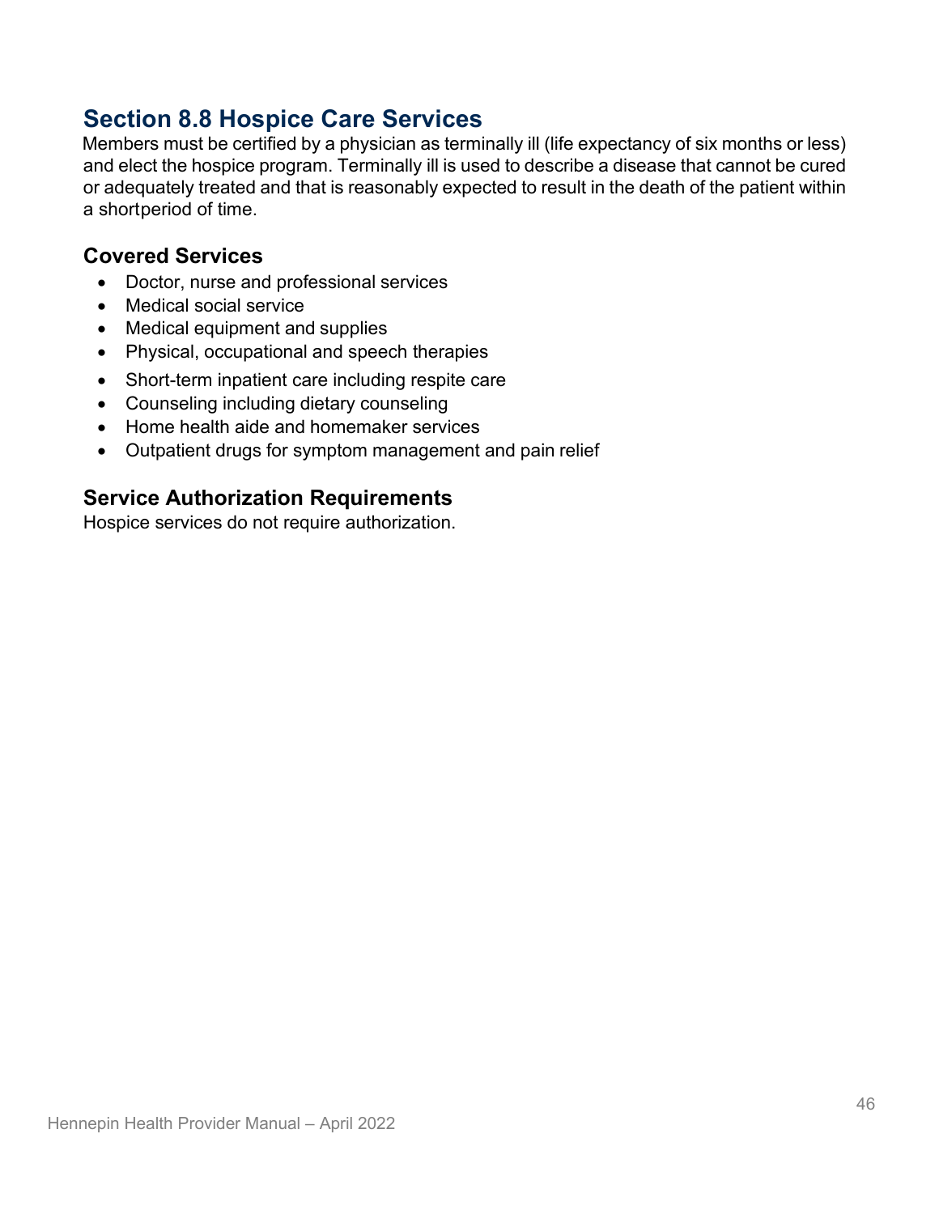## Section 8.8 Hospice Care Services

Members must be certified by a physician as terminally ill (life expectancy of six months or less) and elect the hospice program. Terminally ill is used to describe a disease that cannot be cured or adequately treated and that is reasonably expected to result in the death of the patient within a shortperiod of time.

### Covered Services

- Doctor, nurse and professional services
- Medical social service
- Medical equipment and supplies
- Physical, occupational and speech therapies
- Short-term inpatient care including respite care
- Counseling including dietary counseling
- Home health aide and homemaker services
- Outpatient drugs for symptom management and pain relief

### Service Authorization Requirements

Hospice services do not require authorization.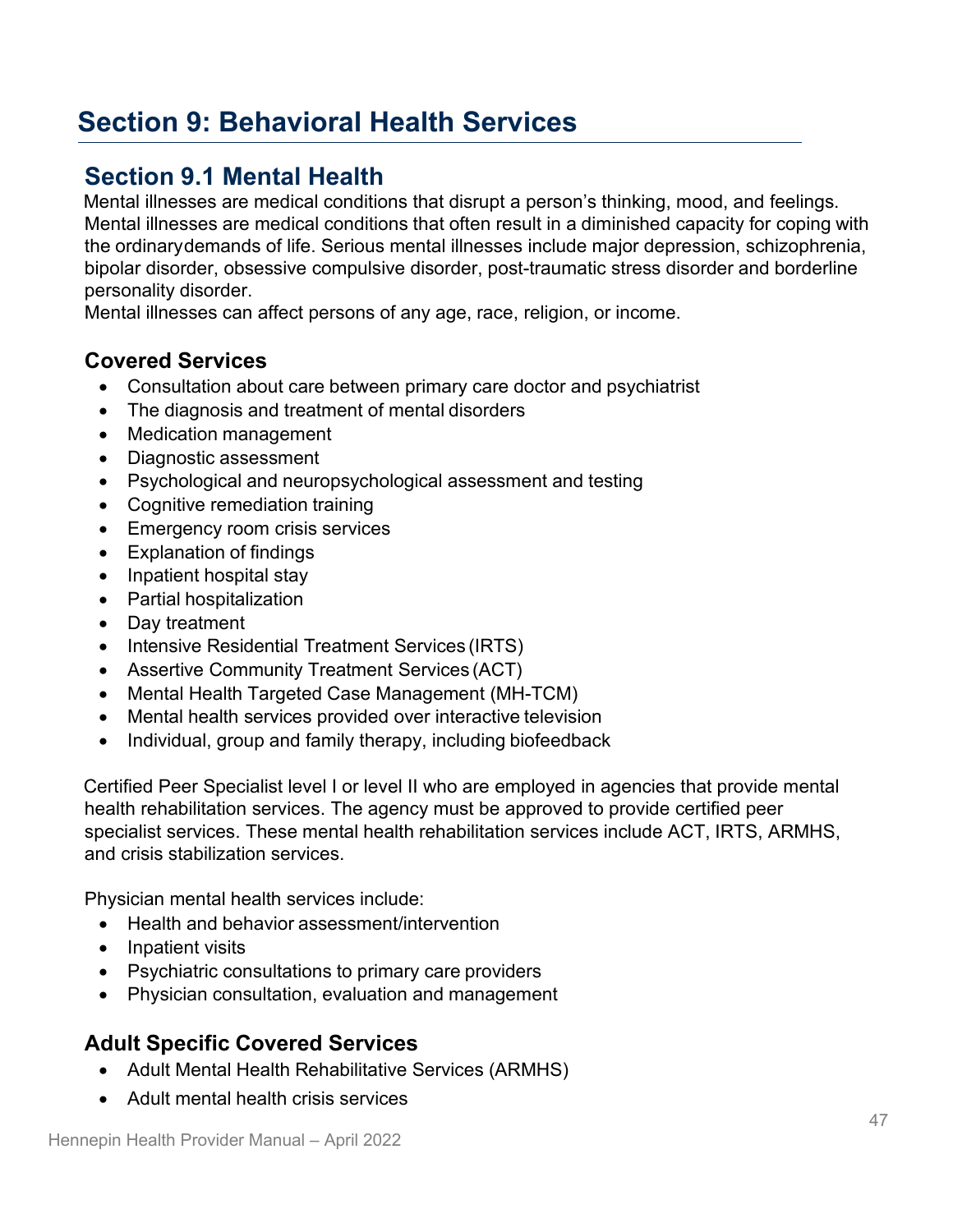# Section 9: Behavioral Health Services

## Section 9.1 Mental Health

Mental illnesses are medical conditions that disrupt a person's thinking, mood, and feelings. Mental illnesses are medical conditions that often result in a diminished capacity for coping with the ordinarydemands of life. Serious mental illnesses include major depression, schizophrenia, bipolar disorder, obsessive compulsive disorder, post-traumatic stress disorder and borderline personality disorder.
Mental illnesses can affect persons of any age, race, religion, or income.

### Covered Services

- Consultation about care between primary care doctor and psychiatrist
- The diagnosis and treatment of mental disorders
- Medication management
- Diagnostic assessment
- Psychological and neuropsychological assessment and testing
- Cognitive remediation training
- Emergency room crisis services
- Explanation of findings
- Inpatient hospital stay
- Partial hospitalization
- Day treatment
- Intensive Residential Treatment Services (IRTS)
- Assertive Community Treatment Services (ACT)
- Mental Health Targeted Case Management (MH-TCM)
- Mental health services provided over interactive television
- Individual, group and family therapy, including biofeedback

Certified Peer Specialist level I or level II who are employed in agencies that provide mental health rehabilitation services. The agency must be approved to provide certified peer specialist services. These mental health rehabilitation services include ACT, IRTS, ARMHS, and crisis stabilization services.

Physician mental health services include:

- Health and behavior assessment/intervention
- Inpatient visits
- Psychiatric consultations to primary care providers
- Physician consultation, evaluation and management

### Adult Specific Covered Services

- Adult Mental Health Rehabilitative Services (ARMHS)
- Adult mental health crisis services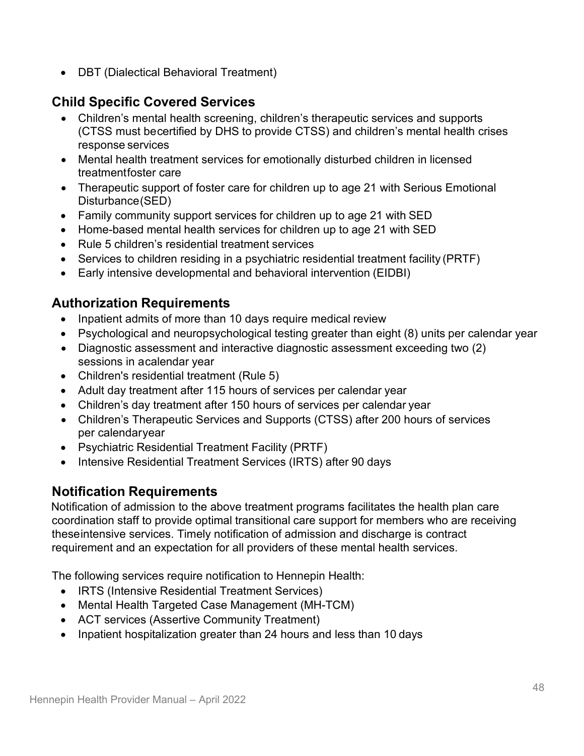- DBT (Dialectical Behavioral Treatment)

## Child Specific Covered Services

- Children's mental health screening, children's therapeutic services and supports (CTSS must be certified by DHS to provide CTSS) and children's mental health crises response services
- Mental health treatment services for emotionally disturbed children in licensed treatment foster care
- Therapeutic support of foster care for children up to age 21 with Serious Emotional Disturbance (SED)
- Family community support services for children up to age 21 with SED
- Home-based mental health services for children up to age 21 with SED
- Rule 5 children's residential treatment services
- Services to children residing in a psychiatric residential treatment facility (PRTF)
- Early intensive developmental and behavioral intervention (EIDBI)

## Authorization Requirements

- Inpatient admits of more than 10 days require medical review
- Psychological and neuropsychological testing greater than eight (8) units per calendar year
- Diagnostic assessment and interactive diagnostic assessment exceeding two (2) sessions in a calendar year
- Children's residential treatment (Rule 5)
- Adult day treatment after 115 hours of services per calendar year
- Children's day treatment after 150 hours of services per calendar year
- Children's Therapeutic Services and Supports (CTSS) after 200 hours of services per calendar year
- Psychiatric Residential Treatment Facility (PRTF)
- Intensive Residential Treatment Services (IRTS) after 90 days

## Notification Requirements

Notification of admission to the above treatment programs facilitates the health plan care coordination staff to provide optimal transitional care support for members who are receiving these intensive services. Timely notification of admission and discharge is contract requirement and an expectation for all providers of these mental health services.

The following services require notification to Hennepin Health:

- IRTS (Intensive Residential Treatment Services)
- Mental Health Targeted Case Management (MH-TCM)
- ACT services (Assertive Community Treatment)
- Inpatient hospitalization greater than 24 hours and less than 10 days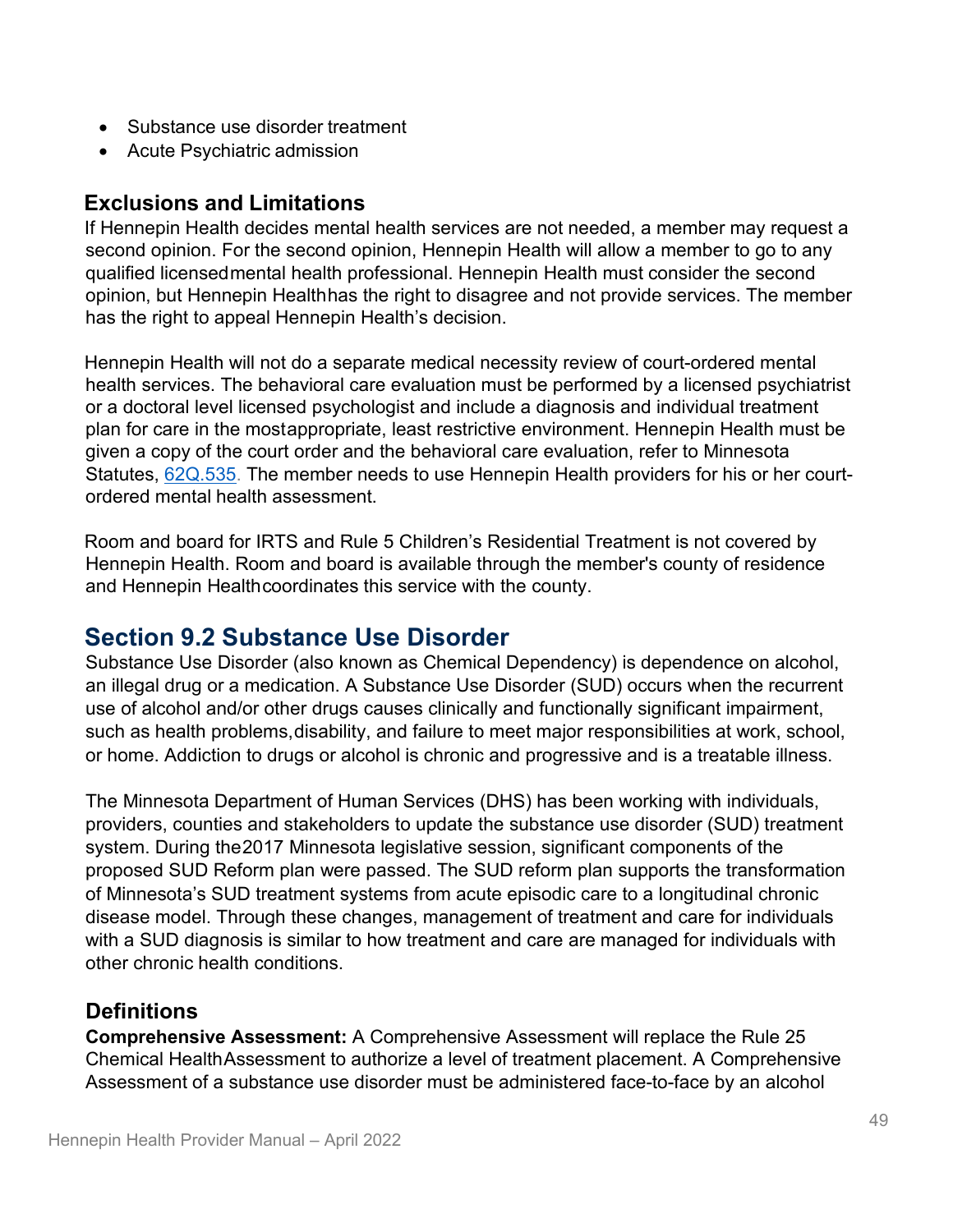- Substance use disorder treatment
- Acute Psychiatric admission

### Exclusions and Limitations

If Hennepin Health decides mental health services are not needed, a member may request a second opinion. For the second opinion, Hennepin Health will allow a member to go to any qualified licensed mental health professional. Hennepin Health must consider the second opinion, but Hennepin Health has the right to disagree and not provide services. The member has the right to appeal Hennepin Health's decision.

Hennepin Health will not do a separate medical necessity review of court-ordered mental health services. The behavioral care evaluation must be performed by a licensed psychiatrist or a doctoral level licensed psychologist and include a diagnosis and individual treatment plan for care in the most appropriate, least restrictive environment. Hennepin Health must be given a copy of the court order and the behavioral care evaluation, refer to Minnesota Statutes, 62Q.535. The member needs to use Hennepin Health providers for his or her court-ordered mental health assessment.

Room and board for IRTS and Rule 5 Children's Residential Treatment is not covered by Hennepin Health. Room and board is available through the member's county of residence and Hennepin Health coordinates this service with the county.

## Section 9.2 Substance Use Disorder

Substance Use Disorder (also known as Chemical Dependency) is dependence on alcohol, an illegal drug or a medication. A Substance Use Disorder (SUD) occurs when the recurrent use of alcohol and/or other drugs causes clinically and functionally significant impairment, such as health problems, disability, and failure to meet major responsibilities at work, school, or home. Addiction to drugs or alcohol is chronic and progressive and is a treatable illness.

The Minnesota Department of Human Services (DHS) has been working with individuals, providers, counties and stakeholders to update the substance use disorder (SUD) treatment system. During the 2017 Minnesota legislative session, significant components of the proposed SUD Reform plan were passed. The SUD reform plan supports the transformation of Minnesota's SUD treatment systems from acute episodic care to a longitudinal chronic disease model. Through these changes, management of treatment and care for individuals with a SUD diagnosis is similar to how treatment and care are managed for individuals with other chronic health conditions.

### Definitions

**Comprehensive Assessment:** A Comprehensive Assessment will replace the Rule 25 Chemical Health Assessment to authorize a level of treatment placement. A Comprehensive Assessment of a substance use disorder must be administered face-to-face by an alcohol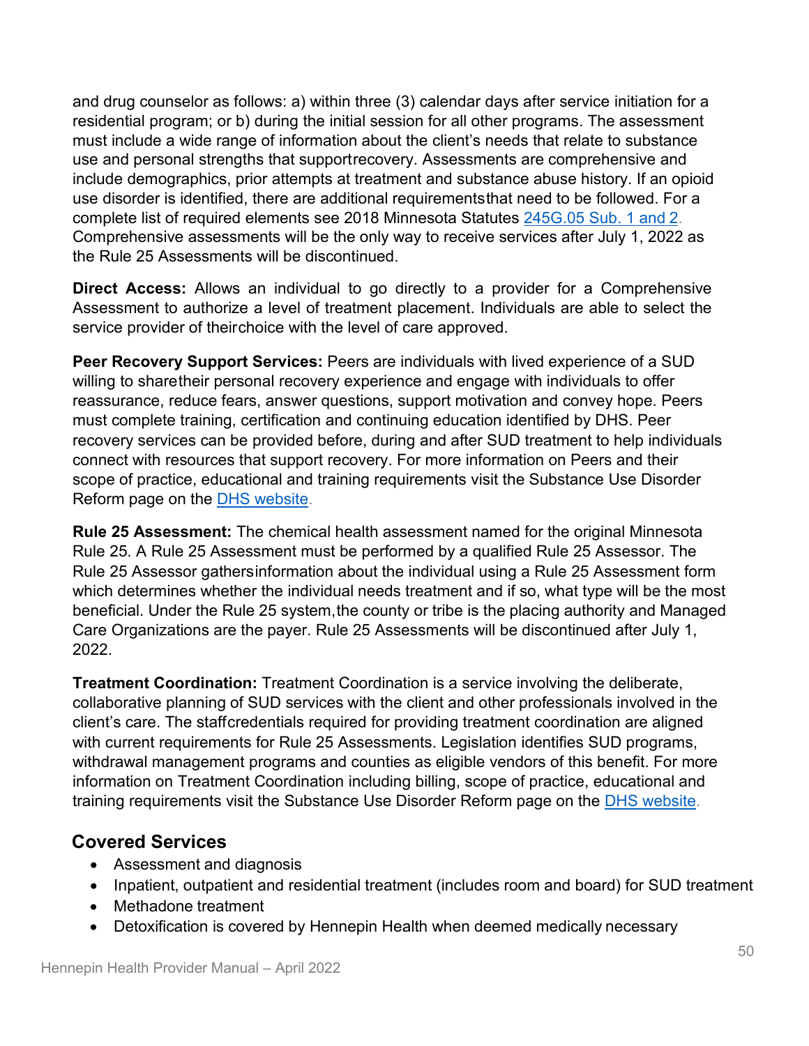and drug counselor as follows: a) within three (3) calendar days after service initiation for a residential program; or b) during the initial session for all other programs. The assessment must include a wide range of information about the client's needs that relate to substance use and personal strengths that support recovery. Assessments are comprehensive and include demographics, prior attempts at treatment and substance abuse history. If an opioid use disorder is identified, there are additional requirements that need to be followed. For a complete list of required elements see 2018 Minnesota Statutes 245G.05 Sub. 1 and 2. Comprehensive assessments will be the only way to receive services after July 1, 2022 as the Rule 25 Assessments will be discontinued.

**Direct Access:** Allows an individual to go directly to a provider for a Comprehensive Assessment to authorize a level of treatment placement. Individuals are able to select the service provider of their choice with the level of care approved.

**Peer Recovery Support Services:** Peers are individuals with lived experience of a SUD willing to share their personal recovery experience and engage with individuals to offer reassurance, reduce fears, answer questions, support motivation and convey hope. Peers must complete training, certification and continuing education identified by DHS. Peer recovery services can be provided before, during and after SUD treatment to help individuals connect with resources that support recovery. For more information on Peers and their scope of practice, educational and training requirements visit the Substance Use Disorder Reform page on the DHS website.

**Rule 25 Assessment:** The chemical health assessment named for the original Minnesota Rule 25. A Rule 25 Assessment must be performed by a qualified Rule 25 Assessor. The Rule 25 Assessor gathers information about the individual using a Rule 25 Assessment form which determines whether the individual needs treatment and if so, what type will be the most beneficial. Under the Rule 25 system, the county or tribe is the placing authority and Managed Care Organizations are the payer. Rule 25 Assessments will be discontinued after July 1, 2022.

**Treatment Coordination:** Treatment Coordination is a service involving the deliberate, collaborative planning of SUD services with the client and other professionals involved in the client's care. The staff credentials required for providing treatment coordination are aligned with current requirements for Rule 25 Assessments. Legislation identifies SUD programs, withdrawal management programs and counties as eligible vendors of this benefit. For more information on Treatment Coordination including billing, scope of practice, educational and training requirements visit the Substance Use Disorder Reform page on the DHS website.

## Covered Services

- Assessment and diagnosis
- Inpatient, outpatient and residential treatment (includes room and board) for SUD treatment
- Methadone treatment
- Detoxification is covered by Hennepin Health when deemed medically necessary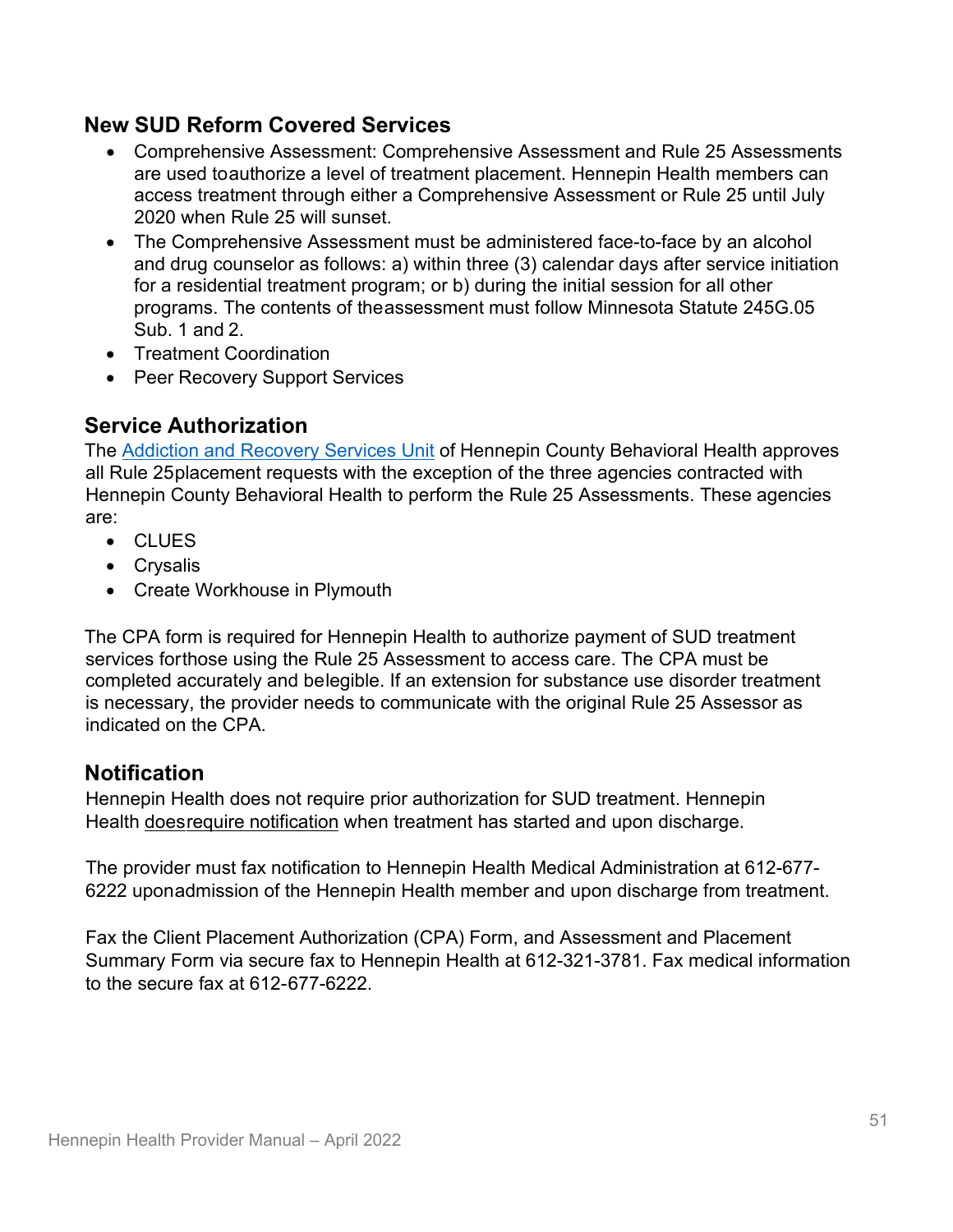## New SUD Reform Covered Services

- Comprehensive Assessment: Comprehensive Assessment and Rule 25 Assessments are used toauthorize a level of treatment placement. Hennepin Health members can access treatment through either a Comprehensive Assessment or Rule 25 until July 2020 when Rule 25 will sunset.
- The Comprehensive Assessment must be administered face-to-face by an alcohol and drug counselor as follows: a) within three (3) calendar days after service initiation for a residential treatment program; or b) during the initial session for all other programs. The contents of theassessment must follow Minnesota Statute 245G.05 Sub. 1 and 2.
- Treatment Coordination
- Peer Recovery Support Services

## Service Authorization

The Addiction and Recovery Services Unit of Hennepin County Behavioral Health approves all Rule 25placement requests with the exception of the three agencies contracted with Hennepin County Behavioral Health to perform the Rule 25 Assessments. These agencies are:

- CLUES
- Crysalis
- Create Workhouse in Plymouth

The CPA form is required for Hennepin Health to authorize payment of SUD treatment services forthose using the Rule 25 Assessment to access care. The CPA must be completed accurately and belegible. If an extension for substance use disorder treatment is necessary, the provider needs to communicate with the original Rule 25 Assessor as indicated on the CPA.

## Notification

Hennepin Health does not require prior authorization for SUD treatment. Hennepin Health doesrequire notification when treatment has started and upon discharge.

The provider must fax notification to Hennepin Health Medical Administration at 612-677-6222 uponadmission of the Hennepin Health member and upon discharge from treatment.

Fax the Client Placement Authorization (CPA) Form, and Assessment and Placement Summary Form via secure fax to Hennepin Health at 612-321-3781. Fax medical information to the secure fax at 612-677-6222.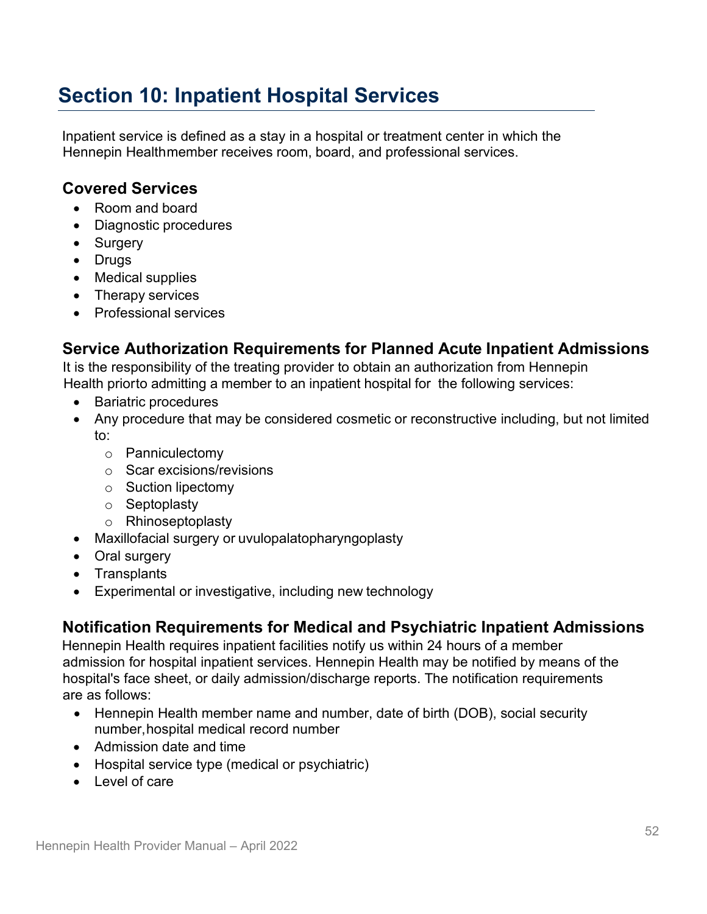# Section 10: Inpatient Hospital Services

Inpatient service is defined as a stay in a hospital or treatment center in which the Hennepin Healthmember receives room, board, and professional services.

## Covered Services

- Room and board
- Diagnostic procedures
- Surgery
- Drugs
- Medical supplies
- Therapy services
- Professional services

## Service Authorization Requirements for Planned Acute Inpatient Admissions

It is the responsibility of the treating provider to obtain an authorization from Hennepin Health priorto admitting a member to an inpatient hospital for the following services:

- Bariatric procedures
- Any procedure that may be considered cosmetic or reconstructive including, but not limited to:
  - Panniculectomy
  - Scar excisions/revisions
  - Suction lipectomy
  - Septoplasty
  - Rhinoseptoplasty
- Maxillofacial surgery or uvulopalatopharyngoplasty
- Oral surgery
- Transplants
- Experimental or investigative, including new technology

## Notification Requirements for Medical and Psychiatric Inpatient Admissions

Hennepin Health requires inpatient facilities notify us within 24 hours of a member admission for hospital inpatient services. Hennepin Health may be notified by means of the hospital's face sheet, or daily admission/discharge reports. The notification requirements are as follows:

- Hennepin Health member name and number, date of birth (DOB), social security number, hospital medical record number
- Admission date and time
- Hospital service type (medical or psychiatric)
- Level of care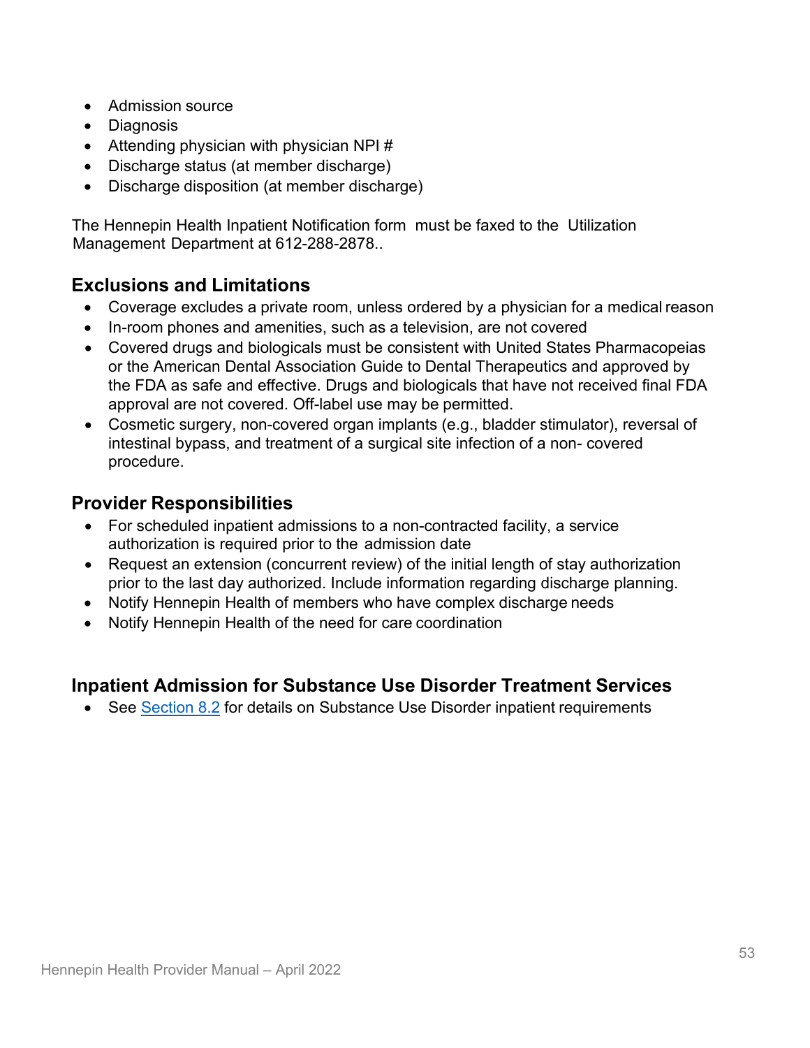- Admission source
- Diagnosis
- Attending physician with physician NPI #
- Discharge status (at member discharge)
- Discharge disposition (at member discharge)

The Hennepin Health Inpatient Notification form must be faxed to the Utilization Management Department at 612-288-2878..

## Exclusions and Limitations

- Coverage excludes a private room, unless ordered by a physician for a medical reason
- In-room phones and amenities, such as a television, are not covered
- Covered drugs and biologicals must be consistent with United States Pharmacopeias or the American Dental Association Guide to Dental Therapeutics and approved by the FDA as safe and effective. Drugs and biologicals that have not received final FDA approval are not covered. Off-label use may be permitted.
- Cosmetic surgery, non-covered organ implants (e.g., bladder stimulator), reversal of intestinal bypass, and treatment of a surgical site infection of a non- covered procedure.

## Provider Responsibilities

- For scheduled inpatient admissions to a non-contracted facility, a service authorization is required prior to the admission date
- Request an extension (concurrent review) of the initial length of stay authorization prior to the last day authorized. Include information regarding discharge planning.
- Notify Hennepin Health of members who have complex discharge needs
- Notify Hennepin Health of the need for care coordination

## Inpatient Admission for Substance Use Disorder Treatment Services

- See Section 8.2 for details on Substance Use Disorder inpatient requirements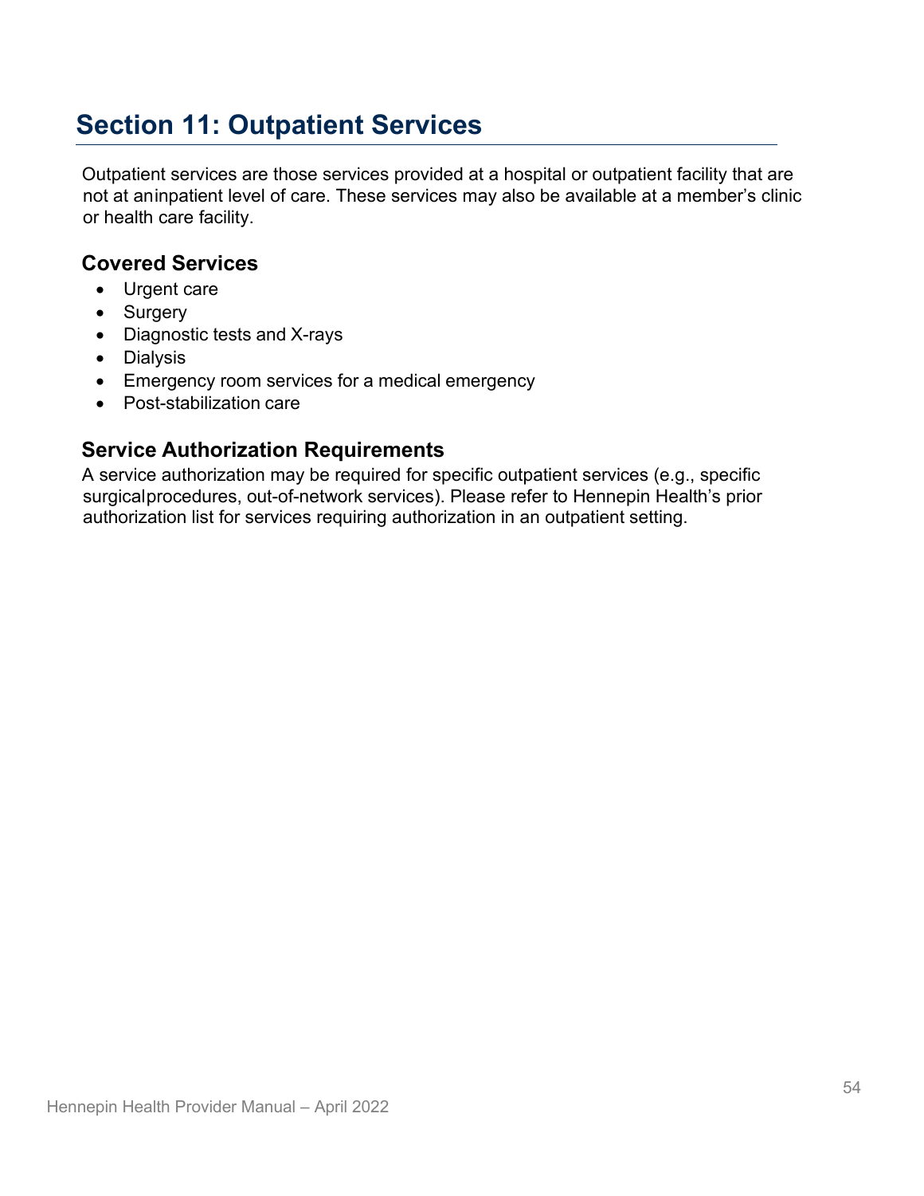# Section 11: Outpatient Services

Outpatient services are those services provided at a hospital or outpatient facility that are not at an inpatient level of care. These services may also be available at a member's clinic or health care facility.

## Covered Services

- Urgent care
- Surgery
- Diagnostic tests and X-rays
- Dialysis
- Emergency room services for a medical emergency
- Post-stabilization care

## Service Authorization Requirements

A service authorization may be required for specific outpatient services (e.g., specific surgical procedures, out-of-network services). Please refer to Hennepin Health's prior authorization list for services requiring authorization in an outpatient setting.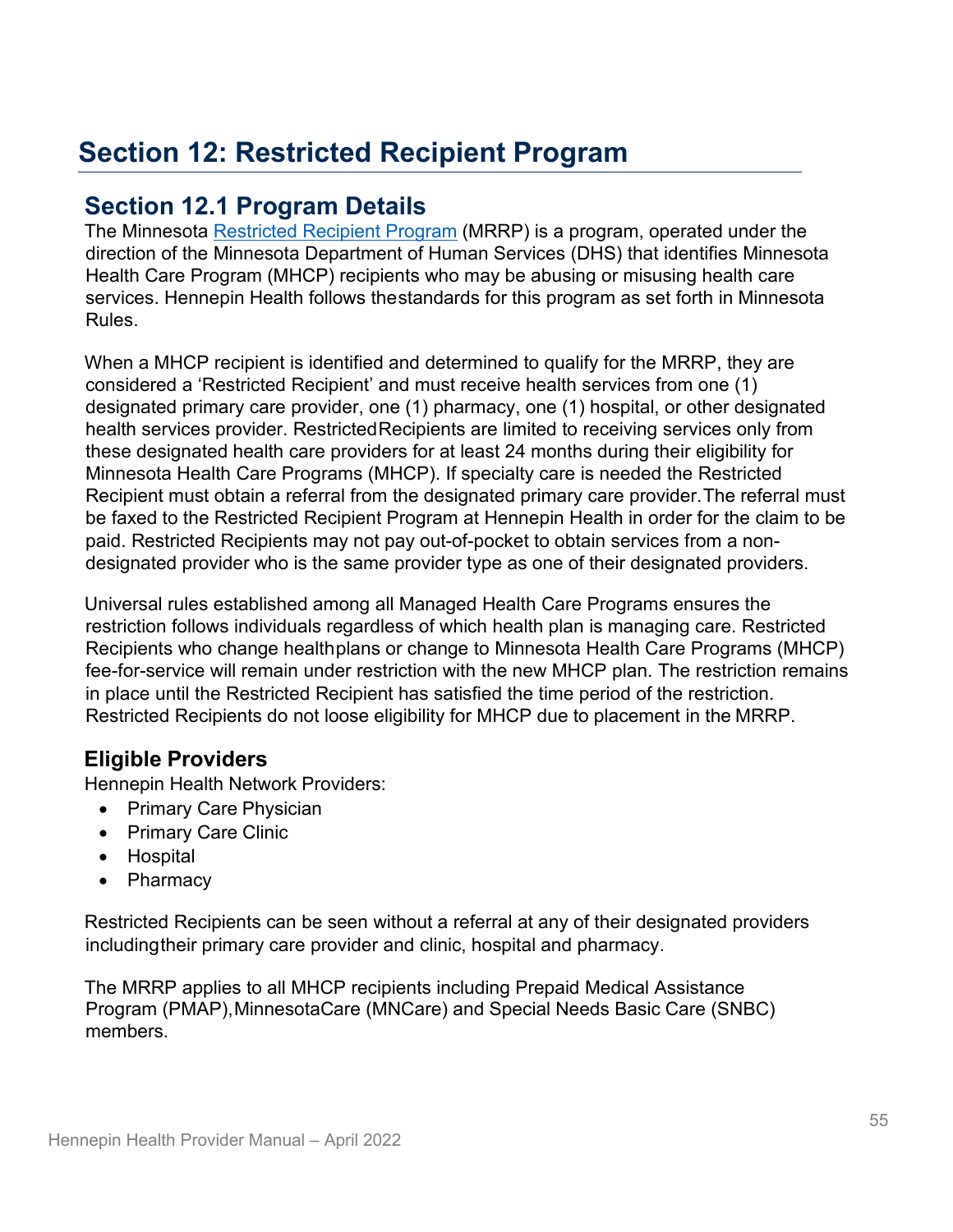# Section 12: Restricted Recipient Program

## Section 12.1 Program Details

The Minnesota Restricted Recipient Program (MRRP) is a program, operated under the direction of the Minnesota Department of Human Services (DHS) that identifies Minnesota Health Care Program (MHCP) recipients who may be abusing or misusing health care services. Hennepin Health follows thestandards for this program as set forth in Minnesota Rules.

When a MHCP recipient is identified and determined to qualify for the MRRP, they are considered a 'Restricted Recipient' and must receive health services from one (1) designated primary care provider, one (1) pharmacy, one (1) hospital, or other designated health services provider. RestrictedRecipients are limited to receiving services only from these designated health care providers for at least 24 months during their eligibility for Minnesota Health Care Programs (MHCP). If specialty care is needed the Restricted Recipient must obtain a referral from the designated primary care provider.The referral must be faxed to the Restricted Recipient Program at Hennepin Health in order for the claim to be paid. Restricted Recipients may not pay out-of-pocket to obtain services from a non-designated provider who is the same provider type as one of their designated providers.

Universal rules established among all Managed Health Care Programs ensures the restriction follows individuals regardless of which health plan is managing care. Restricted Recipients who change healthplans or change to Minnesota Health Care Programs (MHCP) fee-for-service will remain under restriction with the new MHCP plan. The restriction remains in place until the Restricted Recipient has satisfied the time period of the restriction. Restricted Recipients do not loose eligibility for MHCP due to placement in the MRRP.

### Eligible Providers

Hennepin Health Network Providers:

- Primary Care Physician
- Primary Care Clinic
- Hospital
- Pharmacy

Restricted Recipients can be seen without a referral at any of their designated providers includingtheir primary care provider and clinic, hospital and pharmacy.

The MRRP applies to all MHCP recipients including Prepaid Medical Assistance Program (PMAP),MinnesotaCare (MNCare) and Special Needs Basic Care (SNBC) members.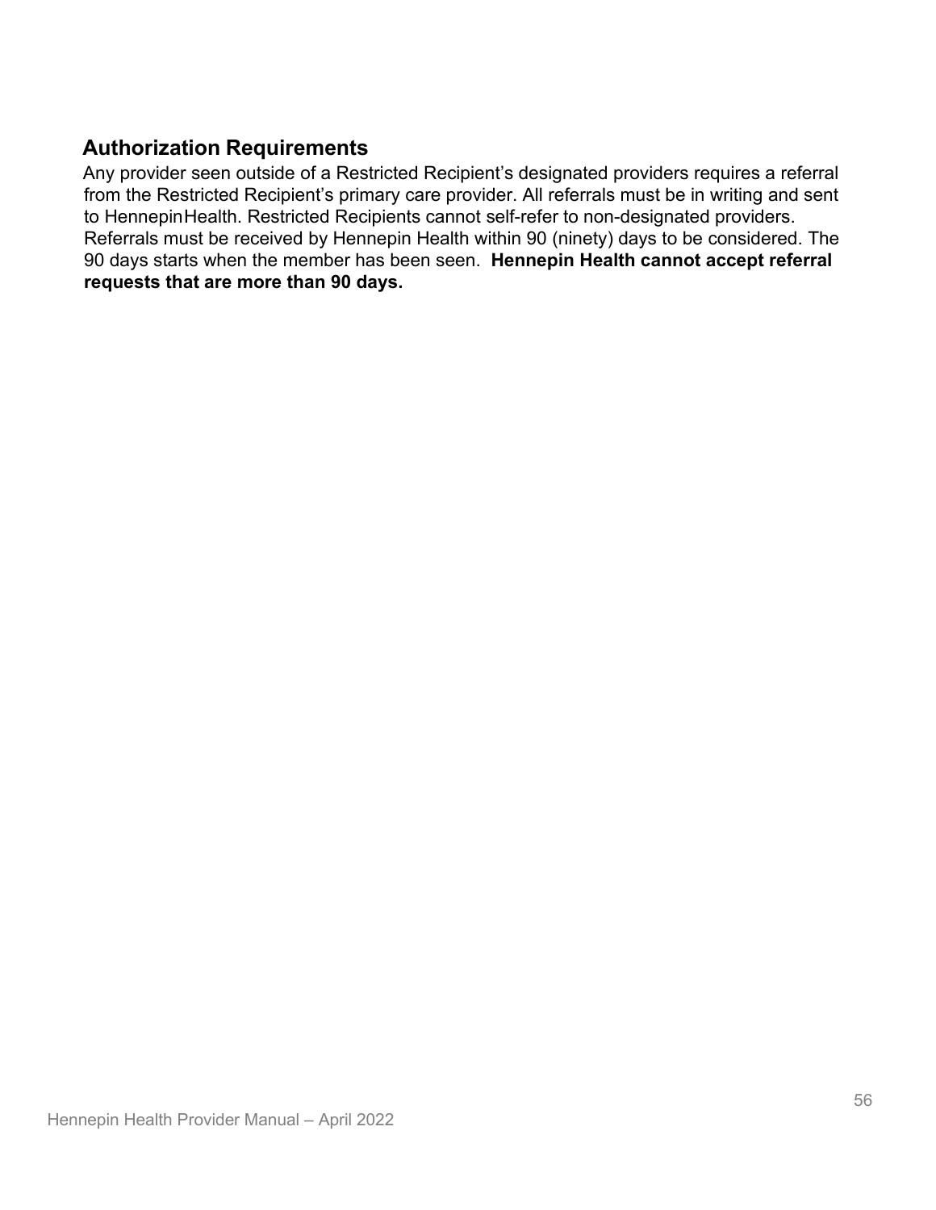## Authorization Requirements

Any provider seen outside of a Restricted Recipient's designated providers requires a referral from the Restricted Recipient's primary care provider. All referrals must be in writing and sent to HennepinHealth. Restricted Recipients cannot self-refer to non-designated providers. Referrals must be received by Hennepin Health within 90 (ninety) days to be considered. The 90 days starts when the member has been seen. **Hennepin Health cannot accept referral requests that are more than 90 days.**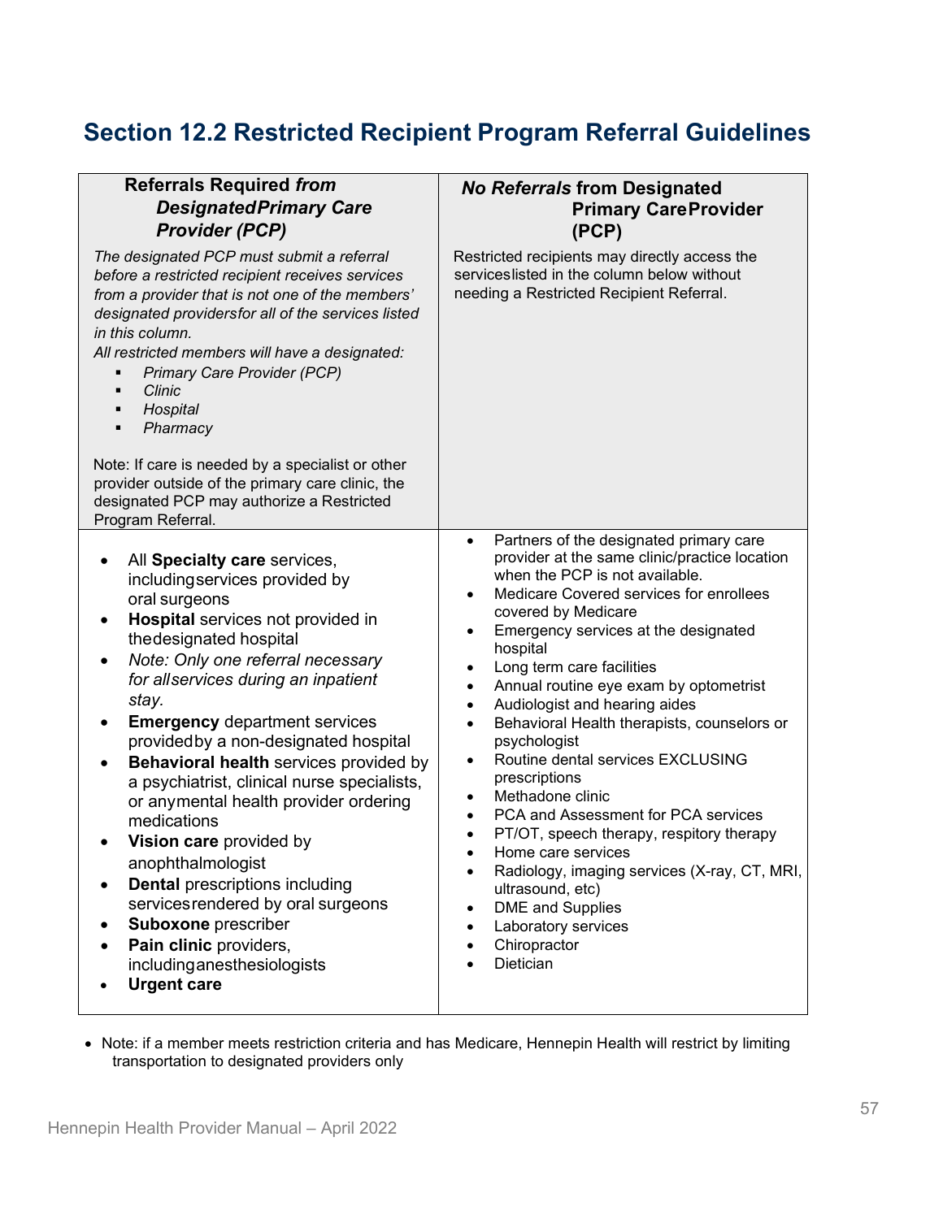## Section 12.2 Restricted Recipient Program Referral Guidelines

| **Referrals Required** ***from Designated Primary Care Provider (PCP)*** | ***No Referrals*** **from Designated Primary Care Provider (PCP)** |
|---|---|
| *The designated PCP must submit a referral before a restricted recipient receives services from a provider that is not one of the members' designated providers for all of the services listed in this column.*<br>*All restricted members will have a designated:*<br>▪ *Primary Care Provider (PCP)*<br>▪ *Clinic*<br>▪ *Hospital*<br>▪ *Pharmacy*<br><br>Note: If care is needed by a specialist or other provider outside of the primary care clinic, the designated PCP may authorize a Restricted Program Referral. | Restricted recipients may directly access the services listed in the column below without needing a Restricted Recipient Referral. |
| • All **Specialty care** services, including services provided by oral surgeons<br>• **Hospital** services not provided in the designated hospital<br>• *Note: Only one referral necessary for all services during an inpatient stay.*<br>• **Emergency** department services provided by a non-designated hospital<br>• **Behavioral health** services provided by a psychiatrist, clinical nurse specialists, or any mental health provider ordering medications<br>• **Vision care** provided by an ophthalmologist<br>• **Dental** prescriptions including services rendered by oral surgeons<br>• **Suboxone** prescriber<br>• **Pain clinic** providers, including anesthesiologists<br>• **Urgent care** | • Partners of the designated primary care provider at the same clinic/practice location when the PCP is not available.<br>• Medicare Covered services for enrollees covered by Medicare<br>• Emergency services at the designated hospital<br>• Long term care facilities<br>• Annual routine eye exam by optometrist<br>• Audiologist and hearing aides<br>• Behavioral Health therapists, counselors or psychologist<br>• Routine dental services EXCLUSING prescriptions<br>• Methadone clinic<br>• PCA and Assessment for PCA services<br>• PT/OT, speech therapy, respitory therapy<br>• Home care services<br>• Radiology, imaging services (X-ray, CT, MRI, ultrasound, etc)<br>• DME and Supplies<br>• Laboratory services<br>• Chiropractor<br>• Dietician |

- Note: if a member meets restriction criteria and has Medicare, Hennepin Health will restrict by limiting transportation to designated providers only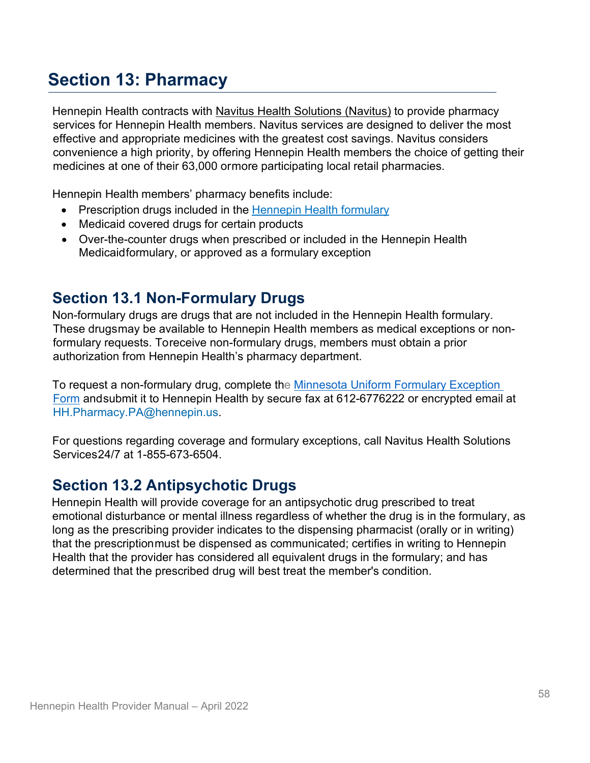# Section 13: Pharmacy

Hennepin Health contracts with Navitus Health Solutions (Navitus) to provide pharmacy services for Hennepin Health members. Navitus services are designed to deliver the most effective and appropriate medicines with the greatest cost savings. Navitus considers convenience a high priority, by offering Hennepin Health members the choice of getting their medicines at one of their 63,000 ormore participating local retail pharmacies.

Hennepin Health members' pharmacy benefits include:

- Prescription drugs included in the Hennepin Health formulary
- Medicaid covered drugs for certain products
- Over-the-counter drugs when prescribed or included in the Hennepin Health Medicaidformulary, or approved as a formulary exception

## Section 13.1 Non-Formulary Drugs

Non-formulary drugs are drugs that are not included in the Hennepin Health formulary. These drugsmay be available to Hennepin Health members as medical exceptions or non-formulary requests. Toreceive non-formulary drugs, members must obtain a prior authorization from Hennepin Health's pharmacy department.

To request a non-formulary drug, complete the Minnesota Uniform Formulary Exception Form andsubmit it to Hennepin Health by secure fax at 612-6776222 or encrypted email at HH.Pharmacy.PA@hennepin.us.

For questions regarding coverage and formulary exceptions, call Navitus Health Solutions Services24/7 at 1-855-673-6504.

## Section 13.2 Antipsychotic Drugs

Hennepin Health will provide coverage for an antipsychotic drug prescribed to treat emotional disturbance or mental illness regardless of whether the drug is in the formulary, as long as the prescribing provider indicates to the dispensing pharmacist (orally or in writing) that the prescriptionmust be dispensed as communicated; certifies in writing to Hennepin Health that the provider has considered all equivalent drugs in the formulary; and has determined that the prescribed drug will best treat the member's condition.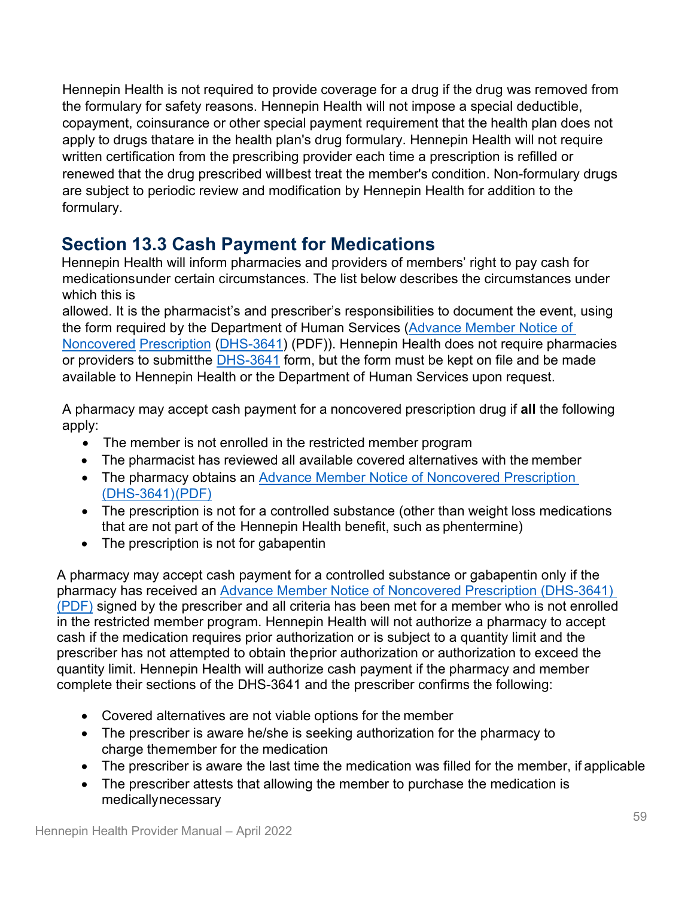Hennepin Health is not required to provide coverage for a drug if the drug was removed from the formulary for safety reasons. Hennepin Health will not impose a special deductible, copayment, coinsurance or other special payment requirement that the health plan does not apply to drugs thatare in the health plan's drug formulary. Hennepin Health will not require written certification from the prescribing provider each time a prescription is refilled or renewed that the drug prescribed willbest treat the member's condition. Non-formulary drugs are subject to periodic review and modification by Hennepin Health for addition to the formulary.

## Section 13.3 Cash Payment for Medications

Hennepin Health will inform pharmacies and providers of members' right to pay cash for medicationsunder certain circumstances. The list below describes the circumstances under which this is allowed. It is the pharmacist's and prescriber's responsibilities to document the event, using the form required by the Department of Human Services (Advance Member Notice of Noncovered Prescription (DHS-3641) (PDF)). Hennepin Health does not require pharmacies or providers to submitthe DHS-3641 form, but the form must be kept on file and be made available to Hennepin Health or the Department of Human Services upon request.

A pharmacy may accept cash payment for a noncovered prescription drug if **all** the following apply:

- The member is not enrolled in the restricted member program
- The pharmacist has reviewed all available covered alternatives with the member
- The pharmacy obtains an Advance Member Notice of Noncovered Prescription (DHS-3641)(PDF)
- The prescription is not for a controlled substance (other than weight loss medications that are not part of the Hennepin Health benefit, such as phentermine)
- The prescription is not for gabapentin

A pharmacy may accept cash payment for a controlled substance or gabapentin only if the pharmacy has received an Advance Member Notice of Noncovered Prescription (DHS-3641) (PDF) signed by the prescriber and all criteria has been met for a member who is not enrolled in the restricted member program. Hennepin Health will not authorize a pharmacy to accept cash if the medication requires prior authorization or is subject to a quantity limit and the prescriber has not attempted to obtain theprior authorization or authorization to exceed the quantity limit. Hennepin Health will authorize cash payment if the pharmacy and member complete their sections of the DHS-3641 and the prescriber confirms the following:

- Covered alternatives are not viable options for the member
- The prescriber is aware he/she is seeking authorization for the pharmacy to charge themember for the medication
- The prescriber is aware the last time the medication was filled for the member, if applicable
- The prescriber attests that allowing the member to purchase the medication is medicallynecessary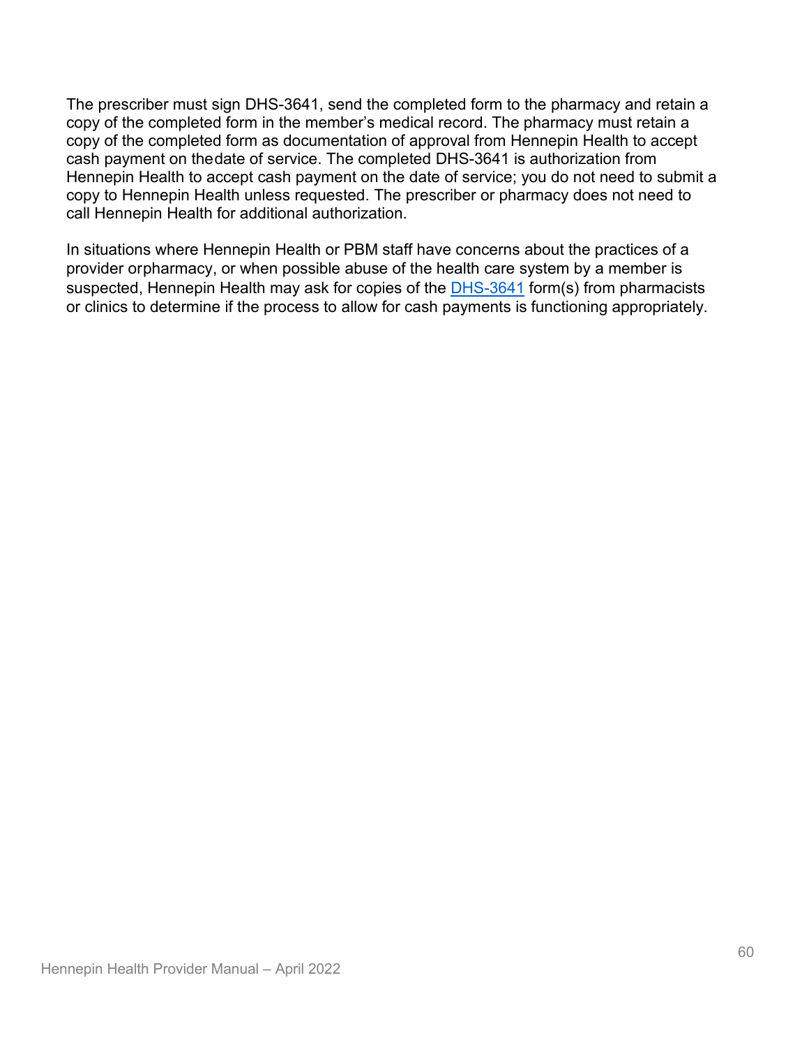The prescriber must sign DHS-3641, send the completed form to the pharmacy and retain a copy of the completed form in the member's medical record. The pharmacy must retain a copy of the completed form as documentation of approval from Hennepin Health to accept cash payment on thedate of service. The completed DHS-3641 is authorization from Hennepin Health to accept cash payment on the date of service; you do not need to submit a copy to Hennepin Health unless requested. The prescriber or pharmacy does not need to call Hennepin Health for additional authorization.

In situations where Hennepin Health or PBM staff have concerns about the practices of a provider orpharmacy, or when possible abuse of the health care system by a member is suspected, Hennepin Health may ask for copies of the DHS-3641 form(s) from pharmacists or clinics to determine if the process to allow for cash payments is functioning appropriately.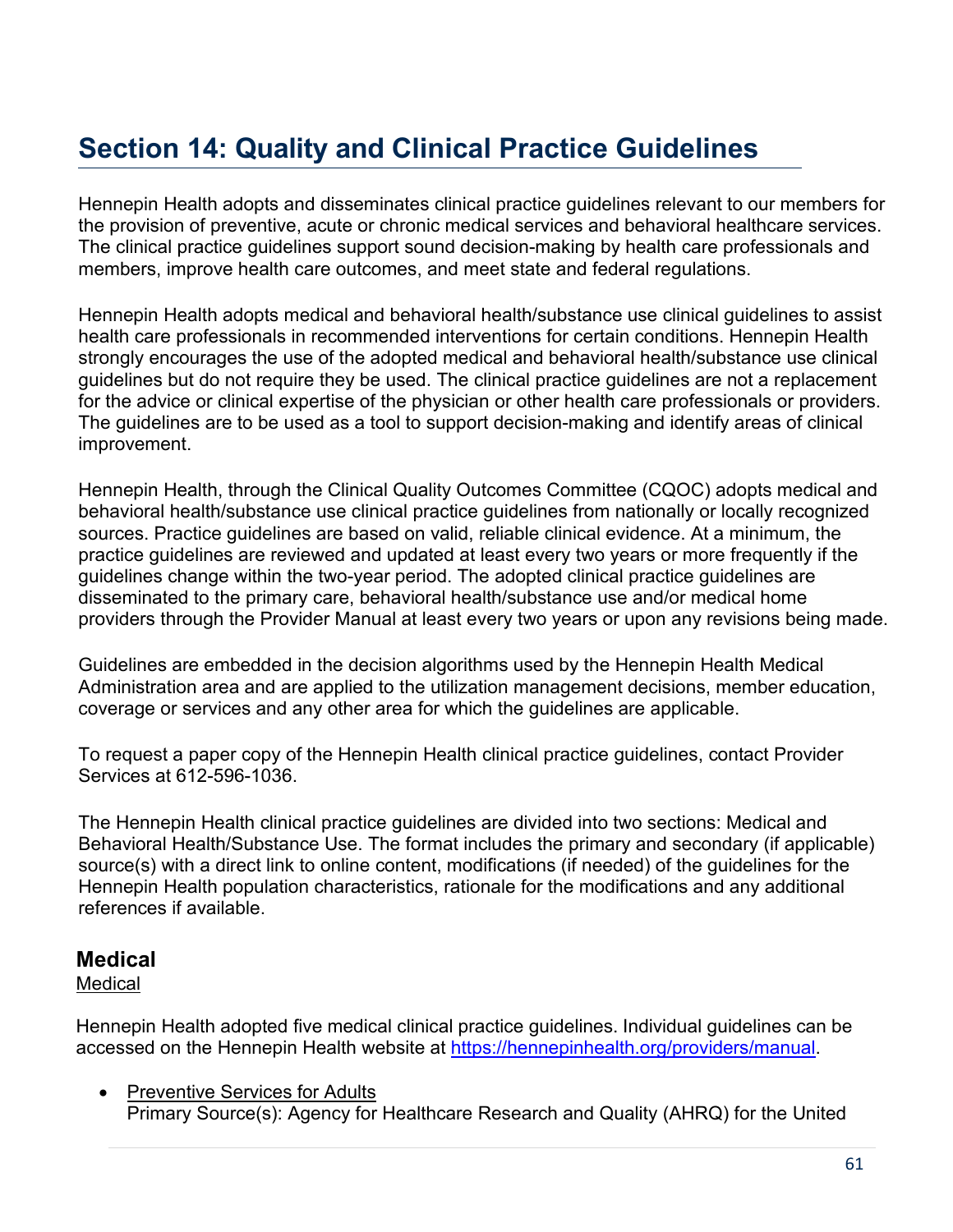# Section 14: Quality and Clinical Practice Guidelines

Hennepin Health adopts and disseminates clinical practice guidelines relevant to our members for the provision of preventive, acute or chronic medical services and behavioral healthcare services. The clinical practice guidelines support sound decision-making by health care professionals and members, improve health care outcomes, and meet state and federal regulations.

Hennepin Health adopts medical and behavioral health/substance use clinical guidelines to assist health care professionals in recommended interventions for certain conditions. Hennepin Health strongly encourages the use of the adopted medical and behavioral health/substance use clinical guidelines but do not require they be used. The clinical practice guidelines are not a replacement for the advice or clinical expertise of the physician or other health care professionals or providers. The guidelines are to be used as a tool to support decision-making and identify areas of clinical improvement.

Hennepin Health, through the Clinical Quality Outcomes Committee (CQOC) adopts medical and behavioral health/substance use clinical practice guidelines from nationally or locally recognized sources. Practice guidelines are based on valid, reliable clinical evidence. At a minimum, the practice guidelines are reviewed and updated at least every two years or more frequently if the guidelines change within the two-year period. The adopted clinical practice guidelines are disseminated to the primary care, behavioral health/substance use and/or medical home providers through the Provider Manual at least every two years or upon any revisions being made.

Guidelines are embedded in the decision algorithms used by the Hennepin Health Medical Administration area and are applied to the utilization management decisions, member education, coverage or services and any other area for which the guidelines are applicable.

To request a paper copy of the Hennepin Health clinical practice guidelines, contact Provider Services at 612-596-1036.

The Hennepin Health clinical practice guidelines are divided into two sections: Medical and Behavioral Health/Substance Use. The format includes the primary and secondary (if applicable) source(s) with a direct link to online content, modifications (if needed) of the guidelines for the Hennepin Health population characteristics, rationale for the modifications and any additional references if available.

## Medical

Medical

Hennepin Health adopted five medical clinical practice guidelines. Individual guidelines can be accessed on the Hennepin Health website at https://hennepinhealth.org/providers/manual.

- Preventive Services for Adults
  Primary Source(s): Agency for Healthcare Research and Quality (AHRQ) for the United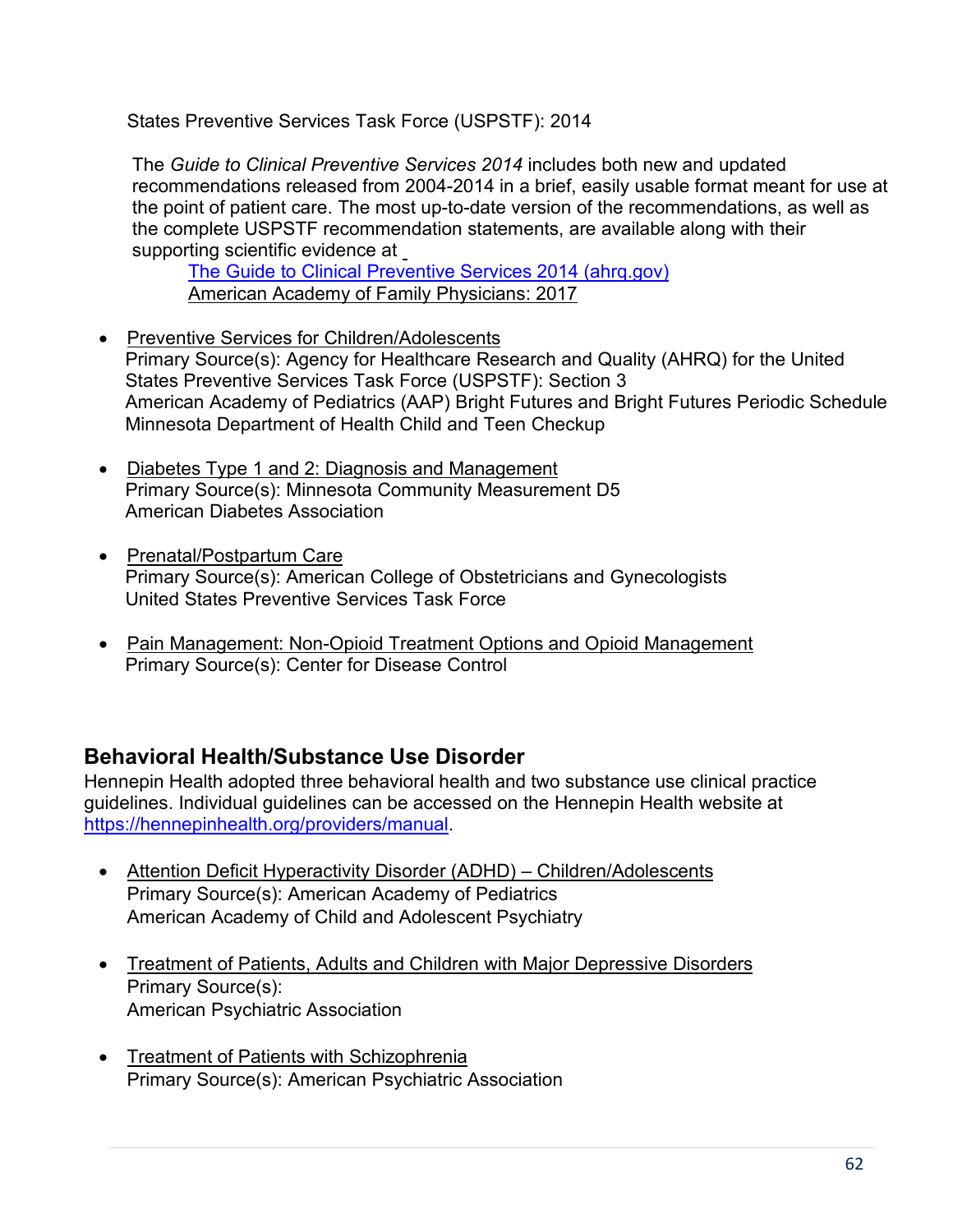States Preventive Services Task Force (USPSTF): 2014

The *Guide to Clinical Preventive Services 2014* includes both new and updated recommendations released from 2004-2014 in a brief, easily usable format meant for use at the point of patient care. The most up-to-date version of the recommendations, as well as the complete USPSTF recommendation statements, are available along with their supporting scientific evidence at

[The Guide to Clinical Preventive Services 2014 (ahrq.gov)](https://www.ahrq.gov)
American Academy of Family Physicians: 2017

- Preventive Services for Children/Adolescents
  Primary Source(s): Agency for Healthcare Research and Quality (AHRQ) for the United States Preventive Services Task Force (USPSTF): Section 3
  American Academy of Pediatrics (AAP) Bright Futures and Bright Futures Periodic Schedule
  Minnesota Department of Health Child and Teen Checkup

- Diabetes Type 1 and 2: Diagnosis and Management
  Primary Source(s): Minnesota Community Measurement D5
  American Diabetes Association

- Prenatal/Postpartum Care
  Primary Source(s): American College of Obstetricians and Gynecologists
  United States Preventive Services Task Force

- Pain Management: Non-Opioid Treatment Options and Opioid Management
  Primary Source(s): Center for Disease Control

## Behavioral Health/Substance Use Disorder

Hennepin Health adopted three behavioral health and two substance use clinical practice guidelines. Individual guidelines can be accessed on the Hennepin Health website at https://hennepinhealth.org/providers/manual.

- Attention Deficit Hyperactivity Disorder (ADHD) – Children/Adolescents
  Primary Source(s): American Academy of Pediatrics
  American Academy of Child and Adolescent Psychiatry

- Treatment of Patients, Adults and Children with Major Depressive Disorders
  Primary Source(s):
  American Psychiatric Association

- Treatment of Patients with Schizophrenia
  Primary Source(s): American Psychiatric Association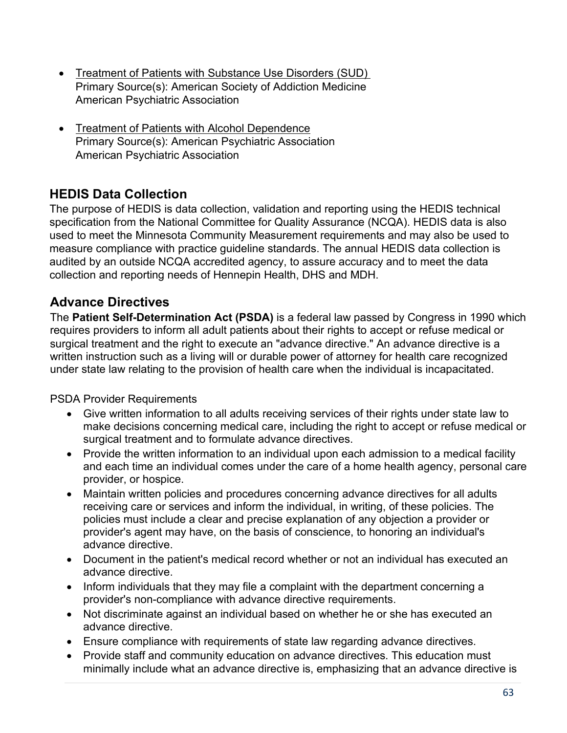- Treatment of Patients with Substance Use Disorders (SUD)
  Primary Source(s): American Society of Addiction Medicine
  American Psychiatric Association

- Treatment of Patients with Alcohol Dependence
  Primary Source(s): American Psychiatric Association
  American Psychiatric Association

## HEDIS Data Collection

The purpose of HEDIS is data collection, validation and reporting using the HEDIS technical specification from the National Committee for Quality Assurance (NCQA). HEDIS data is also used to meet the Minnesota Community Measurement requirements and may also be used to measure compliance with practice guideline standards. The annual HEDIS data collection is audited by an outside NCQA accredited agency, to assure accuracy and to meet the data collection and reporting needs of Hennepin Health, DHS and MDH.

## Advance Directives

The **Patient Self-Determination Act (PSDA)** is a federal law passed by Congress in 1990 which requires providers to inform all adult patients about their rights to accept or refuse medical or surgical treatment and the right to execute an "advance directive." An advance directive is a written instruction such as a living will or durable power of attorney for health care recognized under state law relating to the provision of health care when the individual is incapacitated.

PSDA Provider Requirements

- Give written information to all adults receiving services of their rights under state law to make decisions concerning medical care, including the right to accept or refuse medical or surgical treatment and to formulate advance directives.
- Provide the written information to an individual upon each admission to a medical facility and each time an individual comes under the care of a home health agency, personal care provider, or hospice.
- Maintain written policies and procedures concerning advance directives for all adults receiving care or services and inform the individual, in writing, of these policies. The policies must include a clear and precise explanation of any objection a provider or provider's agent may have, on the basis of conscience, to honoring an individual's advance directive.
- Document in the patient's medical record whether or not an individual has executed an advance directive.
- Inform individuals that they may file a complaint with the department concerning a provider's non-compliance with advance directive requirements.
- Not discriminate against an individual based on whether he or she has executed an advance directive.
- Ensure compliance with requirements of state law regarding advance directives.
- Provide staff and community education on advance directives. This education must minimally include what an advance directive is, emphasizing that an advance directive is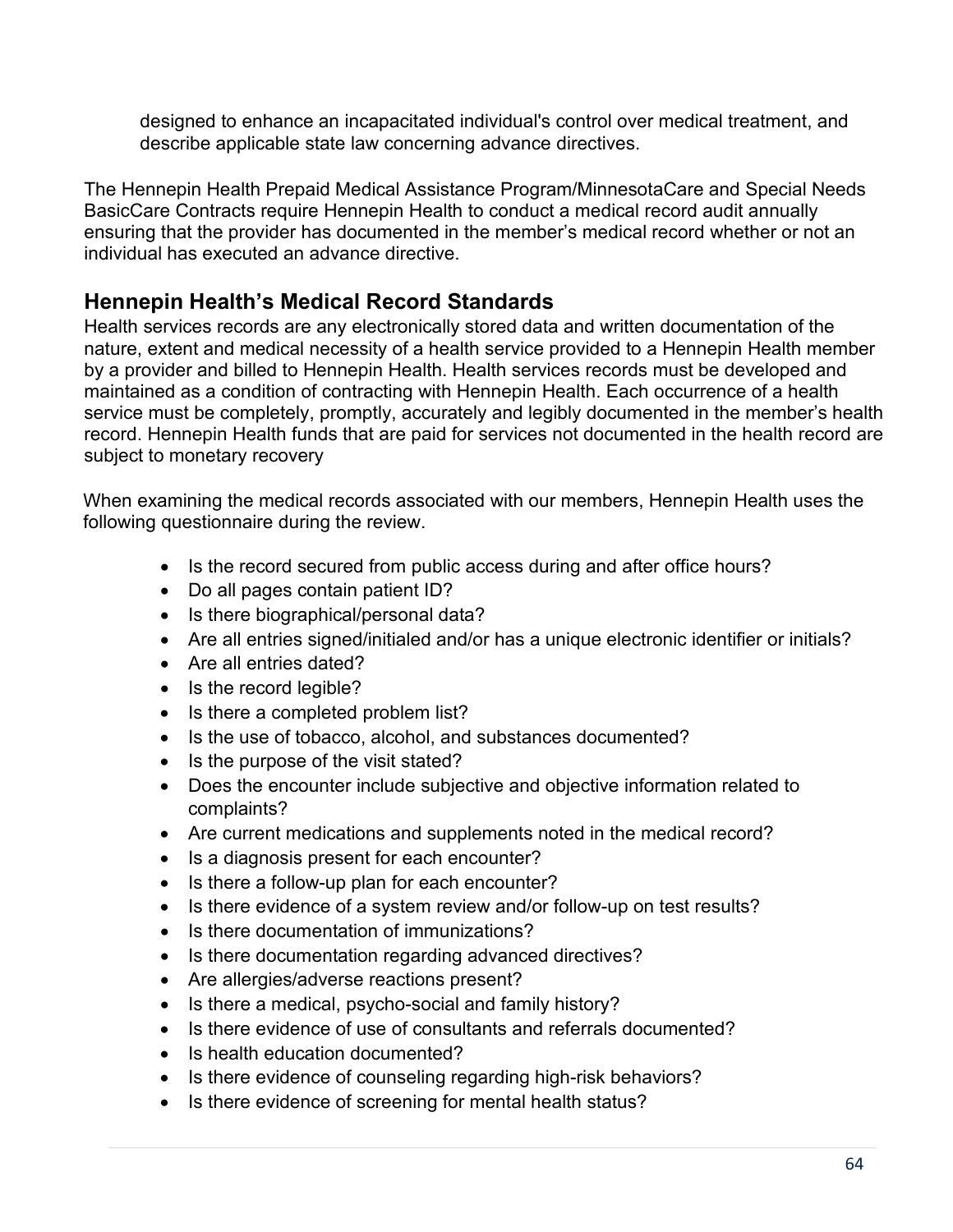designed to enhance an incapacitated individual's control over medical treatment, and describe applicable state law concerning advance directives.

The Hennepin Health Prepaid Medical Assistance Program/MinnesotaCare and Special Needs BasicCare Contracts require Hennepin Health to conduct a medical record audit annually ensuring that the provider has documented in the member's medical record whether or not an individual has executed an advance directive.

## Hennepin Health's Medical Record Standards

Health services records are any electronically stored data and written documentation of the nature, extent and medical necessity of a health service provided to a Hennepin Health member by a provider and billed to Hennepin Health. Health services records must be developed and maintained as a condition of contracting with Hennepin Health. Each occurrence of a health service must be completely, promptly, accurately and legibly documented in the member's health record. Hennepin Health funds that are paid for services not documented in the health record are subject to monetary recovery

When examining the medical records associated with our members, Hennepin Health uses the following questionnaire during the review.

- Is the record secured from public access during and after office hours?
- Do all pages contain patient ID?
- Is there biographical/personal data?
- Are all entries signed/initialed and/or has a unique electronic identifier or initials?
- Are all entries dated?
- Is the record legible?
- Is there a completed problem list?
- Is the use of tobacco, alcohol, and substances documented?
- Is the purpose of the visit stated?
- Does the encounter include subjective and objective information related to complaints?
- Are current medications and supplements noted in the medical record?
- Is a diagnosis present for each encounter?
- Is there a follow-up plan for each encounter?
- Is there evidence of a system review and/or follow-up on test results?
- Is there documentation of immunizations?
- Is there documentation regarding advanced directives?
- Are allergies/adverse reactions present?
- Is there a medical, psycho-social and family history?
- Is there evidence of use of consultants and referrals documented?
- Is health education documented?
- Is there evidence of counseling regarding high-risk behaviors?
- Is there evidence of screening for mental health status?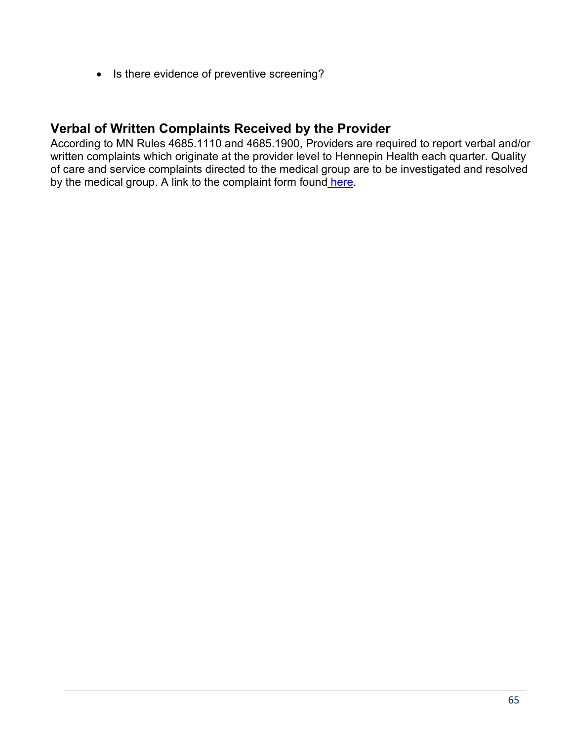- Is there evidence of preventive screening?

### Verbal of Written Complaints Received by the Provider

According to MN Rules 4685.1110 and 4685.1900, Providers are required to report verbal and/or written complaints which originate at the provider level to Hennepin Health each quarter. Quality of care and service complaints directed to the medical group are to be investigated and resolved by the medical group. A link to the complaint form found here.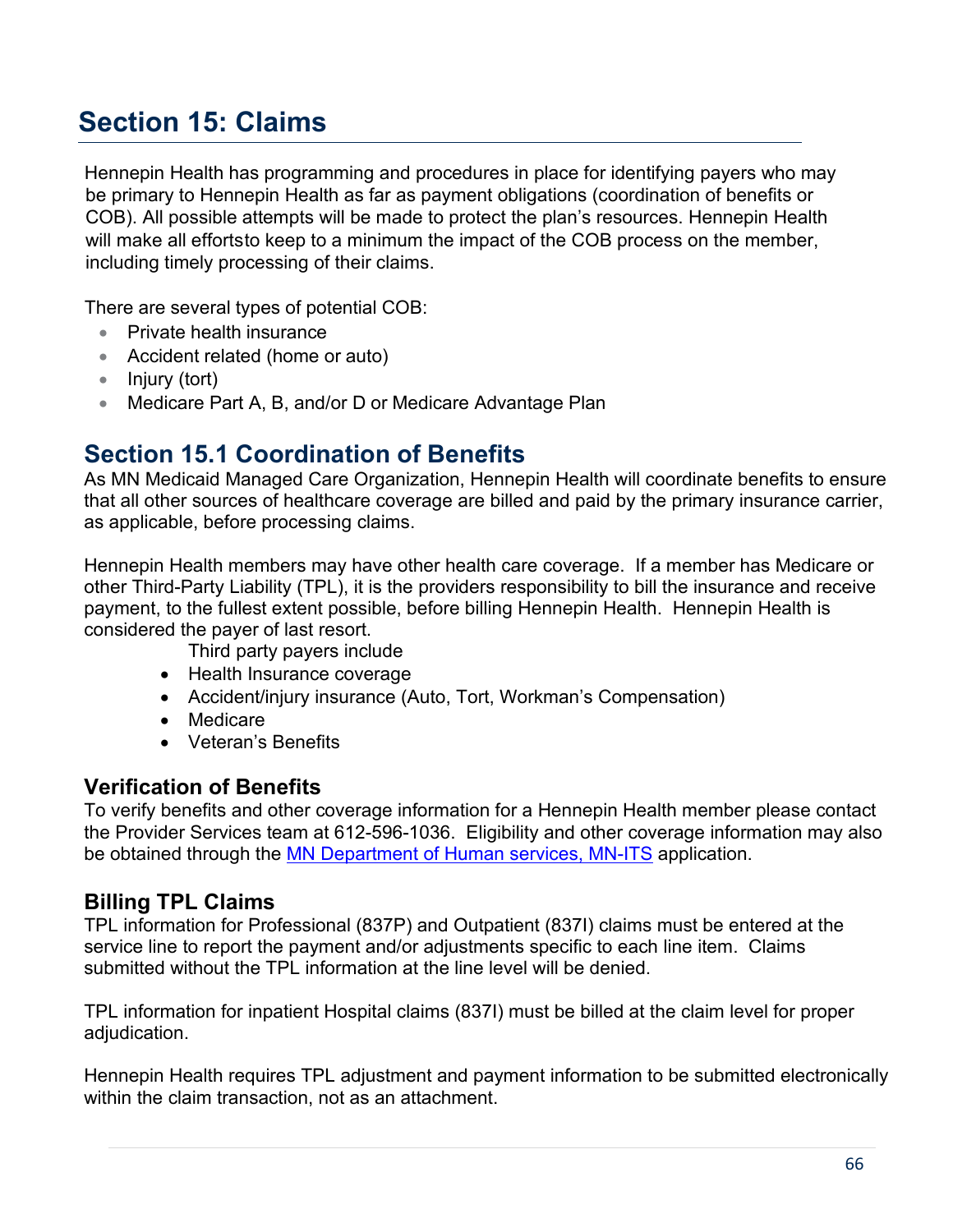# Section 15: Claims

Hennepin Health has programming and procedures in place for identifying payers who may be primary to Hennepin Health as far as payment obligations (coordination of benefits or COB). All possible attempts will be made to protect the plan's resources. Hennepin Health will make all effortsto keep to a minimum the impact of the COB process on the member, including timely processing of their claims.

There are several types of potential COB:

- Private health insurance
- Accident related (home or auto)
- Injury (tort)
- Medicare Part A, B, and/or D or Medicare Advantage Plan

## Section 15.1 Coordination of Benefits

As MN Medicaid Managed Care Organization, Hennepin Health will coordinate benefits to ensure that all other sources of healthcare coverage are billed and paid by the primary insurance carrier, as applicable, before processing claims.

Hennepin Health members may have other health care coverage. If a member has Medicare or other Third-Party Liability (TPL), it is the providers responsibility to bill the insurance and receive payment, to the fullest extent possible, before billing Hennepin Health. Hennepin Health is considered the payer of last resort.

Third party payers include

- Health Insurance coverage
- Accident/injury insurance (Auto, Tort, Workman's Compensation)
- Medicare
- Veteran's Benefits

### Verification of Benefits

To verify benefits and other coverage information for a Hennepin Health member please contact the Provider Services team at 612-596-1036. Eligibility and other coverage information may also be obtained through the MN Department of Human services, MN-ITS application.

### Billing TPL Claims

TPL information for Professional (837P) and Outpatient (837I) claims must be entered at the service line to report the payment and/or adjustments specific to each line item. Claims submitted without the TPL information at the line level will be denied.

TPL information for inpatient Hospital claims (837I) must be billed at the claim level for proper adjudication.

Hennepin Health requires TPL adjustment and payment information to be submitted electronically within the claim transaction, not as an attachment.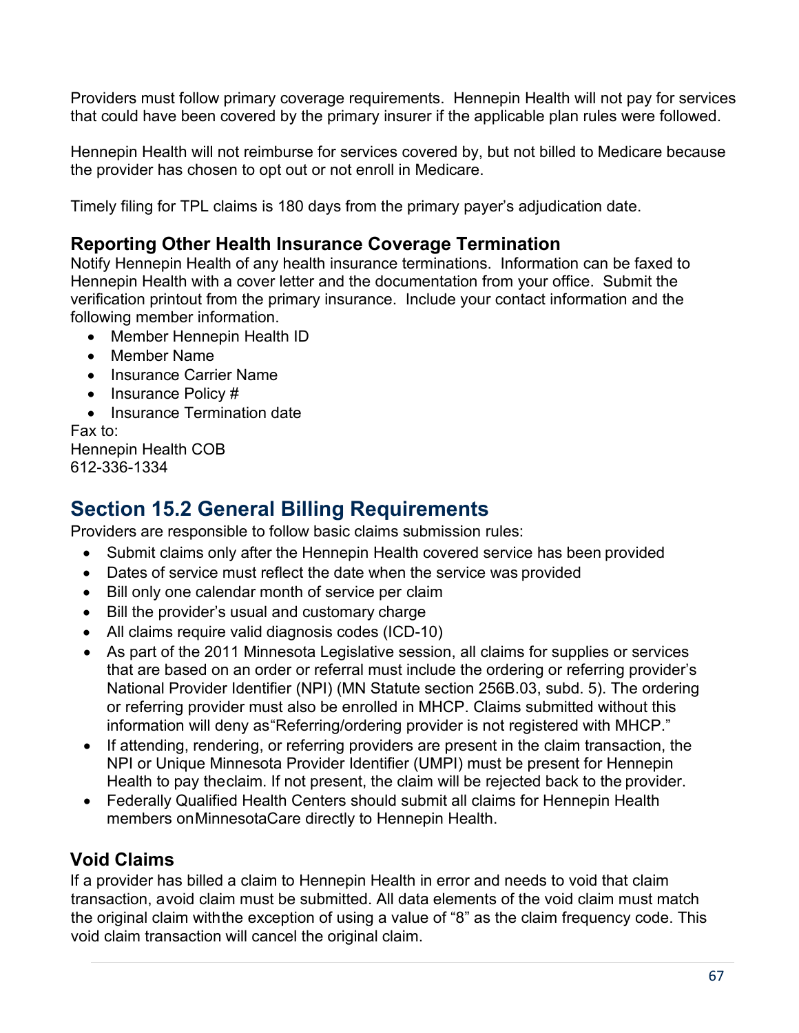Providers must follow primary coverage requirements. Hennepin Health will not pay for services that could have been covered by the primary insurer if the applicable plan rules were followed.

Hennepin Health will not reimburse for services covered by, but not billed to Medicare because the provider has chosen to opt out or not enroll in Medicare.

Timely filing for TPL claims is 180 days from the primary payer's adjudication date.

### Reporting Other Health Insurance Coverage Termination

Notify Hennepin Health of any health insurance terminations. Information can be faxed to Hennepin Health with a cover letter and the documentation from your office. Submit the verification printout from the primary insurance. Include your contact information and the following member information.

- Member Hennepin Health ID
- Member Name
- Insurance Carrier Name
- Insurance Policy #
- Insurance Termination date

Fax to:
Hennepin Health COB
612-336-1334

## Section 15.2 General Billing Requirements

Providers are responsible to follow basic claims submission rules:

- Submit claims only after the Hennepin Health covered service has been provided
- Dates of service must reflect the date when the service was provided
- Bill only one calendar month of service per claim
- Bill the provider's usual and customary charge
- All claims require valid diagnosis codes (ICD-10)
- As part of the 2011 Minnesota Legislative session, all claims for supplies or services that are based on an order or referral must include the ordering or referring provider's National Provider Identifier (NPI) (MN Statute section 256B.03, subd. 5). The ordering or referring provider must also be enrolled in MHCP. Claims submitted without this information will deny as"Referring/ordering provider is not registered with MHCP."
- If attending, rendering, or referring providers are present in the claim transaction, the NPI or Unique Minnesota Provider Identifier (UMPI) must be present for Hennepin Health to pay theclaim. If not present, the claim will be rejected back to the provider.
- Federally Qualified Health Centers should submit all claims for Hennepin Health members onMinnesotaCare directly to Hennepin Health.

### Void Claims

If a provider has billed a claim to Hennepin Health in error and needs to void that claim transaction, avoid claim must be submitted. All data elements of the void claim must match the original claim withthe exception of using a value of "8" as the claim frequency code. This void claim transaction will cancel the original claim.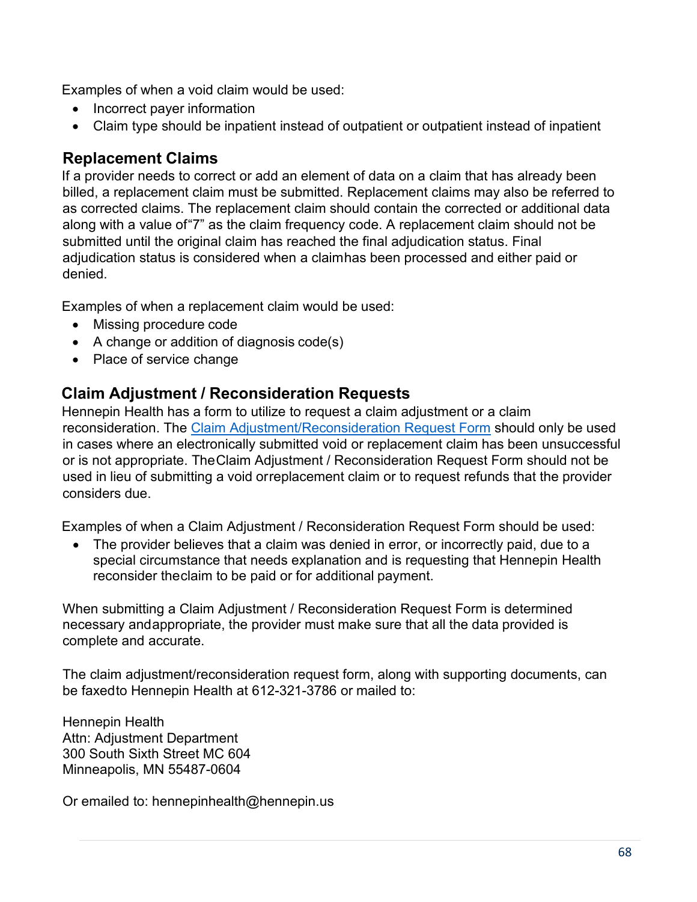Examples of when a void claim would be used:

- Incorrect payer information
- Claim type should be inpatient instead of outpatient or outpatient instead of inpatient

## Replacement Claims

If a provider needs to correct or add an element of data on a claim that has already been billed, a replacement claim must be submitted. Replacement claims may also be referred to as corrected claims. The replacement claim should contain the corrected or additional data along with a value of"7" as the claim frequency code. A replacement claim should not be submitted until the original claim has reached the final adjudication status. Final adjudication status is considered when a claimhas been processed and either paid or denied.

Examples of when a replacement claim would be used:

- Missing procedure code
- A change or addition of diagnosis code(s)
- Place of service change

## Claim Adjustment / Reconsideration Requests

Hennepin Health has a form to utilize to request a claim adjustment or a claim reconsideration. The Claim Adjustment/Reconsideration Request Form should only be used in cases where an electronically submitted void or replacement claim has been unsuccessful or is not appropriate. TheClaim Adjustment / Reconsideration Request Form should not be used in lieu of submitting a void orreplacement claim or to request refunds that the provider considers due.

Examples of when a Claim Adjustment / Reconsideration Request Form should be used:

- The provider believes that a claim was denied in error, or incorrectly paid, due to a special circumstance that needs explanation and is requesting that Hennepin Health reconsider theclaim to be paid or for additional payment.

When submitting a Claim Adjustment / Reconsideration Request Form is determined necessary andappropriate, the provider must make sure that all the data provided is complete and accurate.

The claim adjustment/reconsideration request form, along with supporting documents, can be faxedto Hennepin Health at 612-321-3786 or mailed to:

Hennepin Health
Attn: Adjustment Department
300 South Sixth Street MC 604
Minneapolis, MN 55487-0604

Or emailed to: hennepinhealth@hennepin.us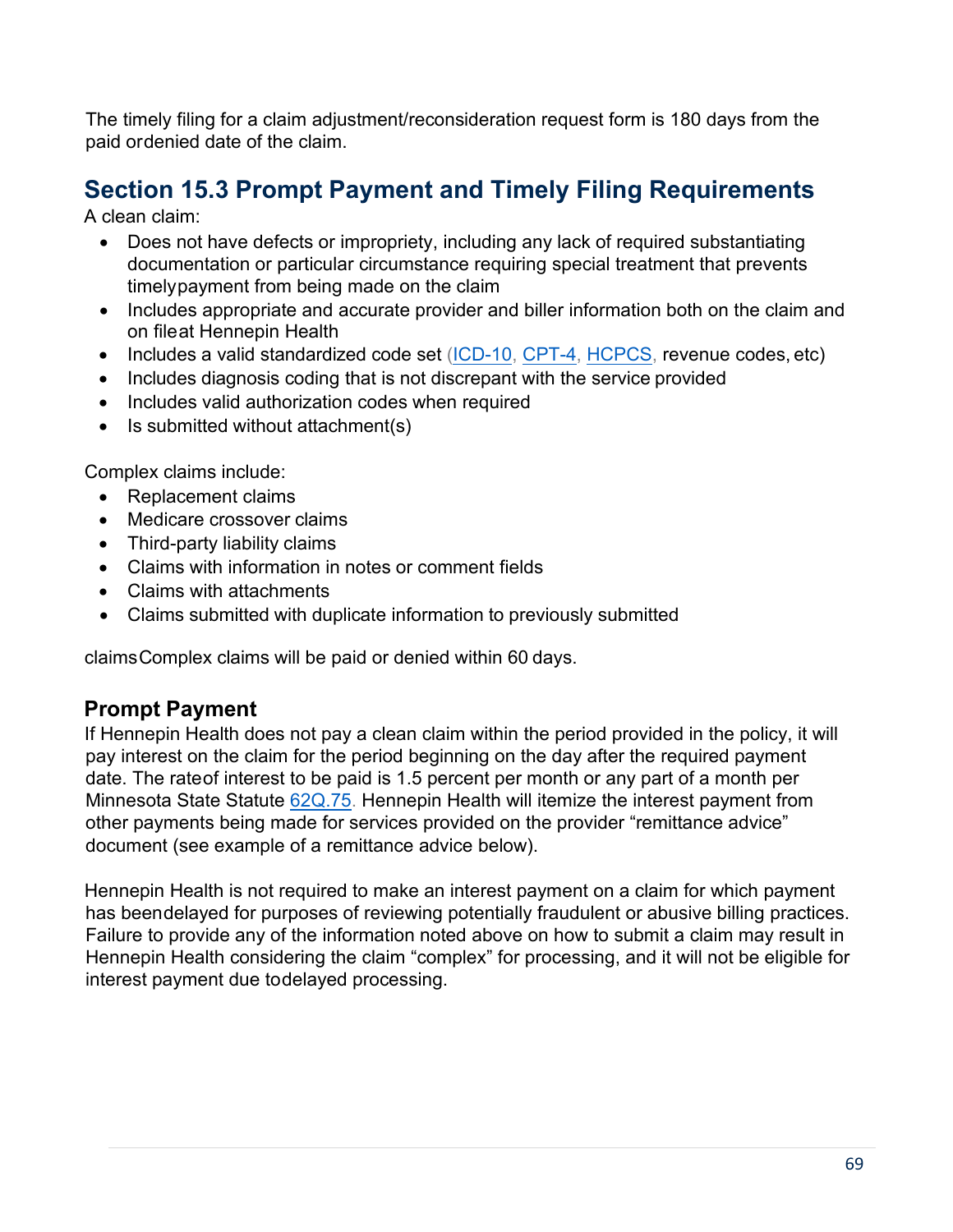The timely filing for a claim adjustment/reconsideration request form is 180 days from the paid ordenied date of the claim.

## Section 15.3 Prompt Payment and Timely Filing Requirements

A clean claim:

- Does not have defects or impropriety, including any lack of required substantiating documentation or particular circumstance requiring special treatment that prevents timelypayment from being made on the claim
- Includes appropriate and accurate provider and biller information both on the claim and on fileat Hennepin Health
- Includes a valid standardized code set (ICD-10, CPT-4, HCPCS, revenue codes, etc)
- Includes diagnosis coding that is not discrepant with the service provided
- Includes valid authorization codes when required
- Is submitted without attachment(s)

Complex claims include:

- Replacement claims
- Medicare crossover claims
- Third-party liability claims
- Claims with information in notes or comment fields
- Claims with attachments
- Claims submitted with duplicate information to previously submitted

claimsComplex claims will be paid or denied within 60 days.

### Prompt Payment

If Hennepin Health does not pay a clean claim within the period provided in the policy, it will pay interest on the claim for the period beginning on the day after the required payment date. The rateof interest to be paid is 1.5 percent per month or any part of a month per Minnesota State Statute 62Q.75. Hennepin Health will itemize the interest payment from other payments being made for services provided on the provider "remittance advice" document (see example of a remittance advice below).

Hennepin Health is not required to make an interest payment on a claim for which payment has beendelayed for purposes of reviewing potentially fraudulent or abusive billing practices. Failure to provide any of the information noted above on how to submit a claim may result in Hennepin Health considering the claim "complex" for processing, and it will not be eligible for interest payment due todelayed processing.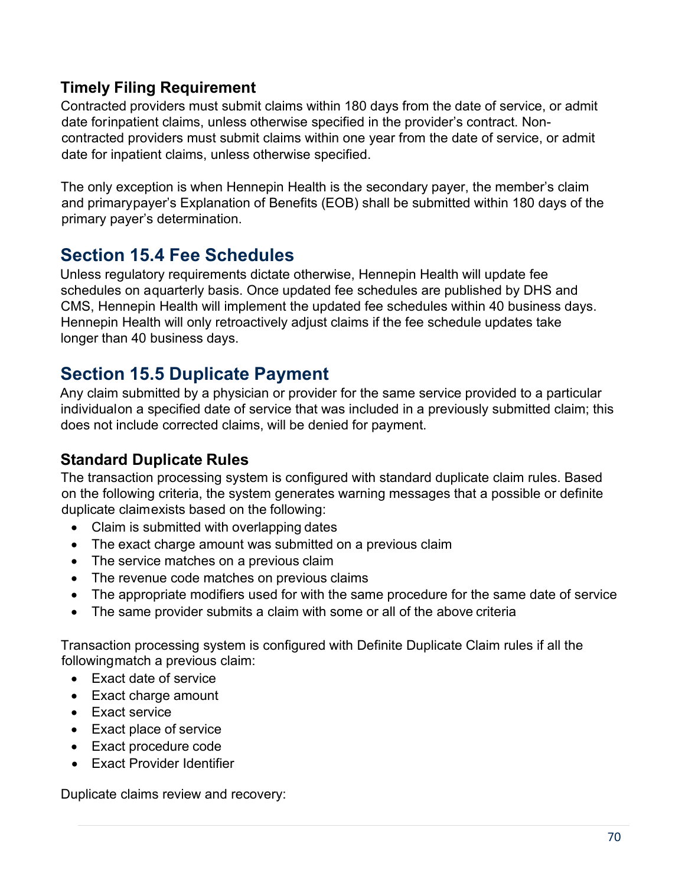### Timely Filing Requirement

Contracted providers must submit claims within 180 days from the date of service, or admit date forinpatient claims, unless otherwise specified in the provider's contract. Non-contracted providers must submit claims within one year from the date of service, or admit date for inpatient claims, unless otherwise specified.

The only exception is when Hennepin Health is the secondary payer, the member's claim and primarypayer's Explanation of Benefits (EOB) shall be submitted within 180 days of the primary payer's determination.

## Section 15.4 Fee Schedules

Unless regulatory requirements dictate otherwise, Hennepin Health will update fee schedules on aquarterly basis. Once updated fee schedules are published by DHS and CMS, Hennepin Health will implement the updated fee schedules within 40 business days. Hennepin Health will only retroactively adjust claims if the fee schedule updates take longer than 40 business days.

## Section 15.5 Duplicate Payment

Any claim submitted by a physician or provider for the same service provided to a particular individualon a specified date of service that was included in a previously submitted claim; this does not include corrected claims, will be denied for payment.

### Standard Duplicate Rules

The transaction processing system is configured with standard duplicate claim rules. Based on the following criteria, the system generates warning messages that a possible or definite duplicate claimexists based on the following:

- Claim is submitted with overlapping dates
- The exact charge amount was submitted on a previous claim
- The service matches on a previous claim
- The revenue code matches on previous claims
- The appropriate modifiers used for with the same procedure for the same date of service
- The same provider submits a claim with some or all of the above criteria

Transaction processing system is configured with Definite Duplicate Claim rules if all the followingmatch a previous claim:

- Exact date of service
- Exact charge amount
- Exact service
- Exact place of service
- Exact procedure code
- Exact Provider Identifier

Duplicate claims review and recovery: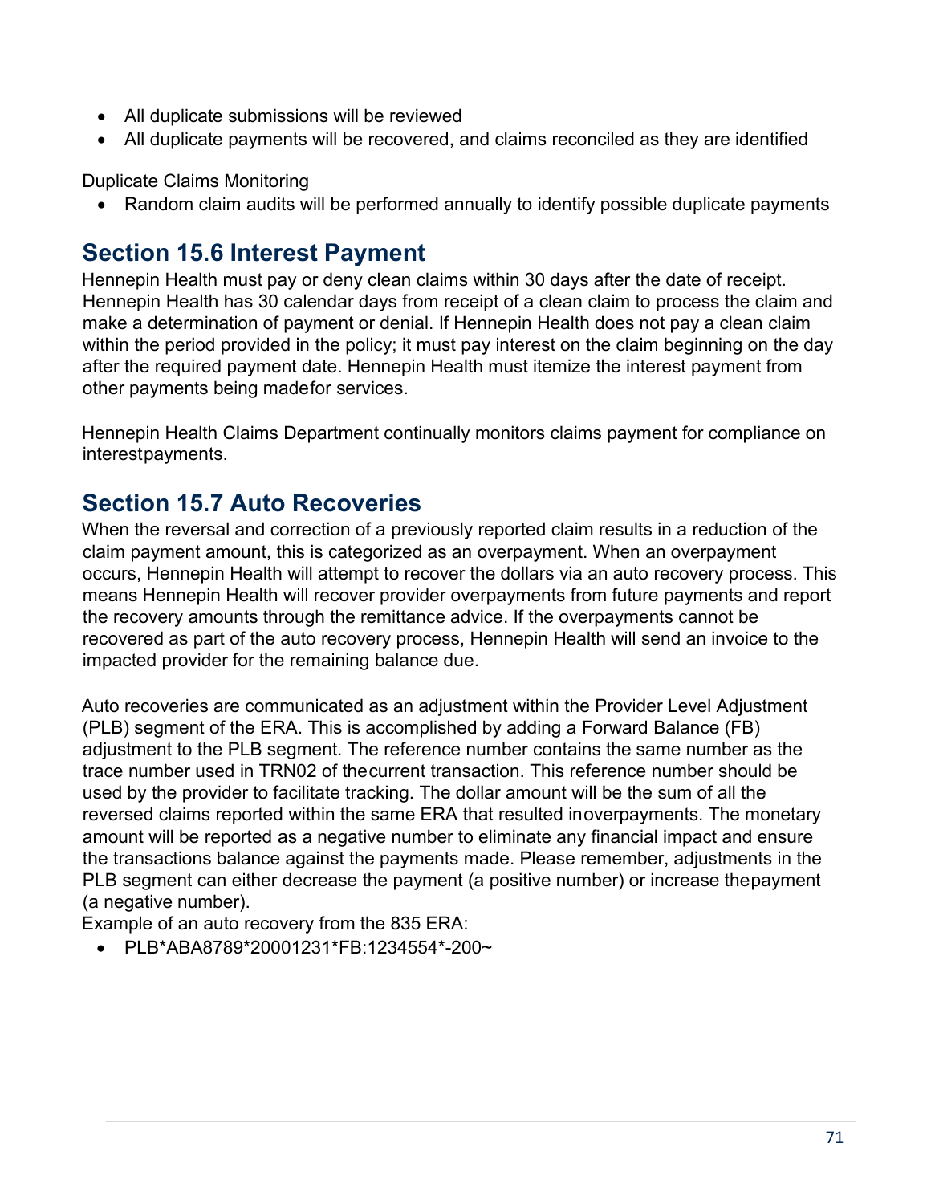- All duplicate submissions will be reviewed
- All duplicate payments will be recovered, and claims reconciled as they are identified

Duplicate Claims Monitoring

- Random claim audits will be performed annually to identify possible duplicate payments

## Section 15.6 Interest Payment

Hennepin Health must pay or deny clean claims within 30 days after the date of receipt. Hennepin Health has 30 calendar days from receipt of a clean claim to process the claim and make a determination of payment or denial. If Hennepin Health does not pay a clean claim within the period provided in the policy; it must pay interest on the claim beginning on the day after the required payment date. Hennepin Health must itemize the interest payment from other payments being madefor services.

Hennepin Health Claims Department continually monitors claims payment for compliance on interestpayments.

## Section 15.7 Auto Recoveries

When the reversal and correction of a previously reported claim results in a reduction of the claim payment amount, this is categorized as an overpayment. When an overpayment occurs, Hennepin Health will attempt to recover the dollars via an auto recovery process. This means Hennepin Health will recover provider overpayments from future payments and report the recovery amounts through the remittance advice. If the overpayments cannot be recovered as part of the auto recovery process, Hennepin Health will send an invoice to the impacted provider for the remaining balance due.

Auto recoveries are communicated as an adjustment within the Provider Level Adjustment (PLB) segment of the ERA. This is accomplished by adding a Forward Balance (FB) adjustment to the PLB segment. The reference number contains the same number as the trace number used in TRN02 of thecurrent transaction. This reference number should be used by the provider to facilitate tracking. The dollar amount will be the sum of all the reversed claims reported within the same ERA that resulted inoverpayments. The monetary amount will be reported as a negative number to eliminate any financial impact and ensure the transactions balance against the payments made. Please remember, adjustments in the PLB segment can either decrease the payment (a positive number) or increase thepayment (a negative number).

Example of an auto recovery from the 835 ERA:

- PLB*ABA8789*20001231*FB:1234554*-200~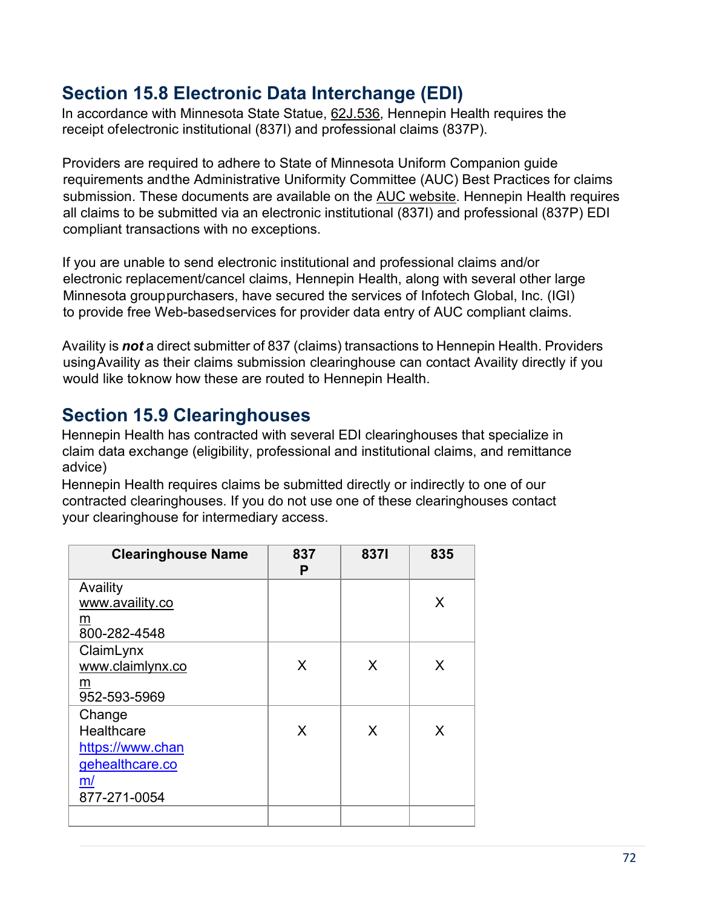## Section 15.8 Electronic Data Interchange (EDI)

In accordance with Minnesota State Statue, 62J.536, Hennepin Health requires the receipt ofelectronic institutional (837I) and professional claims (837P).

Providers are required to adhere to State of Minnesota Uniform Companion guide requirements andthe Administrative Uniformity Committee (AUC) Best Practices for claims submission. These documents are available on the AUC website. Hennepin Health requires all claims to be submitted via an electronic institutional (837I) and professional (837P) EDI compliant transactions with no exceptions.

If you are unable to send electronic institutional and professional claims and/or electronic replacement/cancel claims, Hennepin Health, along with several other large Minnesota grouppurchasers, have secured the services of Infotech Global, Inc. (IGI) to provide free Web-basedservices for provider data entry of AUC compliant claims.

Availity is ***not*** a direct submitter of 837 (claims) transactions to Hennepin Health. Providers usingAvaility as their claims submission clearinghouse can contact Availity directly if you would like toknow how these are routed to Hennepin Health.

## Section 15.9 Clearinghouses

Hennepin Health has contracted with several EDI clearinghouses that specialize in claim data exchange (eligibility, professional and institutional claims, and remittance advice)

Hennepin Health requires claims be submitted directly or indirectly to one of our contracted clearinghouses. If you do not use one of these clearinghouses contact your clearinghouse for intermediary access.

| Clearinghouse Name | 837P | 837I | 835 |
|---|---|---|---|
| Availity www.availity.com 800-282-4548 | | | X |
| ClaimLynx www.claimlynx.com 952-593-5969 | X | X | X |
| Change Healthcare https://www.changehealthcare.com/ 877-271-0054 | X | X | X |
| | | | |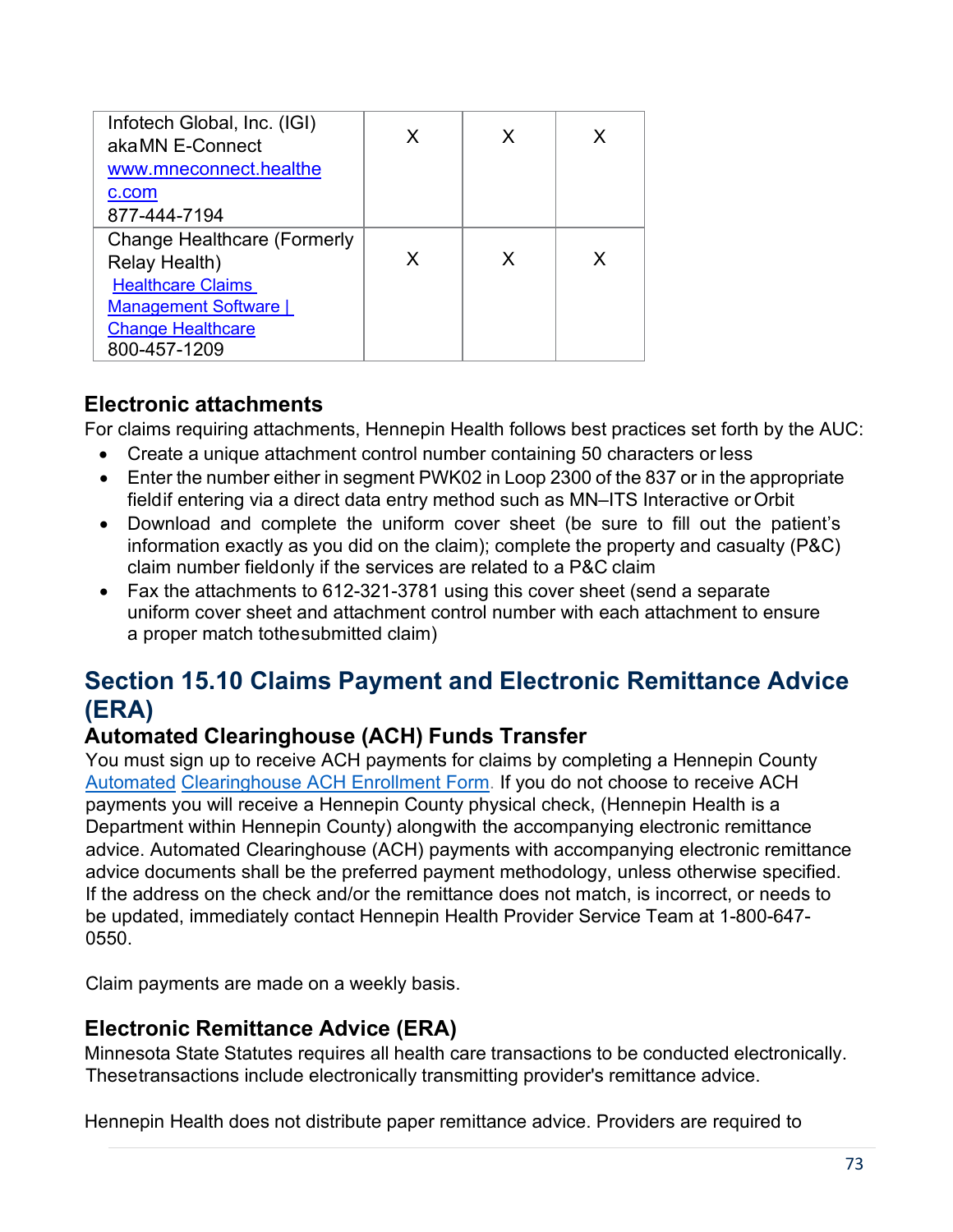| | | | |
|---|---|---|---|
| Infotech Global, Inc. (IGI) aka MN E-Connect www.mneconnect.healthec.com 877-444-7194 | X | X | X |
| Change Healthcare (Formerly Relay Health) Healthcare Claims Management Software \| Change Healthcare 800-457-1209 | X | X | X |

### Electronic attachments

For claims requiring attachments, Hennepin Health follows best practices set forth by the AUC:

- Create a unique attachment control number containing 50 characters or less
- Enter the number either in segment PWK02 in Loop 2300 of the 837 or in the appropriate field if entering via a direct data entry method such as MN–ITS Interactive or Orbit
- Download and complete the uniform cover sheet (be sure to fill out the patient's information exactly as you did on the claim); complete the property and casualty (P&C) claim number field only if the services are related to a P&C claim
- Fax the attachments to 612-321-3781 using this cover sheet (send a separate uniform cover sheet and attachment control number with each attachment to ensure a proper match to the submitted claim)

## Section 15.10 Claims Payment and Electronic Remittance Advice (ERA)

### Automated Clearinghouse (ACH) Funds Transfer

You must sign up to receive ACH payments for claims by completing a Hennepin County Automated Clearinghouse ACH Enrollment Form. If you do not choose to receive ACH payments you will receive a Hennepin County physical check, (Hennepin Health is a Department within Hennepin County) along with the accompanying electronic remittance advice. Automated Clearinghouse (ACH) payments with accompanying electronic remittance advice documents shall be the preferred payment methodology, unless otherwise specified. If the address on the check and/or the remittance does not match, is incorrect, or needs to be updated, immediately contact Hennepin Health Provider Service Team at 1-800-647-0550.

Claim payments are made on a weekly basis.

### Electronic Remittance Advice (ERA)

Minnesota State Statutes requires all health care transactions to be conducted electronically. These transactions include electronically transmitting provider's remittance advice.

Hennepin Health does not distribute paper remittance advice. Providers are required to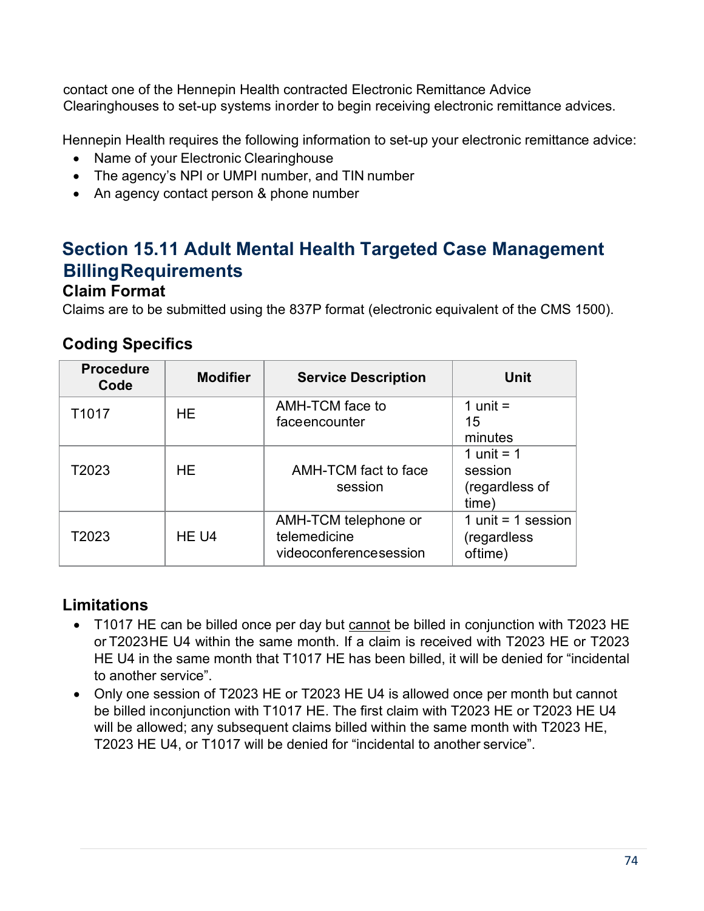contact one of the Hennepin Health contracted Electronic Remittance Advice Clearinghouses to set-up systems inorder to begin receiving electronic remittance advices.

Hennepin Health requires the following information to set-up your electronic remittance advice:

- Name of your Electronic Clearinghouse
- The agency's NPI or UMPI number, and TIN number
- An agency contact person & phone number

## Section 15.11 Adult Mental Health Targeted Case Management Billing Requirements

### Claim Format

Claims are to be submitted using the 837P format (electronic equivalent of the CMS 1500).

### Coding Specifics

| Procedure Code | Modifier | Service Description | Unit |
| --- | --- | --- | --- |
| T1017 | HE | AMH-TCM face to faceencounter | 1 unit = 15 minutes |
| T2023 | HE | AMH-TCM fact to face session | 1 unit = 1 session (regardless of time) |
| T2023 | HE U4 | AMH-TCM telephone or telemedicine videoconferencesession | 1 unit = 1 session (regardless oftime) |

### Limitations

- T1017 HE can be billed once per day but <u>cannot</u> be billed in conjunction with T2023 HE or T2023HE U4 within the same month. If a claim is received with T2023 HE or T2023 HE U4 in the same month that T1017 HE has been billed, it will be denied for "incidental to another service".
- Only one session of T2023 HE or T2023 HE U4 is allowed once per month but cannot be billed inconjunction with T1017 HE. The first claim with T2023 HE or T2023 HE U4 will be allowed; any subsequent claims billed within the same month with T2023 HE, T2023 HE U4, or T1017 will be denied for "incidental to another service".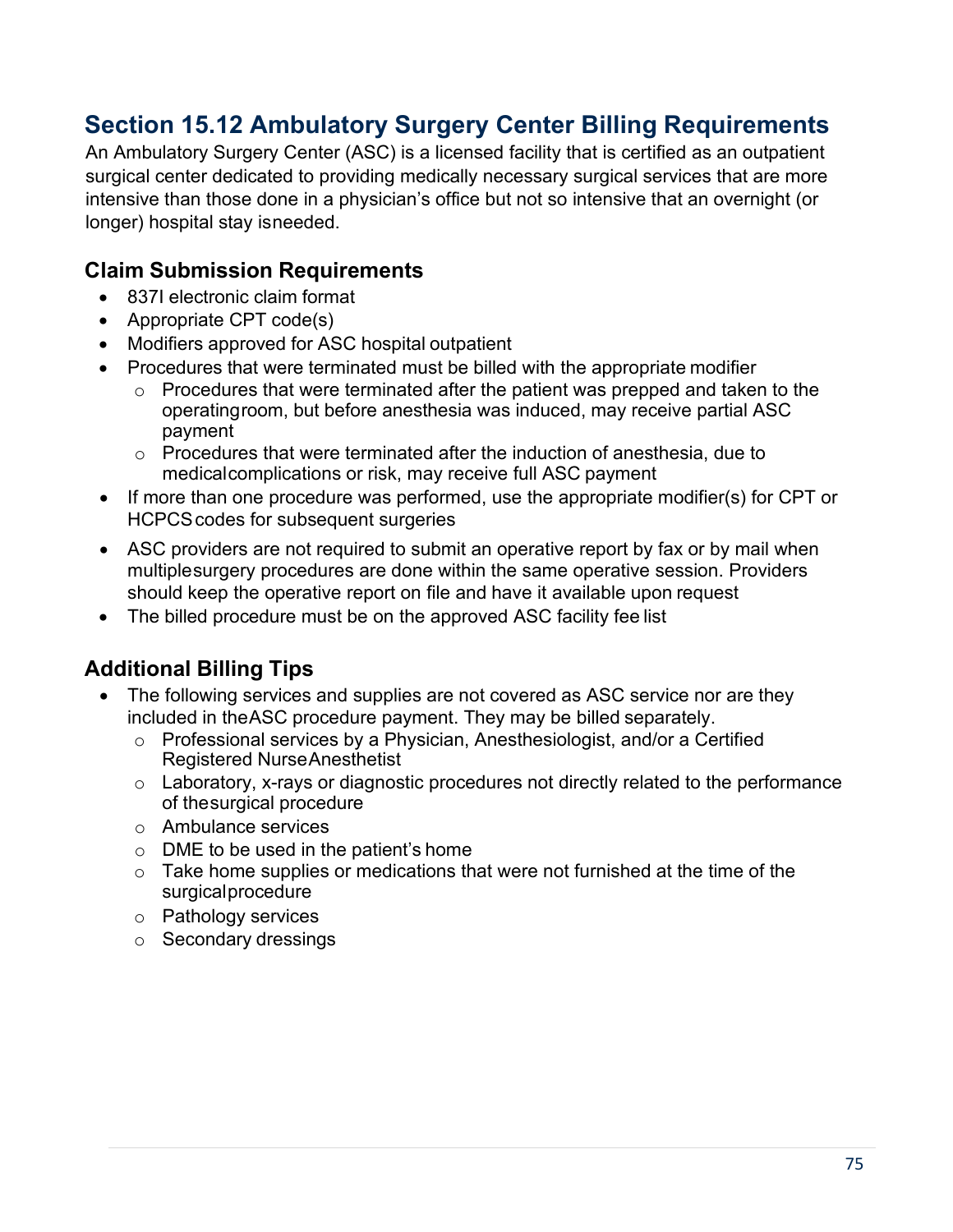## Section 15.12 Ambulatory Surgery Center Billing Requirements

An Ambulatory Surgery Center (ASC) is a licensed facility that is certified as an outpatient surgical center dedicated to providing medically necessary surgical services that are more intensive than those done in a physician's office but not so intensive that an overnight (or longer) hospital stay isneeded.

### Claim Submission Requirements

- 837I electronic claim format
- Appropriate CPT code(s)
- Modifiers approved for ASC hospital outpatient
- Procedures that were terminated must be billed with the appropriate modifier
  - Procedures that were terminated after the patient was prepped and taken to the operatingroom, but before anesthesia was induced, may receive partial ASC payment
  - Procedures that were terminated after the induction of anesthesia, due to medicalcomplications or risk, may receive full ASC payment
- If more than one procedure was performed, use the appropriate modifier(s) for CPT or HCPCS codes for subsequent surgeries
- ASC providers are not required to submit an operative report by fax or by mail when multiplesurgery procedures are done within the same operative session. Providers should keep the operative report on file and have it available upon request
- The billed procedure must be on the approved ASC facility fee list

### Additional Billing Tips

- The following services and supplies are not covered as ASC service nor are they included in theASC procedure payment. They may be billed separately.
  - Professional services by a Physician, Anesthesiologist, and/or a Certified Registered NurseAnesthetist
  - Laboratory, x-rays or diagnostic procedures not directly related to the performance of thesurgical procedure
  - Ambulance services
  - DME to be used in the patient's home
  - Take home supplies or medications that were not furnished at the time of the surgicalprocedure
  - Pathology services
  - Secondary dressings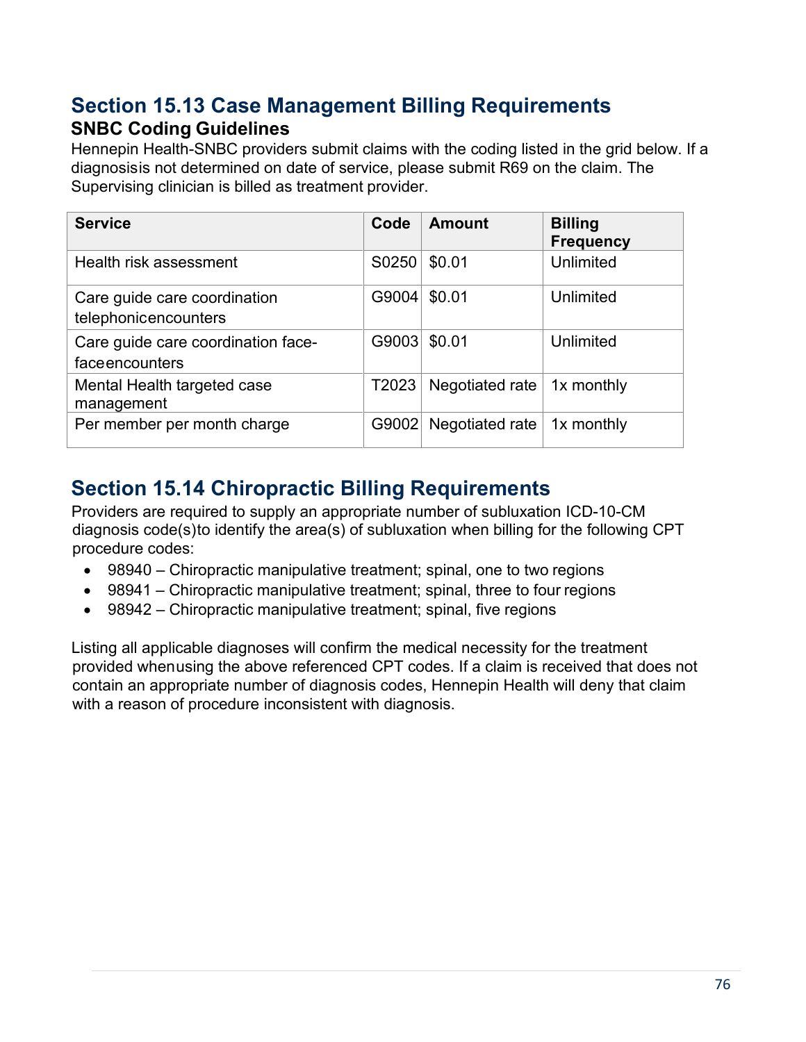## Section 15.13 Case Management Billing Requirements

### SNBC Coding Guidelines

Hennepin Health-SNBC providers submit claims with the coding listed in the grid below. If a diagnosisis not determined on date of service, please submit R69 on the claim. The Supervising clinician is billed as treatment provider.

| Service | Code | Amount | Billing Frequency |
|---|---|---|---|
| Health risk assessment | S0250 | $0.01 | Unlimited |
| Care guide care coordination telephonicencounters | G9004 | $0.01 | Unlimited |
| Care guide care coordination face-faceencounters | G9003 | $0.01 | Unlimited |
| Mental Health targeted case management | T2023 | Negotiated rate | 1x monthly |
| Per member per month charge | G9002 | Negotiated rate | 1x monthly |

## Section 15.14 Chiropractic Billing Requirements

Providers are required to supply an appropriate number of subluxation ICD-10-CM diagnosis code(s)to identify the area(s) of subluxation when billing for the following CPT procedure codes:

- 98940 – Chiropractic manipulative treatment; spinal, one to two regions
- 98941 – Chiropractic manipulative treatment; spinal, three to four regions
- 98942 – Chiropractic manipulative treatment; spinal, five regions

Listing all applicable diagnoses will confirm the medical necessity for the treatment provided whenusing the above referenced CPT codes. If a claim is received that does not contain an appropriate number of diagnosis codes, Hennepin Health will deny that claim with a reason of procedure inconsistent with diagnosis.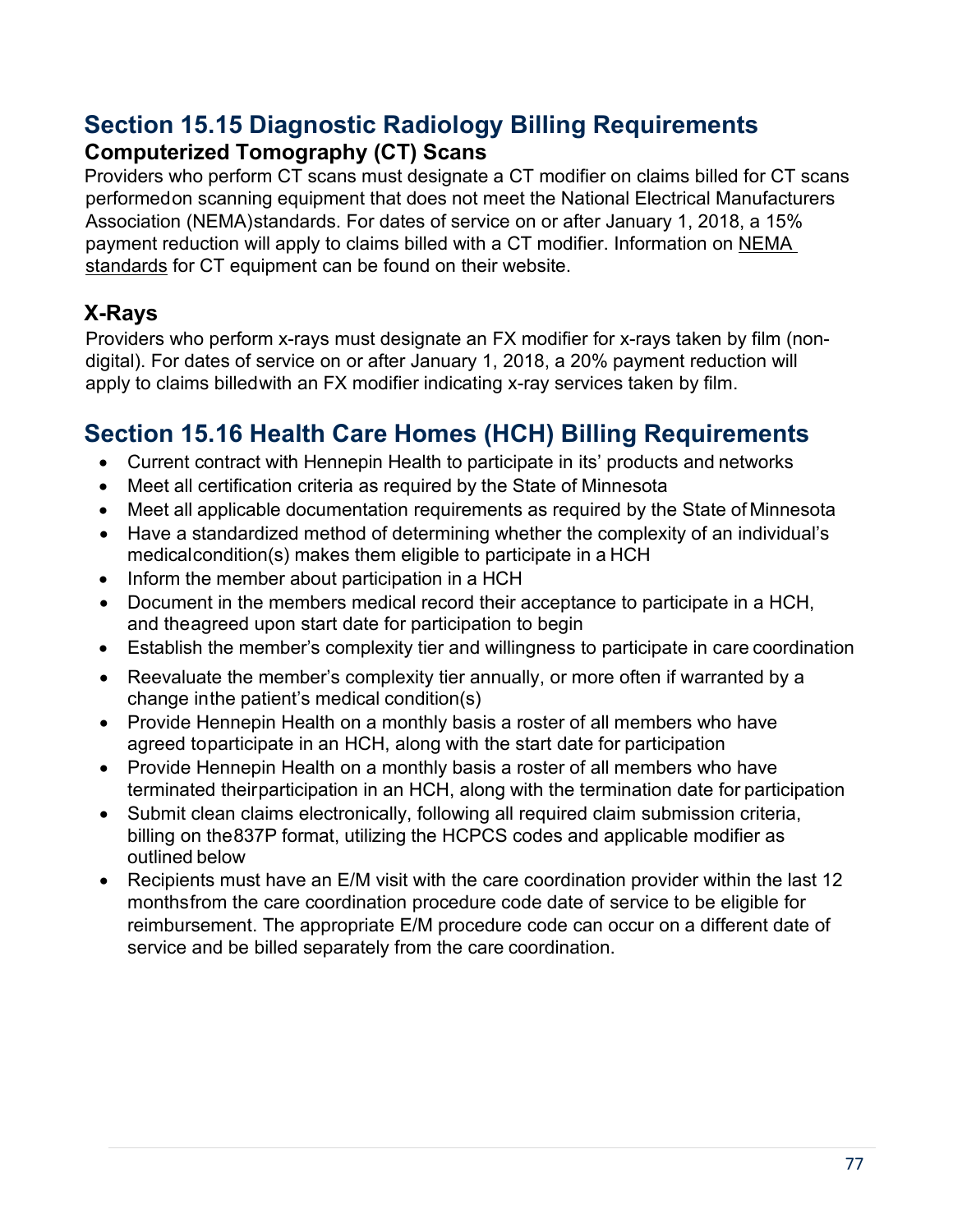## Section 15.15 Diagnostic Radiology Billing Requirements

### Computerized Tomography (CT) Scans

Providers who perform CT scans must designate a CT modifier on claims billed for CT scans performed on scanning equipment that does not meet the National Electrical Manufacturers Association (NEMA) standards. For dates of service on or after January 1, 2018, a 15% payment reduction will apply to claims billed with a CT modifier. Information on NEMA standards for CT equipment can be found on their website.

### X-Rays

Providers who perform x-rays must designate an FX modifier for x-rays taken by film (non-digital). For dates of service on or after January 1, 2018, a 20% payment reduction will apply to claims billed with an FX modifier indicating x-ray services taken by film.

## Section 15.16 Health Care Homes (HCH) Billing Requirements

- Current contract with Hennepin Health to participate in its' products and networks
- Meet all certification criteria as required by the State of Minnesota
- Meet all applicable documentation requirements as required by the State of Minnesota
- Have a standardized method of determining whether the complexity of an individual's medical condition(s) makes them eligible to participate in a HCH
- Inform the member about participation in a HCH
- Document in the members medical record their acceptance to participate in a HCH, and the agreed upon start date for participation to begin
- Establish the member's complexity tier and willingness to participate in care coordination
- Reevaluate the member's complexity tier annually, or more often if warranted by a change in the patient's medical condition(s)
- Provide Hennepin Health on a monthly basis a roster of all members who have agreed to participate in an HCH, along with the start date for participation
- Provide Hennepin Health on a monthly basis a roster of all members who have terminated their participation in an HCH, along with the termination date for participation
- Submit clean claims electronically, following all required claim submission criteria, billing on the 837P format, utilizing the HCPCS codes and applicable modifier as outlined below
- Recipients must have an E/M visit with the care coordination provider within the last 12 months from the care coordination procedure code date of service to be eligible for reimbursement. The appropriate E/M procedure code can occur on a different date of service and be billed separately from the care coordination.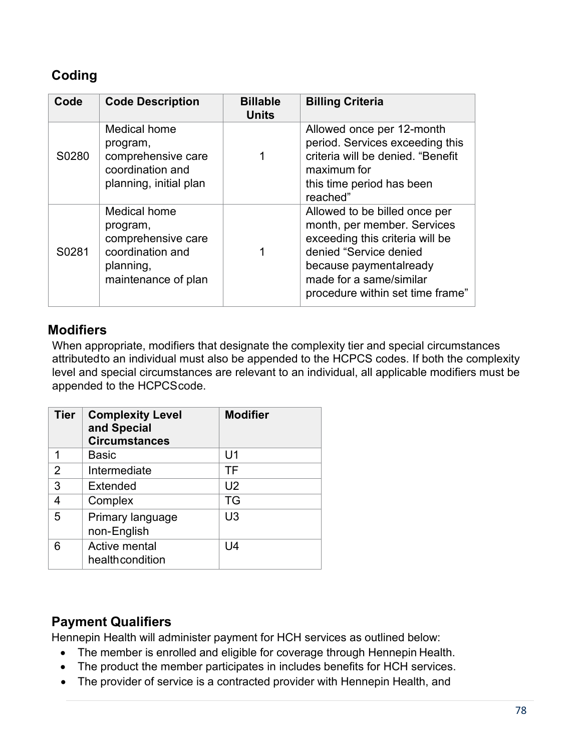## Coding

| Code | Code Description | Billable Units | Billing Criteria |
|---|---|---|---|
| S0280 | Medical home program, comprehensive care coordination and planning, initial plan | 1 | Allowed once per 12-month period. Services exceeding this criteria will be denied. "Benefit maximum for this time period has been reached" |
| S0281 | Medical home program, comprehensive care coordination and planning, maintenance of plan | 1 | Allowed to be billed once per month, per member. Services exceeding this criteria will be denied "Service denied because payment already made for a same/similar procedure within set time frame" |

## Modifiers

When appropriate, modifiers that designate the complexity tier and special circumstances attributed to an individual must also be appended to the HCPCS codes. If both the complexity level and special circumstances are relevant to an individual, all applicable modifiers must be appended to the HCPCS code.

| Tier | Complexity Level and Special Circumstances | Modifier |
|---|---|---|
| 1 | Basic | U1 |
| 2 | Intermediate | TF |
| 3 | Extended | U2 |
| 4 | Complex | TG |
| 5 | Primary language non-English | U3 |
| 6 | Active mental health condition | U4 |

## Payment Qualifiers

Hennepin Health will administer payment for HCH services as outlined below:

- The member is enrolled and eligible for coverage through Hennepin Health.
- The product the member participates in includes benefits for HCH services.
- The provider of service is a contracted provider with Hennepin Health, and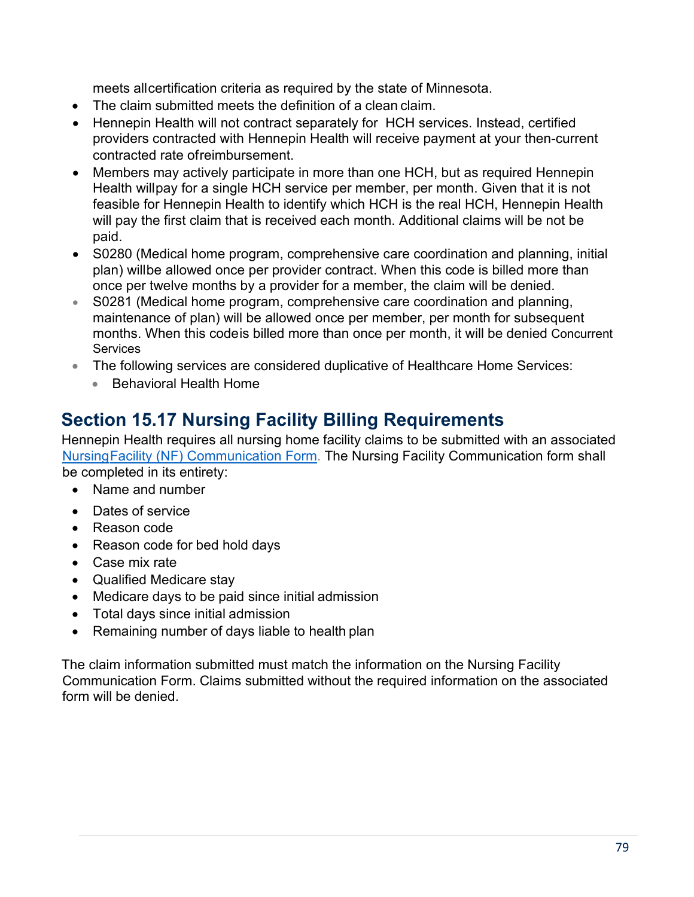meets allcertification criteria as required by the state of Minnesota.

- The claim submitted meets the definition of a clean claim.
- Hennepin Health will not contract separately for HCH services. Instead, certified providers contracted with Hennepin Health will receive payment at your then-current contracted rate ofreimbursement.
- Members may actively participate in more than one HCH, but as required Hennepin Health willpay for a single HCH service per member, per month. Given that it is not feasible for Hennepin Health to identify which HCH is the real HCH, Hennepin Health will pay the first claim that is received each month. Additional claims will be not be paid.
- S0280 (Medical home program, comprehensive care coordination and planning, initial plan) willbe allowed once per provider contract. When this code is billed more than once per twelve months by a provider for a member, the claim will be denied.
- S0281 (Medical home program, comprehensive care coordination and planning, maintenance of plan) will be allowed once per member, per month for subsequent months. When this codeis billed more than once per month, it will be denied Concurrent Services
- The following services are considered duplicative of Healthcare Home Services:
  - Behavioral Health Home

## Section 15.17 Nursing Facility Billing Requirements

Hennepin Health requires all nursing home facility claims to be submitted with an associated NursingFacility (NF) Communication Form. The Nursing Facility Communication form shall be completed in its entirety:

- Name and number
- Dates of service
- Reason code
- Reason code for bed hold days
- Case mix rate
- Qualified Medicare stay
- Medicare days to be paid since initial admission
- Total days since initial admission
- Remaining number of days liable to health plan

The claim information submitted must match the information on the Nursing Facility Communication Form. Claims submitted without the required information on the associated form will be denied.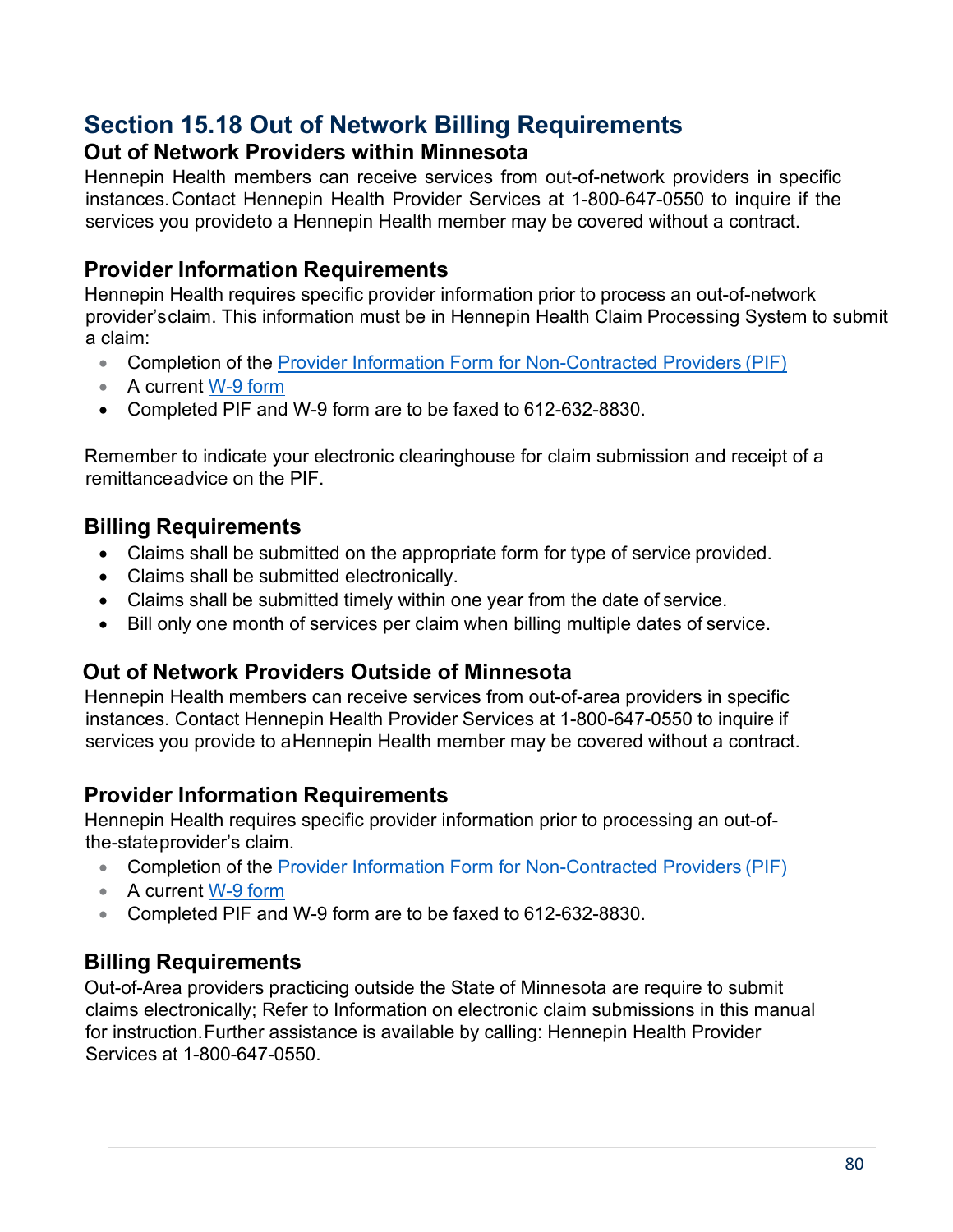## Section 15.18 Out of Network Billing Requirements

### Out of Network Providers within Minnesota

Hennepin Health members can receive services from out-of-network providers in specific instances. Contact Hennepin Health Provider Services at 1-800-647-0550 to inquire if the services you provideto a Hennepin Health member may be covered without a contract.

### Provider Information Requirements

Hennepin Health requires specific provider information prior to process an out-of-network provider'sclaim. This information must be in Hennepin Health Claim Processing System to submit a claim:

- Completion of the [Provider Information Form for Non-Contracted Providers (PIF)]()
- A current [W-9 form]()
- Completed PIF and W-9 form are to be faxed to 612-632-8830.

Remember to indicate your electronic clearinghouse for claim submission and receipt of a remittanceadvice on the PIF.

### Billing Requirements

- Claims shall be submitted on the appropriate form for type of service provided.
- Claims shall be submitted electronically.
- Claims shall be submitted timely within one year from the date of service.
- Bill only one month of services per claim when billing multiple dates of service.

### Out of Network Providers Outside of Minnesota

Hennepin Health members can receive services from out-of-area providers in specific instances. Contact Hennepin Health Provider Services at 1-800-647-0550 to inquire if services you provide to aHennepin Health member may be covered without a contract.

### Provider Information Requirements

Hennepin Health requires specific provider information prior to processing an out-of-the-stateprovider's claim.

- Completion of the [Provider Information Form for Non-Contracted Providers (PIF)]()
- A current [W-9 form]()
- Completed PIF and W-9 form are to be faxed to 612-632-8830.

### Billing Requirements

Out-of-Area providers practicing outside the State of Minnesota are require to submit claims electronically; Refer to Information on electronic claim submissions in this manual for instruction. Further assistance is available by calling: Hennepin Health Provider Services at 1-800-647-0550.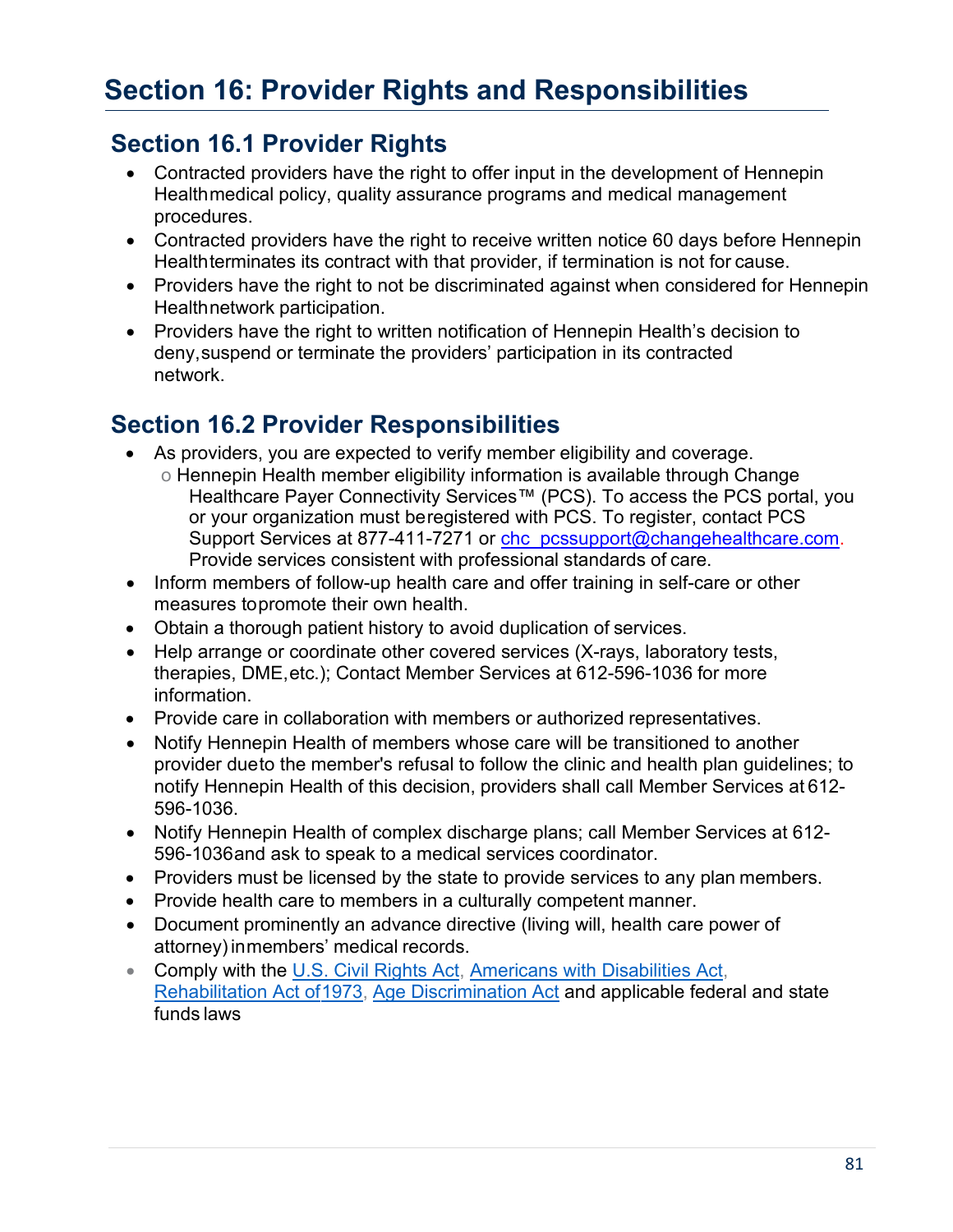# Section 16: Provider Rights and Responsibilities

## Section 16.1 Provider Rights

- Contracted providers have the right to offer input in the development of Hennepin Health medical policy, quality assurance programs and medical management procedures.
- Contracted providers have the right to receive written notice 60 days before Hennepin Health terminates its contract with that provider, if termination is not for cause.
- Providers have the right to not be discriminated against when considered for Hennepin Health network participation.
- Providers have the right to written notification of Hennepin Health's decision to deny, suspend or terminate the providers' participation in its contracted network.

## Section 16.2 Provider Responsibilities

- As providers, you are expected to verify member eligibility and coverage.
  - Hennepin Health member eligibility information is available through Change Healthcare Payer Connectivity Services™ (PCS). To access the PCS portal, you or your organization must be registered with PCS. To register, contact PCS Support Services at 877-411-7271 or chc_pcssupport@changehealthcare.com. Provide services consistent with professional standards of care.
- Inform members of follow-up health care and offer training in self-care or other measures to promote their own health.
- Obtain a thorough patient history to avoid duplication of services.
- Help arrange or coordinate other covered services (X-rays, laboratory tests, therapies, DME, etc.); Contact Member Services at 612-596-1036 for more information.
- Provide care in collaboration with members or authorized representatives.
- Notify Hennepin Health of members whose care will be transitioned to another provider due to the member's refusal to follow the clinic and health plan guidelines; to notify Hennepin Health of this decision, providers shall call Member Services at 612-596-1036.
- Notify Hennepin Health of complex discharge plans; call Member Services at 612-596-1036 and ask to speak to a medical services coordinator.
- Providers must be licensed by the state to provide services to any plan members.
- Provide health care to members in a culturally competent manner.
- Document prominently an advance directive (living will, health care power of attorney) in members' medical records.
- Comply with the U.S. Civil Rights Act, Americans with Disabilities Act, Rehabilitation Act of 1973, Age Discrimination Act and applicable federal and state funds laws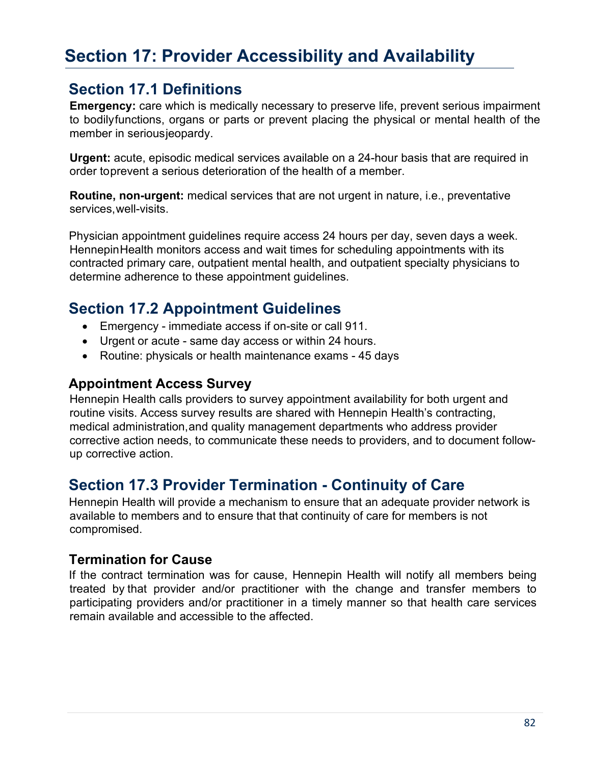# Section 17: Provider Accessibility and Availability

## Section 17.1 Definitions

**Emergency:** care which is medically necessary to preserve life, prevent serious impairment to bodilyfunctions, organs or parts or prevent placing the physical or mental health of the member in seriousjeopardy.

**Urgent:** acute, episodic medical services available on a 24-hour basis that are required in order toprevent a serious deterioration of the health of a member.

**Routine, non-urgent:** medical services that are not urgent in nature, i.e., preventative services,well-visits.

Physician appointment guidelines require access 24 hours per day, seven days a week. HennepinHealth monitors access and wait times for scheduling appointments with its contracted primary care, outpatient mental health, and outpatient specialty physicians to determine adherence to these appointment guidelines.

## Section 17.2 Appointment Guidelines

- Emergency - immediate access if on-site or call 911.
- Urgent or acute - same day access or within 24 hours.
- Routine: physicals or health maintenance exams - 45 days

### Appointment Access Survey

Hennepin Health calls providers to survey appointment availability for both urgent and routine visits. Access survey results are shared with Hennepin Health's contracting, medical administration,and quality management departments who address provider corrective action needs, to communicate these needs to providers, and to document follow-up corrective action.

## Section 17.3 Provider Termination - Continuity of Care

Hennepin Health will provide a mechanism to ensure that an adequate provider network is available to members and to ensure that that continuity of care for members is not compromised.

### Termination for Cause

If the contract termination was for cause, Hennepin Health will notify all members being treated by that provider and/or practitioner with the change and transfer members to participating providers and/or practitioner in a timely manner so that health care services remain available and accessible to the affected.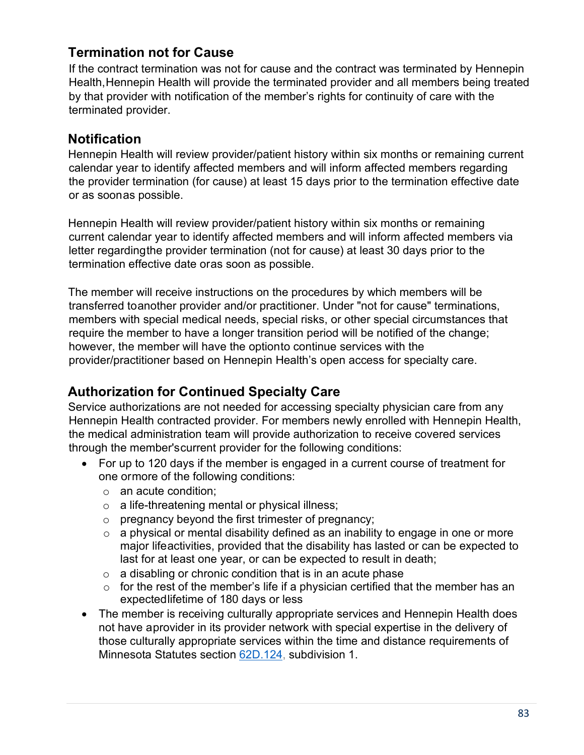## Termination not for Cause

If the contract termination was not for cause and the contract was terminated by Hennepin Health, Hennepin Health will provide the terminated provider and all members being treated by that provider with notification of the member's rights for continuity of care with the terminated provider.

## Notification

Hennepin Health will review provider/patient history within six months or remaining current calendar year to identify affected members and will inform affected members regarding the provider termination (for cause) at least 15 days prior to the termination effective date or as soon as possible.

Hennepin Health will review provider/patient history within six months or remaining current calendar year to identify affected members and will inform affected members via letter regarding the provider termination (not for cause) at least 30 days prior to the termination effective date or as soon as possible.

The member will receive instructions on the procedures by which members will be transferred to another provider and/or practitioner. Under "not for cause" terminations, members with special medical needs, special risks, or other special circumstances that require the member to have a longer transition period will be notified of the change; however, the member will have the option to continue services with the provider/practitioner based on Hennepin Health's open access for specialty care.

## Authorization for Continued Specialty Care

Service authorizations are not needed for accessing specialty physician care from any Hennepin Health contracted provider. For members newly enrolled with Hennepin Health, the medical administration team will provide authorization to receive covered services through the member's current provider for the following conditions:

- For up to 120 days if the member is engaged in a current course of treatment for one or more of the following conditions:
  - an acute condition;
  - a life-threatening mental or physical illness;
  - pregnancy beyond the first trimester of pregnancy;
  - a physical or mental disability defined as an inability to engage in one or more major life activities, provided that the disability has lasted or can be expected to last for at least one year, or can be expected to result in death;
  - a disabling or chronic condition that is in an acute phase
  - for the rest of the member's life if a physician certified that the member has an expected lifetime of 180 days or less
- The member is receiving culturally appropriate services and Hennepin Health does not have a provider in its provider network with special expertise in the delivery of those culturally appropriate services within the time and distance requirements of Minnesota Statutes section 62D.124, subdivision 1.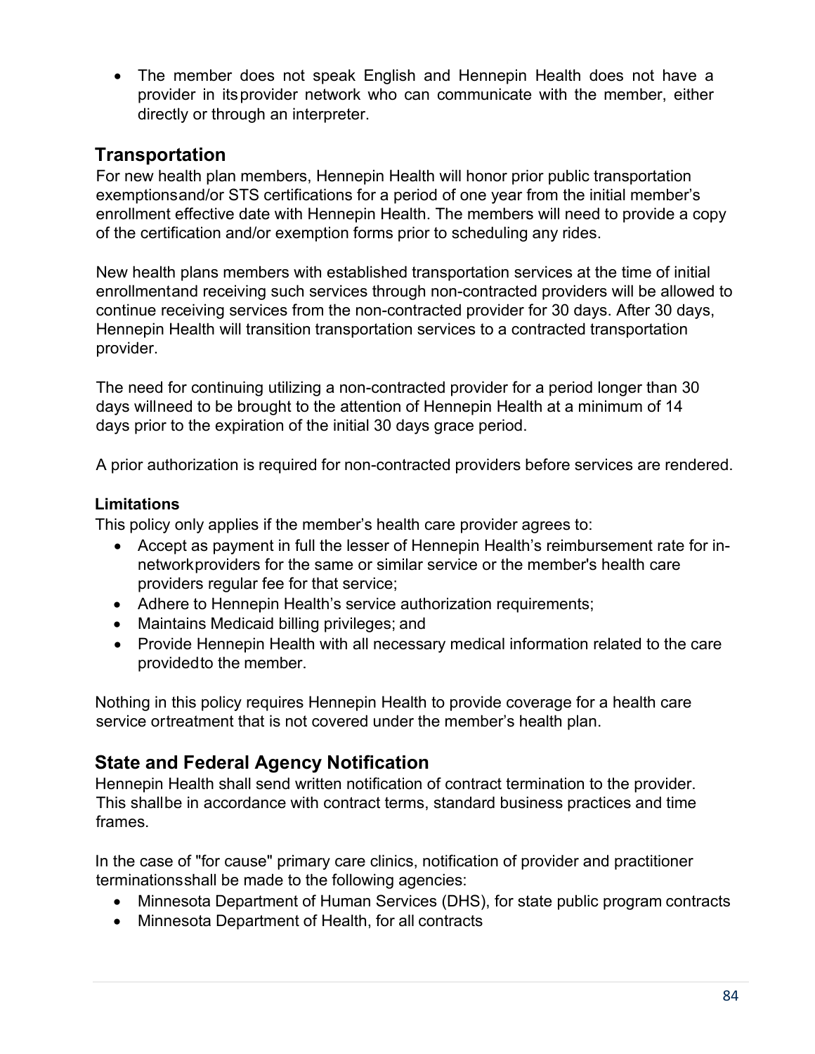- The member does not speak English and Hennepin Health does not have a provider in its provider network who can communicate with the member, either directly or through an interpreter.

## Transportation

For new health plan members, Hennepin Health will honor prior public transportation exemptions and/or STS certifications for a period of one year from the initial member's enrollment effective date with Hennepin Health. The members will need to provide a copy of the certification and/or exemption forms prior to scheduling any rides.

New health plans members with established transportation services at the time of initial enrollment and receiving such services through non-contracted providers will be allowed to continue receiving services from the non-contracted provider for 30 days. After 30 days, Hennepin Health will transition transportation services to a contracted transportation provider.

The need for continuing utilizing a non-contracted provider for a period longer than 30 days will need to be brought to the attention of Hennepin Health at a minimum of 14 days prior to the expiration of the initial 30 days grace period.

A prior authorization is required for non-contracted providers before services are rendered.

### Limitations

This policy only applies if the member's health care provider agrees to:

- Accept as payment in full the lesser of Hennepin Health's reimbursement rate for in-network providers for the same or similar service or the member's health care providers regular fee for that service;
- Adhere to Hennepin Health's service authorization requirements;
- Maintains Medicaid billing privileges; and
- Provide Hennepin Health with all necessary medical information related to the care provided to the member.

Nothing in this policy requires Hennepin Health to provide coverage for a health care service or treatment that is not covered under the member's health plan.

## State and Federal Agency Notification

Hennepin Health shall send written notification of contract termination to the provider. This shall be in accordance with contract terms, standard business practices and time frames.

In the case of "for cause" primary care clinics, notification of provider and practitioner terminations shall be made to the following agencies:

- Minnesota Department of Human Services (DHS), for state public program contracts
- Minnesota Department of Health, for all contracts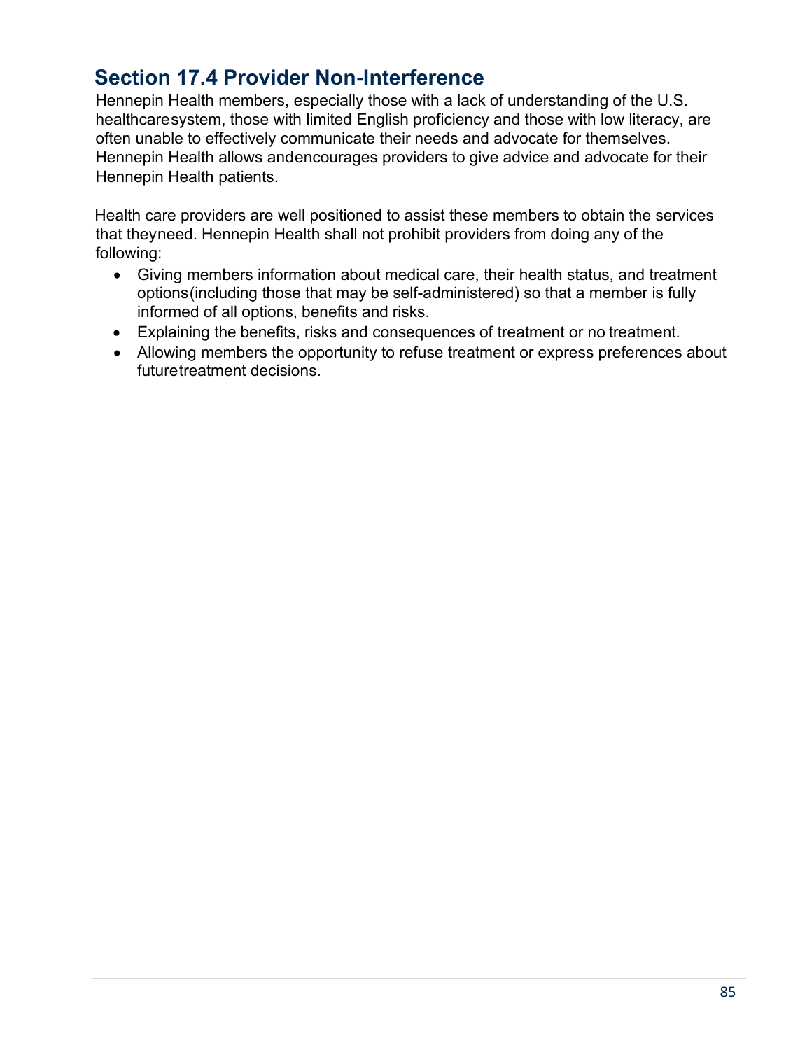## Section 17.4 Provider Non-Interference

Hennepin Health members, especially those with a lack of understanding of the U.S. healthcaresystem, those with limited English proficiency and those with low literacy, are often unable to effectively communicate their needs and advocate for themselves. Hennepin Health allows andencourages providers to give advice and advocate for their Hennepin Health patients.

Health care providers are well positioned to assist these members to obtain the services that theyneed. Hennepin Health shall not prohibit providers from doing any of the following:

- Giving members information about medical care, their health status, and treatment options(including those that may be self-administered) so that a member is fully informed of all options, benefits and risks.
- Explaining the benefits, risks and consequences of treatment or no treatment.
- Allowing members the opportunity to refuse treatment or express preferences about futuretreatment decisions.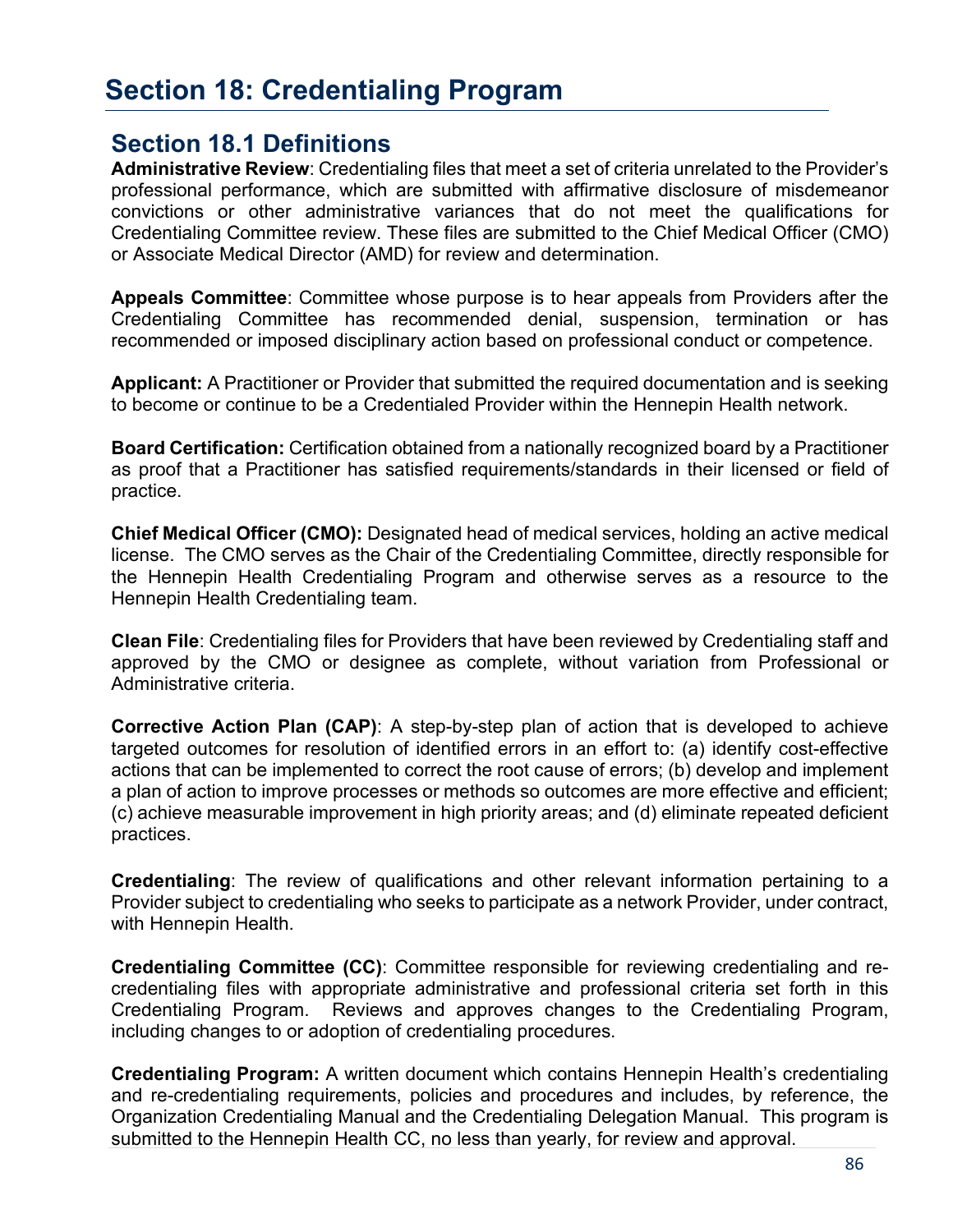# Section 18: Credentialing Program

## Section 18.1 Definitions

**Administrative Review**: Credentialing files that meet a set of criteria unrelated to the Provider's professional performance, which are submitted with affirmative disclosure of misdemeanor convictions or other administrative variances that do not meet the qualifications for Credentialing Committee review. These files are submitted to the Chief Medical Officer (CMO) or Associate Medical Director (AMD) for review and determination.

**Appeals Committee**: Committee whose purpose is to hear appeals from Providers after the Credentialing Committee has recommended denial, suspension, termination or has recommended or imposed disciplinary action based on professional conduct or competence.

**Applicant:** A Practitioner or Provider that submitted the required documentation and is seeking to become or continue to be a Credentialed Provider within the Hennepin Health network.

**Board Certification:** Certification obtained from a nationally recognized board by a Practitioner as proof that a Practitioner has satisfied requirements/standards in their licensed or field of practice.

**Chief Medical Officer (CMO):** Designated head of medical services, holding an active medical license. The CMO serves as the Chair of the Credentialing Committee, directly responsible for the Hennepin Health Credentialing Program and otherwise serves as a resource to the Hennepin Health Credentialing team.

**Clean File**: Credentialing files for Providers that have been reviewed by Credentialing staff and approved by the CMO or designee as complete, without variation from Professional or Administrative criteria.

**Corrective Action Plan (CAP)**: A step-by-step plan of action that is developed to achieve targeted outcomes for resolution of identified errors in an effort to: (a) identify cost-effective actions that can be implemented to correct the root cause of errors; (b) develop and implement a plan of action to improve processes or methods so outcomes are more effective and efficient; (c) achieve measurable improvement in high priority areas; and (d) eliminate repeated deficient practices.

**Credentialing**: The review of qualifications and other relevant information pertaining to a Provider subject to credentialing who seeks to participate as a network Provider, under contract, with Hennepin Health.

**Credentialing Committee (CC)**: Committee responsible for reviewing credentialing and re-credentialing files with appropriate administrative and professional criteria set forth in this Credentialing Program. Reviews and approves changes to the Credentialing Program, including changes to or adoption of credentialing procedures.

**Credentialing Program:** A written document which contains Hennepin Health's credentialing and re-credentialing requirements, policies and procedures and includes, by reference, the Organization Credentialing Manual and the Credentialing Delegation Manual. This program is submitted to the Hennepin Health CC, no less than yearly, for review and approval.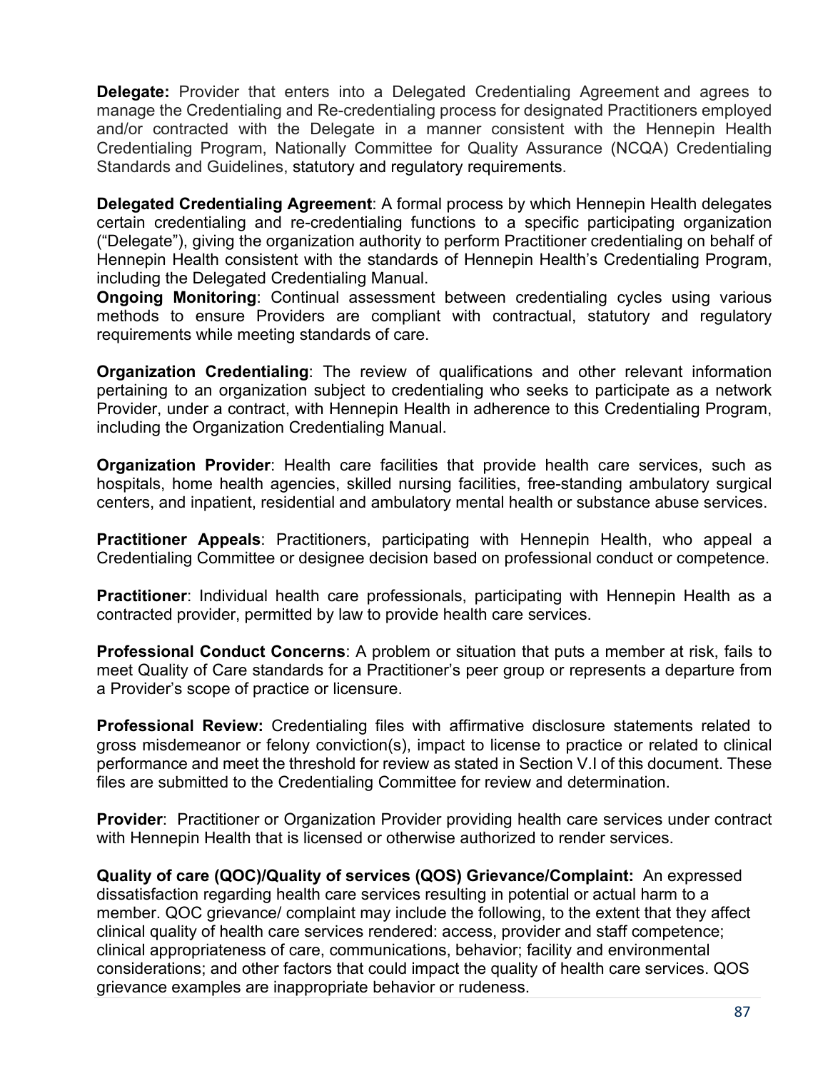**Delegate:** Provider that enters into a Delegated Credentialing Agreement and agrees to manage the Credentialing and Re-credentialing process for designated Practitioners employed and/or contracted with the Delegate in a manner consistent with the Hennepin Health Credentialing Program, Nationally Committee for Quality Assurance (NCQA) Credentialing Standards and Guidelines, statutory and regulatory requirements.

**Delegated Credentialing Agreement**: A formal process by which Hennepin Health delegates certain credentialing and re-credentialing functions to a specific participating organization ("Delegate"), giving the organization authority to perform Practitioner credentialing on behalf of Hennepin Health consistent with the standards of Hennepin Health's Credentialing Program, including the Delegated Credentialing Manual.

**Ongoing Monitoring**: Continual assessment between credentialing cycles using various methods to ensure Providers are compliant with contractual, statutory and regulatory requirements while meeting standards of care.

**Organization Credentialing**: The review of qualifications and other relevant information pertaining to an organization subject to credentialing who seeks to participate as a network Provider, under a contract, with Hennepin Health in adherence to this Credentialing Program, including the Organization Credentialing Manual.

**Organization Provider**: Health care facilities that provide health care services, such as hospitals, home health agencies, skilled nursing facilities, free-standing ambulatory surgical centers, and inpatient, residential and ambulatory mental health or substance abuse services.

**Practitioner Appeals**: Practitioners, participating with Hennepin Health, who appeal a Credentialing Committee or designee decision based on professional conduct or competence.

**Practitioner**: Individual health care professionals, participating with Hennepin Health as a contracted provider, permitted by law to provide health care services.

**Professional Conduct Concerns**: A problem or situation that puts a member at risk, fails to meet Quality of Care standards for a Practitioner's peer group or represents a departure from a Provider's scope of practice or licensure.

**Professional Review:** Credentialing files with affirmative disclosure statements related to gross misdemeanor or felony conviction(s), impact to license to practice or related to clinical performance and meet the threshold for review as stated in Section V.I of this document. These files are submitted to the Credentialing Committee for review and determination.

**Provider**: Practitioner or Organization Provider providing health care services under contract with Hennepin Health that is licensed or otherwise authorized to render services.

**Quality of care (QOC)/Quality of services (QOS) Grievance/Complaint:** An expressed dissatisfaction regarding health care services resulting in potential or actual harm to a member. QOC grievance/ complaint may include the following, to the extent that they affect clinical quality of health care services rendered: access, provider and staff competence; clinical appropriateness of care, communications, behavior; facility and environmental considerations; and other factors that could impact the quality of health care services. QOS grievance examples are inappropriate behavior or rudeness.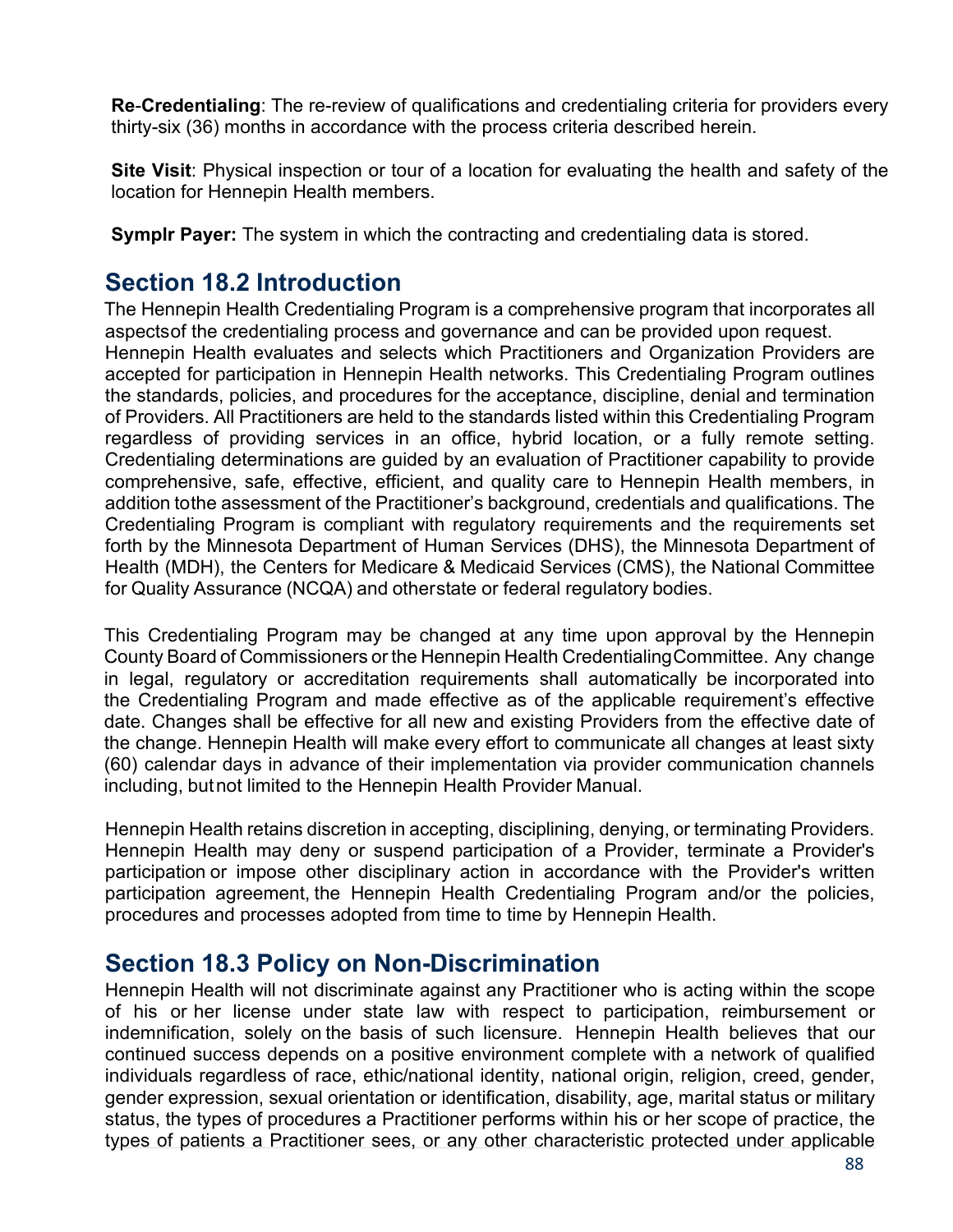**Re-Credentialing**: The re-review of qualifications and credentialing criteria for providers every thirty-six (36) months in accordance with the process criteria described herein.

**Site Visit**: Physical inspection or tour of a location for evaluating the health and safety of the location for Hennepin Health members.

**Symplr Payer:** The system in which the contracting and credentialing data is stored.

## Section 18.2 Introduction

The Hennepin Health Credentialing Program is a comprehensive program that incorporates all aspectsof the credentialing process and governance and can be provided upon request. Hennepin Health evaluates and selects which Practitioners and Organization Providers are accepted for participation in Hennepin Health networks. This Credentialing Program outlines the standards, policies, and procedures for the acceptance, discipline, denial and termination of Providers. All Practitioners are held to the standards listed within this Credentialing Program regardless of providing services in an office, hybrid location, or a fully remote setting. Credentialing determinations are guided by an evaluation of Practitioner capability to provide comprehensive, safe, effective, efficient, and quality care to Hennepin Health members, in addition tothe assessment of the Practitioner's background, credentials and qualifications. The Credentialing Program is compliant with regulatory requirements and the requirements set forth by the Minnesota Department of Human Services (DHS), the Minnesota Department of Health (MDH), the Centers for Medicare & Medicaid Services (CMS), the National Committee for Quality Assurance (NCQA) and otherstate or federal regulatory bodies.

This Credentialing Program may be changed at any time upon approval by the Hennepin County Board of Commissioners or the Hennepin Health CredentialingCommittee. Any change in legal, regulatory or accreditation requirements shall automatically be incorporated into the Credentialing Program and made effective as of the applicable requirement's effective date. Changes shall be effective for all new and existing Providers from the effective date of the change. Hennepin Health will make every effort to communicate all changes at least sixty (60) calendar days in advance of their implementation via provider communication channels including, butnot limited to the Hennepin Health Provider Manual.

Hennepin Health retains discretion in accepting, disciplining, denying, or terminating Providers. Hennepin Health may deny or suspend participation of a Provider, terminate a Provider's participation or impose other disciplinary action in accordance with the Provider's written participation agreement, the Hennepin Health Credentialing Program and/or the policies, procedures and processes adopted from time to time by Hennepin Health.

## Section 18.3 Policy on Non-Discrimination

Hennepin Health will not discriminate against any Practitioner who is acting within the scope of his or her license under state law with respect to participation, reimbursement or indemnification, solely on the basis of such licensure. Hennepin Health believes that our continued success depends on a positive environment complete with a network of qualified individuals regardless of race, ethic/national identity, national origin, religion, creed, gender, gender expression, sexual orientation or identification, disability, age, marital status or military status, the types of procedures a Practitioner performs within his or her scope of practice, the types of patients a Practitioner sees, or any other characteristic protected under applicable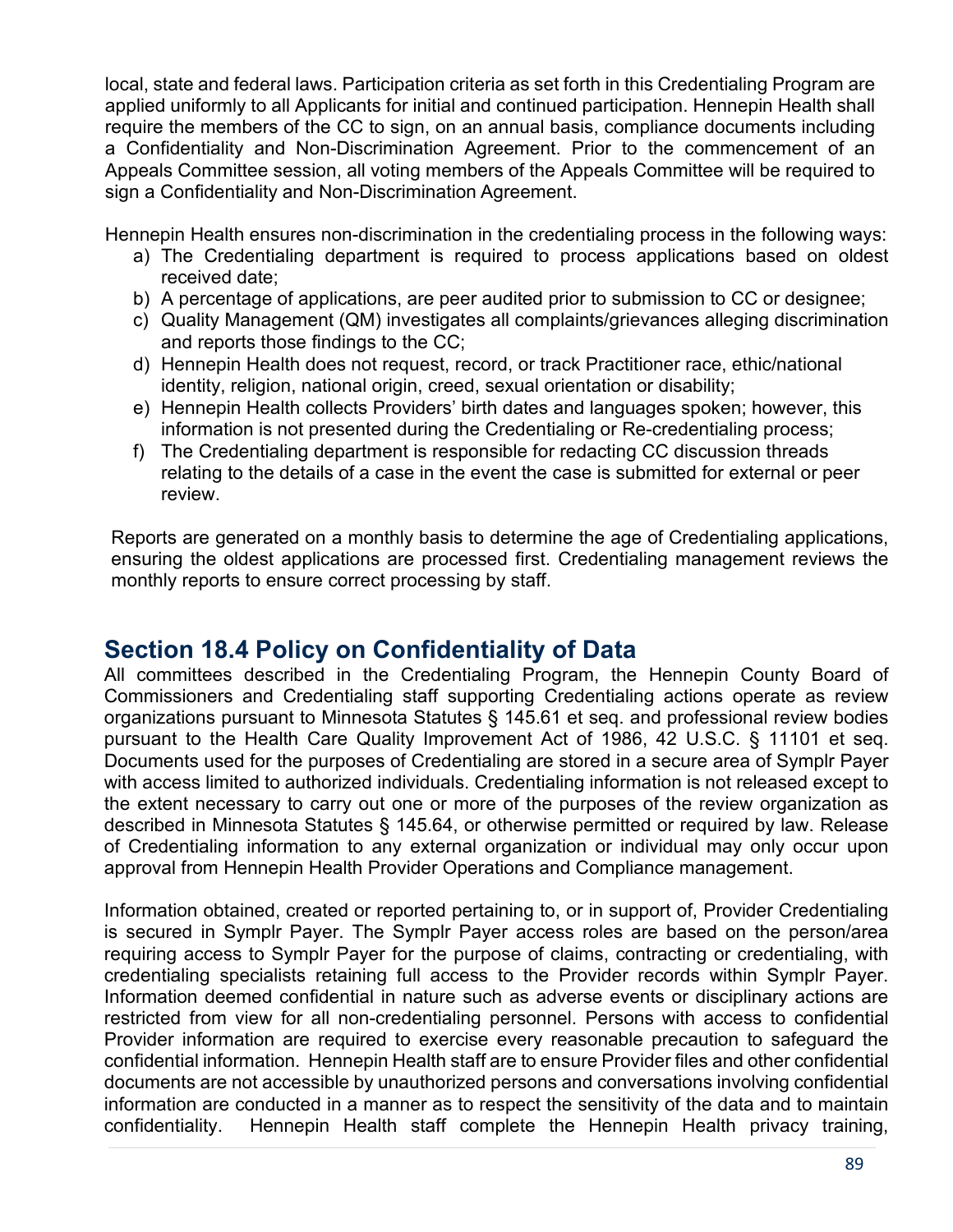local, state and federal laws. Participation criteria as set forth in this Credentialing Program are applied uniformly to all Applicants for initial and continued participation. Hennepin Health shall require the members of the CC to sign, on an annual basis, compliance documents including a Confidentiality and Non-Discrimination Agreement. Prior to the commencement of an Appeals Committee session, all voting members of the Appeals Committee will be required to sign a Confidentiality and Non-Discrimination Agreement.

Hennepin Health ensures non-discrimination in the credentialing process in the following ways:

a) The Credentialing department is required to process applications based on oldest received date;
b) A percentage of applications, are peer audited prior to submission to CC or designee;
c) Quality Management (QM) investigates all complaints/grievances alleging discrimination and reports those findings to the CC;
d) Hennepin Health does not request, record, or track Practitioner race, ethic/national identity, religion, national origin, creed, sexual orientation or disability;
e) Hennepin Health collects Providers' birth dates and languages spoken; however, this information is not presented during the Credentialing or Re-credentialing process;
f) The Credentialing department is responsible for redacting CC discussion threads relating to the details of a case in the event the case is submitted for external or peer review.

Reports are generated on a monthly basis to determine the age of Credentialing applications, ensuring the oldest applications are processed first. Credentialing management reviews the monthly reports to ensure correct processing by staff.

## Section 18.4 Policy on Confidentiality of Data

All committees described in the Credentialing Program, the Hennepin County Board of Commissioners and Credentialing staff supporting Credentialing actions operate as review organizations pursuant to Minnesota Statutes § 145.61 et seq. and professional review bodies pursuant to the Health Care Quality Improvement Act of 1986, 42 U.S.C. § 11101 et seq. Documents used for the purposes of Credentialing are stored in a secure area of Symplr Payer with access limited to authorized individuals. Credentialing information is not released except to the extent necessary to carry out one or more of the purposes of the review organization as described in Minnesota Statutes § 145.64, or otherwise permitted or required by law. Release of Credentialing information to any external organization or individual may only occur upon approval from Hennepin Health Provider Operations and Compliance management.

Information obtained, created or reported pertaining to, or in support of, Provider Credentialing is secured in Symplr Payer. The Symplr Payer access roles are based on the person/area requiring access to Symplr Payer for the purpose of claims, contracting or credentialing, with credentialing specialists retaining full access to the Provider records within Symplr Payer. Information deemed confidential in nature such as adverse events or disciplinary actions are restricted from view for all non-credentialing personnel. Persons with access to confidential Provider information are required to exercise every reasonable precaution to safeguard the confidential information. Hennepin Health staff are to ensure Provider files and other confidential documents are not accessible by unauthorized persons and conversations involving confidential information are conducted in a manner as to respect the sensitivity of the data and to maintain confidentiality. Hennepin Health staff complete the Hennepin Health privacy training,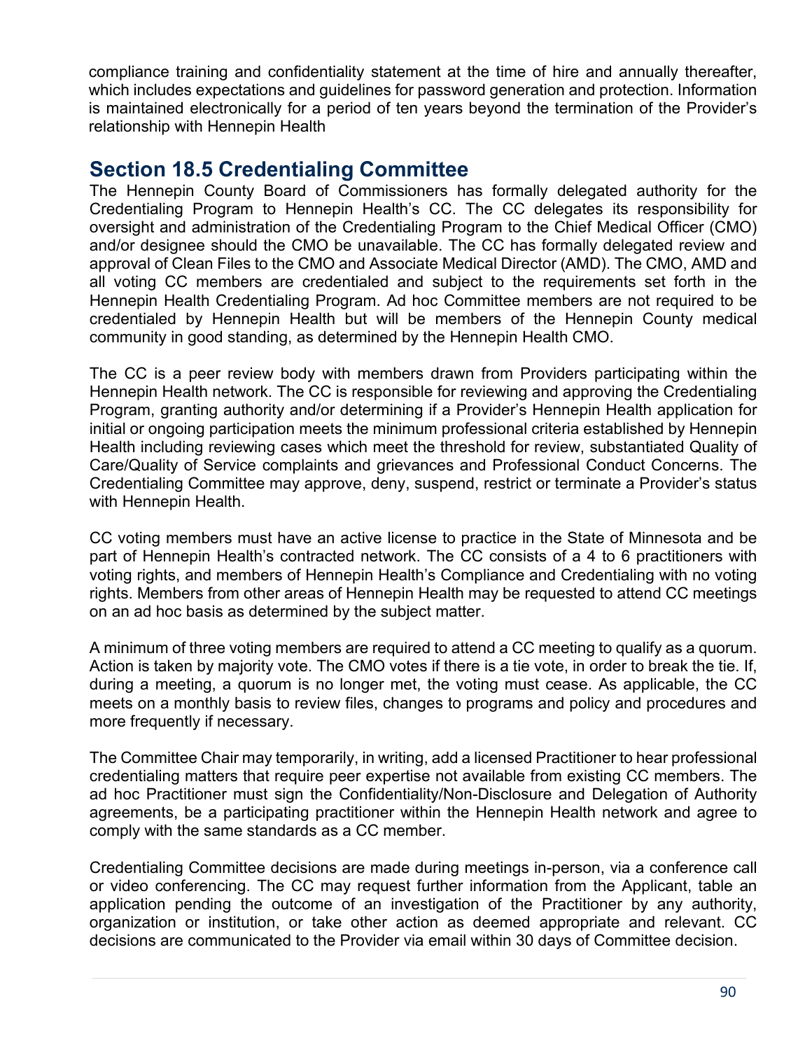compliance training and confidentiality statement at the time of hire and annually thereafter, which includes expectations and guidelines for password generation and protection. Information is maintained electronically for a period of ten years beyond the termination of the Provider's relationship with Hennepin Health

## Section 18.5 Credentialing Committee

The Hennepin County Board of Commissioners has formally delegated authority for the Credentialing Program to Hennepin Health's CC. The CC delegates its responsibility for oversight and administration of the Credentialing Program to the Chief Medical Officer (CMO) and/or designee should the CMO be unavailable. The CC has formally delegated review and approval of Clean Files to the CMO and Associate Medical Director (AMD). The CMO, AMD and all voting CC members are credentialed and subject to the requirements set forth in the Hennepin Health Credentialing Program. Ad hoc Committee members are not required to be credentialed by Hennepin Health but will be members of the Hennepin County medical community in good standing, as determined by the Hennepin Health CMO.

The CC is a peer review body with members drawn from Providers participating within the Hennepin Health network. The CC is responsible for reviewing and approving the Credentialing Program, granting authority and/or determining if a Provider's Hennepin Health application for initial or ongoing participation meets the minimum professional criteria established by Hennepin Health including reviewing cases which meet the threshold for review, substantiated Quality of Care/Quality of Service complaints and grievances and Professional Conduct Concerns. The Credentialing Committee may approve, deny, suspend, restrict or terminate a Provider's status with Hennepin Health.

CC voting members must have an active license to practice in the State of Minnesota and be part of Hennepin Health's contracted network. The CC consists of a 4 to 6 practitioners with voting rights, and members of Hennepin Health's Compliance and Credentialing with no voting rights. Members from other areas of Hennepin Health may be requested to attend CC meetings on an ad hoc basis as determined by the subject matter.

A minimum of three voting members are required to attend a CC meeting to qualify as a quorum. Action is taken by majority vote. The CMO votes if there is a tie vote, in order to break the tie. If, during a meeting, a quorum is no longer met, the voting must cease. As applicable, the CC meets on a monthly basis to review files, changes to programs and policy and procedures and more frequently if necessary.

The Committee Chair may temporarily, in writing, add a licensed Practitioner to hear professional credentialing matters that require peer expertise not available from existing CC members. The ad hoc Practitioner must sign the Confidentiality/Non-Disclosure and Delegation of Authority agreements, be a participating practitioner within the Hennepin Health network and agree to comply with the same standards as a CC member.

Credentialing Committee decisions are made during meetings in-person, via a conference call or video conferencing. The CC may request further information from the Applicant, table an application pending the outcome of an investigation of the Practitioner by any authority, organization or institution, or take other action as deemed appropriate and relevant. CC decisions are communicated to the Provider via email within 30 days of Committee decision.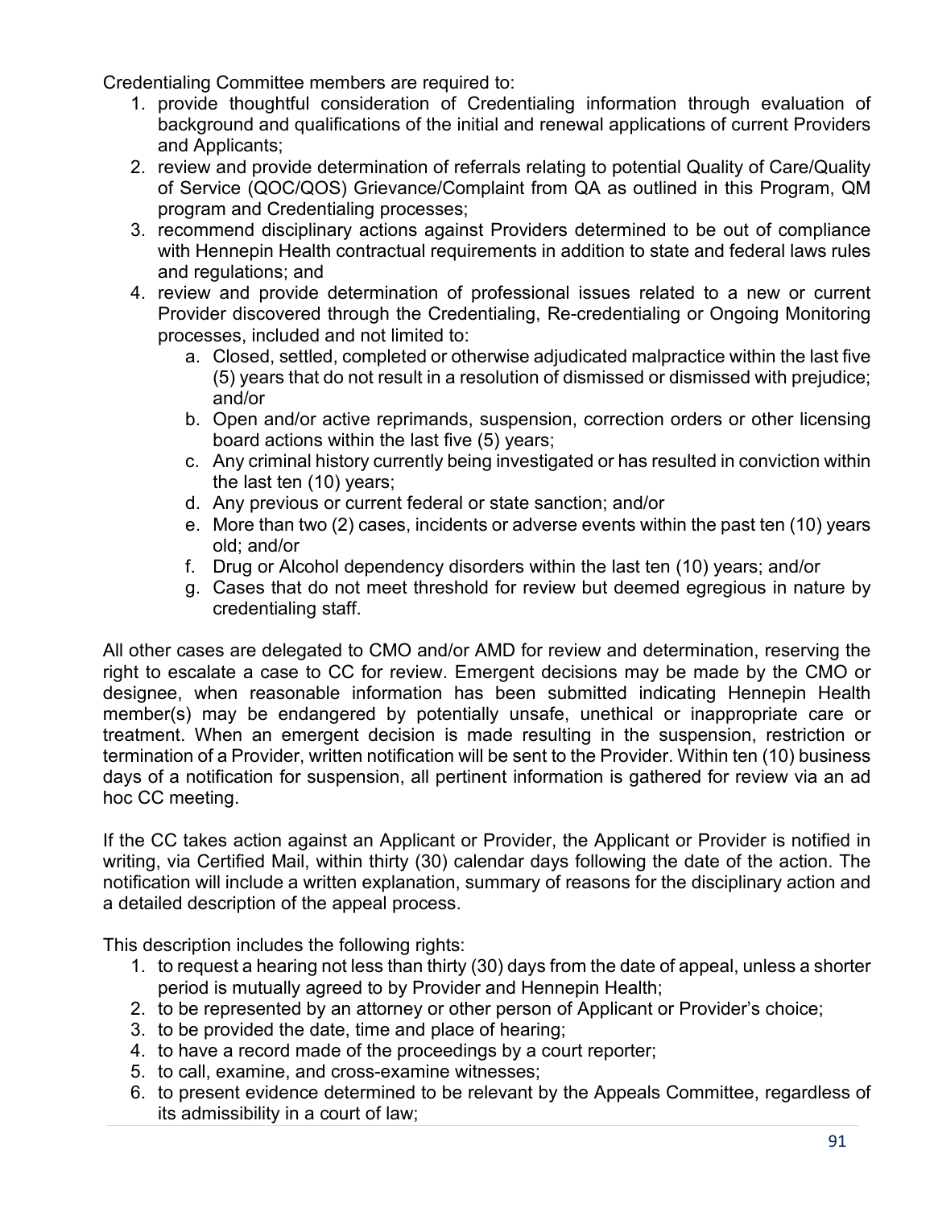Credentialing Committee members are required to:

1. provide thoughtful consideration of Credentialing information through evaluation of background and qualifications of the initial and renewal applications of current Providers and Applicants;
2. review and provide determination of referrals relating to potential Quality of Care/Quality of Service (QOC/QOS) Grievance/Complaint from QA as outlined in this Program, QM program and Credentialing processes;
3. recommend disciplinary actions against Providers determined to be out of compliance with Hennepin Health contractual requirements in addition to state and federal laws rules and regulations; and
4. review and provide determination of professional issues related to a new or current Provider discovered through the Credentialing, Re-credentialing or Ongoing Monitoring processes, included and not limited to:
   a. Closed, settled, completed or otherwise adjudicated malpractice within the last five (5) years that do not result in a resolution of dismissed or dismissed with prejudice; and/or
   b. Open and/or active reprimands, suspension, correction orders or other licensing board actions within the last five (5) years;
   c. Any criminal history currently being investigated or has resulted in conviction within the last ten (10) years;
   d. Any previous or current federal or state sanction; and/or
   e. More than two (2) cases, incidents or adverse events within the past ten (10) years old; and/or
   f. Drug or Alcohol dependency disorders within the last ten (10) years; and/or
   g. Cases that do not meet threshold for review but deemed egregious in nature by credentialing staff.

All other cases are delegated to CMO and/or AMD for review and determination, reserving the right to escalate a case to CC for review. Emergent decisions may be made by the CMO or designee, when reasonable information has been submitted indicating Hennepin Health member(s) may be endangered by potentially unsafe, unethical or inappropriate care or treatment. When an emergent decision is made resulting in the suspension, restriction or termination of a Provider, written notification will be sent to the Provider. Within ten (10) business days of a notification for suspension, all pertinent information is gathered for review via an ad hoc CC meeting.

If the CC takes action against an Applicant or Provider, the Applicant or Provider is notified in writing, via Certified Mail, within thirty (30) calendar days following the date of the action. The notification will include a written explanation, summary of reasons for the disciplinary action and a detailed description of the appeal process.

This description includes the following rights:

1. to request a hearing not less than thirty (30) days from the date of appeal, unless a shorter period is mutually agreed to by Provider and Hennepin Health;
2. to be represented by an attorney or other person of Applicant or Provider's choice;
3. to be provided the date, time and place of hearing;
4. to have a record made of the proceedings by a court reporter;
5. to call, examine, and cross-examine witnesses;
6. to present evidence determined to be relevant by the Appeals Committee, regardless of its admissibility in a court of law;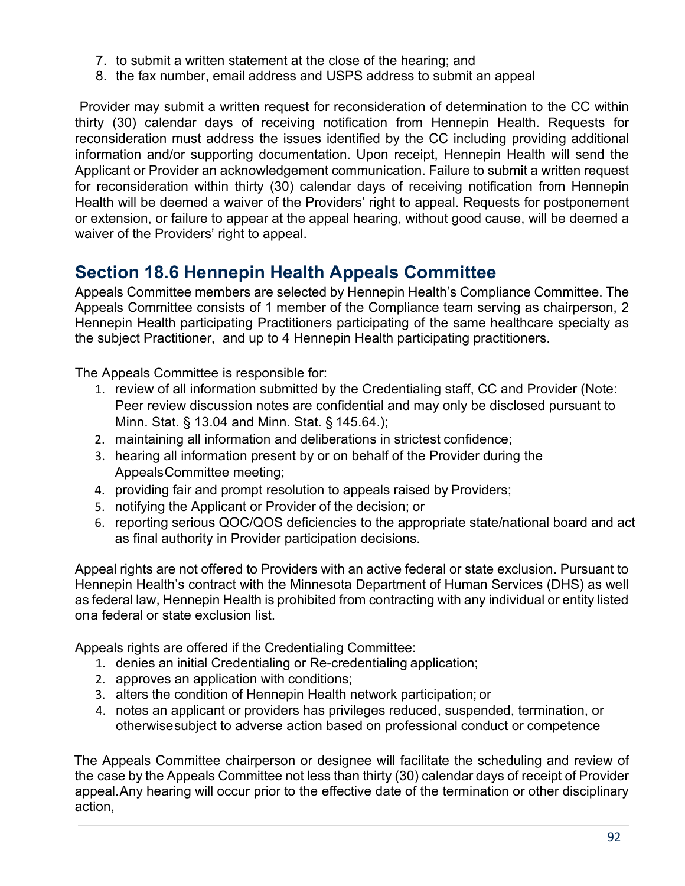7. to submit a written statement at the close of the hearing; and
8. the fax number, email address and USPS address to submit an appeal

Provider may submit a written request for reconsideration of determination to the CC within thirty (30) calendar days of receiving notification from Hennepin Health. Requests for reconsideration must address the issues identified by the CC including providing additional information and/or supporting documentation. Upon receipt, Hennepin Health will send the Applicant or Provider an acknowledgement communication. Failure to submit a written request for reconsideration within thirty (30) calendar days of receiving notification from Hennepin Health will be deemed a waiver of the Providers' right to appeal. Requests for postponement or extension, or failure to appear at the appeal hearing, without good cause, will be deemed a waiver of the Providers' right to appeal.

## Section 18.6 Hennepin Health Appeals Committee

Appeals Committee members are selected by Hennepin Health's Compliance Committee. The Appeals Committee consists of 1 member of the Compliance team serving as chairperson, 2 Hennepin Health participating Practitioners participating of the same healthcare specialty as the subject Practitioner, and up to 4 Hennepin Health participating practitioners.

The Appeals Committee is responsible for:

1. review of all information submitted by the Credentialing staff, CC and Provider (Note: Peer review discussion notes are confidential and may only be disclosed pursuant to Minn. Stat. § 13.04 and Minn. Stat. § 145.64.);
2. maintaining all information and deliberations in strictest confidence;
3. hearing all information present by or on behalf of the Provider during the AppealsCommittee meeting;
4. providing fair and prompt resolution to appeals raised by Providers;
5. notifying the Applicant or Provider of the decision; or
6. reporting serious QOC/QOS deficiencies to the appropriate state/national board and act as final authority in Provider participation decisions.

Appeal rights are not offered to Providers with an active federal or state exclusion. Pursuant to Hennepin Health's contract with the Minnesota Department of Human Services (DHS) as well as federal law, Hennepin Health is prohibited from contracting with any individual or entity listed ona federal or state exclusion list.

Appeals rights are offered if the Credentialing Committee:

1. denies an initial Credentialing or Re-credentialing application;
2. approves an application with conditions;
3. alters the condition of Hennepin Health network participation; or
4. notes an applicant or providers has privileges reduced, suspended, termination, or otherwisesubject to adverse action based on professional conduct or competence

The Appeals Committee chairperson or designee will facilitate the scheduling and review of the case by the Appeals Committee not less than thirty (30) calendar days of receipt of Provider appeal.Any hearing will occur prior to the effective date of the termination or other disciplinary action,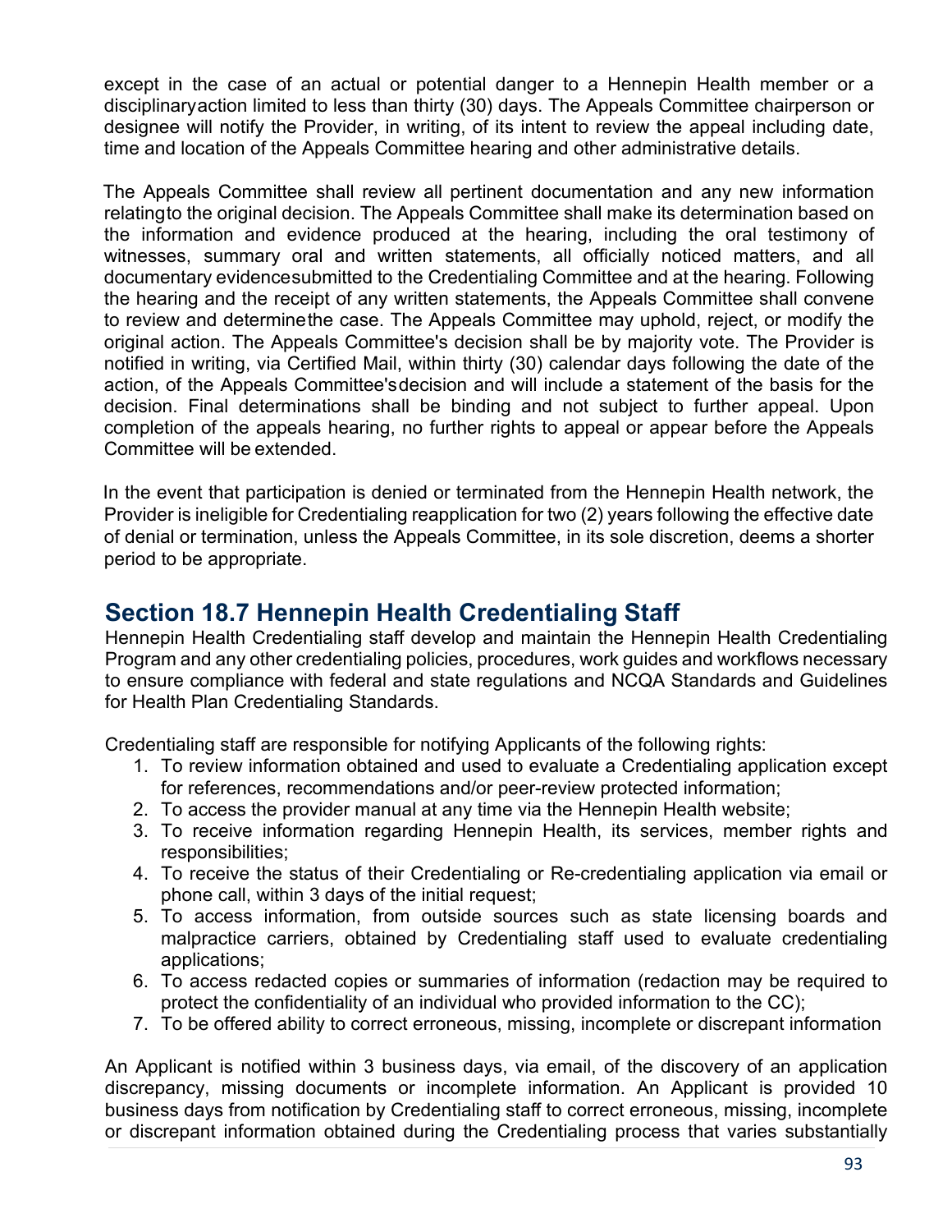except in the case of an actual or potential danger to a Hennepin Health member or a disciplinaryaction limited to less than thirty (30) days. The Appeals Committee chairperson or designee will notify the Provider, in writing, of its intent to review the appeal including date, time and location of the Appeals Committee hearing and other administrative details.

The Appeals Committee shall review all pertinent documentation and any new information relatingto the original decision. The Appeals Committee shall make its determination based on the information and evidence produced at the hearing, including the oral testimony of witnesses, summary oral and written statements, all officially noticed matters, and all documentary evidencesubmitted to the Credentialing Committee and at the hearing. Following the hearing and the receipt of any written statements, the Appeals Committee shall convene to review and determinethe case. The Appeals Committee may uphold, reject, or modify the original action. The Appeals Committee's decision shall be by majority vote. The Provider is notified in writing, via Certified Mail, within thirty (30) calendar days following the date of the action, of the Appeals Committee'sdecision and will include a statement of the basis for the decision. Final determinations shall be binding and not subject to further appeal. Upon completion of the appeals hearing, no further rights to appeal or appear before the Appeals Committee will be extended.

In the event that participation is denied or terminated from the Hennepin Health network, the Provider is ineligible for Credentialing reapplication for two (2) years following the effective date of denial or termination, unless the Appeals Committee, in its sole discretion, deems a shorter period to be appropriate.

## Section 18.7 Hennepin Health Credentialing Staff

Hennepin Health Credentialing staff develop and maintain the Hennepin Health Credentialing Program and any other credentialing policies, procedures, work guides and workflows necessary to ensure compliance with federal and state regulations and NCQA Standards and Guidelines for Health Plan Credentialing Standards.

Credentialing staff are responsible for notifying Applicants of the following rights:

1. To review information obtained and used to evaluate a Credentialing application except for references, recommendations and/or peer-review protected information;
2. To access the provider manual at any time via the Hennepin Health website;
3. To receive information regarding Hennepin Health, its services, member rights and responsibilities;
4. To receive the status of their Credentialing or Re-credentialing application via email or phone call, within 3 days of the initial request;
5. To access information, from outside sources such as state licensing boards and malpractice carriers, obtained by Credentialing staff used to evaluate credentialing applications;
6. To access redacted copies or summaries of information (redaction may be required to protect the confidentiality of an individual who provided information to the CC);
7. To be offered ability to correct erroneous, missing, incomplete or discrepant information

An Applicant is notified within 3 business days, via email, of the discovery of an application discrepancy, missing documents or incomplete information. An Applicant is provided 10 business days from notification by Credentialing staff to correct erroneous, missing, incomplete or discrepant information obtained during the Credentialing process that varies substantially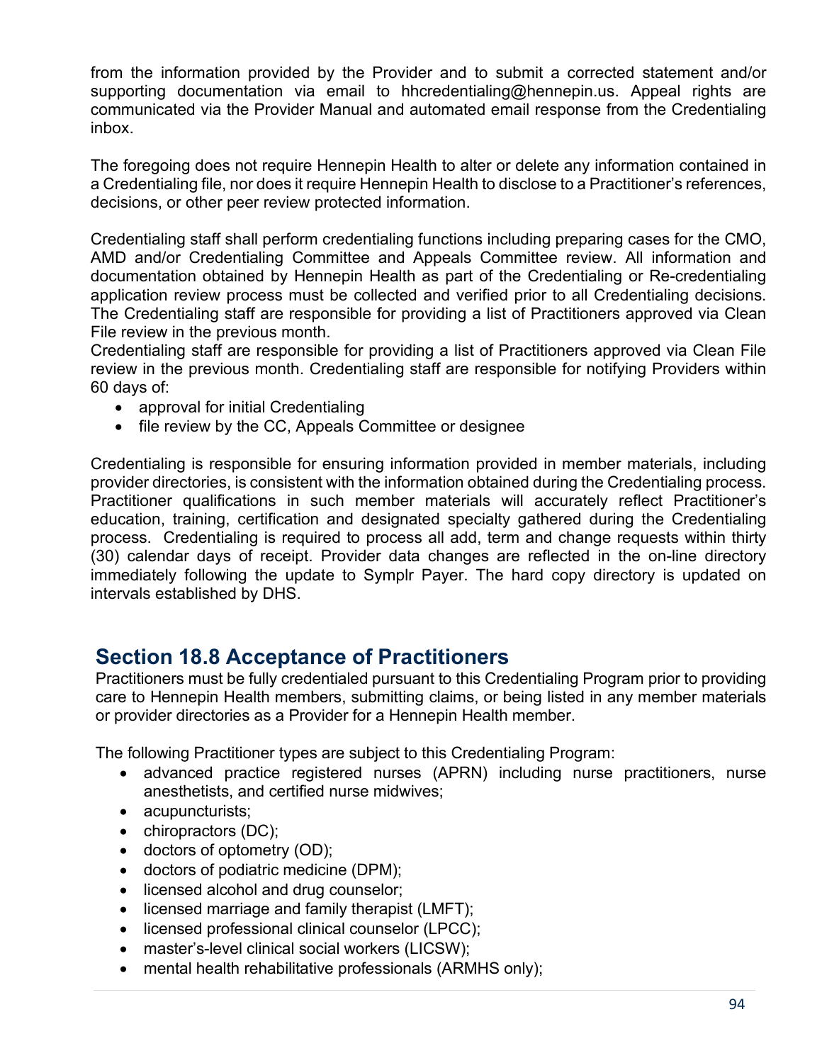from the information provided by the Provider and to submit a corrected statement and/or supporting documentation via email to hhcredentialing@hennepin.us. Appeal rights are communicated via the Provider Manual and automated email response from the Credentialing inbox.

The foregoing does not require Hennepin Health to alter or delete any information contained in a Credentialing file, nor does it require Hennepin Health to disclose to a Practitioner's references, decisions, or other peer review protected information.

Credentialing staff shall perform credentialing functions including preparing cases for the CMO, AMD and/or Credentialing Committee and Appeals Committee review. All information and documentation obtained by Hennepin Health as part of the Credentialing or Re-credentialing application review process must be collected and verified prior to all Credentialing decisions. The Credentialing staff are responsible for providing a list of Practitioners approved via Clean File review in the previous month.
Credentialing staff are responsible for providing a list of Practitioners approved via Clean File review in the previous month. Credentialing staff are responsible for notifying Providers within 60 days of:

- approval for initial Credentialing
- file review by the CC, Appeals Committee or designee

Credentialing is responsible for ensuring information provided in member materials, including provider directories, is consistent with the information obtained during the Credentialing process. Practitioner qualifications in such member materials will accurately reflect Practitioner's education, training, certification and designated specialty gathered during the Credentialing process. Credentialing is required to process all add, term and change requests within thirty (30) calendar days of receipt. Provider data changes are reflected in the on-line directory immediately following the update to Symplr Payer. The hard copy directory is updated on intervals established by DHS.

## Section 18.8 Acceptance of Practitioners

Practitioners must be fully credentialed pursuant to this Credentialing Program prior to providing care to Hennepin Health members, submitting claims, or being listed in any member materials or provider directories as a Provider for a Hennepin Health member.

The following Practitioner types are subject to this Credentialing Program:

- advanced practice registered nurses (APRN) including nurse practitioners, nurse anesthetists, and certified nurse midwives;
- acupuncturists;
- chiropractors (DC);
- doctors of optometry (OD);
- doctors of podiatric medicine (DPM);
- licensed alcohol and drug counselor;
- licensed marriage and family therapist (LMFT);
- licensed professional clinical counselor (LPCC);
- master's-level clinical social workers (LICSW);
- mental health rehabilitative professionals (ARMHS only);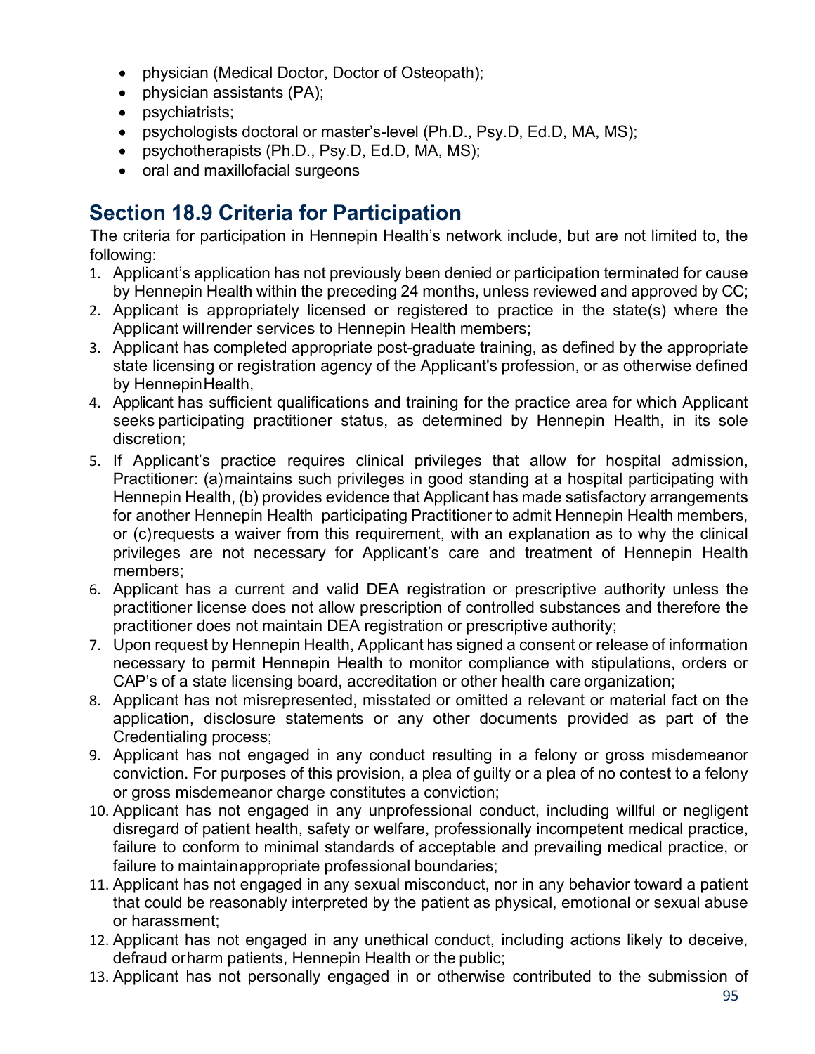- physician (Medical Doctor, Doctor of Osteopath);
- physician assistants (PA);
- psychiatrists;
- psychologists doctoral or master's-level (Ph.D., Psy.D, Ed.D, MA, MS);
- psychotherapists (Ph.D., Psy.D, Ed.D, MA, MS);
- oral and maxillofacial surgeons

## Section 18.9 Criteria for Participation

The criteria for participation in Hennepin Health's network include, but are not limited to, the following:

1. Applicant's application has not previously been denied or participation terminated for cause by Hennepin Health within the preceding 24 months, unless reviewed and approved by CC;
2. Applicant is appropriately licensed or registered to practice in the state(s) where the Applicant will render services to Hennepin Health members;
3. Applicant has completed appropriate post-graduate training, as defined by the appropriate state licensing or registration agency of the Applicant's profession, or as otherwise defined by Hennepin Health,
4. Applicant has sufficient qualifications and training for the practice area for which Applicant seeks participating practitioner status, as determined by Hennepin Health, in its sole discretion;
5. If Applicant's practice requires clinical privileges that allow for hospital admission, Practitioner: (a) maintains such privileges in good standing at a hospital participating with Hennepin Health, (b) provides evidence that Applicant has made satisfactory arrangements for another Hennepin Health participating Practitioner to admit Hennepin Health members, or (c) requests a waiver from this requirement, with an explanation as to why the clinical privileges are not necessary for Applicant's care and treatment of Hennepin Health members;
6. Applicant has a current and valid DEA registration or prescriptive authority unless the practitioner license does not allow prescription of controlled substances and therefore the practitioner does not maintain DEA registration or prescriptive authority;
7. Upon request by Hennepin Health, Applicant has signed a consent or release of information necessary to permit Hennepin Health to monitor compliance with stipulations, orders or CAP's of a state licensing board, accreditation or other health care organization;
8. Applicant has not misrepresented, misstated or omitted a relevant or material fact on the application, disclosure statements or any other documents provided as part of the Credentialing process;
9. Applicant has not engaged in any conduct resulting in a felony or gross misdemeanor conviction. For purposes of this provision, a plea of guilty or a plea of no contest to a felony or gross misdemeanor charge constitutes a conviction;
10. Applicant has not engaged in any unprofessional conduct, including willful or negligent disregard of patient health, safety or welfare, professionally incompetent medical practice, failure to conform to minimal standards of acceptable and prevailing medical practice, or failure to maintain appropriate professional boundaries;
11. Applicant has not engaged in any sexual misconduct, nor in any behavior toward a patient that could be reasonably interpreted by the patient as physical, emotional or sexual abuse or harassment;
12. Applicant has not engaged in any unethical conduct, including actions likely to deceive, defraud or harm patients, Hennepin Health or the public;
13. Applicant has not personally engaged in or otherwise contributed to the submission of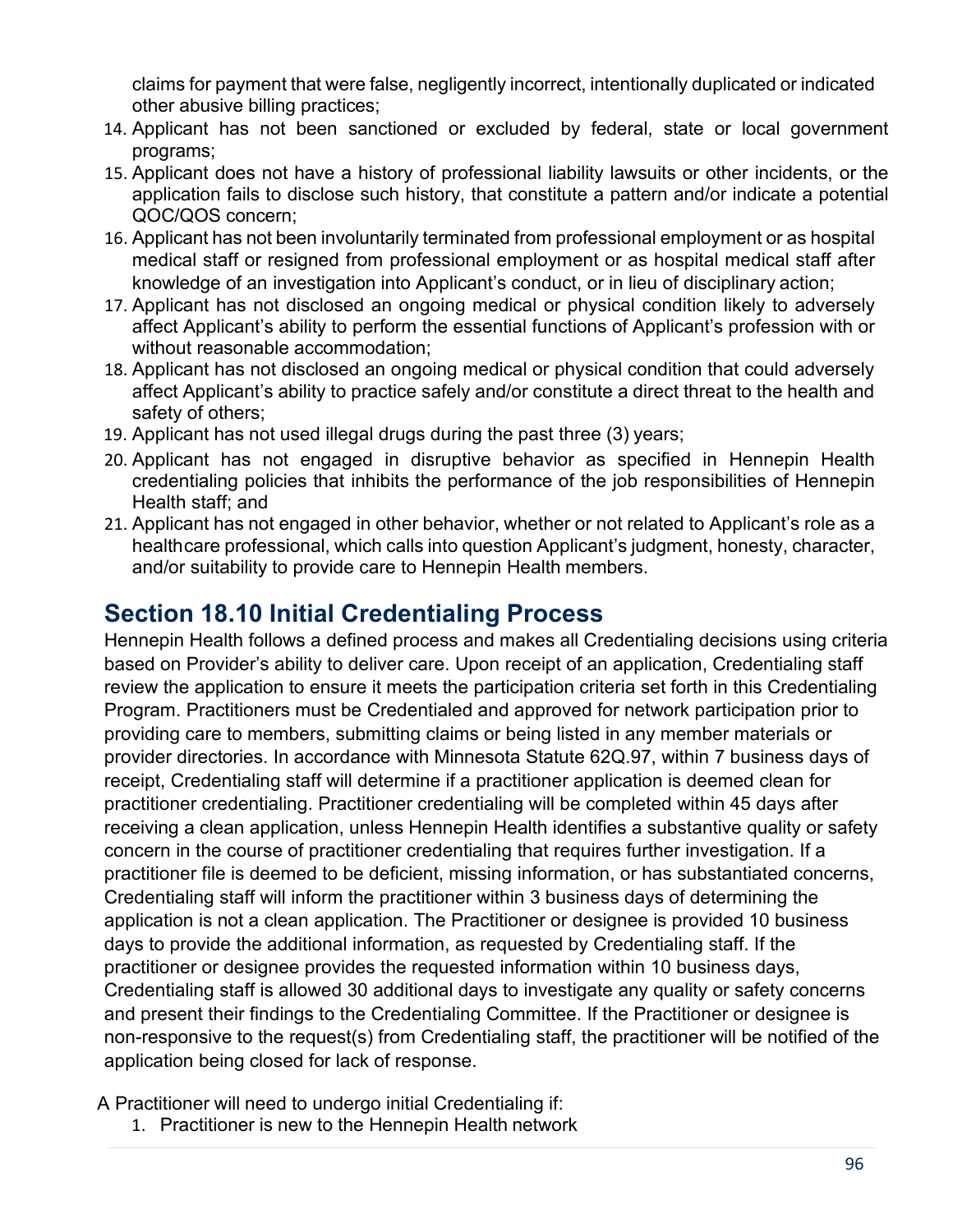claims for payment that were false, negligently incorrect, intentionally duplicated or indicated other abusive billing practices;

14. Applicant has not been sanctioned or excluded by federal, state or local government programs;
15. Applicant does not have a history of professional liability lawsuits or other incidents, or the application fails to disclose such history, that constitute a pattern and/or indicate a potential QOC/QOS concern;
16. Applicant has not been involuntarily terminated from professional employment or as hospital medical staff or resigned from professional employment or as hospital medical staff after knowledge of an investigation into Applicant's conduct, or in lieu of disciplinary action;
17. Applicant has not disclosed an ongoing medical or physical condition likely to adversely affect Applicant's ability to perform the essential functions of Applicant's profession with or without reasonable accommodation;
18. Applicant has not disclosed an ongoing medical or physical condition that could adversely affect Applicant's ability to practice safely and/or constitute a direct threat to the health and safety of others;
19. Applicant has not used illegal drugs during the past three (3) years;
20. Applicant has not engaged in disruptive behavior as specified in Hennepin Health credentialing policies that inhibits the performance of the job responsibilities of Hennepin Health staff; and
21. Applicant has not engaged in other behavior, whether or not related to Applicant's role as a healthcare professional, which calls into question Applicant's judgment, honesty, character, and/or suitability to provide care to Hennepin Health members.

## Section 18.10 Initial Credentialing Process

Hennepin Health follows a defined process and makes all Credentialing decisions using criteria based on Provider's ability to deliver care. Upon receipt of an application, Credentialing staff review the application to ensure it meets the participation criteria set forth in this Credentialing Program. Practitioners must be Credentialed and approved for network participation prior to providing care to members, submitting claims or being listed in any member materials or provider directories. In accordance with Minnesota Statute 62Q.97, within 7 business days of receipt, Credentialing staff will determine if a practitioner application is deemed clean for practitioner credentialing. Practitioner credentialing will be completed within 45 days after receiving a clean application, unless Hennepin Health identifies a substantive quality or safety concern in the course of practitioner credentialing that requires further investigation. If a practitioner file is deemed to be deficient, missing information, or has substantiated concerns, Credentialing staff will inform the practitioner within 3 business days of determining the application is not a clean application. The Practitioner or designee is provided 10 business days to provide the additional information, as requested by Credentialing staff. If the practitioner or designee provides the requested information within 10 business days, Credentialing staff is allowed 30 additional days to investigate any quality or safety concerns and present their findings to the Credentialing Committee. If the Practitioner or designee is non-responsive to the request(s) from Credentialing staff, the practitioner will be notified of the application being closed for lack of response.

A Practitioner will need to undergo initial Credentialing if:

1. Practitioner is new to the Hennepin Health network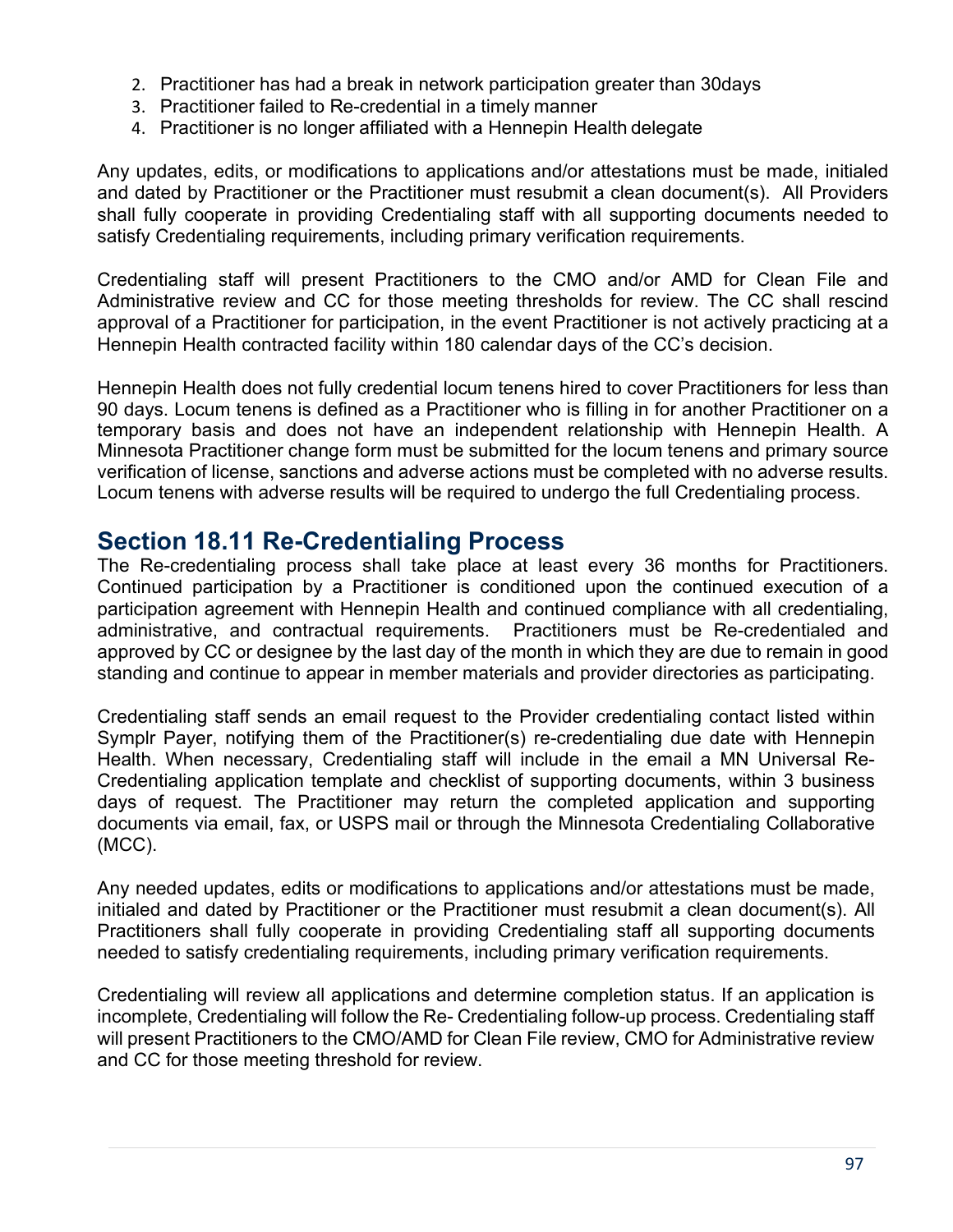2. Practitioner has had a break in network participation greater than 30days
3. Practitioner failed to Re-credential in a timely manner
4. Practitioner is no longer affiliated with a Hennepin Health delegate

Any updates, edits, or modifications to applications and/or attestations must be made, initialed and dated by Practitioner or the Practitioner must resubmit a clean document(s). All Providers shall fully cooperate in providing Credentialing staff with all supporting documents needed to satisfy Credentialing requirements, including primary verification requirements.

Credentialing staff will present Practitioners to the CMO and/or AMD for Clean File and Administrative review and CC for those meeting thresholds for review. The CC shall rescind approval of a Practitioner for participation, in the event Practitioner is not actively practicing at a Hennepin Health contracted facility within 180 calendar days of the CC's decision.

Hennepin Health does not fully credential locum tenens hired to cover Practitioners for less than 90 days. Locum tenens is defined as a Practitioner who is filling in for another Practitioner on a temporary basis and does not have an independent relationship with Hennepin Health. A Minnesota Practitioner change form must be submitted for the locum tenens and primary source verification of license, sanctions and adverse actions must be completed with no adverse results. Locum tenens with adverse results will be required to undergo the full Credentialing process.

## Section 18.11 Re-Credentialing Process

The Re-credentialing process shall take place at least every 36 months for Practitioners. Continued participation by a Practitioner is conditioned upon the continued execution of a participation agreement with Hennepin Health and continued compliance with all credentialing, administrative, and contractual requirements. Practitioners must be Re-credentialed and approved by CC or designee by the last day of the month in which they are due to remain in good standing and continue to appear in member materials and provider directories as participating.

Credentialing staff sends an email request to the Provider credentialing contact listed within Symplr Payer, notifying them of the Practitioner(s) re-credentialing due date with Hennepin Health. When necessary, Credentialing staff will include in the email a MN Universal Re-Credentialing application template and checklist of supporting documents, within 3 business days of request. The Practitioner may return the completed application and supporting documents via email, fax, or USPS mail or through the Minnesota Credentialing Collaborative (MCC).

Any needed updates, edits or modifications to applications and/or attestations must be made, initialed and dated by Practitioner or the Practitioner must resubmit a clean document(s). All Practitioners shall fully cooperate in providing Credentialing staff all supporting documents needed to satisfy credentialing requirements, including primary verification requirements.

Credentialing will review all applications and determine completion status. If an application is incomplete, Credentialing will follow the Re- Credentialing follow-up process. Credentialing staff will present Practitioners to the CMO/AMD for Clean File review, CMO for Administrative review and CC for those meeting threshold for review.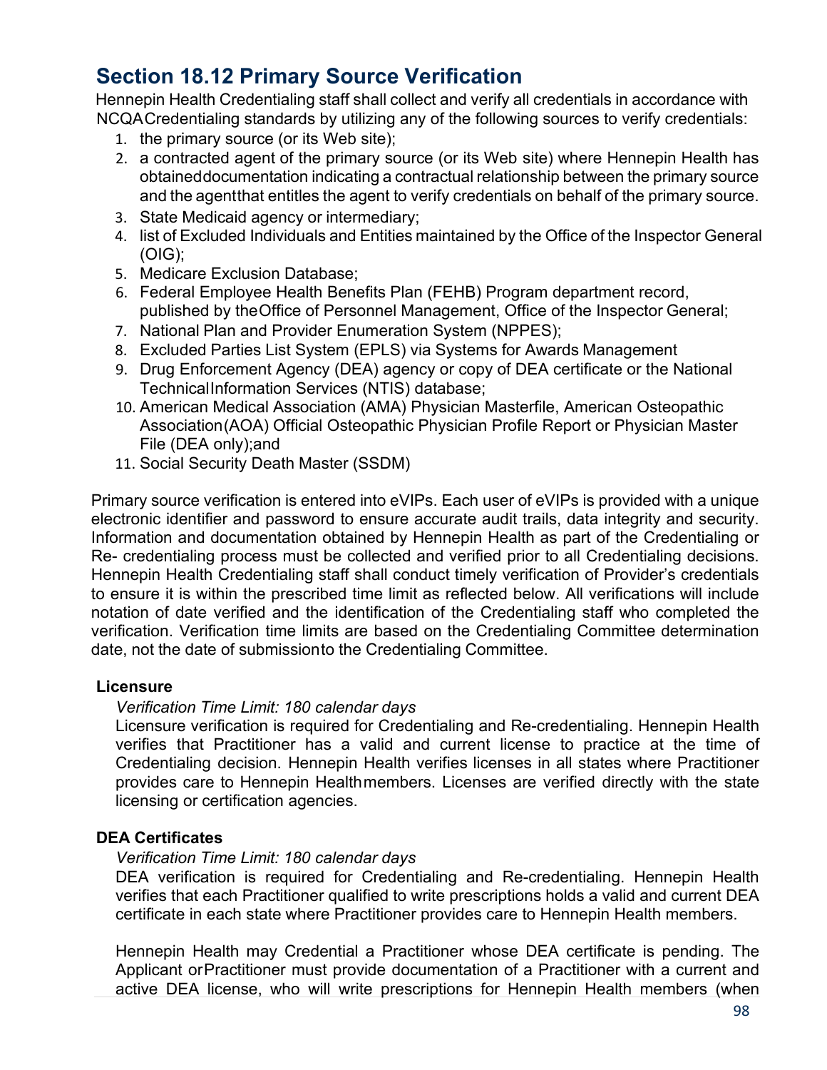## Section 18.12 Primary Source Verification

Hennepin Health Credentialing staff shall collect and verify all credentials in accordance with NCQA Credentialing standards by utilizing any of the following sources to verify credentials:

1. the primary source (or its Web site);
2. a contracted agent of the primary source (or its Web site) where Hennepin Health has obtained documentation indicating a contractual relationship between the primary source and the agent that entitles the agent to verify credentials on behalf of the primary source.
3. State Medicaid agency or intermediary;
4. list of Excluded Individuals and Entities maintained by the Office of the Inspector General (OIG);
5. Medicare Exclusion Database;
6. Federal Employee Health Benefits Plan (FEHB) Program department record, published by the Office of Personnel Management, Office of the Inspector General;
7. National Plan and Provider Enumeration System (NPPES);
8. Excluded Parties List System (EPLS) via Systems for Awards Management
9. Drug Enforcement Agency (DEA) agency or copy of DEA certificate or the National Technical Information Services (NTIS) database;
10. American Medical Association (AMA) Physician Masterfile, American Osteopathic Association (AOA) Official Osteopathic Physician Profile Report or Physician Master File (DEA only); and
11. Social Security Death Master (SSDM)

Primary source verification is entered into eVIPs. Each user of eVIPs is provided with a unique electronic identifier and password to ensure accurate audit trails, data integrity and security. Information and documentation obtained by Hennepin Health as part of the Credentialing or Re- credentialing process must be collected and verified prior to all Credentialing decisions. Hennepin Health Credentialing staff shall conduct timely verification of Provider's credentials to ensure it is within the prescribed time limit as reflected below. All verifications will include notation of date verified and the identification of the Credentialing staff who completed the verification. Verification time limits are based on the Credentialing Committee determination date, not the date of submission to the Credentialing Committee.

**Licensure**

*Verification Time Limit: 180 calendar days*

Licensure verification is required for Credentialing and Re-credentialing. Hennepin Health verifies that Practitioner has a valid and current license to practice at the time of Credentialing decision. Hennepin Health verifies licenses in all states where Practitioner provides care to Hennepin Health members. Licenses are verified directly with the state licensing or certification agencies.

**DEA Certificates**

*Verification Time Limit: 180 calendar days*

DEA verification is required for Credentialing and Re-credentialing. Hennepin Health verifies that each Practitioner qualified to write prescriptions holds a valid and current DEA certificate in each state where Practitioner provides care to Hennepin Health members.

Hennepin Health may Credential a Practitioner whose DEA certificate is pending. The Applicant or Practitioner must provide documentation of a Practitioner with a current and active DEA license, who will write prescriptions for Hennepin Health members (when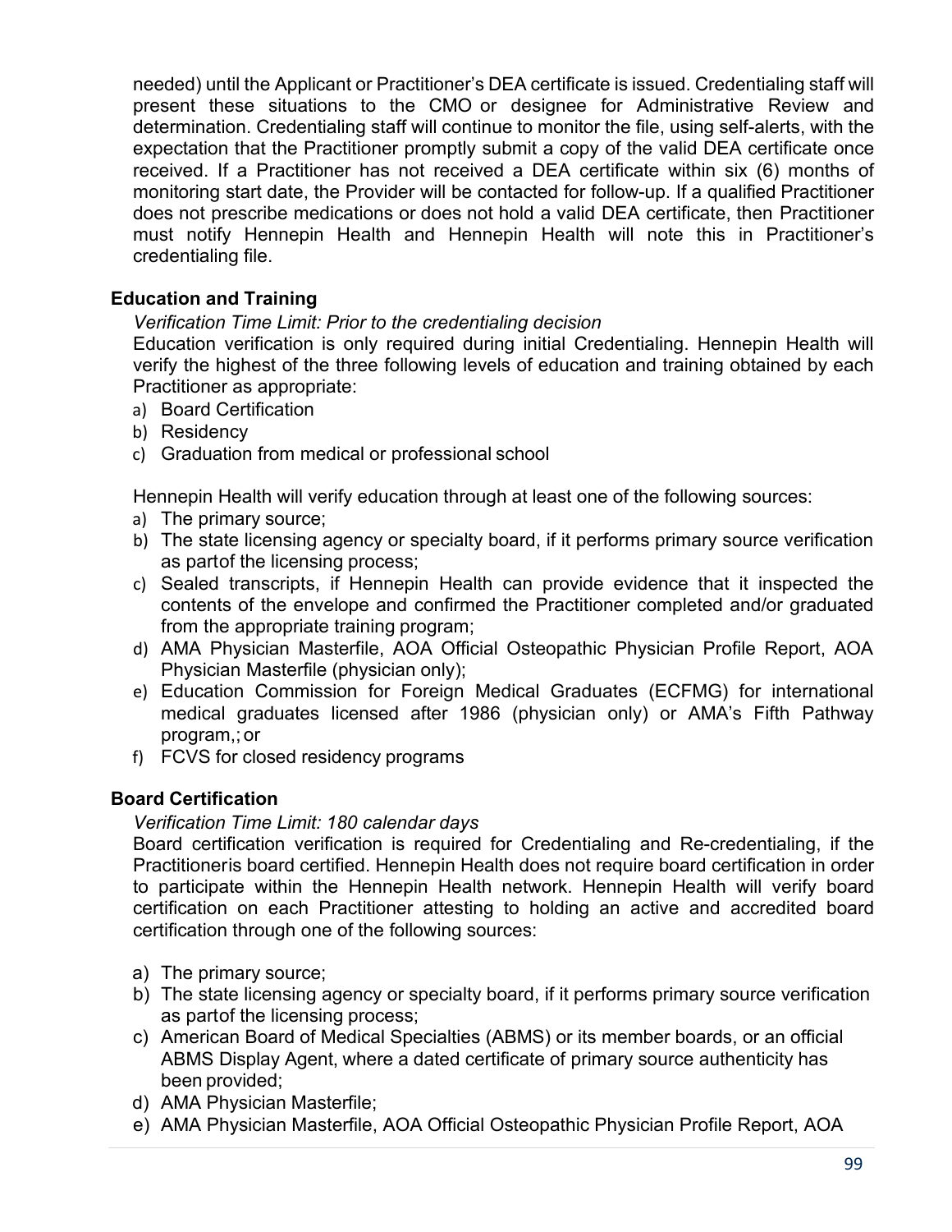needed) until the Applicant or Practitioner's DEA certificate is issued. Credentialing staff will present these situations to the CMO or designee for Administrative Review and determination. Credentialing staff will continue to monitor the file, using self-alerts, with the expectation that the Practitioner promptly submit a copy of the valid DEA certificate once received. If a Practitioner has not received a DEA certificate within six (6) months of monitoring start date, the Provider will be contacted for follow-up. If a qualified Practitioner does not prescribe medications or does not hold a valid DEA certificate, then Practitioner must notify Hennepin Health and Hennepin Health will note this in Practitioner's credentialing file.

**Education and Training**

*Verification Time Limit: Prior to the credentialing decision*

Education verification is only required during initial Credentialing. Hennepin Health will verify the highest of the three following levels of education and training obtained by each Practitioner as appropriate:

a) Board Certification
b) Residency
c) Graduation from medical or professional school

Hennepin Health will verify education through at least one of the following sources:

a) The primary source;
b) The state licensing agency or specialty board, if it performs primary source verification as partof the licensing process;
c) Sealed transcripts, if Hennepin Health can provide evidence that it inspected the contents of the envelope and confirmed the Practitioner completed and/or graduated from the appropriate training program;
d) AMA Physician Masterfile, AOA Official Osteopathic Physician Profile Report, AOA Physician Masterfile (physician only);
e) Education Commission for Foreign Medical Graduates (ECFMG) for international medical graduates licensed after 1986 (physician only) or AMA's Fifth Pathway program,; or
f) FCVS for closed residency programs

**Board Certification**

*Verification Time Limit: 180 calendar days*

Board certification verification is required for Credentialing and Re-credentialing, if the Practitioneris board certified. Hennepin Health does not require board certification in order to participate within the Hennepin Health network. Hennepin Health will verify board certification on each Practitioner attesting to holding an active and accredited board certification through one of the following sources:

a) The primary source;
b) The state licensing agency or specialty board, if it performs primary source verification as partof the licensing process;
c) American Board of Medical Specialties (ABMS) or its member boards, or an official ABMS Display Agent, where a dated certificate of primary source authenticity has been provided;
d) AMA Physician Masterfile;
e) AMA Physician Masterfile, AOA Official Osteopathic Physician Profile Report, AOA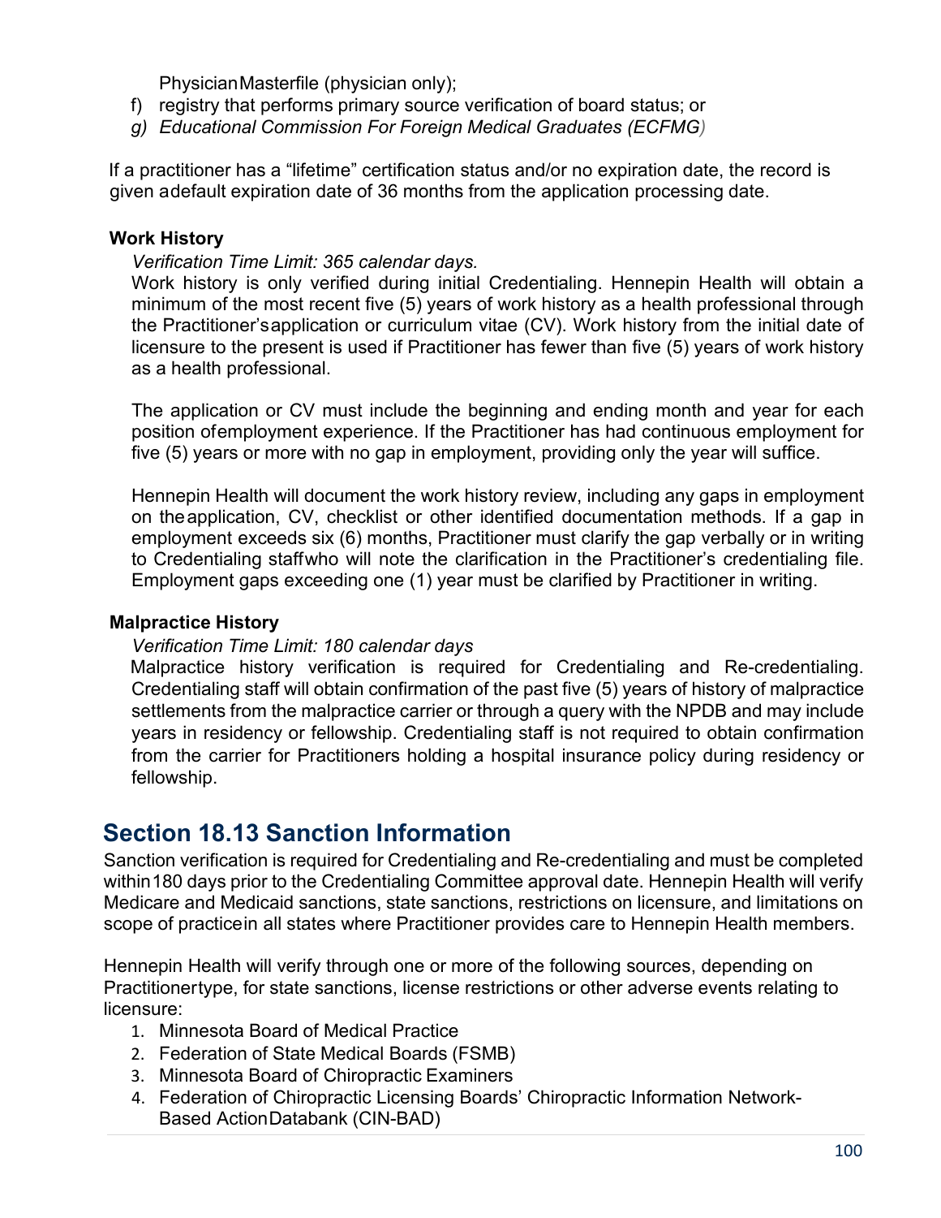Physician Masterfile (physician only);

f) registry that performs primary source verification of board status; or

g) *Educational Commission For Foreign Medical Graduates (ECFMG)*

If a practitioner has a "lifetime" certification status and/or no expiration date, the record is given a default expiration date of 36 months from the application processing date.

**Work History**

*Verification Time Limit: 365 calendar days.*

Work history is only verified during initial Credentialing. Hennepin Health will obtain a minimum of the most recent five (5) years of work history as a health professional through the Practitioner's application or curriculum vitae (CV). Work history from the initial date of licensure to the present is used if Practitioner has fewer than five (5) years of work history as a health professional.

The application or CV must include the beginning and ending month and year for each position of employment experience. If the Practitioner has had continuous employment for five (5) years or more with no gap in employment, providing only the year will suffice.

Hennepin Health will document the work history review, including any gaps in employment on the application, CV, checklist or other identified documentation methods. If a gap in employment exceeds six (6) months, Practitioner must clarify the gap verbally or in writing to Credentialing staff who will note the clarification in the Practitioner's credentialing file. Employment gaps exceeding one (1) year must be clarified by Practitioner in writing.

**Malpractice History**

*Verification Time Limit: 180 calendar days*

Malpractice history verification is required for Credentialing and Re-credentialing. Credentialing staff will obtain confirmation of the past five (5) years of history of malpractice settlements from the malpractice carrier or through a query with the NPDB and may include years in residency or fellowship. Credentialing staff is not required to obtain confirmation from the carrier for Practitioners holding a hospital insurance policy during residency or fellowship.

## Section 18.13 Sanction Information

Sanction verification is required for Credentialing and Re-credentialing and must be completed within 180 days prior to the Credentialing Committee approval date. Hennepin Health will verify Medicare and Medicaid sanctions, state sanctions, restrictions on licensure, and limitations on scope of practice in all states where Practitioner provides care to Hennepin Health members.

Hennepin Health will verify through one or more of the following sources, depending on Practitioner type, for state sanctions, license restrictions or other adverse events relating to licensure:

1. Minnesota Board of Medical Practice
2. Federation of State Medical Boards (FSMB)
3. Minnesota Board of Chiropractic Examiners
4. Federation of Chiropractic Licensing Boards' Chiropractic Information Network-Based Action Databank (CIN-BAD)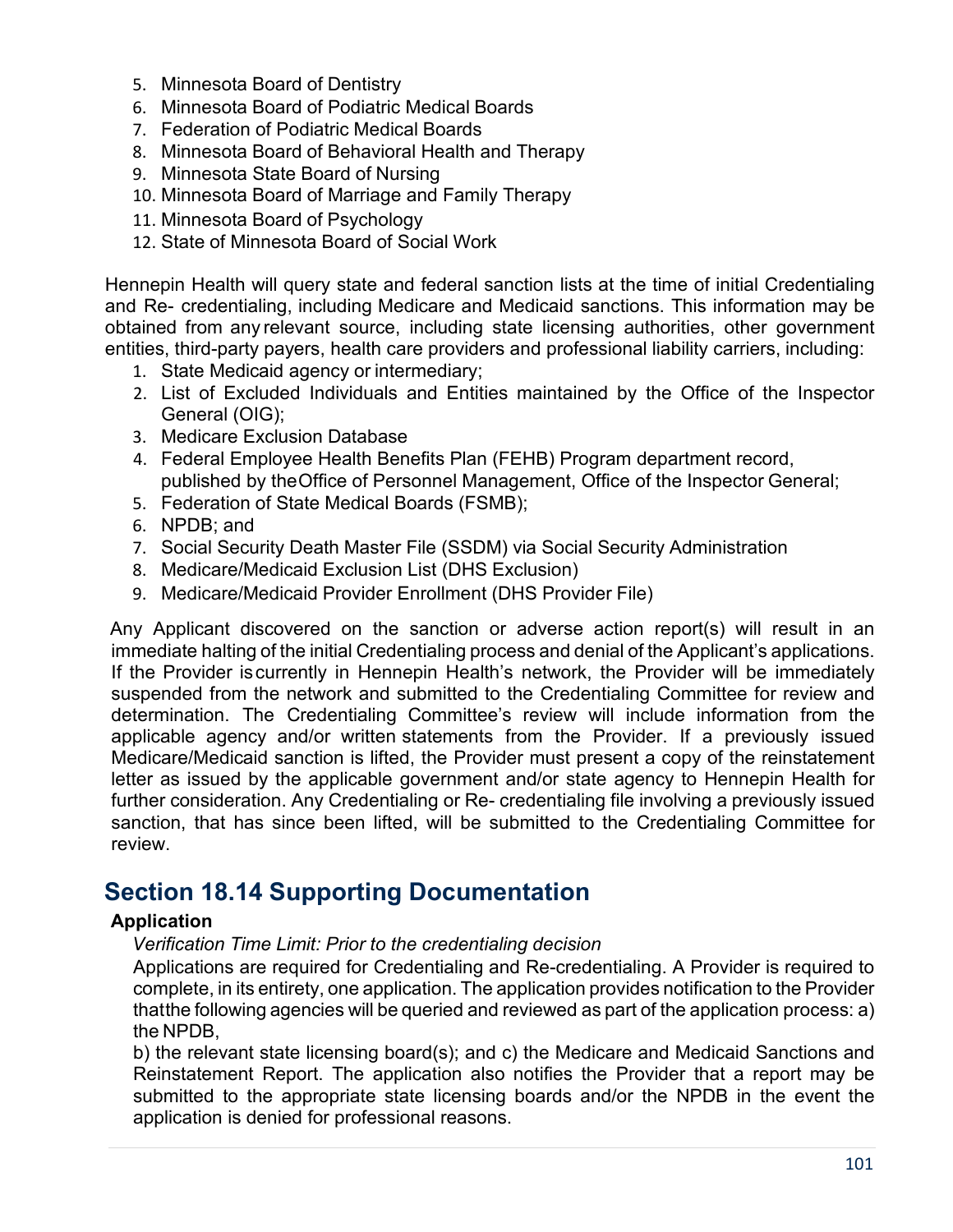5. Minnesota Board of Dentistry
6. Minnesota Board of Podiatric Medical Boards
7. Federation of Podiatric Medical Boards
8. Minnesota Board of Behavioral Health and Therapy
9. Minnesota State Board of Nursing
10. Minnesota Board of Marriage and Family Therapy
11. Minnesota Board of Psychology
12. State of Minnesota Board of Social Work

Hennepin Health will query state and federal sanction lists at the time of initial Credentialing and Re- credentialing, including Medicare and Medicaid sanctions. This information may be obtained from any relevant source, including state licensing authorities, other government entities, third-party payers, health care providers and professional liability carriers, including:

1. State Medicaid agency or intermediary;
2. List of Excluded Individuals and Entities maintained by the Office of the Inspector General (OIG);
3. Medicare Exclusion Database
4. Federal Employee Health Benefits Plan (FEHB) Program department record, published by the Office of Personnel Management, Office of the Inspector General;
5. Federation of State Medical Boards (FSMB);
6. NPDB; and
7. Social Security Death Master File (SSDM) via Social Security Administration
8. Medicare/Medicaid Exclusion List (DHS Exclusion)
9. Medicare/Medicaid Provider Enrollment (DHS Provider File)

Any Applicant discovered on the sanction or adverse action report(s) will result in an immediate halting of the initial Credentialing process and denial of the Applicant's applications. If the Provider is currently in Hennepin Health's network, the Provider will be immediately suspended from the network and submitted to the Credentialing Committee for review and determination. The Credentialing Committee's review will include information from the applicable agency and/or written statements from the Provider. If a previously issued Medicare/Medicaid sanction is lifted, the Provider must present a copy of the reinstatement letter as issued by the applicable government and/or state agency to Hennepin Health for further consideration. Any Credentialing or Re- credentialing file involving a previously issued sanction, that has since been lifted, will be submitted to the Credentialing Committee for review.

## Section 18.14 Supporting Documentation

**Application**

*Verification Time Limit: Prior to the credentialing decision*

Applications are required for Credentialing and Re-credentialing. A Provider is required to complete, in its entirety, one application. The application provides notification to the Provider that the following agencies will be queried and reviewed as part of the application process: a) the NPDB,

b) the relevant state licensing board(s); and c) the Medicare and Medicaid Sanctions and Reinstatement Report. The application also notifies the Provider that a report may be submitted to the appropriate state licensing boards and/or the NPDB in the event the application is denied for professional reasons.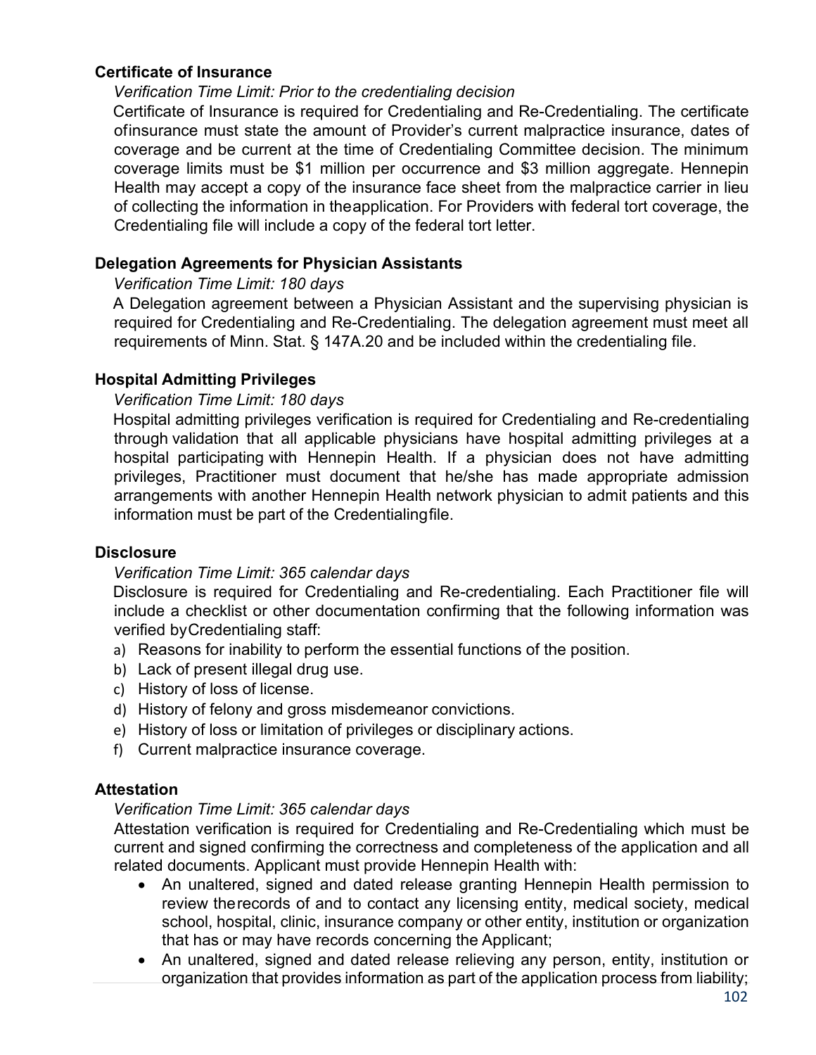**Certificate of Insurance**

*Verification Time Limit: Prior to the credentialing decision*

Certificate of Insurance is required for Credentialing and Re-Credentialing. The certificate of insurance must state the amount of Provider's current malpractice insurance, dates of coverage and be current at the time of Credentialing Committee decision. The minimum coverage limits must be $1 million per occurrence and $3 million aggregate. Hennepin Health may accept a copy of the insurance face sheet from the malpractice carrier in lieu of collecting the information in the application. For Providers with federal tort coverage, the Credentialing file will include a copy of the federal tort letter.

**Delegation Agreements for Physician Assistants**

*Verification Time Limit: 180 days*

A Delegation agreement between a Physician Assistant and the supervising physician is required for Credentialing and Re-Credentialing. The delegation agreement must meet all requirements of Minn. Stat. § 147A.20 and be included within the credentialing file.

**Hospital Admitting Privileges**

*Verification Time Limit: 180 days*

Hospital admitting privileges verification is required for Credentialing and Re-credentialing through validation that all applicable physicians have hospital admitting privileges at a hospital participating with Hennepin Health. If a physician does not have admitting privileges, Practitioner must document that he/she has made appropriate admission arrangements with another Hennepin Health network physician to admit patients and this information must be part of the Credentialing file.

**Disclosure**

*Verification Time Limit: 365 calendar days*

Disclosure is required for Credentialing and Re-credentialing. Each Practitioner file will include a checklist or other documentation confirming that the following information was verified by Credentialing staff:

a) Reasons for inability to perform the essential functions of the position.
b) Lack of present illegal drug use.
c) History of loss of license.
d) History of felony and gross misdemeanor convictions.
e) History of loss or limitation of privileges or disciplinary actions.
f) Current malpractice insurance coverage.

**Attestation**

*Verification Time Limit: 365 calendar days*

Attestation verification is required for Credentialing and Re-Credentialing which must be current and signed confirming the correctness and completeness of the application and all related documents. Applicant must provide Hennepin Health with:

- An unaltered, signed and dated release granting Hennepin Health permission to review the records of and to contact any licensing entity, medical society, medical school, hospital, clinic, insurance company or other entity, institution or organization that has or may have records concerning the Applicant;
- An unaltered, signed and dated release relieving any person, entity, institution or organization that provides information as part of the application process from liability;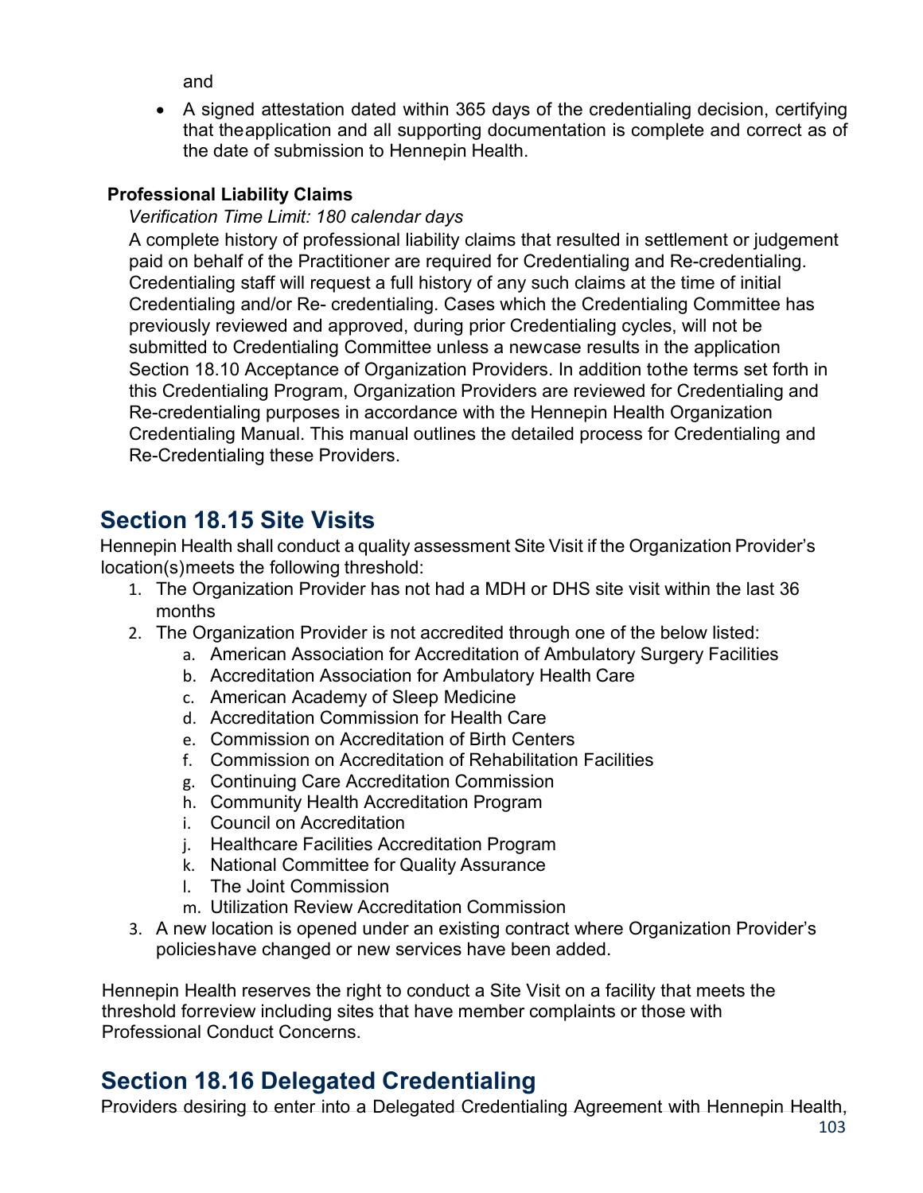and

- A signed attestation dated within 365 days of the credentialing decision, certifying that theapplication and all supporting documentation is complete and correct as of the date of submission to Hennepin Health.

**Professional Liability Claims**

*Verification Time Limit: 180 calendar days*

A complete history of professional liability claims that resulted in settlement or judgement paid on behalf of the Practitioner are required for Credentialing and Re-credentialing. Credentialing staff will request a full history of any such claims at the time of initial Credentialing and/or Re- credentialing. Cases which the Credentialing Committee has previously reviewed and approved, during prior Credentialing cycles, will not be submitted to Credentialing Committee unless a newcase results in the application Section 18.10 Acceptance of Organization Providers. In addition tothe terms set forth in this Credentialing Program, Organization Providers are reviewed for Credentialing and Re-credentialing purposes in accordance with the Hennepin Health Organization Credentialing Manual. This manual outlines the detailed process for Credentialing and Re-Credentialing these Providers.

## Section 18.15 Site Visits

Hennepin Health shall conduct a quality assessment Site Visit if the Organization Provider's location(s)meets the following threshold:

1. The Organization Provider has not had a MDH or DHS site visit within the last 36 months
2. The Organization Provider is not accredited through one of the below listed:
   a. American Association for Accreditation of Ambulatory Surgery Facilities
   b. Accreditation Association for Ambulatory Health Care
   c. American Academy of Sleep Medicine
   d. Accreditation Commission for Health Care
   e. Commission on Accreditation of Birth Centers
   f. Commission on Accreditation of Rehabilitation Facilities
   g. Continuing Care Accreditation Commission
   h. Community Health Accreditation Program
   i. Council on Accreditation
   j. Healthcare Facilities Accreditation Program
   k. National Committee for Quality Assurance
   l. The Joint Commission
   m. Utilization Review Accreditation Commission
3. A new location is opened under an existing contract where Organization Provider's policieshave changed or new services have been added.

Hennepin Health reserves the right to conduct a Site Visit on a facility that meets the threshold forreview including sites that have member complaints or those with Professional Conduct Concerns.

## Section 18.16 Delegated Credentialing

Providers desiring to enter into a Delegated Credentialing Agreement with Hennepin Health,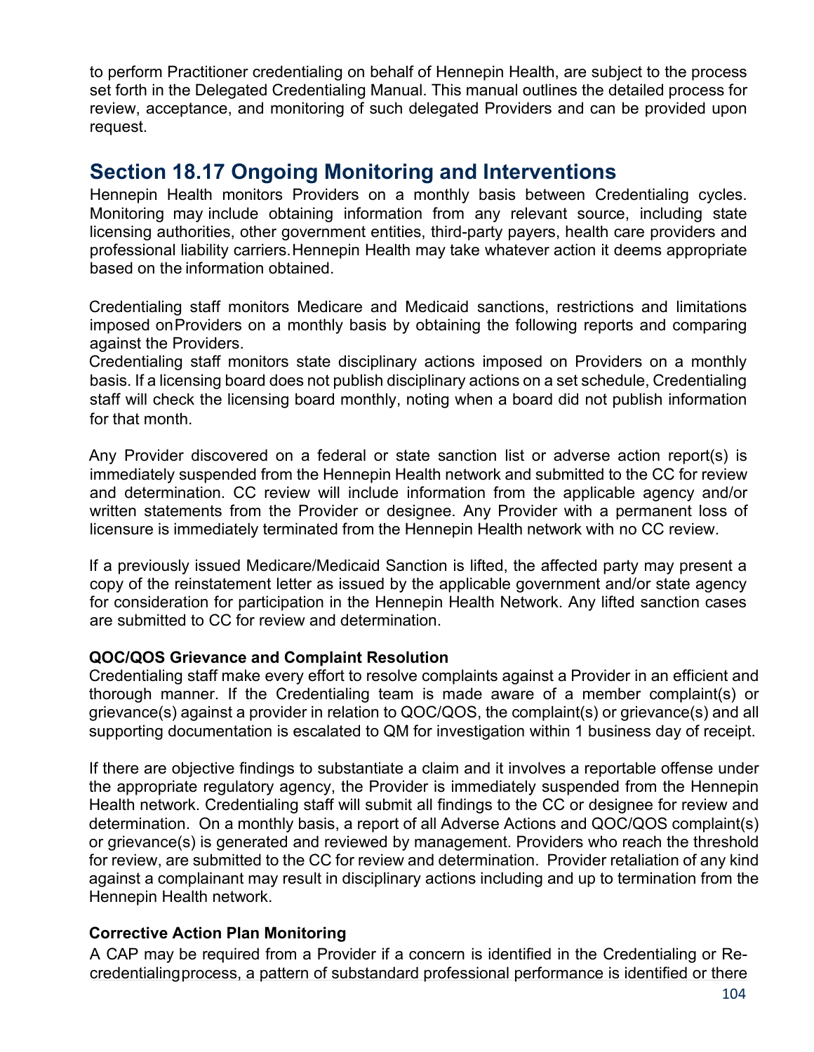to perform Practitioner credentialing on behalf of Hennepin Health, are subject to the process set forth in the Delegated Credentialing Manual. This manual outlines the detailed process for review, acceptance, and monitoring of such delegated Providers and can be provided upon request.

## Section 18.17 Ongoing Monitoring and Interventions

Hennepin Health monitors Providers on a monthly basis between Credentialing cycles. Monitoring may include obtaining information from any relevant source, including state licensing authorities, other government entities, third-party payers, health care providers and professional liability carriers. Hennepin Health may take whatever action it deems appropriate based on the information obtained.

Credentialing staff monitors Medicare and Medicaid sanctions, restrictions and limitations imposed on Providers on a monthly basis by obtaining the following reports and comparing against the Providers.
Credentialing staff monitors state disciplinary actions imposed on Providers on a monthly basis. If a licensing board does not publish disciplinary actions on a set schedule, Credentialing staff will check the licensing board monthly, noting when a board did not publish information for that month.

Any Provider discovered on a federal or state sanction list or adverse action report(s) is immediately suspended from the Hennepin Health network and submitted to the CC for review and determination. CC review will include information from the applicable agency and/or written statements from the Provider or designee. Any Provider with a permanent loss of licensure is immediately terminated from the Hennepin Health network with no CC review.

If a previously issued Medicare/Medicaid Sanction is lifted, the affected party may present a copy of the reinstatement letter as issued by the applicable government and/or state agency for consideration for participation in the Hennepin Health Network. Any lifted sanction cases are submitted to CC for review and determination.

**QOC/QOS Grievance and Complaint Resolution**

Credentialing staff make every effort to resolve complaints against a Provider in an efficient and thorough manner. If the Credentialing team is made aware of a member complaint(s) or grievance(s) against a provider in relation to QOC/QOS, the complaint(s) or grievance(s) and all supporting documentation is escalated to QM for investigation within 1 business day of receipt.

If there are objective findings to substantiate a claim and it involves a reportable offense under the appropriate regulatory agency, the Provider is immediately suspended from the Hennepin Health network. Credentialing staff will submit all findings to the CC or designee for review and determination. On a monthly basis, a report of all Adverse Actions and QOC/QOS complaint(s) or grievance(s) is generated and reviewed by management. Providers who reach the threshold for review, are submitted to the CC for review and determination. Provider retaliation of any kind against a complainant may result in disciplinary actions including and up to termination from the Hennepin Health network.

**Corrective Action Plan Monitoring**

A CAP may be required from a Provider if a concern is identified in the Credentialing or Re-credentialing process, a pattern of substandard professional performance is identified or there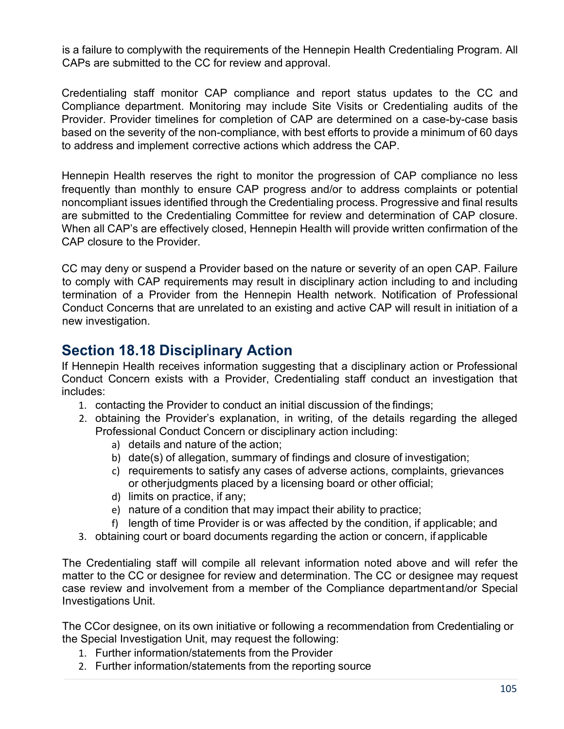is a failure to comply with the requirements of the Hennepin Health Credentialing Program. All CAPs are submitted to the CC for review and approval.

Credentialing staff monitor CAP compliance and report status updates to the CC and Compliance department. Monitoring may include Site Visits or Credentialing audits of the Provider. Provider timelines for completion of CAP are determined on a case-by-case basis based on the severity of the non-compliance, with best efforts to provide a minimum of 60 days to address and implement corrective actions which address the CAP.

Hennepin Health reserves the right to monitor the progression of CAP compliance no less frequently than monthly to ensure CAP progress and/or to address complaints or potential noncompliant issues identified through the Credentialing process. Progressive and final results are submitted to the Credentialing Committee for review and determination of CAP closure. When all CAP's are effectively closed, Hennepin Health will provide written confirmation of the CAP closure to the Provider.

CC may deny or suspend a Provider based on the nature or severity of an open CAP. Failure to comply with CAP requirements may result in disciplinary action including to and including termination of a Provider from the Hennepin Health network. Notification of Professional Conduct Concerns that are unrelated to an existing and active CAP will result in initiation of a new investigation.

## Section 18.18 Disciplinary Action

If Hennepin Health receives information suggesting that a disciplinary action or Professional Conduct Concern exists with a Provider, Credentialing staff conduct an investigation that includes:

1. contacting the Provider to conduct an initial discussion of the findings;
2. obtaining the Provider's explanation, in writing, of the details regarding the alleged Professional Conduct Concern or disciplinary action including:
    a) details and nature of the action;
    b) date(s) of allegation, summary of findings and closure of investigation;
    c) requirements to satisfy any cases of adverse actions, complaints, grievances or other judgments placed by a licensing board or other official;
    d) limits on practice, if any;
    e) nature of a condition that may impact their ability to practice;
    f) length of time Provider is or was affected by the condition, if applicable; and
3. obtaining court or board documents regarding the action or concern, if applicable

The Credentialing staff will compile all relevant information noted above and will refer the matter to the CC or designee for review and determination. The CC or designee may request case review and involvement from a member of the Compliance department and/or Special Investigations Unit.

The CC or designee, on its own initiative or following a recommendation from Credentialing or the Special Investigation Unit, may request the following:

1. Further information/statements from the Provider
2. Further information/statements from the reporting source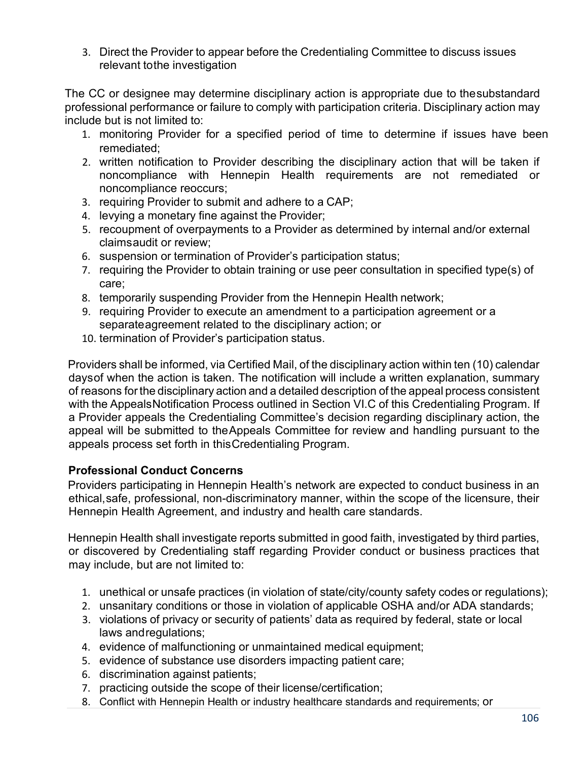3. Direct the Provider to appear before the Credentialing Committee to discuss issues relevant tothe investigation

The CC or designee may determine disciplinary action is appropriate due to thesubstandard professional performance or failure to comply with participation criteria. Disciplinary action may include but is not limited to:

1. monitoring Provider for a specified period of time to determine if issues have been remediated;
2. written notification to Provider describing the disciplinary action that will be taken if noncompliance with Hennepin Health requirements are not remediated or noncompliance reoccurs;
3. requiring Provider to submit and adhere to a CAP;
4. levying a monetary fine against the Provider;
5. recoupment of overpayments to a Provider as determined by internal and/or external claimsaudit or review;
6. suspension or termination of Provider's participation status;
7. requiring the Provider to obtain training or use peer consultation in specified type(s) of care;
8. temporarily suspending Provider from the Hennepin Health network;
9. requiring Provider to execute an amendment to a participation agreement or a separateagreement related to the disciplinary action; or
10. termination of Provider's participation status.

Providers shall be informed, via Certified Mail, of the disciplinary action within ten (10) calendar daysof when the action is taken. The notification will include a written explanation, summary of reasons forthe disciplinary action and a detailed description of the appeal process consistent with the AppealsNotification Process outlined in Section VI.C of this Credentialing Program. If a Provider appeals the Credentialing Committee's decision regarding disciplinary action, the appeal will be submitted to theAppeals Committee for review and handling pursuant to the appeals process set forth in thisCredentialing Program.

**Professional Conduct Concerns**

Providers participating in Hennepin Health's network are expected to conduct business in an ethical,safe, professional, non-discriminatory manner, within the scope of the licensure, their Hennepin Health Agreement, and industry and health care standards.

Hennepin Health shall investigate reports submitted in good faith, investigated by third parties, or discovered by Credentialing staff regarding Provider conduct or business practices that may include, but are not limited to:

1. unethical or unsafe practices (in violation of state/city/county safety codes or regulations);
2. unsanitary conditions or those in violation of applicable OSHA and/or ADA standards;
3. violations of privacy or security of patients' data as required by federal, state or local laws andregulations;
4. evidence of malfunctioning or unmaintained medical equipment;
5. evidence of substance use disorders impacting patient care;
6. discrimination against patients;
7. practicing outside the scope of their license/certification;
8. Conflict with Hennepin Health or industry healthcare standards and requirements; or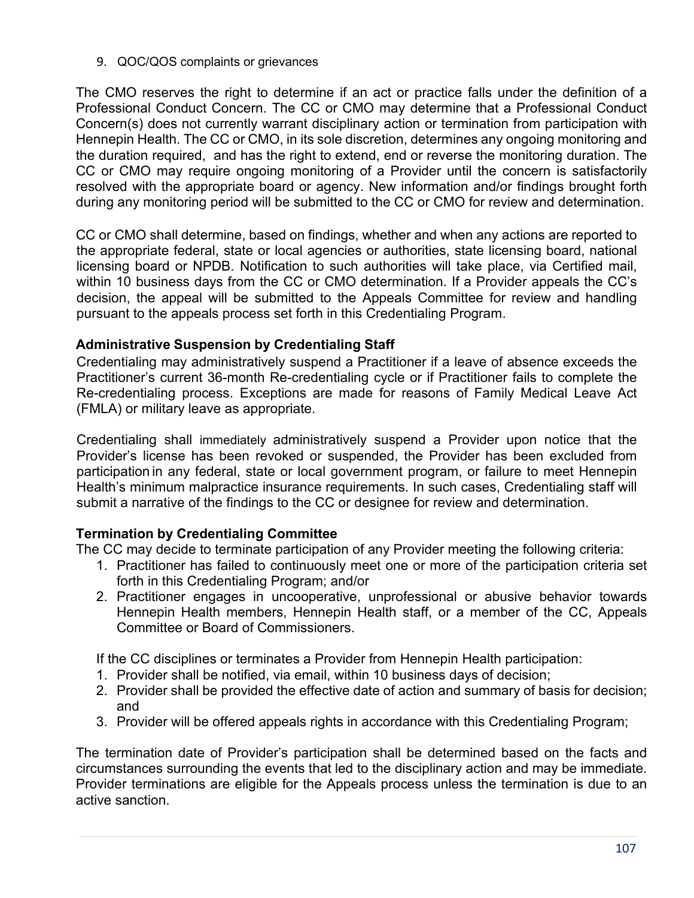9. QOC/QOS complaints or grievances

The CMO reserves the right to determine if an act or practice falls under the definition of a Professional Conduct Concern. The CC or CMO may determine that a Professional Conduct Concern(s) does not currently warrant disciplinary action or termination from participation with Hennepin Health. The CC or CMO, in its sole discretion, determines any ongoing monitoring and the duration required, and has the right to extend, end or reverse the monitoring duration. The CC or CMO may require ongoing monitoring of a Provider until the concern is satisfactorily resolved with the appropriate board or agency. New information and/or findings brought forth during any monitoring period will be submitted to the CC or CMO for review and determination.

CC or CMO shall determine, based on findings, whether and when any actions are reported to the appropriate federal, state or local agencies or authorities, state licensing board, national licensing board or NPDB. Notification to such authorities will take place, via Certified mail, within 10 business days from the CC or CMO determination. If a Provider appeals the CC's decision, the appeal will be submitted to the Appeals Committee for review and handling pursuant to the appeals process set forth in this Credentialing Program.

**Administrative Suspension by Credentialing Staff**

Credentialing may administratively suspend a Practitioner if a leave of absence exceeds the Practitioner's current 36-month Re-credentialing cycle or if Practitioner fails to complete the Re-credentialing process. Exceptions are made for reasons of Family Medical Leave Act (FMLA) or military leave as appropriate.

Credentialing shall immediately administratively suspend a Provider upon notice that the Provider's license has been revoked or suspended, the Provider has been excluded from participation in any federal, state or local government program, or failure to meet Hennepin Health's minimum malpractice insurance requirements. In such cases, Credentialing staff will submit a narrative of the findings to the CC or designee for review and determination.

**Termination by Credentialing Committee**

The CC may decide to terminate participation of any Provider meeting the following criteria:

1. Practitioner has failed to continuously meet one or more of the participation criteria set forth in this Credentialing Program; and/or
2. Practitioner engages in uncooperative, unprofessional or abusive behavior towards Hennepin Health members, Hennepin Health staff, or a member of the CC, Appeals Committee or Board of Commissioners.

If the CC disciplines or terminates a Provider from Hennepin Health participation:

1. Provider shall be notified, via email, within 10 business days of decision;
2. Provider shall be provided the effective date of action and summary of basis for decision; and
3. Provider will be offered appeals rights in accordance with this Credentialing Program;

The termination date of Provider's participation shall be determined based on the facts and circumstances surrounding the events that led to the disciplinary action and may be immediate. Provider terminations are eligible for the Appeals process unless the termination is due to an active sanction.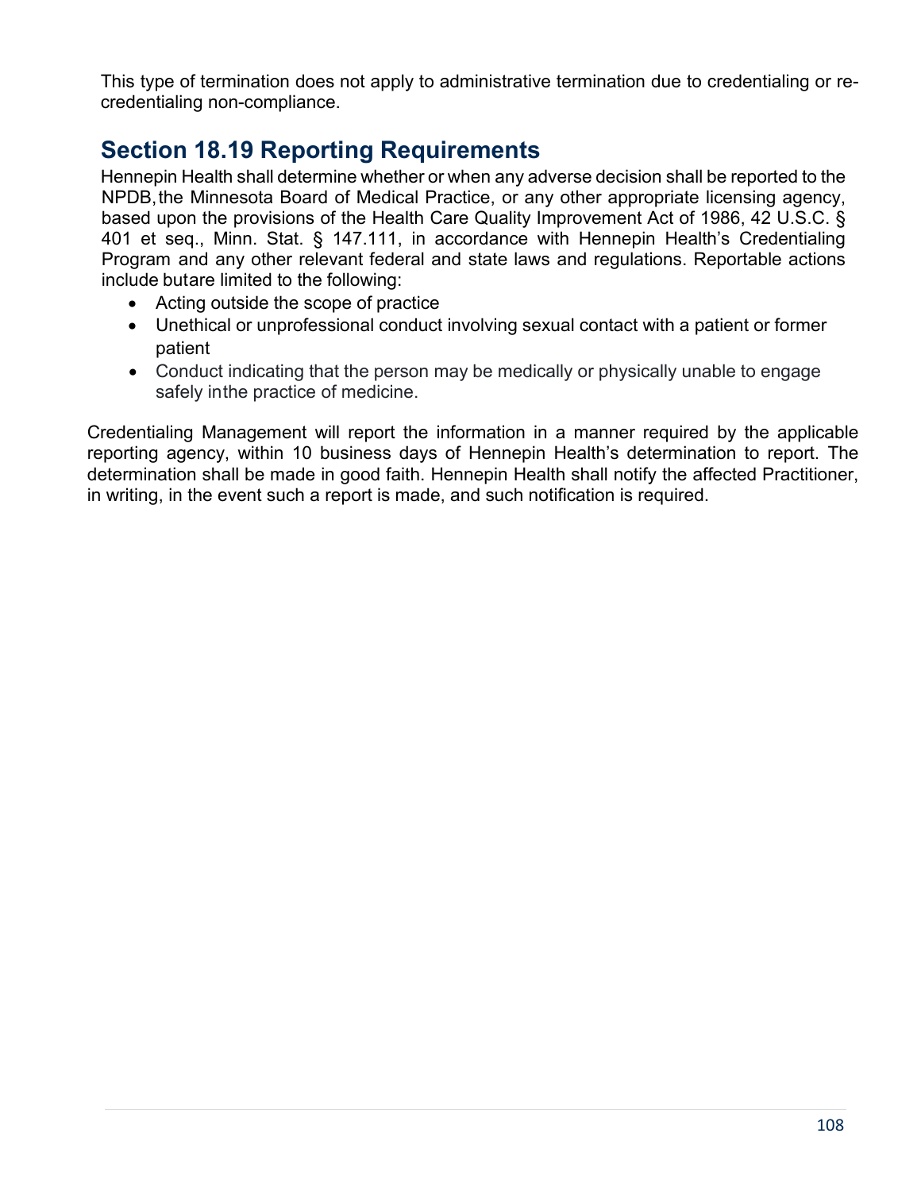This type of termination does not apply to administrative termination due to credentialing or re-credentialing non-compliance.

## Section 18.19 Reporting Requirements

Hennepin Health shall determine whether or when any adverse decision shall be reported to the NPDB, the Minnesota Board of Medical Practice, or any other appropriate licensing agency, based upon the provisions of the Health Care Quality Improvement Act of 1986, 42 U.S.C. § 401 et seq., Minn. Stat. § 147.111, in accordance with Hennepin Health's Credentialing Program and any other relevant federal and state laws and regulations. Reportable actions include butare limited to the following:

- Acting outside the scope of practice
- Unethical or unprofessional conduct involving sexual contact with a patient or former patient
- Conduct indicating that the person may be medically or physically unable to engage safely inthe practice of medicine.

Credentialing Management will report the information in a manner required by the applicable reporting agency, within 10 business days of Hennepin Health's determination to report. The determination shall be made in good faith. Hennepin Health shall notify the affected Practitioner, in writing, in the event such a report is made, and such notification is required.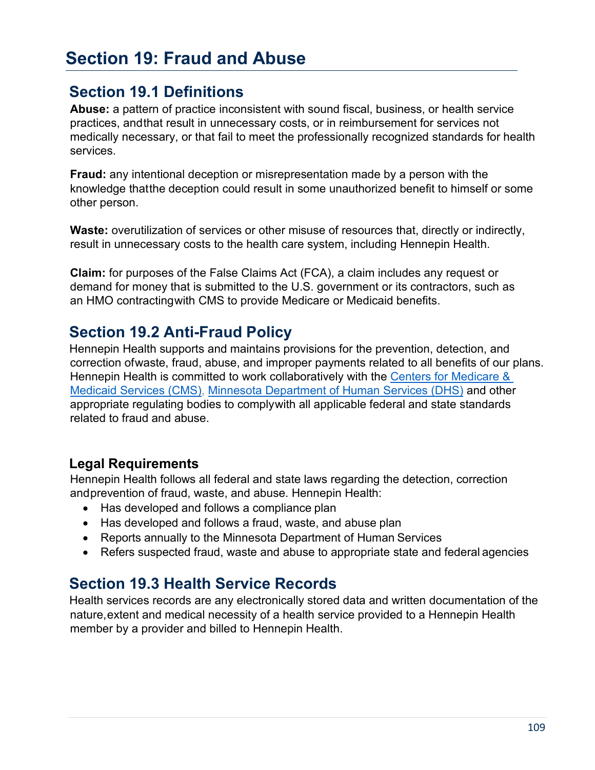# Section 19: Fraud and Abuse

## Section 19.1 Definitions

**Abuse:** a pattern of practice inconsistent with sound fiscal, business, or health service practices, and that result in unnecessary costs, or in reimbursement for services not medically necessary, or that fail to meet the professionally recognized standards for health services.

**Fraud:** any intentional deception or misrepresentation made by a person with the knowledge that the deception could result in some unauthorized benefit to himself or some other person.

**Waste:** overutilization of services or other misuse of resources that, directly or indirectly, result in unnecessary costs to the health care system, including Hennepin Health.

**Claim:** for purposes of the False Claims Act (FCA), a claim includes any request or demand for money that is submitted to the U.S. government or its contractors, such as an HMO contracting with CMS to provide Medicare or Medicaid benefits.

## Section 19.2 Anti-Fraud Policy

Hennepin Health supports and maintains provisions for the prevention, detection, and correction of waste, fraud, abuse, and improper payments related to all benefits of our plans. Hennepin Health is committed to work collaboratively with the [Centers for Medicare & Medicaid Services (CMS)](), [Minnesota Department of Human Services (DHS)]() and other appropriate regulating bodies to comply with all applicable federal and state standards related to fraud and abuse.

### Legal Requirements

Hennepin Health follows all federal and state laws regarding the detection, correction and prevention of fraud, waste, and abuse. Hennepin Health:

- Has developed and follows a compliance plan
- Has developed and follows a fraud, waste, and abuse plan
- Reports annually to the Minnesota Department of Human Services
- Refers suspected fraud, waste and abuse to appropriate state and federal agencies

## Section 19.3 Health Service Records

Health services records are any electronically stored data and written documentation of the nature, extent and medical necessity of a health service provided to a Hennepin Health member by a provider and billed to Hennepin Health.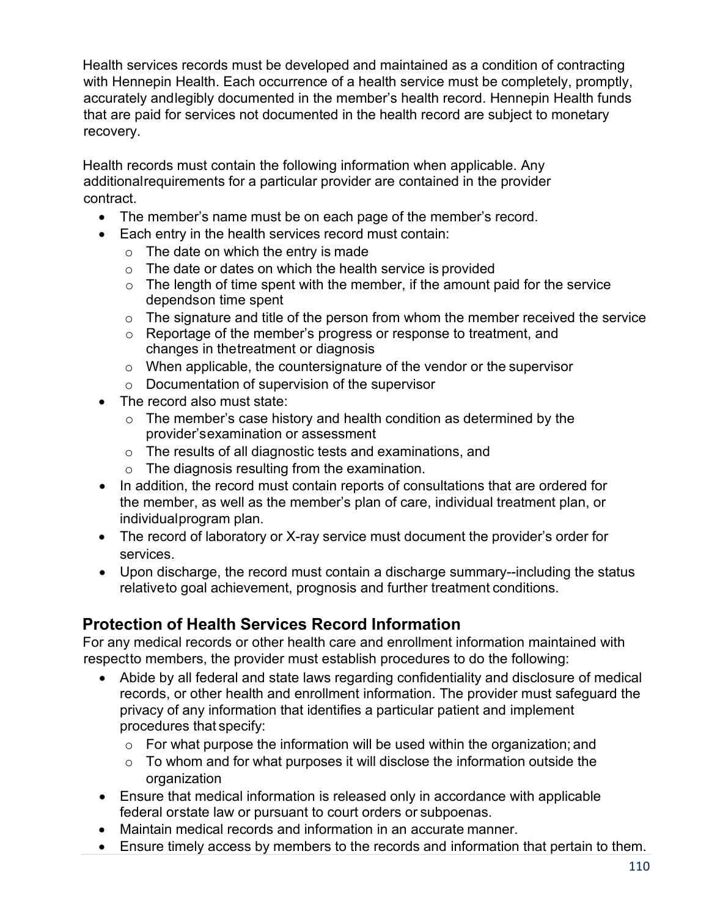Health services records must be developed and maintained as a condition of contracting with Hennepin Health. Each occurrence of a health service must be completely, promptly, accurately and legibly documented in the member's health record. Hennepin Health funds that are paid for services not documented in the health record are subject to monetary recovery.

Health records must contain the following information when applicable. Any additional requirements for a particular provider are contained in the provider contract.

- The member's name must be on each page of the member's record.
- Each entry in the health services record must contain:
  - The date on which the entry is made
  - The date or dates on which the health service is provided
  - The length of time spent with the member, if the amount paid for the service depends on time spent
  - The signature and title of the person from whom the member received the service
  - Reportage of the member's progress or response to treatment, and changes in the treatment or diagnosis
  - When applicable, the countersignature of the vendor or the supervisor
  - Documentation of supervision of the supervisor
- The record also must state:
  - The member's case history and health condition as determined by the provider's examination or assessment
  - The results of all diagnostic tests and examinations, and
  - The diagnosis resulting from the examination.
- In addition, the record must contain reports of consultations that are ordered for the member, as well as the member's plan of care, individual treatment plan, or individual program plan.
- The record of laboratory or X-ray service must document the provider's order for services.
- Upon discharge, the record must contain a discharge summary--including the status relative to goal achievement, prognosis and further treatment conditions.

## Protection of Health Services Record Information

For any medical records or other health care and enrollment information maintained with respect to members, the provider must establish procedures to do the following:

- Abide by all federal and state laws regarding confidentiality and disclosure of medical records, or other health and enrollment information. The provider must safeguard the privacy of any information that identifies a particular patient and implement procedures that specify:
  - For what purpose the information will be used within the organization; and
  - To whom and for what purposes it will disclose the information outside the organization
- Ensure that medical information is released only in accordance with applicable federal or state law or pursuant to court orders or subpoenas.
- Maintain medical records and information in an accurate manner.
- Ensure timely access by members to the records and information that pertain to them.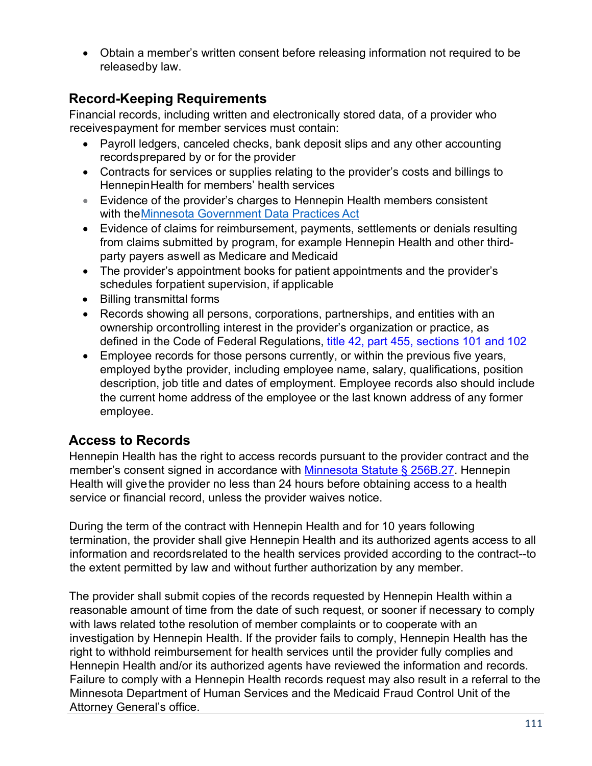- Obtain a member's written consent before releasing information not required to be released by law.

## Record-Keeping Requirements

Financial records, including written and electronically stored data, of a provider who receives payment for member services must contain:

- Payroll ledgers, canceled checks, bank deposit slips and any other accounting records prepared by or for the provider
- Contracts for services or supplies relating to the provider's costs and billings to Hennepin Health for members' health services
- Evidence of the provider's charges to Hennepin Health members consistent with the [Minnesota Government Data Practices Act]
- Evidence of claims for reimbursement, payments, settlements or denials resulting from claims submitted by program, for example Hennepin Health and other third-party payers as well as Medicare and Medicaid
- The provider's appointment books for patient appointments and the provider's schedules for patient supervision, if applicable
- Billing transmittal forms
- Records showing all persons, corporations, partnerships, and entities with an ownership or controlling interest in the provider's organization or practice, as defined in the Code of Federal Regulations, [title 42, part 455, sections 101 and 102]
- Employee records for those persons currently, or within the previous five years, employed by the provider, including employee name, salary, qualifications, position description, job title and dates of employment. Employee records also should include the current home address of the employee or the last known address of any former employee.

## Access to Records

Hennepin Health has the right to access records pursuant to the provider contract and the member's consent signed in accordance with [Minnesota Statute § 256B.27]. Hennepin Health will give the provider no less than 24 hours before obtaining access to a health service or financial record, unless the provider waives notice.

During the term of the contract with Hennepin Health and for 10 years following termination, the provider shall give Hennepin Health and its authorized agents access to all information and records related to the health services provided according to the contract--to the extent permitted by law and without further authorization by any member.

The provider shall submit copies of the records requested by Hennepin Health within a reasonable amount of time from the date of such request, or sooner if necessary to comply with laws related to the resolution of member complaints or to cooperate with an investigation by Hennepin Health. If the provider fails to comply, Hennepin Health has the right to withhold reimbursement for health services until the provider fully complies and Hennepin Health and/or its authorized agents have reviewed the information and records. Failure to comply with a Hennepin Health records request may also result in a referral to the Minnesota Department of Human Services and the Medicaid Fraud Control Unit of the Attorney General's office.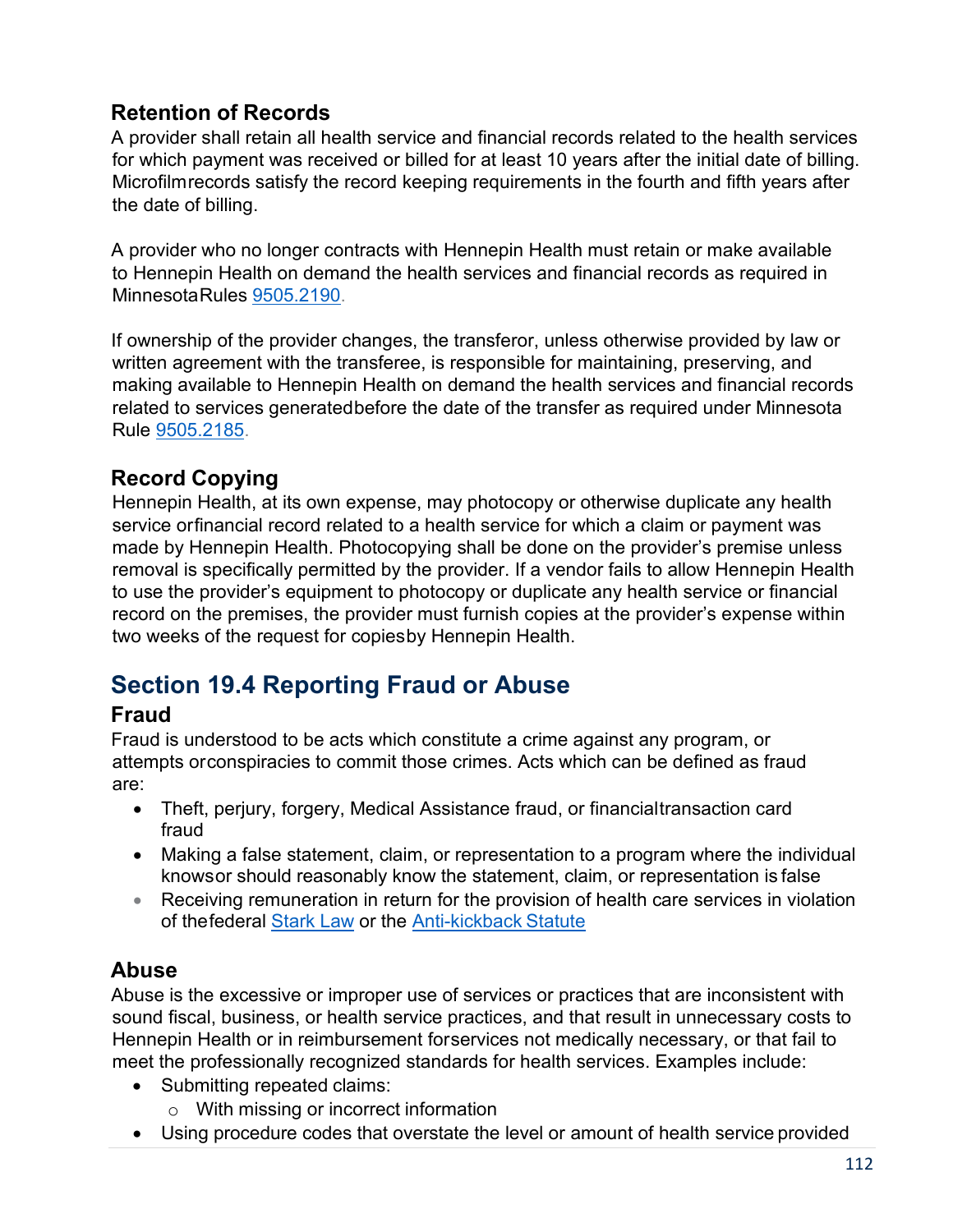### Retention of Records

A provider shall retain all health service and financial records related to the health services for which payment was received or billed for at least 10 years after the initial date of billing. Microfilmrecords satisfy the record keeping requirements in the fourth and fifth years after the date of billing.

A provider who no longer contracts with Hennepin Health must retain or make available to Hennepin Health on demand the health services and financial records as required in MinnesotaRules 9505.2190.

If ownership of the provider changes, the transferor, unless otherwise provided by law or written agreement with the transferee, is responsible for maintaining, preserving, and making available to Hennepin Health on demand the health services and financial records related to services generatedbefore the date of the transfer as required under Minnesota Rule 9505.2185.

### Record Copying

Hennepin Health, at its own expense, may photocopy or otherwise duplicate any health service orfinancial record related to a health service for which a claim or payment was made by Hennepin Health. Photocopying shall be done on the provider's premise unless removal is specifically permitted by the provider. If a vendor fails to allow Hennepin Health to use the provider's equipment to photocopy or duplicate any health service or financial record on the premises, the provider must furnish copies at the provider's expense within two weeks of the request for copiesby Hennepin Health.

## Section 19.4 Reporting Fraud or Abuse

### Fraud

Fraud is understood to be acts which constitute a crime against any program, or attempts orconspiracies to commit those crimes. Acts which can be defined as fraud are:

- Theft, perjury, forgery, Medical Assistance fraud, or financialtransaction card fraud
- Making a false statement, claim, or representation to a program where the individual knowsor should reasonably know the statement, claim, or representation is false
- Receiving remuneration in return for the provision of health care services in violation of thefederal Stark Law or the Anti-kickback Statute

### Abuse

Abuse is the excessive or improper use of services or practices that are inconsistent with sound fiscal, business, or health service practices, and that result in unnecessary costs to Hennepin Health or in reimbursement forservices not medically necessary, or that fail to meet the professionally recognized standards for health services. Examples include:

- Submitting repeated claims:
  - With missing or incorrect information
- Using procedure codes that overstate the level or amount of health service provided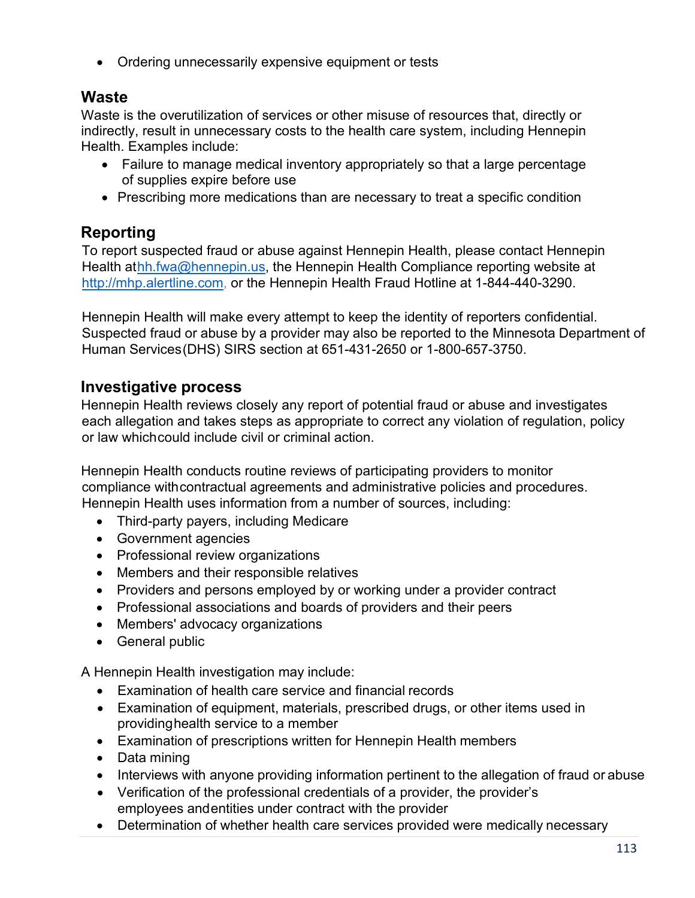- Ordering unnecessarily expensive equipment or tests

## Waste

Waste is the overutilization of services or other misuse of resources that, directly or indirectly, result in unnecessary costs to the health care system, including Hennepin Health. Examples include:

- Failure to manage medical inventory appropriately so that a large percentage of supplies expire before use
- Prescribing more medications than are necessary to treat a specific condition

## Reporting

To report suspected fraud or abuse against Hennepin Health, please contact Hennepin Health at hh.fwa@hennepin.us, the Hennepin Health Compliance reporting website at http://mhp.alertline.com, or the Hennepin Health Fraud Hotline at 1-844-440-3290.

Hennepin Health will make every attempt to keep the identity of reporters confidential. Suspected fraud or abuse by a provider may also be reported to the Minnesota Department of Human Services (DHS) SIRS section at 651-431-2650 or 1-800-657-3750.

## Investigative process

Hennepin Health reviews closely any report of potential fraud or abuse and investigates each allegation and takes steps as appropriate to correct any violation of regulation, policy or law which could include civil or criminal action.

Hennepin Health conducts routine reviews of participating providers to monitor compliance with contractual agreements and administrative policies and procedures. Hennepin Health uses information from a number of sources, including:

- Third-party payers, including Medicare
- Government agencies
- Professional review organizations
- Members and their responsible relatives
- Providers and persons employed by or working under a provider contract
- Professional associations and boards of providers and their peers
- Members' advocacy organizations
- General public

A Hennepin Health investigation may include:

- Examination of health care service and financial records
- Examination of equipment, materials, prescribed drugs, or other items used in providing health service to a member
- Examination of prescriptions written for Hennepin Health members
- Data mining
- Interviews with anyone providing information pertinent to the allegation of fraud or abuse
- Verification of the professional credentials of a provider, the provider's employees and entities under contract with the provider
- Determination of whether health care services provided were medically necessary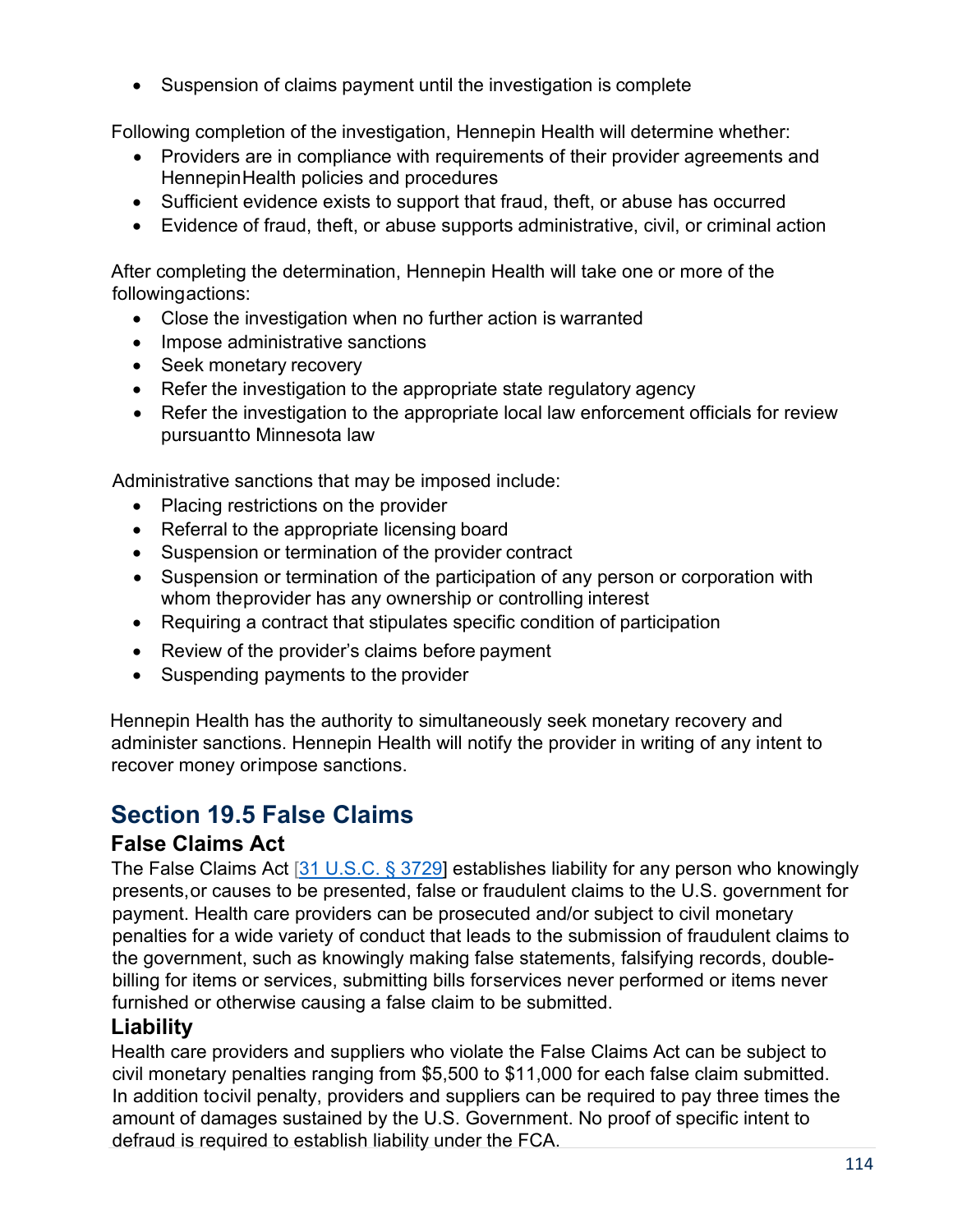- Suspension of claims payment until the investigation is complete

Following completion of the investigation, Hennepin Health will determine whether:

- Providers are in compliance with requirements of their provider agreements and Hennepin Health policies and procedures
- Sufficient evidence exists to support that fraud, theft, or abuse has occurred
- Evidence of fraud, theft, or abuse supports administrative, civil, or criminal action

After completing the determination, Hennepin Health will take one or more of the following actions:

- Close the investigation when no further action is warranted
- Impose administrative sanctions
- Seek monetary recovery
- Refer the investigation to the appropriate state regulatory agency
- Refer the investigation to the appropriate local law enforcement officials for review pursuant to Minnesota law

Administrative sanctions that may be imposed include:

- Placing restrictions on the provider
- Referral to the appropriate licensing board
- Suspension or termination of the provider contract
- Suspension or termination of the participation of any person or corporation with whom the provider has any ownership or controlling interest
- Requiring a contract that stipulates specific condition of participation
- Review of the provider's claims before payment
- Suspending payments to the provider

Hennepin Health has the authority to simultaneously seek monetary recovery and administer sanctions. Hennepin Health will notify the provider in writing of any intent to recover money or impose sanctions.

## Section 19.5 False Claims

### False Claims Act

The False Claims Act [31 U.S.C. § 3729] establishes liability for any person who knowingly presents, or causes to be presented, false or fraudulent claims to the U.S. government for payment. Health care providers can be prosecuted and/or subject to civil monetary penalties for a wide variety of conduct that leads to the submission of fraudulent claims to the government, such as knowingly making false statements, falsifying records, double-billing for items or services, submitting bills for services never performed or items never furnished or otherwise causing a false claim to be submitted.

### Liability

Health care providers and suppliers who violate the False Claims Act can be subject to civil monetary penalties ranging from $5,500 to $11,000 for each false claim submitted. In addition to civil penalty, providers and suppliers can be required to pay three times the amount of damages sustained by the U.S. Government. No proof of specific intent to defraud is required to establish liability under the FCA.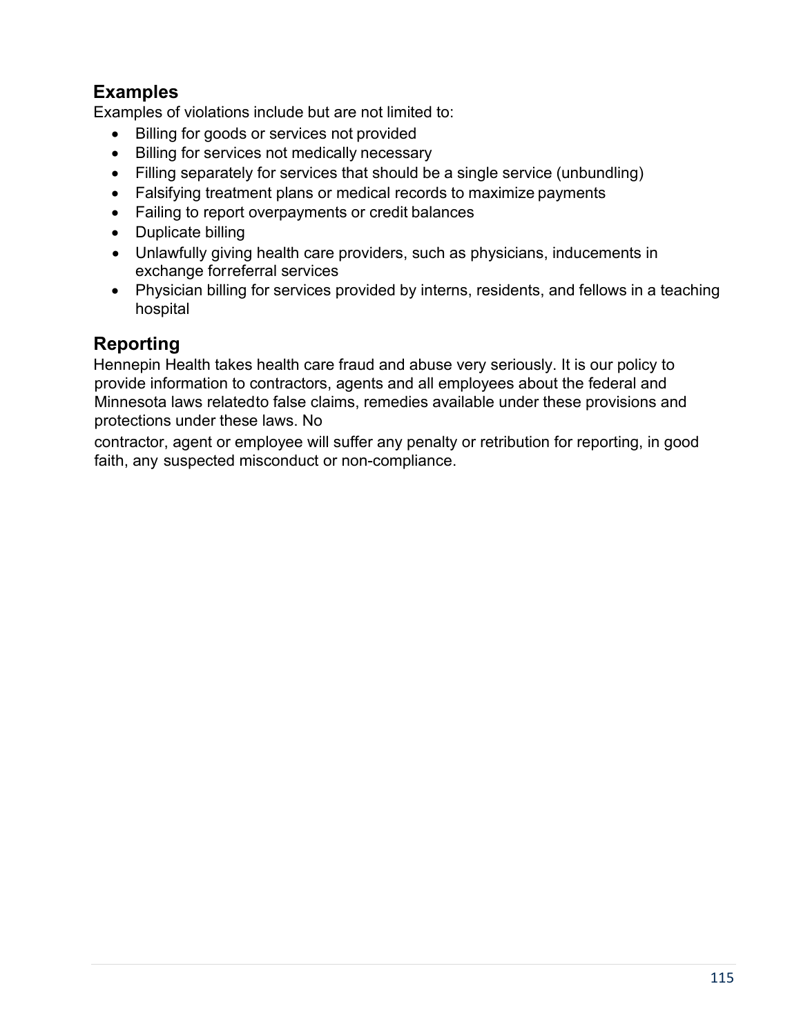## Examples

Examples of violations include but are not limited to:

- Billing for goods or services not provided
- Billing for services not medically necessary
- Filling separately for services that should be a single service (unbundling)
- Falsifying treatment plans or medical records to maximize payments
- Failing to report overpayments or credit balances
- Duplicate billing
- Unlawfully giving health care providers, such as physicians, inducements in exchange forreferral services
- Physician billing for services provided by interns, residents, and fellows in a teaching hospital

## Reporting

Hennepin Health takes health care fraud and abuse very seriously. It is our policy to provide information to contractors, agents and all employees about the federal and Minnesota laws relatedto false claims, remedies available under these provisions and protections under these laws. No contractor, agent or employee will suffer any penalty or retribution for reporting, in good faith, any suspected misconduct or non-compliance.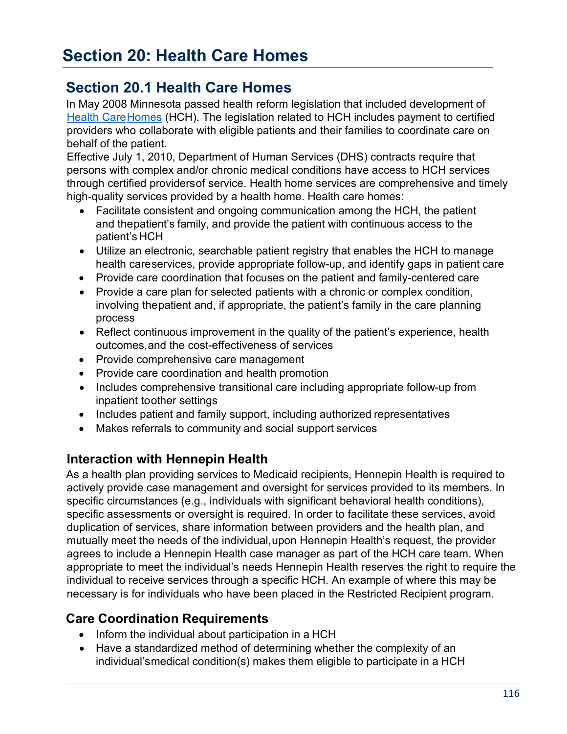# Section 20: Health Care Homes

## Section 20.1 Health Care Homes

In May 2008 Minnesota passed health reform legislation that included development of Health Care Homes (HCH). The legislation related to HCH includes payment to certified providers who collaborate with eligible patients and their families to coordinate care on behalf of the patient.

Effective July 1, 2010, Department of Human Services (DHS) contracts require that persons with complex and/or chronic medical conditions have access to HCH services through certified providers of service. Health home services are comprehensive and timely high-quality services provided by a health home. Health care homes:

- Facilitate consistent and ongoing communication among the HCH, the patient and the patient's family, and provide the patient with continuous access to the patient's HCH
- Utilize an electronic, searchable patient registry that enables the HCH to manage health care services, provide appropriate follow-up, and identify gaps in patient care
- Provide care coordination that focuses on the patient and family-centered care
- Provide a care plan for selected patients with a chronic or complex condition, involving the patient and, if appropriate, the patient's family in the care planning process
- Reflect continuous improvement in the quality of the patient's experience, health outcomes, and the cost-effectiveness of services
- Provide comprehensive care management
- Provide care coordination and health promotion
- Includes comprehensive transitional care including appropriate follow-up from inpatient to other settings
- Includes patient and family support, including authorized representatives
- Makes referrals to community and social support services

### Interaction with Hennepin Health

As a health plan providing services to Medicaid recipients, Hennepin Health is required to actively provide case management and oversight for services provided to its members. In specific circumstances (e.g., individuals with significant behavioral health conditions), specific assessments or oversight is required. In order to facilitate these services, avoid duplication of services, share information between providers and the health plan, and mutually meet the needs of the individual, upon Hennepin Health's request, the provider agrees to include a Hennepin Health case manager as part of the HCH care team. When appropriate to meet the individual's needs Hennepin Health reserves the right to require the individual to receive services through a specific HCH. An example of where this may be necessary is for individuals who have been placed in the Restricted Recipient program.

### Care Coordination Requirements

- Inform the individual about participation in a HCH
- Have a standardized method of determining whether the complexity of an individual's medical condition(s) makes them eligible to participate in a HCH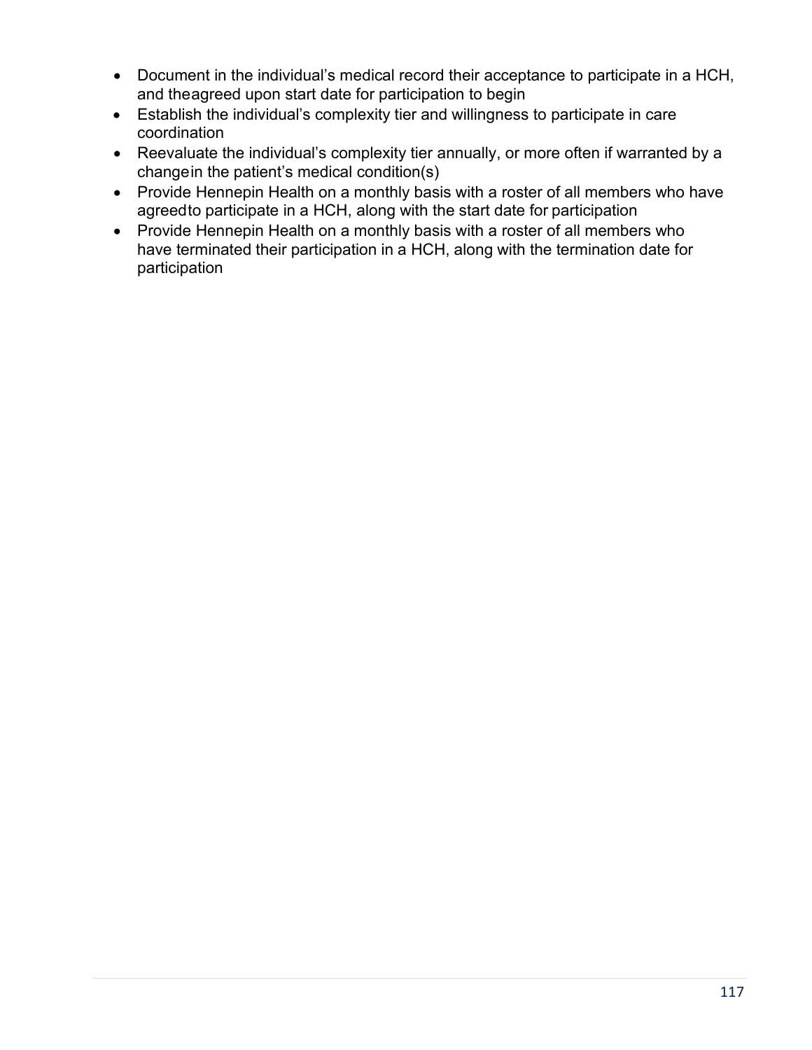- Document in the individual's medical record their acceptance to participate in a HCH, and the agreed upon start date for participation to begin
- Establish the individual's complexity tier and willingness to participate in care coordination
- Reevaluate the individual's complexity tier annually, or more often if warranted by a change in the patient's medical condition(s)
- Provide Hennepin Health on a monthly basis with a roster of all members who have agreed to participate in a HCH, along with the start date for participation
- Provide Hennepin Health on a monthly basis with a roster of all members who have terminated their participation in a HCH, along with the termination date for participation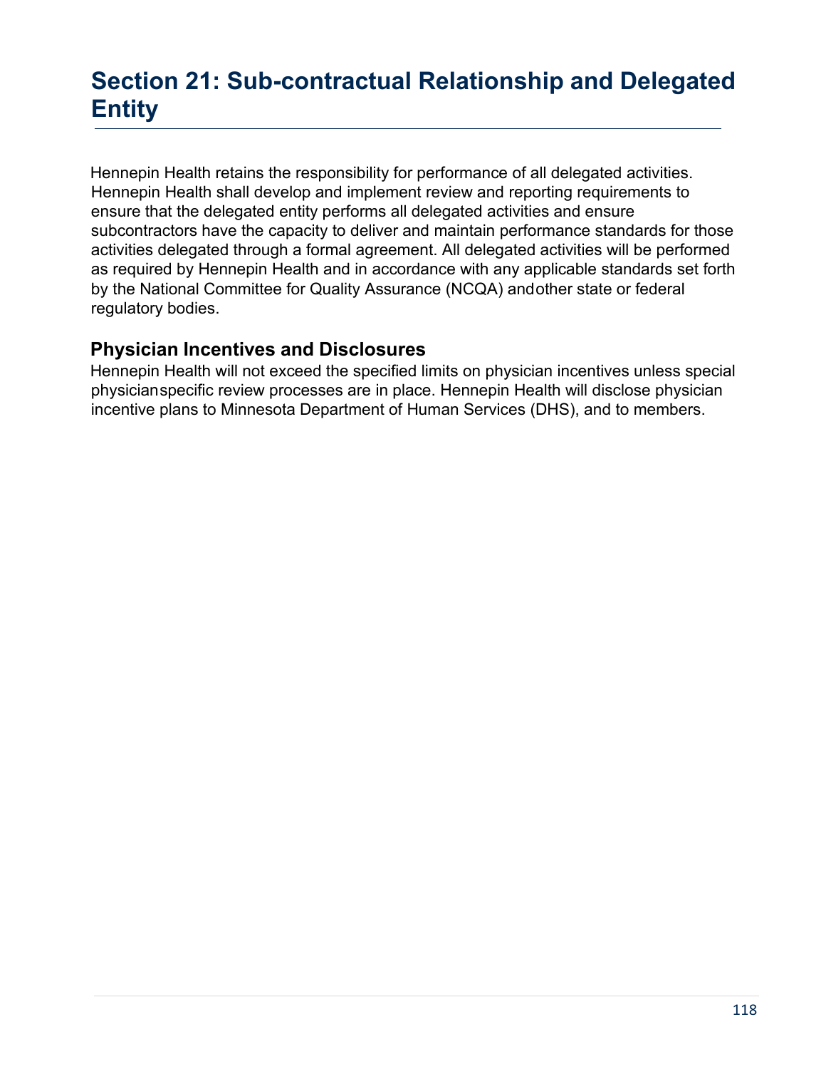# Section 21: Sub-contractual Relationship and Delegated Entity

Hennepin Health retains the responsibility for performance of all delegated activities. Hennepin Health shall develop and implement review and reporting requirements to ensure that the delegated entity performs all delegated activities and ensure subcontractors have the capacity to deliver and maintain performance standards for those activities delegated through a formal agreement. All delegated activities will be performed as required by Hennepin Health and in accordance with any applicable standards set forth by the National Committee for Quality Assurance (NCQA) andother state or federal regulatory bodies.

## Physician Incentives and Disclosures

Hennepin Health will not exceed the specified limits on physician incentives unless special physicianspecific review processes are in place. Hennepin Health will disclose physician incentive plans to Minnesota Department of Human Services (DHS), and to members.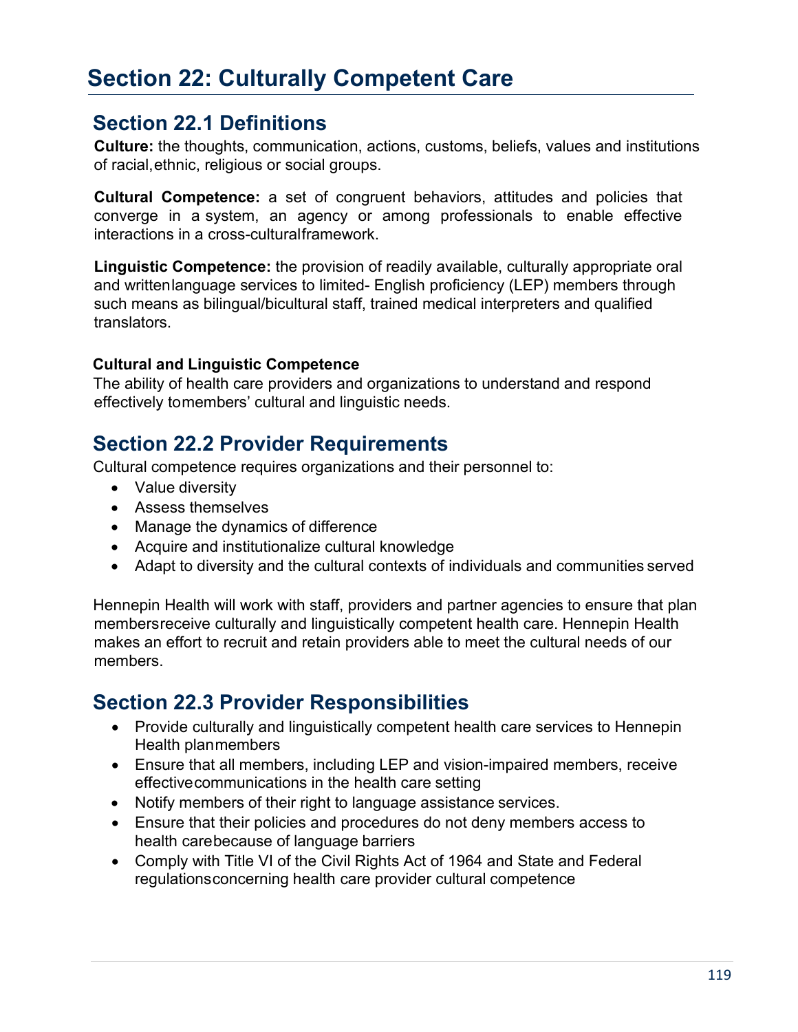# Section 22: Culturally Competent Care

## Section 22.1 Definitions

**Culture:** the thoughts, communication, actions, customs, beliefs, values and institutions of racial, ethnic, religious or social groups.

**Cultural Competence:** a set of congruent behaviors, attitudes and policies that converge in a system, an agency or among professionals to enable effective interactions in a cross-cultural framework.

**Linguistic Competence:** the provision of readily available, culturally appropriate oral and written language services to limited- English proficiency (LEP) members through such means as bilingual/bicultural staff, trained medical interpreters and qualified translators.

**Cultural and Linguistic Competence**

The ability of health care providers and organizations to understand and respond effectively to members' cultural and linguistic needs.

## Section 22.2 Provider Requirements

Cultural competence requires organizations and their personnel to:

- Value diversity
- Assess themselves
- Manage the dynamics of difference
- Acquire and institutionalize cultural knowledge
- Adapt to diversity and the cultural contexts of individuals and communities served

Hennepin Health will work with staff, providers and partner agencies to ensure that plan members receive culturally and linguistically competent health care. Hennepin Health makes an effort to recruit and retain providers able to meet the cultural needs of our members.

## Section 22.3 Provider Responsibilities

- Provide culturally and linguistically competent health care services to Hennepin Health plan members
- Ensure that all members, including LEP and vision-impaired members, receive effective communications in the health care setting
- Notify members of their right to language assistance services.
- Ensure that their policies and procedures do not deny members access to health care because of language barriers
- Comply with Title VI of the Civil Rights Act of 1964 and State and Federal regulations concerning health care provider cultural competence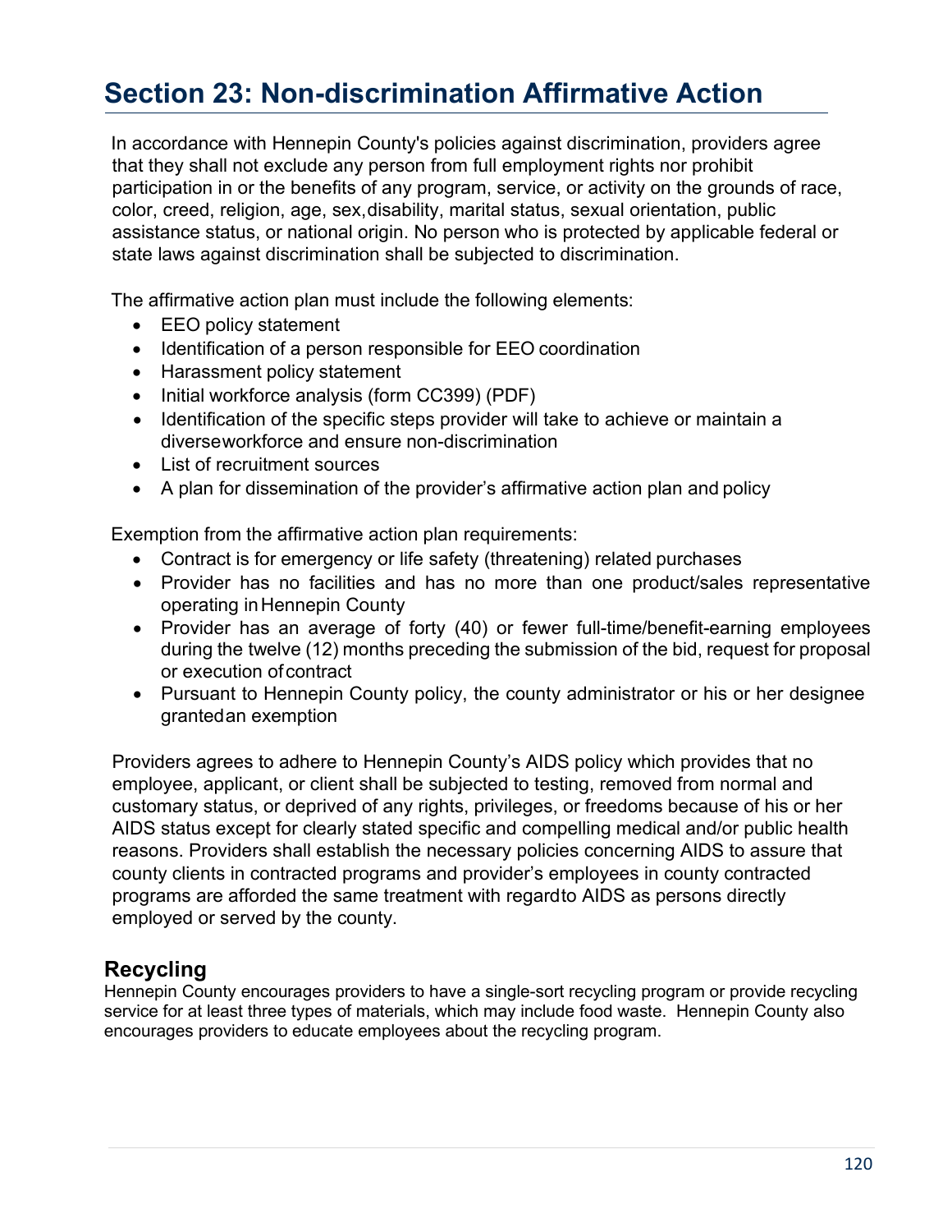# Section 23: Non-discrimination Affirmative Action

In accordance with Hennepin County's policies against discrimination, providers agree that they shall not exclude any person from full employment rights nor prohibit participation in or the benefits of any program, service, or activity on the grounds of race, color, creed, religion, age, sex, disability, marital status, sexual orientation, public assistance status, or national origin. No person who is protected by applicable federal or state laws against discrimination shall be subjected to discrimination.

The affirmative action plan must include the following elements:

- EEO policy statement
- Identification of a person responsible for EEO coordination
- Harassment policy statement
- Initial workforce analysis (form CC399) (PDF)
- Identification of the specific steps provider will take to achieve or maintain a diverse workforce and ensure non-discrimination
- List of recruitment sources
- A plan for dissemination of the provider's affirmative action plan and policy

Exemption from the affirmative action plan requirements:

- Contract is for emergency or life safety (threatening) related purchases
- Provider has no facilities and has no more than one product/sales representative operating in Hennepin County
- Provider has an average of forty (40) or fewer full-time/benefit-earning employees during the twelve (12) months preceding the submission of the bid, request for proposal or execution of contract
- Pursuant to Hennepin County policy, the county administrator or his or her designee granted an exemption

Providers agrees to adhere to Hennepin County's AIDS policy which provides that no employee, applicant, or client shall be subjected to testing, removed from normal and customary status, or deprived of any rights, privileges, or freedoms because of his or her AIDS status except for clearly stated specific and compelling medical and/or public health reasons. Providers shall establish the necessary policies concerning AIDS to assure that county clients in contracted programs and provider's employees in county contracted programs are afforded the same treatment with regard to AIDS as persons directly employed or served by the county.

## Recycling

Hennepin County encourages providers to have a single-sort recycling program or provide recycling service for at least three types of materials, which may include food waste. Hennepin County also encourages providers to educate employees about the recycling program.